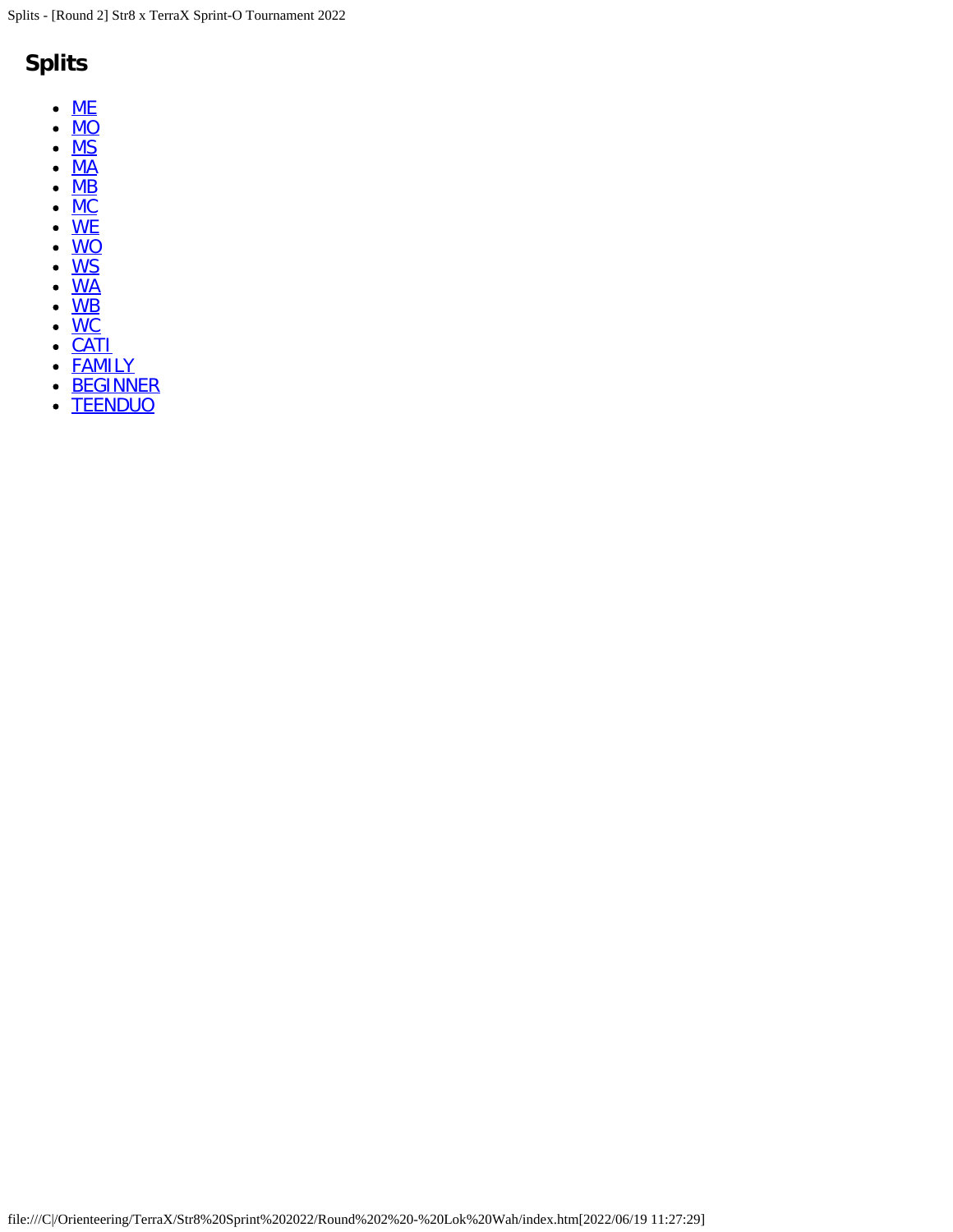## Splits

- ME
- MO
- MS
- MA
- MB
- MC
- WE
- WO
- WS
- WA
- WB
- WC
- CATI
- FAMILY
- BEGINNER
- TEENDUO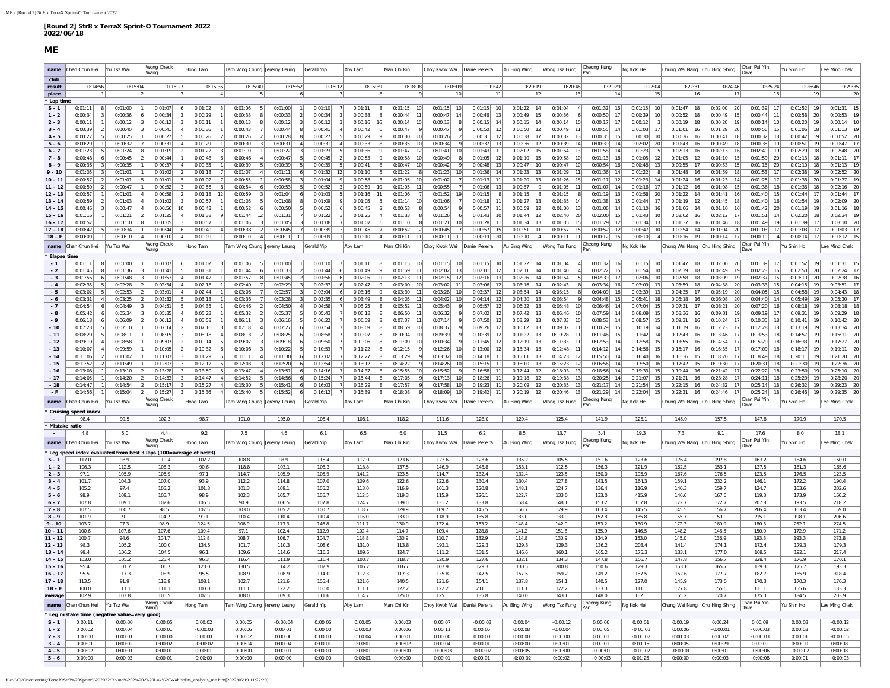**[Round 2] Str8 x TerraX Sprint-O Tournament 2022**
**2022/06/18**

# ME

| name | Chan Chun Hei | Yu Tsz Wai | Wong Cheuk Wang | Hong Tam | Tam Wing Chung | Jeremy Leung | Gerald Yip | Aby Lam | Man Chi Kin | Choy Kwok Wai | Daniel Pereira | Au Bing Wing | Wong Tsz Fung | Cheong Kung Pan | Ng Kok Hei | Chung Wai Nang | Chu Hing Shing | Chan Pui Yin Dave | Yu Shin Ho | Lee Ming Chak |
|---|---|---|---|---|---|---|---|---|---|---|---|---|---|---|---|---|---|---|---|---|
| club | | | | | | | | | | | | | | | | | | | | |
| result | 0:14:56 | 0:15:04 | 0:15:27 | 0:15:36 | 0:15:40 | 0:15:52 | 0:16:12 | 0:16:39 | 0:18:08 | 0:18:09 | 0:19:42 | 0:20:19 | 0:20:46 | 0:21:29 | 0:22:04 | 0:22:31 | 0:24:46 | 0:25:24 | 0:26:46 | 0:29:35 |
| place | 1 | 2 | 3 | 4 | 5 | 6 | 7 | 8 | 9 | 10 | 11 | 12 | 13 | 14 | 15 | 16 | 17 | 18 | 19 | 20 |
| * Lap time | | | | | | | | | | | | | | | | | | | | |
| S - 1 | 0:01:11 8 | 0:01:00 1 | 0:01:07 6 | 0:01:02 3 | 0:01:06 5 | 0:01:00 1 | 0:01:10 7 | 0:01:11 8 | 0:01:15 10 | 0:01:15 10 | 0:01:15 10 | 0:01:22 14 | 0:01:04 4 | 0:01:32 16 | 0:01:15 10 | 0:01:47 18 | 0:02:00 20 | 0:01:39 17 | 0:01:52 19 | 0:01:31 15 |
| 1 - 2 | 0:00:34 3 | 0:00:36 6 | 0:00:34 3 | 0:00:29 1 | 0:00:38 8 | 0:00:33 2 | 0:00:34 3 | 0:00:38 8 | 0:00:44 11 | 0:00:47 14 | 0:00:46 13 | 0:00:49 15 | 0:00:36 6 | 0:00:50 17 | 0:00:39 10 | 0:00:52 18 | 0:00:49 15 | 0:00:44 11 | 0:00:58 20 | 0:00:53 19 |
| 2 - 3 | 0:00:11 1 | 0:00:12 3 | 0:00:12 3 | 0:00:11 1 | 0:00:13 8 | 0:00:12 3 | 0:00:12 3 | 0:00:16 16 | 0:00:14 10 | 0:00:13 8 | 0:00:15 14 | 0:00:15 14 | 0:00:14 10 | 0:00:17 17 | 0:00:12 3 | 0:00:19 18 | 0:00:20 19 | 0:00:14 10 | 0:00:20 19 | 0:00:14 10 |
| 3 - 4 | 0:00:39 2 | 0:00:40 3 | 0:00:41 4 | 0:00:36 1 | 0:00:43 7 | 0:00:44 8 | 0:00:41 4 | 0:00:42 6 | 0:00:47 9 | 0:00:47 9 | 0:00:50 12 | 0:00:50 12 | 0:00:49 11 | 0:00:55 14 | 0:01:03 17 | 0:01:01 16 | 0:01:29 20 | 0:00:56 15 | 0:01:06 18 | 0:01:13 19 |
| 4 - 5 | 0:00:27 5 | 0:00:25 1 | 0:00:27 5 | 0:00:26 2 | 0:00:26 2 | 0:00:28 8 | 0:00:27 5 | 0:00:29 9 | 0:00:30 10 | 0:00:26 2 | 0:00:31 12 | 0:00:38 17 | 0:00:32 13 | 0:00:35 15 | 0:00:30 10 | 0:00:36 16 | 0:00:41 18 | 0:00:32 13 | 0:00:42 19 | 0:00:52 20 |
| 5 - 6 | 0:00:29 1 | 0:00:32 7 | 0:00:31 4 | 0:00:29 1 | 0:00:30 3 | 0:00:31 4 | 0:00:31 4 | 0:00:33 8 | 0:00:35 10 | 0:00:34 9 | 0:00:37 13 | 0:00:36 12 | 0:00:39 14 | 0:00:39 14 | 0:02:02 20 | 0:00:43 16 | 0:00:49 18 | 0:00:35 10 | 0:00:51 19 | 0:00:47 17 |
| 6 - 7 | 0:01:23 5 | 0:01:24 8 | 0:01:19 2 | 0:01:22 3 | 0:01:10 1 | 0:01:22 3 | 0:01:23 5 | 0:01:36 9 | 0:01:47 12 | 0:01:41 10 | 0:01:43 11 | 0:02:02 15 | 0:01:54 13 | 0:01:58 14 | 0:01:23 5 | 0:02:13 16 | 0:02:13 16 | 0:02:40 19 | 0:02:29 18 | 0:02:48 20 |
| 7 - 8 | 0:00:48 6 | 0:00:45 2 | 0:00:44 1 | 0:00:48 6 | 0:00:46 4 | 0:00:47 5 | 0:00:45 2 | 0:00:53 9 | 0:00:58 10 | 0:00:49 8 | 0:01:05 12 | 0:01:10 15 | 0:00:58 10 | 0:01:13 18 | 0:01:05 12 | 0:01:05 12 | 0:01:10 15 | 0:01:59 20 | 0:01:13 18 | 0:01:11 17 |
| 8 - 9 | 0:00:36 3 | 0:00:35 1 | 0:00:37 4 | 0:00:35 1 | 0:00:39 5 | 0:00:39 5 | 0:00:39 5 | 0:00:41 8 | 0:00:47 10 | 0:00:42 9 | 0:00:48 13 | 0:00:47 10 | 0:00:47 10 | 0:00:54 16 | 0:00:48 13 | 0:00:55 17 | 0:00:53 15 | 0:01:16 20 | 0:01:10 18 | 0:01:13 19 |
| 9 - 10 | 0:01:05 3 | 0:01:01 1 | 0:01:02 2 | 0:01:18 7 | 0:01:07 4 | 0:01:11 6 | 0:01:32 12 | 0:01:10 5 | 0:01:22 8 | 0:01:23 10 | 0:01:36 14 | 0:01:33 13 | 0:01:29 11 | 0:01:36 14 | 0:01:22 8 | 0:01:48 16 | 0:01:59 18 | 0:01:53 17 | 0:02:38 19 | 0:02:52 20 |
| 10 - 11 | 0:00:57 2 | 0:01:01 5 | 0:01:01 5 | 0:01:02 7 | 0:00:55 1 | 0:00:58 3 | 0:01:04 9 | 0:00:58 3 | 0:01:05 10 | 0:01:02 7 | 0:01:13 11 | 0:01:20 13 | 0:01:26 18 | 0:01:17 12 | 0:01:23 14 | 0:01:24 16 | 0:01:23 14 | 0:01:25 17 | 0:01:38 20 | 0:01:37 19 |
| 11 - 12 | 0:00:50 2 | 0:00:47 1 | 0:00:52 3 | 0:00:56 8 | 0:00:54 6 | 0:00:53 5 | 0:00:52 3 | 0:00:59 10 | 0:01:05 11 | 0:00:55 7 | 0:01:06 13 | 0:00:57 9 | 0:01:05 11 | 0:01:07 14 | 0:01:16 17 | 0:01:12 16 | 0:01:08 15 | 0:01:36 18 | 0:01:36 18 | 0:02:16 20 |
| 12 - 13 | 0:00:57 1 | 0:01:01 4 | 0:00:58 2 | 0:01:18 12 | 0:00:59 3 | 0:01:04 6 | 0:01:03 5 | 0:01:16 11 | 0:01:06 7 | 0:01:52 19 | 0:01:15 8 | 0:01:15 8 | 0:01:15 8 | 0:01:19 13 | 0:01:58 20 | 0:01:22 14 | 0:01:41 16 | 0:01:40 15 | 0:01:44 17 | 0:01:44 17 |
| 13 - 14 | 0:00:59 2 | 0:01:03 4 | 0:01:02 3 | 0:00:57 1 | 0:01:05 5 | 0:01:08 8 | 0:01:09 9 | 0:01:05 5 | 0:01:14 10 | 0:01:06 7 | 0:01:18 11 | 0:01:27 13 | 0:01:35 14 | 0:01:38 15 | 0:01:44 17 | 0:01:19 12 | 0:01:45 18 | 0:01:40 16 | 0:01:54 19 | 0:02:09 20 |
| 14 - 15 | 0:00:46 3 | 0:00:47 4 | 0:00:56 10 | 0:00:43 1 | 0:00:52 6 | 0:00:50 5 | 0:00:52 6 | 0:00:45 2 | 0:00:53 8 | 0:00:54 9 | 0:00:57 11 | 0:00:59 12 | 0:01:00 13 | 0:01:06 14 | 0:01:10 16 | 0:01:06 14 | 0:01:10 16 | 0:01:42 20 | 0:01:19 19 | 0:01:16 18 |
| 15 - 16 | 0:01:16 1 | 0:01:21 2 | 0:01:25 4 | 0:01:38 9 | 0:01:44 12 | 0:01:31 7 | 0:01:22 3 | 0:01:25 4 | 0:01:33 8 | 0:01:26 6 | 0:01:43 10 | 0:01:44 12 | 0:02:40 20 | 0:02:00 15 | 0:01:43 10 | 0:02:02 16 | 0:02:12 17 | 0:01:51 14 | 0:02:20 18 | 0:02:34 19 |
| 16 - 17 | 0:00:57 1 | 0:01:10 8 | 0:01:05 3 | 0:00:57 1 | 0:01:05 3 | 0:01:05 3 | 0:01:08 7 | 0:01:07 6 | 0:01:10 8 | 0:01:21 10 | 0:01:28 11 | 0:01:34 13 | 0:01:35 15 | 0:01:29 12 | 0:01:34 13 | 0:01:37 16 | 0:01:46 18 | 0:01:49 19 | 0:01:39 17 | 0:03:10 20 |
| 17 - 18 | 0:00:42 5 | 0:00:34 1 | 0:00:44 6 | 0:00:40 4 | 0:00:38 2 | 0:00:45 7 | 0:00:39 3 | 0:00:45 7 | 0:00:52 12 | 0:00:45 7 | 0:00:57 15 | 0:00:51 11 | 0:00:57 15 | 0:00:52 12 | 0:00:47 10 | 0:00:54 14 | 0:01:04 20 | 0:01:03 17 | 0:01:03 17 | 0:01:03 17 |
| 18 - F | 0:00:09 1 | 0:00:10 4 | 0:00:10 4 | 0:00:09 1 | 0:00:10 4 | 0:00:11 11 | 0:00:09 1 | 0:00:10 4 | 0:00:11 11 | 0:00:11 11 | 0:00:19 20 | 0:00:10 4 | 0:00:11 11 | 0:00:12 15 | 0:00:10 4 | 0:00:16 19 | 0:00:14 17 | 0:00:10 4 | 0:00:14 17 | 0:00:12 15 |
| name | Chan Chun Hei | Yu Tsz Wai | Wong Cheuk Wang | Hong Tam | Tam Wing Chung | Jeremy Leung | Gerald Yip | Aby Lam | Man Chi Kin | Choy Kwok Wai | Daniel Pereira | Au Bing Wing | Wong Tsz Fung | Cheong Kung Pan | Ng Kok Hei | Chung Wai Nang | Chu Hing Shing | Chan Pui Yin Dave | Yu Shin Ho | Lee Ming Chak |
| * Elapse time | | | | | | | | | | | | | | | | | | | | |
| - 1 | 0:01:11 8 | 0:01:00 1 | 0:01:07 6 | 0:01:02 3 | 0:01:06 5 | 0:01:00 1 | 0:01:10 7 | 0:01:11 8 | 0:01:15 10 | 0:01:15 10 | 0:01:15 10 | 0:01:22 14 | 0:01:04 4 | 0:01:32 16 | 0:01:15 10 | 0:01:47 18 | 0:02:00 20 | 0:01:39 17 | 0:01:52 19 | 0:01:31 15 |
| - 2 | 0:01:45 8 | 0:01:36 3 | 0:01:41 5 | 0:01:31 1 | 0:01:44 6 | 0:01:33 2 | 0:01:44 6 | 0:01:49 9 | 0:01:59 11 | 0:02:02 13 | 0:02:01 12 | 0:02:11 14 | 0:01:40 4 | 0:02:22 15 | 0:01:54 10 | 0:02:39 18 | 0:02:49 19 | 0:02:23 16 | 0:02:50 20 | 0:02:24 17 |
| - 3 | 0:01:56 6 | 0:01:48 3 | 0:01:53 4 | 0:01:42 1 | 0:01:57 8 | 0:01:45 2 | 0:01:56 6 | 0:02:05 9 | 0:02:13 11 | 0:02:15 12 | 0:02:16 13 | 0:02:26 14 | 0:01:54 5 | 0:02:39 17 | 0:02:06 10 | 0:02:58 18 | 0:03:09 19 | 0:02:37 15 | 0:03:10 20 | 0:02:38 16 |
| - 4 | 0:02:35 5 | 0:02:28 2 | 0:02:34 4 | 0:02:18 1 | 0:02:40 7 | 0:02:29 3 | 0:02:37 6 | 0:02:47 9 | 0:03:00 10 | 0:03:02 11 | 0:03:06 12 | 0:03:16 14 | 0:02:43 8 | 0:03:34 16 | 0:03:09 13 | 0:03:59 18 | 0:04:38 20 | 0:03:33 15 | 0:04:16 19 | 0:03:51 17 |
| - 5 | 0:03:02 5 | 0:02:53 2 | 0:03:01 4 | 0:02:44 1 | 0:03:06 7 | 0:02:57 3 | 0:03:04 6 | 0:03:16 9 | 0:03:30 11 | 0:03:28 10 | 0:03:37 12 | 0:03:54 14 | 0:03:15 8 | 0:04:09 16 | 0:03:39 13 | 0:04:35 17 | 0:05:19 20 | 0:04:05 15 | 0:04:58 19 | 0:04:43 18 |
| - 6 | 0:03:31 4 | 0:03:25 2 | 0:03:32 5 | 0:03:13 1 | 0:03:36 7 | 0:03:28 3 | 0:03:35 6 | 0:03:49 8 | 0:04:05 11 | 0:04:02 10 | 0:04:14 12 | 0:04:30 13 | 0:03:54 9 | 0:04:48 15 | 0:05:41 18 | 0:05:18 16 | 0:06:08 20 | 0:04:40 14 | 0:05:49 19 | 0:05:30 17 |
| - 7 | 0:04:54 6 | 0:04:49 3 | 0:04:51 5 | 0:04:35 1 | 0:04:46 2 | 0:04:50 4 | 0:04:58 7 | 0:05:25 8 | 0:05:52 11 | 0:05:43 9 | 0:05:57 12 | 0:06:32 13 | 0:05:48 10 | 0:06:46 14 | 0:07:04 15 | 0:07:31 17 | 0:08:21 20 | 0:07:20 16 | 0:08:18 19 | 0:08:18 18 |
| - 8 | 0:05:42 6 | 0:05:34 3 | 0:05:35 4 | 0:05:23 1 | 0:05:32 2 | 0:05:37 5 | 0:05:43 7 | 0:06:18 8 | 0:06:50 11 | 0:06:32 9 | 0:07:02 12 | 0:07:42 13 | 0:06:46 10 | 0:07:59 14 | 0:08:09 15 | 0:08:36 16 | 0:09:31 19 | 0:09:19 17 | 0:09:31 19 | 0:09:29 18 |
| - 9 | 0:06:18 6 | 0:06:09 2 | 0:06:12 4 | 0:05:58 1 | 0:06:11 3 | 0:06:16 5 | 0:06:22 7 | 0:06:59 8 | 0:07:37 11 | 0:07:14 9 | 0:07:50 12 | 0:08:29 13 | 0:07:33 10 | 0:08:53 14 | 0:08:57 15 | 0:09:31 16 | 0:10:24 17 | 0:10:35 18 | 0:10:41 19 | 0:10:42 20 |
| - 10 | 0:07:23 5 | 0:07:10 1 | 0:07:14 2 | 0:07:16 3 | 0:07:18 4 | 0:07:27 6 | 0:07:54 7 | 0:08:09 8 | 0:08:59 10 | 0:08:37 9 | 0:09:26 12 | 0:10:02 13 | 0:09:02 11 | 0:10:29 15 | 0:10:19 14 | 0:11:19 16 | 0:12:23 17 | 0:12:28 18 | 0:13:19 19 | 0:13:34 20 |
| - 11 | 0:08:20 5 | 0:08:11 1 | 0:08:15 3 | 0:08:18 4 | 0:08:13 2 | 0:08:25 6 | 0:08:58 7 | 0:09:07 8 | 0:10:04 10 | 0:09:39 9 | 0:10:39 12 | 0:11:22 13 | 0:10:28 11 | 0:11:46 15 | 0:11:42 14 | 0:12:43 16 | 0:13:46 17 | 0:13:53 18 | 0:14:57 19 | 0:15:11 20 |
| - 12 | 0:09:10 4 | 0:08:58 1 | 0:09:07 2 | 0:09:14 5 | 0:09:07 3 | 0:09:18 6 | 0:09:50 7 | 0:10:06 8 | 0:11:09 10 | 0:10:34 9 | 0:11:45 12 | 0:12:19 13 | 0:11:33 11 | 0:12:53 14 | 0:12:58 15 | 0:13:55 16 | 0:14:54 17 | 0:15:29 18 | 0:16:33 19 | 0:17:27 20 |
| - 13 | 0:10:07 4 | 0:09:59 1 | 0:10:05 2 | 0:10:32 6 | 0:10:06 3 | 0:10:22 5 | 0:10:53 7 | 0:11:22 8 | 0:12:15 9 | 0:12:26 10 | 0:13:00 12 | 0:13:34 13 | 0:12:48 11 | 0:14:12 14 | 0:14:56 15 | 0:15:17 16 | 0:16:35 17 | 0:17:09 18 | 0:18:17 19 | 0:19:11 20 |
| - 14 | 0:11:06 2 | 0:11:02 1 | 0:11:07 3 | 0:11:29 5 | 0:11:11 4 | 0:11:30 6 | 0:12:02 7 | 0:12:27 8 | 0:13:29 9 | 0:13:32 10 | 0:14:18 11 | 0:15:01 13 | 0:14:23 12 | 0:15:50 14 | 0:16:40 16 | 0:16:36 15 | 0:18:20 17 | 0:18:49 18 | 0:20:11 19 | 0:21:20 20 |
| - 15 | 0:11:52 2 | 0:11:49 1 | 0:12:03 3 | 0:12:12 5 | 0:12:03 3 | 0:12:20 6 | 0:12:54 7 | 0:13:12 8 | 0:14:22 9 | 0:14:26 10 | 0:15:15 11 | 0:16:00 13 | 0:15:23 12 | 0:16:56 14 | 0:17:50 16 | 0:17:42 15 | 0:19:30 17 | 0:20:31 18 | 0:21:30 19 | 0:22:36 20 |
| - 16 | 0:13:08 1 | 0:13:10 2 | 0:13:28 3 | 0:13:50 5 | 0:13:47 4 | 0:13:51 6 | 0:14:16 7 | 0:14:37 8 | 0:15:55 10 | 0:15:52 9 | 0:16:58 11 | 0:17:44 12 | 0:18:03 13 | 0:18:56 14 | 0:19:33 15 | 0:19:44 16 | 0:21:42 17 | 0:22:22 18 | 0:23:50 19 | 0:25:10 20 |
| - 17 | 0:14:05 1 | 0:14:20 2 | 0:14:33 3 | 0:14:47 4 | 0:14:52 5 | 0:14:56 6 | 0:15:24 7 | 0:15:44 8 | 0:17:05 9 | 0:17:13 10 | 0:18:26 11 | 0:19:18 12 | 0:19:38 13 | 0:20:25 14 | 0:21:07 15 | 0:21:21 16 | 0:23:28 17 | 0:24:11 18 | 0:25:29 19 | 0:28:20 20 |
| - 18 | 0:14:47 1 | 0:14:54 2 | 0:15:17 3 | 0:15:27 4 | 0:15:30 5 | 0:15:41 6 | 0:16:03 7 | 0:16:29 8 | 0:17:57 9 | 0:17:58 10 | 0:19:23 11 | 0:20:09 12 | 0:20:35 13 | 0:21:17 14 | 0:21:54 15 | 0:22:15 16 | 0:24:32 17 | 0:25:14 18 | 0:26:32 19 | 0:29:23 20 |
| - F | 0:14:56 1 | 0:15:04 2 | 0:15:27 3 | 0:15:36 4 | 0:15:40 5 | 0:15:52 6 | 0:16:12 7 | 0:16:39 8 | 0:18:08 9 | 0:18:09 10 | 0:19:42 11 | 0:20:19 12 | 0:20:46 13 | 0:21:29 14 | 0:22:04 15 | 0:22:31 16 | 0:24:46 17 | 0:25:24 18 | 0:26:46 19 | 0:29:35 20 |
| name | Chan Chun Hei | Yu Tsz Wai | Wong Cheuk Wang | Hong Tam | Tam Wing Chung | Jeremy Leung | Gerald Yip | Aby Lam | Man Chi Kin | Choy Kwok Wai | Daniel Pereira | Au Bing Wing | Wong Tsz Fung | Cheong Kung Pan | Ng Kok Hei | Chung Wai Nang | Chu Hing Shing | Chan Pui Yin Dave | Yu Shin Ho | Lee Ming Chak |
| * Cruising speed index | | | | | | | | | | | | | | | | | | | | |
| - | 98.4 | 99.5 | 102.3 | 98.7 | 101.0 | 105.0 | 105.4 | 108.1 | 118.2 | 111.6 | 128.0 | 129.4 | 125.4 | 141.9 | 125.1 | 145.0 | 157.5 | 147.8 | 170.9 | 170.5 |
| * Mistake ratio | | | | | | | | | | | | | | | | | | | | |
| - | 4.8 | 5.0 | 4.4 | 9.2 | 7.5 | 4.6 | 6.1 | 6.5 | 6.0 | 11.5 | 6.2 | 8.5 | 13.7 | 5.4 | 19.3 | 7.3 | 9.1 | 17.6 | 8.0 | 18.1 |
| name | Chan Chun Hei | Yu Tsz Wai | Wong Cheuk Wang | Hong Tam | Tam Wing Chung | Jeremy Leung | Gerald Yip | Aby Lam | Man Chi Kin | Choy Kwok Wai | Daniel Pereira | Au Bing Wing | Wong Tsz Fung | Cheong Kung Pan | Ng Kok Hei | Chung Wai Nang | Chu Hing Shing | Chan Pui Yin Dave | Yu Shin Ho | Lee Ming Chak |
| * Leg speed index evaluated from best 3 laps (100=average of best3) | | | | | | | | | | | | | | | | | | | | |
| S - 1 | 117.0 | 98.9 | 110.4 | 102.2 | 108.8 | 98.9 | 115.4 | 117.0 | 123.6 | 123.6 | 123.6 | 135.2 | 105.5 | 151.6 | 123.6 | 176.4 | 197.8 | 163.2 | 184.6 | 150.0 |
| 1 - 2 | 106.3 | 112.5 | 106.3 | 90.6 | 118.8 | 103.1 | 106.3 | 118.8 | 137.5 | 146.9 | 143.8 | 153.1 | 112.5 | 156.3 | 121.9 | 162.5 | 153.1 | 137.5 | 181.3 | 165.6 |
| 2 - 3 | 97.1 | 105.9 | 105.9 | 97.1 | 114.7 | 105.9 | 105.9 | 141.2 | 123.5 | 114.7 | 132.4 | 132.4 | 123.5 | 150.0 | 105.9 | 167.6 | 176.5 | 123.5 | 176.5 | 123.5 |
| 3 - 4 | 101.7 | 104.3 | 107.0 | 93.9 | 112.2 | 114.8 | 107.0 | 109.6 | 122.6 | 122.6 | 130.4 | 130.4 | 127.8 | 143.5 | 164.3 | 159.1 | 232.2 | 146.1 | 172.2 | 190.4 |
| 4 - 5 | 105.2 | 97.4 | 105.2 | 101.3 | 101.3 | 109.1 | 105.2 | 113.0 | 116.9 | 101.3 | 120.8 | 148.1 | 124.7 | 136.4 | 116.9 | 140.3 | 159.7 | 124.7 | 163.6 | 202.6 |
| 5 - 6 | 98.9 | 109.1 | 105.7 | 98.9 | 102.3 | 105.7 | 105.7 | 112.5 | 119.3 | 115.9 | 126.1 | 122.7 | 133.0 | 133.0 | 415.9 | 146.6 | 167.0 | 119.3 | 173.9 | 160.2 |
| 6 - 7 | 107.8 | 109.1 | 102.6 | 106.5 | 90.9 | 106.5 | 107.8 | 124.7 | 139.0 | 131.2 | 133.8 | 158.4 | 148.1 | 153.2 | 107.8 | 172.7 | 172.7 | 207.8 | 193.5 | 218.2 |
| 7 - 8 | 107.5 | 100.7 | 98.5 | 107.5 | 103.0 | 105.2 | 100.7 | 118.7 | 129.9 | 109.7 | 145.5 | 156.7 | 129.9 | 163.4 | 145.5 | 145.5 | 156.7 | 266.4 | 163.4 | 159.0 |
| 8 - 9 | 101.9 | 99.1 | 104.7 | 99.1 | 110.4 | 110.4 | 110.4 | 116.0 | 133.0 | 118.9 | 135.8 | 133.0 | 133.0 | 152.8 | 135.8 | 155.7 | 150.0 | 215.1 | 198.1 | 206.6 |
| 9 - 10 | 103.7 | 97.3 | 98.9 | 124.5 | 106.9 | 113.3 | 146.8 | 111.7 | 130.9 | 132.4 | 153.2 | 148.4 | 142.0 | 153.2 | 130.9 | 172.3 | 189.9 | 180.3 | 252.1 | 274.5 |
| 10 - 11 | 100.6 | 107.6 | 107.6 | 109.4 | 97.1 | 102.4 | 112.9 | 102.4 | 114.7 | 109.4 | 128.8 | 141.2 | 151.8 | 135.9 | 145.9 | 148.2 | 145.9 | 150.0 | 172.9 | 171.2 |
| 11 - 12 | 100.7 | 94.6 | 104.7 | 112.8 | 108.7 | 106.7 | 104.7 | 118.8 | 130.9 | 110.7 | 132.9 | 114.8 | 130.9 | 134.9 | 153.0 | 145.0 | 136.9 | 193.3 | 193.3 | 273.8 |
| 12 - 13 | 98.3 | 105.2 | 100.0 | 134.5 | 101.7 | 110.3 | 108.6 | 131.0 | 113.8 | 193.1 | 129.3 | 129.3 | 129.3 | 136.2 | 203.4 | 141.4 | 174.1 | 172.4 | 179.3 | 179.3 |
| 13 - 14 | 99.4 | 106.2 | 104.5 | 96.1 | 109.6 | 114.6 | 116.3 | 109.6 | 124.7 | 111.2 | 131.5 | 146.6 | 160.1 | 165.2 | 175.3 | 133.1 | 177.0 | 168.5 | 192.1 | 217.4 |
| 14 - 15 | 103.0 | 105.2 | 125.4 | 96.3 | 116.4 | 111.9 | 116.4 | 100.7 | 118.7 | 120.9 | 127.6 | 132.1 | 134.3 | 147.8 | 156.7 | 147.8 | 156.7 | 228.4 | 176.9 | 170.1 |
| 15 - 16 | 95.4 | 101.7 | 106.7 | 123.0 | 130.5 | 114.2 | 102.9 | 106.7 | 116.7 | 107.9 | 129.3 | 130.5 | 200.8 | 150.6 | 129.3 | 153.1 | 165.7 | 139.3 | 175.7 | 193.3 |
| 16 - 17 | 95.5 | 117.3 | 108.9 | 95.5 | 108.9 | 108.9 | 114.0 | 112.3 | 117.3 | 135.8 | 147.5 | 157.5 | 159.2 | 149.2 | 157.5 | 162.6 | 177.7 | 182.7 | 165.9 | 318.4 |
| 17 - 18 | 113.5 | 91.9 | 118.9 | 108.1 | 102.7 | 121.6 | 105.4 | 121.6 | 140.5 | 121.6 | 154.1 | 137.8 | 154.1 | 140.5 | 127.0 | 145.9 | 173.0 | 170.3 | 170.3 | 170.3 |
| 18 - F | 100.0 | 111.1 | 111.1 | 100.0 | 111.1 | 122.2 | 100.0 | 111.1 | 122.2 | 122.2 | 211.1 | 111.1 | 122.2 | 133.3 | 111.1 | 177.8 | 155.6 | 111.1 | 155.6 | 133.3 |
| average | 102.9 | 103.8 | 106.5 | 107.5 | 108.0 | 109.3 | 111.6 | 114.7 | 125.0 | 125.1 | 135.8 | 140.0 | 143.1 | 148.0 | 152.1 | 155.2 | 170.7 | 175.0 | 184.5 | 203.9 |
| name | Chan Chun Hei | Yu Tsz Wai | Wong Cheuk Wang | Hong Tam | Tam Wing Chung | Jeremy Leung | Gerald Yip | Aby Lam | Man Chi Kin | Choy Kwok Wai | Daniel Pereira | Au Bing Wing | Wong Tsz Fung | Cheong Kung Pan | Ng Kok Hei | Chung Wai Nang | Chu Hing Shing | Chan Pui Yin Dave | Yu Shin Ho | Lee Ming Chak |
| * Leg mistake time (negative value=very good) | | | | | | | | | | | | | | | | | | | | |
| S - 1 | 0:00:11 | 0:00:00 | 0:00:05 | 0:00:02 | 0:00:05 | -0:00:04 | 0:00:06 | 0:00:05 | 0:00:03 | 0:00:07 | -0:00:03 | 0:00:04 | -0:00:12 | 0:00:06 | 0:00:01 | 0:00:19 | 0:00:24 | 0:00:09 | 0:00:08 | -0:00:12 |
| 1 - 2 | 0:00:02 | 0:00:04 | 0:00:01 | -0:00:03 | 0:00:06 | 0:00:01 | 0:00:00 | 0:00:03 | 0:00:06 | 0:00:11 | 0:00:05 | 0:00:08 | -0:00:04 | 0:00:05 | -0:00:01 | 0:00:06 | -0:00:01 | -0:00:03 | 0:00:03 | -0:00:02 |
| 2 - 3 | 0:00:00 | 0:00:00 | 0:00:00 | 0:00:00 | 0:00:02 | 0:00:00 | 0:00:00 | 0:00:04 | 0:00:01 | 0:00:00 | 0:00:00 | 0:00:00 | 0:00:01 | 0:00:01 | -0:00:02 | 0:00:03 | 0:00:02 | -0:00:03 | 0:00:01 | -0:00:05 |
| 3 - 4 | 0:00:01 | 0:00:02 | 0:00:02 | -0:00:02 | 0:00:04 | 0:00:04 | 0:00:01 | 0:00:01 | 0:00:02 | 0:00:04 | 0:00:01 | 0:00:00 | 0:00:01 | 0:00:01 | 0:00:15 | 0:00:05 | 0:00:29 | 0:00:01 | 0:00:00 | 0:00:08 |
| 4 - 5 | 0:00:02 | 0:00:01 | 0:00:01 | 0:00:01 | 0:00:00 | 0:00:01 | 0:00:01 | 0:00:01 | 0:00:00 | -0:00:03 | -0:00:02 | 0:00:05 | 0:00:00 | -0:00:01 | -0:00:02 | -0:00:01 | 0:00:01 | -0:00:06 | -0:00:02 | 0:00:08 |
| 5 - 6 | 0:00:00 | 0:00:03 | 0:00:01 | 0:00:00 | 0:00:00 | 0:00:00 | 0:00:00 | 0:00:01 | 0:00:00 | 0:00:01 | 0:00:01 | -0:00:02 | 0:00:02 | -0:00:03 | 0:01:25 | 0:00:00 | 0:00:03 | -0:00:08 | 0:00:01 | -0:00:03 |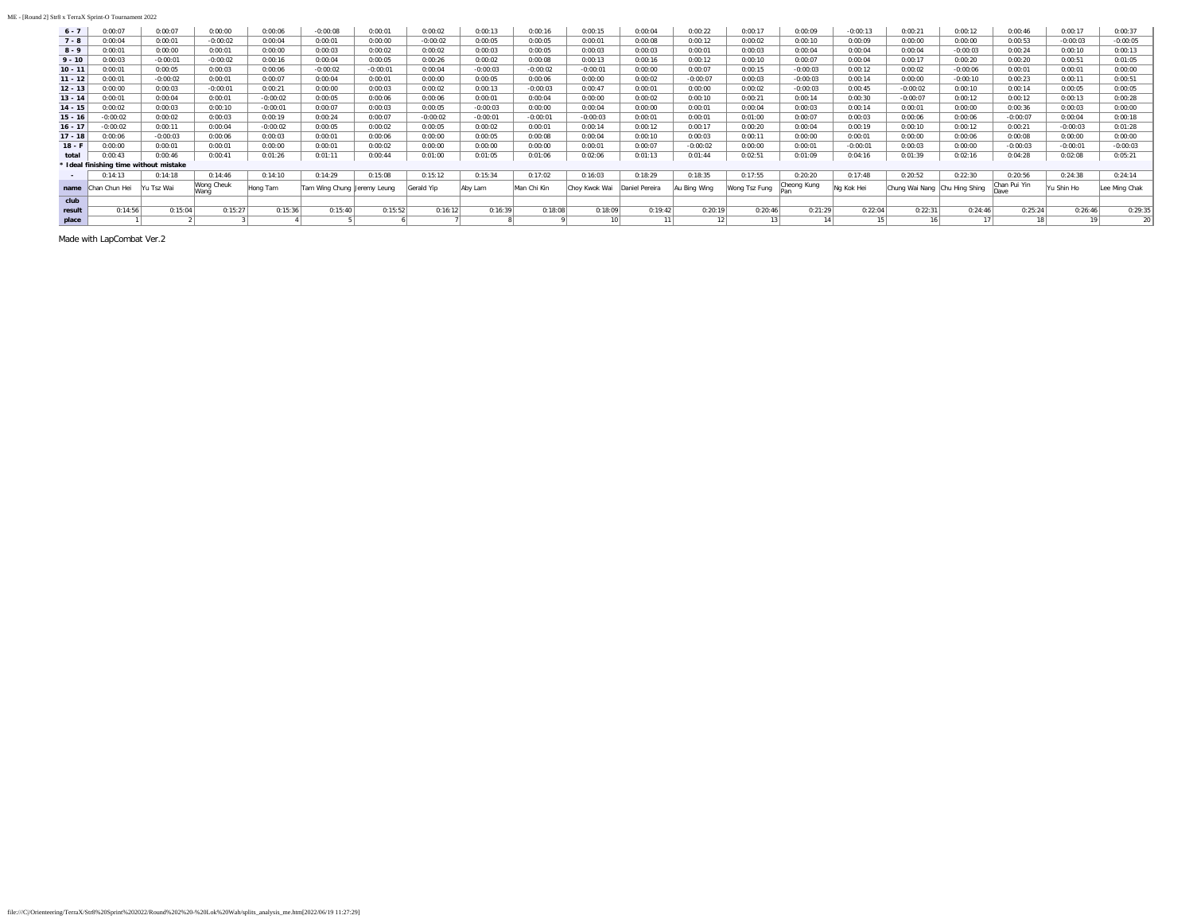| 6 - 7 | 0:00:07 | 0:00:07 | 0:00:00 | 0:00:06 | -0:00:08 | 0:00:01 | 0:00:02 | 0:00:13 | 0:00:16 | 0:00:15 | 0:00:04 | 0:00:22 | 0:00:17 | 0:00:09 | -0:00:13 | 0:00:21 | 0:00:12 | 0:00:46 | 0:00:17 | 0:00:37 |
|---|---|---|---|---|---|---|---|---|---|---|---|---|---|---|---|---|---|---|---|---|
| 7 - 8 | 0:00:04 | 0:00:01 | -0:00:02 | 0:00:04 | 0:00:01 | 0:00:00 | -0:00:02 | 0:00:05 | 0:00:05 | 0:00:01 | 0:00:08 | 0:00:12 | 0:00:02 | 0:00:10 | 0:00:09 | 0:00:00 | 0:00:00 | 0:00:53 | -0:00:03 | -0:00:05 |
| 8 - 9 | 0:00:01 | 0:00:00 | 0:00:01 | 0:00:00 | 0:00:03 | 0:00:02 | 0:00:02 | 0:00:03 | 0:00:05 | 0:00:03 | 0:00:03 | 0:00:01 | 0:00:03 | 0:00:04 | 0:00:04 | 0:00:04 | -0:00:03 | 0:00:24 | 0:00:10 | 0:00:13 |
| 9 - 10 | 0:00:03 | -0:00:01 | -0:00:02 | 0:00:16 | 0:00:04 | 0:00:05 | 0:00:26 | 0:00:02 | 0:00:08 | 0:00:13 | 0:00:16 | 0:00:12 | 0:00:10 | 0:00:07 | 0:00:04 | 0:00:17 | 0:00:20 | 0:00:20 | 0:00:51 | 0:01:05 |
| 10 - 11 | 0:00:01 | 0:00:05 | 0:00:03 | 0:00:06 | -0:00:02 | -0:00:01 | 0:00:04 | -0:00:03 | -0:00:02 | -0:00:01 | 0:00:00 | 0:00:07 | 0:00:15 | -0:00:03 | 0:00:12 | 0:00:02 | -0:00:06 | 0:00:01 | 0:00:01 | 0:00:00 |
| 11 - 12 | 0:00:01 | -0:00:02 | 0:00:01 | 0:00:07 | 0:00:04 | 0:00:01 | 0:00:00 | 0:00:05 | 0:00:06 | 0:00:00 | 0:00:02 | -0:00:07 | 0:00:03 | -0:00:03 | 0:00:14 | 0:00:00 | -0:00:10 | 0:00:23 | 0:00:11 | 0:00:51 |
| 12 - 13 | 0:00:00 | 0:00:03 | -0:00:01 | 0:00:21 | 0:00:00 | 0:00:03 | 0:00:02 | 0:00:13 | -0:00:03 | 0:00:47 | 0:00:01 | 0:00:00 | 0:00:02 | -0:00:03 | 0:00:45 | -0:00:02 | 0:00:10 | 0:00:14 | 0:00:05 | 0:00:05 |
| 13 - 14 | 0:00:01 | 0:00:04 | 0:00:01 | -0:00:02 | 0:00:05 | 0:00:06 | 0:00:06 | 0:00:01 | 0:00:04 | 0:00:00 | 0:00:02 | 0:00:10 | 0:00:21 | 0:00:14 | 0:00:30 | -0:00:07 | 0:00:12 | 0:00:12 | 0:00:13 | 0:00:28 |
| 14 - 15 | 0:00:02 | 0:00:03 | 0:00:10 | -0:00:01 | 0:00:07 | 0:00:03 | 0:00:05 | -0:00:03 | 0:00:00 | 0:00:04 | 0:00:00 | 0:00:01 | 0:00:04 | 0:00:03 | 0:00:14 | 0:00:01 | 0:00:00 | 0:00:36 | 0:00:03 | 0:00:00 |
| 15 - 16 | -0:00:02 | 0:00:02 | 0:00:03 | 0:00:19 | 0:00:24 | 0:00:07 | -0:00:02 | -0:00:01 | -0:00:01 | -0:00:03 | 0:00:01 | 0:00:01 | 0:01:00 | 0:00:07 | 0:00:03 | 0:00:06 | 0:00:06 | -0:00:07 | 0:00:04 | 0:00:18 |
| 16 - 17 | -0:00:02 | 0:00:11 | 0:00:04 | -0:00:02 | 0:00:05 | 0:00:02 | 0:00:05 | 0:00:02 | 0:00:01 | 0:00:14 | 0:00:12 | 0:00:17 | 0:00:20 | 0:00:04 | 0:00:19 | 0:00:10 | 0:00:12 | 0:00:21 | -0:00:03 | 0:01:28 |
| 17 - 18 | 0:00:06 | -0:00:03 | 0:00:06 | 0:00:03 | 0:00:01 | 0:00:06 | 0:00:00 | 0:00:05 | 0:00:08 | 0:00:04 | 0:00:10 | 0:00:03 | 0:00:11 | 0:00:00 | 0:00:01 | 0:00:00 | 0:00:06 | 0:00:08 | 0:00:00 | 0:00:00 |
| 18 - F | 0:00:00 | 0:00:01 | 0:00:01 | 0:00:00 | 0:00:01 | 0:00:02 | 0:00:00 | 0:00:00 | 0:00:00 | 0:00:01 | 0:00:07 | -0:00:02 | 0:00:00 | 0:00:01 | -0:00:01 | 0:00:03 | 0:00:00 | -0:00:03 | -0:00:01 | -0:00:03 |
| total | 0:00:43 | 0:00:46 | 0:00:41 | 0:01:26 | 0:01:11 | 0:00:44 | 0:01:00 | 0:01:05 | 0:01:06 | 0:02:06 | 0:01:13 | 0:01:44 | 0:02:51 | 0:01:09 | 0:04:16 | 0:01:39 | 0:02:16 | 0:04:28 | 0:02:08 | 0:05:21 |
| * Ideal finishing time without mistake | | | | | | | | | | | | | | | | | | | | |
| - | 0:14:13 | 0:14:18 | 0:14:46 | 0:14:10 | 0:14:29 | 0:15:08 | 0:15:12 | 0:15:34 | 0:17:02 | 0:16:03 | 0:18:29 | 0:18:35 | 0:17:55 | 0:20:20 | 0:17:48 | 0:20:52 | 0:22:30 | 0:20:56 | 0:24:38 | 0:24:14 |
| name | Chan Chun Hei | Yu Tsz Wai | Wong Cheuk Wang | Hong Tam | Tam Wing Chung | Jeremy Leung | Gerald Yip | Aby Lam | Man Chi Kin | Choy Kwok Wai | Daniel Pereira | Au Bing Wing | Wong Tsz Fung | Cheong Kung Pan | Ng Kok Hei | Chung Wai Nang | Chu Hing Shing | Chan Pui Yin Dave | Yu Shin Ho | Lee Ming Chak |
| club | | | | | | | | | | | | | | | | | | | | |
| result | 0:14:56 | 0:15:04 | 0:15:27 | 0:15:36 | 0:15:40 | 0:15:52 | 0:16:12 | 0:16:39 | 0:18:08 | 0:18:09 | 0:19:42 | 0:20:19 | 0:20:46 | 0:21:29 | 0:22:04 | 0:22:31 | 0:24:46 | 0:25:24 | 0:26:46 | 0:29:35 |
| place | 1 | 2 | 3 | 4 | 5 | 6 | 7 | 8 | 9 | 10 | 11 | 12 | 13 | 14 | 15 | 16 | 17 | 18 | 19 | 20 |

Made with LapCombat Ver.2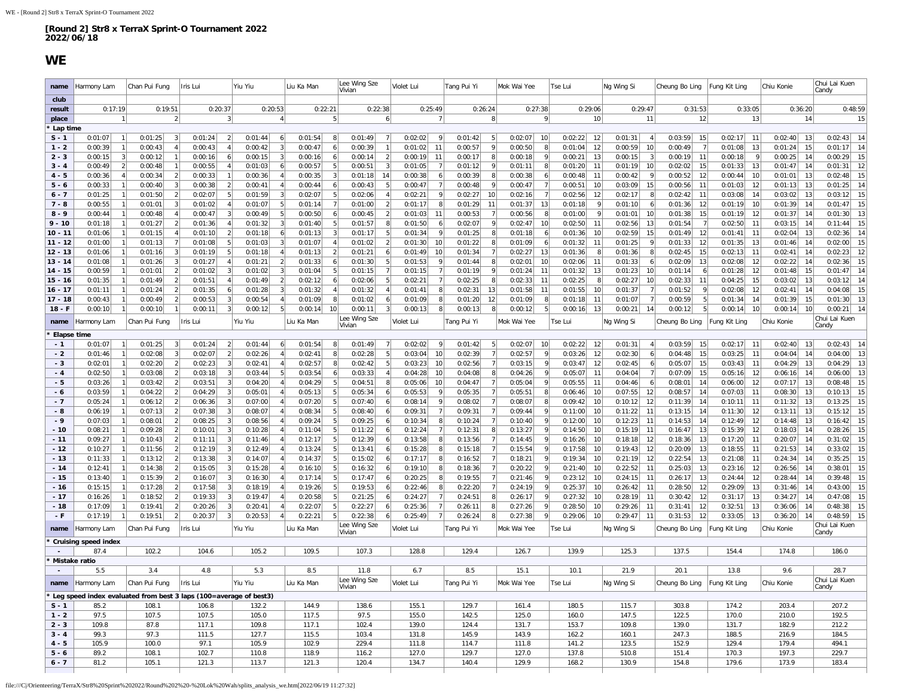# [Round 2] Str8 x TerraX Sprint-O Tournament 2022
## 2022/06/18

# WE

| name | Harmony Lam | | Chan Pui Fung | | Iris Lui | | Yiu Yiu | | Liu Ka Man | | Lee Wing Sze Vivian | | Violet Lui | | Tang Pui Yi | | Mok Wai Yee | | Tse Lui | | Ng Wing Si | | Cheung Bo Ling | | Fung Kit Ling | | Chiu Konie | | Chui Lai Kuen Candy | |
|---|---|---|---|---|---|---|---|---|---|---|---|---|---|---|---|---|---|---|---|---|---|---|---|---|---|---|---|---|---|---|
| club | | | | | | | | | | | | | | | | | | | | | | | | | | | | | | |
| result | 0:17:19 | | 0:19:51 | | 0:20:37 | | 0:20:53 | | 0:22:21 | | 0:22:38 | | 0:25:49 | | 0:26:24 | | 0:27:38 | | 0:29:06 | | 0:29:47 | | 0:31:53 | | 0:33:05 | | 0:36:20 | | 0:48:59 | |
| place | 1 | | 2 | | 3 | | 4 | | 5 | | 6 | | 7 | | 8 | | 9 | | 10 | | 11 | | 12 | | 13 | | 14 | | 15 | |
| * Lap time | | | | | | | | | | | | | | | | | | | | | | | | | | | | | | |
| S - 1 | 0:01:07 | 1 | 0:01:25 | 3 | 0:01:24 | 2 | 0:01:44 | 6 | 0:01:54 | 8 | 0:01:49 | 7 | 0:02:02 | 9 | 0:01:42 | 5 | 0:02:07 | 10 | 0:02:22 | 12 | 0:01:31 | 4 | 0:03:59 | 15 | 0:02:17 | 11 | 0:02:40 | 13 | 0:02:43 | 14 |
| 1 - 2 | 0:00:39 | 1 | 0:00:43 | 4 | 0:00:43 | 4 | 0:00:42 | 3 | 0:00:47 | 6 | 0:00:39 | 1 | 0:01:02 | 11 | 0:00:57 | 9 | 0:00:50 | 8 | 0:01:04 | 12 | 0:00:59 | 10 | 0:00:49 | 7 | 0:01:08 | 13 | 0:01:24 | 15 | 0:01:17 | 14 |
| 2 - 3 | 0:00:15 | 3 | 0:00:12 | 1 | 0:00:16 | 6 | 0:00:15 | 3 | 0:00:16 | 6 | 0:00:14 | 2 | 0:00:19 | 11 | 0:00:17 | 8 | 0:00:18 | 9 | 0:00:21 | 13 | 0:00:15 | 3 | 0:00:19 | 11 | 0:00:18 | 9 | 0:00:25 | 14 | 0:00:29 | 15 |
| 3 - 4 | 0:00:49 | 2 | 0:00:48 | 1 | 0:00:55 | 4 | 0:01:03 | 6 | 0:00:57 | 5 | 0:00:51 | 3 | 0:01:05 | 7 | 0:01:12 | 9 | 0:01:11 | 8 | 0:01:20 | 11 | 0:01:19 | 10 | 0:02:02 | 15 | 0:01:33 | 13 | 0:01:47 | 14 | 0:01:31 | 12 |
| 4 - 5 | 0:00:36 | 4 | 0:00:34 | 2 | 0:00:33 | 1 | 0:00:36 | 4 | 0:00:35 | 3 | 0:01:18 | 14 | 0:00:38 | 6 | 0:00:39 | 8 | 0:00:38 | 6 | 0:00:48 | 11 | 0:00:42 | 9 | 0:00:52 | 12 | 0:00:44 | 10 | 0:01:01 | 13 | 0:02:48 | 15 |
| 5 - 6 | 0:00:33 | 1 | 0:00:40 | 3 | 0:00:38 | 2 | 0:00:41 | 4 | 0:00:44 | 6 | 0:00:43 | 5 | 0:00:47 | 7 | 0:00:48 | 9 | 0:00:47 | 7 | 0:00:51 | 10 | 0:03:09 | 15 | 0:00:56 | 11 | 0:01:03 | 12 | 0:01:13 | 13 | 0:01:25 | 14 |
| 6 - 7 | 0:01:25 | 1 | 0:01:50 | 2 | 0:02:07 | 5 | 0:01:59 | 3 | 0:02:07 | 5 | 0:02:06 | 4 | 0:02:21 | 9 | 0:02:27 | 10 | 0:02:16 | 7 | 0:02:56 | 12 | 0:02:17 | 8 | 0:02:42 | 11 | 0:03:08 | 14 | 0:03:02 | 13 | 0:03:12 | 15 |
| 7 - 8 | 0:00:55 | 1 | 0:01:01 | 3 | 0:01:02 | 4 | 0:01:07 | 5 | 0:01:14 | 7 | 0:01:00 | 2 | 0:01:17 | 8 | 0:01:29 | 11 | 0:01:37 | 13 | 0:01:18 | 9 | 0:01:10 | 6 | 0:01:36 | 12 | 0:01:19 | 10 | 0:01:39 | 14 | 0:01:47 | 15 |
| 8 - 9 | 0:00:44 | 1 | 0:00:48 | 4 | 0:00:47 | 3 | 0:00:49 | 5 | 0:00:50 | 6 | 0:00:45 | 2 | 0:01:03 | 11 | 0:00:53 | 7 | 0:00:56 | 8 | 0:01:00 | 9 | 0:01:01 | 10 | 0:01:38 | 15 | 0:01:19 | 12 | 0:01:37 | 14 | 0:01:30 | 13 |
| 9 - 10 | 0:01:18 | 1 | 0:01:27 | 2 | 0:01:36 | 4 | 0:01:32 | 3 | 0:01:40 | 5 | 0:01:57 | 8 | 0:01:50 | 6 | 0:02:07 | 9 | 0:02:47 | 10 | 0:02:50 | 11 | 0:02:56 | 13 | 0:01:54 | 7 | 0:02:50 | 11 | 0:03:15 | 14 | 0:11:44 | 15 |
| 10 - 11 | 0:01:06 | 1 | 0:01:15 | 4 | 0:01:10 | 2 | 0:01:18 | 6 | 0:01:13 | 3 | 0:01:17 | 5 | 0:01:34 | 9 | 0:01:25 | 8 | 0:01:18 | 6 | 0:01:36 | 10 | 0:02:59 | 15 | 0:01:49 | 12 | 0:01:41 | 11 | 0:02:04 | 13 | 0:02:36 | 14 |
| 11 - 12 | 0:01:00 | 1 | 0:01:13 | 7 | 0:01:08 | 5 | 0:01:03 | 3 | 0:01:07 | 4 | 0:01:02 | 2 | 0:01:30 | 10 | 0:01:22 | 8 | 0:01:09 | 6 | 0:01:32 | 11 | 0:01:25 | 9 | 0:01:33 | 12 | 0:01:35 | 13 | 0:01:46 | 14 | 0:02:00 | 15 |
| 12 - 13 | 0:01:06 | 1 | 0:01:16 | 3 | 0:01:19 | 5 | 0:01:18 | 4 | 0:01:13 | 2 | 0:01:21 | 6 | 0:01:49 | 10 | 0:01:34 | 7 | 0:02:27 | 13 | 0:01:36 | 8 | 0:01:36 | 8 | 0:02:45 | 15 | 0:02:13 | 11 | 0:02:41 | 14 | 0:02:23 | 12 |
| 13 - 14 | 0:01:08 | 1 | 0:01:26 | 3 | 0:01:27 | 4 | 0:01:21 | 2 | 0:01:33 | 6 | 0:01:30 | 5 | 0:01:53 | 9 | 0:01:44 | 8 | 0:02:01 | 10 | 0:02:06 | 11 | 0:01:33 | 6 | 0:02:09 | 13 | 0:02:08 | 12 | 0:02:22 | 14 | 0:02:36 | 15 |
| 14 - 15 | 0:00:59 | 1 | 0:01:01 | 2 | 0:01:02 | 3 | 0:01:02 | 3 | 0:01:04 | 5 | 0:01:15 | 7 | 0:01:15 | 7 | 0:01:19 | 9 | 0:01:24 | 11 | 0:01:32 | 13 | 0:01:23 | 10 | 0:01:14 | 6 | 0:01:28 | 12 | 0:01:48 | 15 | 0:01:47 | 14 |
| 15 - 16 | 0:01:35 | 1 | 0:01:49 | 2 | 0:01:51 | 4 | 0:01:49 | 2 | 0:02:12 | 6 | 0:02:06 | 5 | 0:02:21 | 7 | 0:02:25 | 8 | 0:02:33 | 11 | 0:02:25 | 8 | 0:02:27 | 10 | 0:02:33 | 11 | 0:04:25 | 15 | 0:03:02 | 13 | 0:03:12 | 14 |
| 16 - 17 | 0:01:11 | 1 | 0:01:24 | 2 | 0:01:35 | 6 | 0:01:28 | 3 | 0:01:32 | 4 | 0:01:32 | 4 | 0:01:41 | 8 | 0:02:31 | 13 | 0:01:58 | 11 | 0:01:55 | 10 | 0:01:37 | 7 | 0:01:52 | 9 | 0:02:08 | 12 | 0:02:41 | 14 | 0:04:08 | 15 |
| 17 - 18 | 0:00:43 | 1 | 0:00:49 | 2 | 0:00:53 | 3 | 0:00:54 | 4 | 0:01:09 | 8 | 0:01:02 | 6 | 0:01:09 | 8 | 0:01:20 | 12 | 0:01:09 | 8 | 0:01:18 | 11 | 0:01:07 | 7 | 0:00:59 | 5 | 0:01:34 | 14 | 0:01:39 | 15 | 0:01:30 | 13 |
| 18 - F | 0:00:10 | 1 | 0:00:10 | 1 | 0:00:11 | 3 | 0:00:12 | 5 | 0:00:14 | 10 | 0:00:11 | 3 | 0:00:13 | 8 | 0:00:13 | 8 | 0:00:12 | 5 | 0:00:16 | 13 | 0:00:21 | 14 | 0:00:12 | 5 | 0:00:14 | 10 | 0:00:14 | 10 | 0:00:21 | 14 |
| name | Harmony Lam | | Chan Pui Fung | | Iris Lui | | Yiu Yiu | | Liu Ka Man | | Lee Wing Sze Vivian | | Violet Lui | | Tang Pui Yi | | Mok Wai Yee | | Tse Lui | | Ng Wing Si | | Cheung Bo Ling | | Fung Kit Ling | | Chiu Konie | | Chui Lai Kuen Candy | |
| * Elapse time | | | | | | | | | | | | | | | | | | | | | | | | | | | | | | |
| - 1 | 0:01:07 | 1 | 0:01:25 | 3 | 0:01:24 | 2 | 0:01:44 | 6 | 0:01:54 | 8 | 0:01:49 | 7 | 0:02:02 | 9 | 0:01:42 | 5 | 0:02:07 | 10 | 0:02:22 | 12 | 0:01:31 | 4 | 0:03:59 | 15 | 0:02:17 | 11 | 0:02:40 | 13 | 0:02:43 | 14 |
| - 2 | 0:01:46 | 1 | 0:02:08 | 3 | 0:02:07 | 2 | 0:02:26 | 4 | 0:02:41 | 8 | 0:02:28 | 5 | 0:03:04 | 10 | 0:02:39 | 7 | 0:02:57 | 9 | 0:03:26 | 12 | 0:02:30 | 6 | 0:04:48 | 15 | 0:03:25 | 11 | 0:04:04 | 14 | 0:04:00 | 13 |
| - 3 | 0:02:01 | 1 | 0:02:20 | 2 | 0:02:23 | 3 | 0:02:41 | 4 | 0:02:57 | 8 | 0:02:42 | 5 | 0:03:23 | 10 | 0:02:56 | 7 | 0:03:15 | 9 | 0:03:47 | 12 | 0:02:45 | 6 | 0:05:07 | 15 | 0:03:43 | 11 | 0:04:29 | 13 | 0:04:29 | 13 |
| - 4 | 0:02:50 | 1 | 0:03:08 | 2 | 0:03:18 | 3 | 0:03:44 | 5 | 0:03:54 | 6 | 0:03:33 | 4 | 0:04:28 | 10 | 0:04:08 | 8 | 0:04:26 | 9 | 0:05:07 | 11 | 0:04:04 | 7 | 0:07:09 | 15 | 0:05:16 | 12 | 0:06:16 | 14 | 0:06:00 | 13 |
| - 5 | 0:03:26 | 1 | 0:03:42 | 2 | 0:03:51 | 3 | 0:04:20 | 4 | 0:04:29 | 5 | 0:04:51 | 8 | 0:05:06 | 10 | 0:04:47 | 7 | 0:05:04 | 9 | 0:05:55 | 11 | 0:04:46 | 6 | 0:08:01 | 14 | 0:06:00 | 12 | 0:07:17 | 13 | 0:08:48 | 15 |
| - 6 | 0:03:59 | 1 | 0:04:22 | 2 | 0:04:29 | 3 | 0:05:01 | 4 | 0:05:13 | 5 | 0:05:34 | 6 | 0:05:53 | 9 | 0:05:35 | 7 | 0:05:51 | 8 | 0:06:46 | 10 | 0:07:55 | 12 | 0:08:57 | 14 | 0:07:03 | 11 | 0:08:30 | 13 | 0:10:13 | 15 |
| - 7 | 0:05:24 | 1 | 0:06:12 | 2 | 0:06:36 | 3 | 0:07:00 | 4 | 0:07:20 | 5 | 0:07:40 | 6 | 0:08:14 | 9 | 0:08:02 | 7 | 0:08:07 | 8 | 0:09:42 | 10 | 0:10:12 | 12 | 0:11:39 | 14 | 0:10:11 | 11 | 0:11:32 | 13 | 0:13:25 | 15 |
| - 8 | 0:06:19 | 1 | 0:07:13 | 2 | 0:07:38 | 3 | 0:08:07 | 4 | 0:08:34 | 5 | 0:08:40 | 6 | 0:09:31 | 7 | 0:09:31 | 7 | 0:09:44 | 9 | 0:11:00 | 10 | 0:11:22 | 11 | 0:13:15 | 14 | 0:11:30 | 12 | 0:13:11 | 13 | 0:15:12 | 15 |
| - 9 | 0:07:03 | 1 | 0:08:01 | 2 | 0:08:25 | 3 | 0:08:56 | 4 | 0:09:24 | 5 | 0:09:25 | 6 | 0:10:34 | 8 | 0:10:24 | 7 | 0:10:40 | 9 | 0:12:00 | 10 | 0:12:23 | 11 | 0:14:53 | 14 | 0:12:49 | 12 | 0:14:48 | 13 | 0:16:42 | 15 |
| - 10 | 0:08:21 | 1 | 0:09:28 | 2 | 0:10:01 | 3 | 0:10:28 | 4 | 0:11:04 | 5 | 0:11:22 | 6 | 0:12:24 | 7 | 0:12:31 | 8 | 0:13:27 | 9 | 0:14:50 | 10 | 0:15:19 | 11 | 0:16:47 | 13 | 0:15:39 | 12 | 0:18:03 | 14 | 0:28:26 | 15 |
| - 11 | 0:09:27 | 1 | 0:10:43 | 2 | 0:11:11 | 3 | 0:11:46 | 4 | 0:12:17 | 5 | 0:12:39 | 6 | 0:13:58 | 8 | 0:13:56 | 7 | 0:14:45 | 9 | 0:16:26 | 10 | 0:18:18 | 12 | 0:18:36 | 13 | 0:17:20 | 11 | 0:20:07 | 14 | 0:31:02 | 15 |
| - 12 | 0:10:27 | 1 | 0:11:56 | 2 | 0:12:19 | 3 | 0:12:49 | 4 | 0:13:24 | 5 | 0:13:41 | 6 | 0:15:28 | 8 | 0:15:18 | 7 | 0:15:54 | 9 | 0:17:58 | 10 | 0:19:43 | 12 | 0:20:09 | 13 | 0:18:55 | 11 | 0:21:53 | 14 | 0:33:02 | 15 |
| - 13 | 0:11:33 | 1 | 0:13:12 | 2 | 0:13:38 | 3 | 0:14:07 | 4 | 0:14:37 | 5 | 0:15:02 | 6 | 0:17:17 | 8 | 0:16:52 | 7 | 0:18:21 | 9 | 0:19:34 | 10 | 0:21:19 | 12 | 0:22:54 | 13 | 0:21:08 | 11 | 0:24:34 | 14 | 0:35:25 | 15 |
| - 14 | 0:12:41 | 1 | 0:14:38 | 2 | 0:15:05 | 3 | 0:15:28 | 4 | 0:16:10 | 5 | 0:16:32 | 6 | 0:19:10 | 8 | 0:18:36 | 7 | 0:20:22 | 9 | 0:21:40 | 10 | 0:22:52 | 11 | 0:25:03 | 13 | 0:23:16 | 12 | 0:26:56 | 14 | 0:38:01 | 15 |
| - 15 | 0:13:40 | 1 | 0:15:39 | 2 | 0:16:07 | 3 | 0:16:30 | 4 | 0:17:14 | 5 | 0:17:47 | 6 | 0:20:25 | 8 | 0:19:55 | 7 | 0:21:46 | 9 | 0:23:12 | 10 | 0:24:15 | 11 | 0:26:17 | 13 | 0:24:44 | 12 | 0:28:44 | 14 | 0:39:48 | 15 |
| - 16 | 0:15:15 | 1 | 0:17:28 | 2 | 0:17:58 | 3 | 0:18:19 | 4 | 0:19:26 | 5 | 0:19:53 | 6 | 0:22:46 | 8 | 0:22:20 | 7 | 0:24:19 | 9 | 0:25:37 | 10 | 0:26:42 | 11 | 0:28:50 | 12 | 0:29:09 | 13 | 0:31:46 | 14 | 0:43:00 | 15 |
| - 17 | 0:16:26 | 1 | 0:18:52 | 2 | 0:19:33 | 3 | 0:19:47 | 4 | 0:20:58 | 5 | 0:21:25 | 6 | 0:24:27 | 7 | 0:24:51 | 8 | 0:26:17 | 9 | 0:27:32 | 10 | 0:28:19 | 11 | 0:30:42 | 12 | 0:31:17 | 13 | 0:34:27 | 14 | 0:47:08 | 15 |
| - 18 | 0:17:09 | 1 | 0:19:41 | 2 | 0:20:26 | 3 | 0:20:41 | 4 | 0:22:07 | 5 | 0:22:27 | 6 | 0:25:36 | 7 | 0:26:11 | 8 | 0:27:26 | 9 | 0:28:50 | 10 | 0:29:26 | 11 | 0:31:41 | 12 | 0:32:51 | 13 | 0:36:06 | 14 | 0:48:38 | 15 |
| - F | 0:17:19 | 1 | 0:19:51 | 2 | 0:20:37 | 3 | 0:20:53 | 4 | 0:22:21 | 5 | 0:22:38 | 6 | 0:25:49 | 7 | 0:26:24 | 8 | 0:27:38 | 9 | 0:29:06 | 10 | 0:29:47 | 11 | 0:31:53 | 12 | 0:33:05 | 13 | 0:36:20 | 14 | 0:48:59 | 15 |
| name | Harmony Lam | | Chan Pui Fung | | Iris Lui | | Yiu Yiu | | Liu Ka Man | | Lee Wing Sze Vivian | | Violet Lui | | Tang Pui Yi | | Mok Wai Yee | | Tse Lui | | Ng Wing Si | | Cheung Bo Ling | | Fung Kit Ling | | Chiu Konie | | Chui Lai Kuen Candy | |
| * Cruising speed index | | | | | | | | | | | | | | | | | | | | | | | | | | | | | | |
| - | 87.4 | | 102.2 | | 104.6 | | 105.2 | | 109.5 | | 107.3 | | 128.8 | | 129.4 | | 126.7 | | 139.9 | | 125.3 | | 137.5 | | 154.4 | | 174.8 | | 186.0 | |
| * Mistake ratio | | | | | | | | | | | | | | | | | | | | | | | | | | | | | | |
| - | 5.5 | | 3.4 | | 4.8 | | 5.3 | | 8.5 | | 11.8 | | 6.7 | | 8.5 | | 15.1 | | 10.1 | | 21.9 | | 20.1 | | 13.8 | | 9.6 | | 28.7 | |
| name | Harmony Lam | | Chan Pui Fung | | Iris Lui | | Yiu Yiu | | Liu Ka Man | | Lee Wing Sze Vivian | | Violet Lui | | Tang Pui Yi | | Mok Wai Yee | | Tse Lui | | Ng Wing Si | | Cheung Bo Ling | | Fung Kit Ling | | Chiu Konie | | Chui Lai Kuen Candy | |
| * Leg speed index evaluated from best 3 laps (100=average of best3) | | | | | | | | | | | | | | | | | | | | | | | | | | | | | | |
| S - 1 | 85.2 | | 108.1 | | 106.8 | | 132.2 | | 144.9 | | 138.6 | | 155.1 | | 129.7 | | 161.4 | | 180.5 | | 115.7 | | 303.8 | | 174.2 | | 203.4 | | 207.2 | |
| 1 - 2 | 97.5 | | 107.5 | | 107.5 | | 105.0 | | 117.5 | | 97.5 | | 155.0 | | 142.5 | | 125.0 | | 160.0 | | 147.5 | | 122.5 | | 170.0 | | 210.0 | | 192.5 | |
| 2 - 3 | 109.8 | | 87.8 | | 117.1 | | 109.8 | | 117.1 | | 102.4 | | 139.0 | | 124.4 | | 131.7 | | 153.7 | | 109.8 | | 139.0 | | 131.7 | | 182.9 | | 212.2 | |
| 3 - 4 | 99.3 | | 97.3 | | 111.5 | | 127.7 | | 115.5 | | 103.4 | | 131.8 | | 145.9 | | 143.9 | | 162.2 | | 160.1 | | 247.3 | | 188.5 | | 216.9 | | 184.5 | |
| 4 - 5 | 105.9 | | 100.0 | | 97.1 | | 105.9 | | 102.9 | | 229.4 | | 111.8 | | 114.7 | | 111.8 | | 141.2 | | 123.5 | | 152.9 | | 129.4 | | 179.4 | | 494.1 | |
| 5 - 6 | 89.2 | | 108.1 | | 102.7 | | 110.8 | | 118.9 | | 116.2 | | 127.0 | | 129.7 | | 127.0 | | 137.8 | | 510.8 | | 151.4 | | 170.3 | | 197.3 | | 229.7 | |
| 6 - 7 | 81.2 | | 105.1 | | 121.3 | | 113.7 | | 121.3 | | 120.4 | | 134.7 | | 140.4 | | 129.9 | | 168.2 | | 130.9 | | 154.8 | | 179.6 | | 173.9 | | 183.4 | |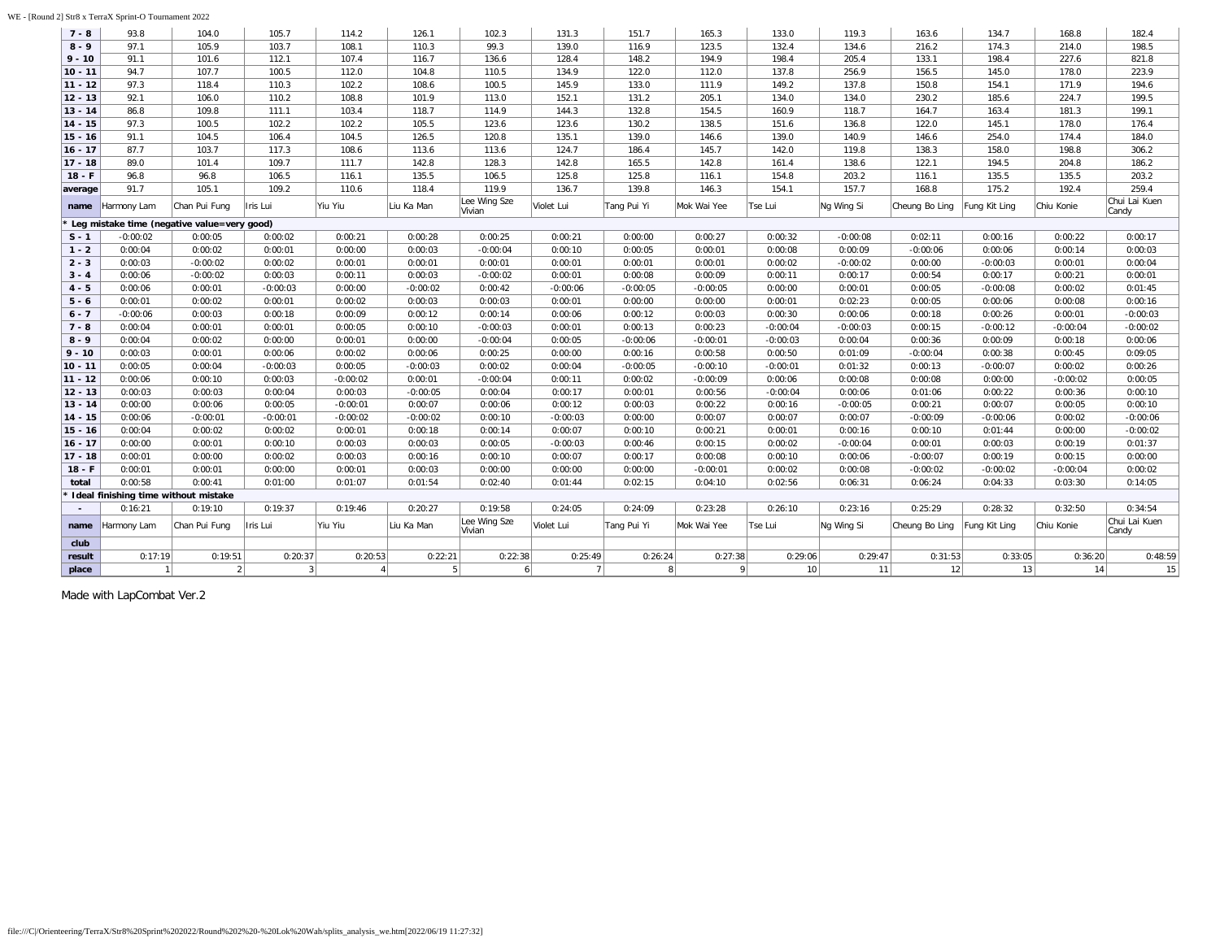| 7 - 8 | 93.8 | 104.0 | 105.7 | 114.2 | 126.1 | 102.3 | 131.3 | 151.7 | 165.3 | 133.0 | 119.3 | 163.6 | 134.7 | 168.8 | 182.4 |
|---|---|---|---|---|---|---|---|---|---|---|---|---|---|---|---|
| 8 - 9 | 97.1 | 105.9 | 103.7 | 108.1 | 110.3 | 99.3 | 139.0 | 116.9 | 123.5 | 132.4 | 134.6 | 216.2 | 174.3 | 214.0 | 198.5 |
| 9 - 10 | 91.1 | 101.6 | 112.1 | 107.4 | 116.7 | 136.6 | 128.4 | 148.2 | 194.9 | 198.4 | 205.4 | 133.1 | 198.4 | 227.6 | 821.8 |
| 10 - 11 | 94.7 | 107.7 | 100.5 | 112.0 | 104.8 | 110.5 | 134.9 | 122.0 | 112.0 | 137.8 | 256.9 | 156.5 | 145.0 | 178.0 | 223.9 |
| 11 - 12 | 97.3 | 118.4 | 110.3 | 102.2 | 108.6 | 100.5 | 145.9 | 133.0 | 111.9 | 149.2 | 137.8 | 150.8 | 154.1 | 171.9 | 194.6 |
| 12 - 13 | 92.1 | 106.0 | 110.2 | 108.8 | 101.9 | 113.0 | 152.1 | 131.2 | 205.1 | 134.0 | 134.0 | 230.2 | 185.6 | 224.7 | 199.5 |
| 13 - 14 | 86.8 | 109.8 | 111.1 | 103.4 | 118.7 | 114.9 | 144.3 | 132.8 | 154.5 | 160.9 | 118.7 | 164.7 | 163.4 | 181.3 | 199.1 |
| 14 - 15 | 97.3 | 100.5 | 102.2 | 102.2 | 105.5 | 123.6 | 123.6 | 130.2 | 138.5 | 151.6 | 136.8 | 122.0 | 145.1 | 178.0 | 176.4 |
| 15 - 16 | 91.1 | 104.5 | 106.4 | 104.5 | 126.5 | 120.8 | 135.1 | 139.0 | 146.6 | 139.0 | 140.9 | 146.6 | 254.0 | 174.4 | 184.0 |
| 16 - 17 | 87.7 | 103.7 | 117.3 | 108.6 | 113.6 | 113.6 | 124.7 | 186.4 | 145.7 | 142.0 | 119.8 | 138.3 | 158.0 | 198.8 | 306.2 |
| 17 - 18 | 89.0 | 101.4 | 109.7 | 111.7 | 142.8 | 128.3 | 142.8 | 165.5 | 142.8 | 161.4 | 138.6 | 122.1 | 194.5 | 204.8 | 186.2 |
| 18 - F | 96.8 | 96.8 | 106.5 | 116.1 | 135.5 | 106.5 | 125.8 | 125.8 | 116.1 | 154.8 | 203.2 | 116.1 | 135.5 | 135.5 | 203.2 |
| average | 91.7 | 105.1 | 109.2 | 110.6 | 118.4 | 119.9 | 136.7 | 139.8 | 146.3 | 154.1 | 157.7 | 168.8 | 175.2 | 192.4 | 259.4 |
| name | Harmony Lam | Chan Pui Fung | Iris Lui | Yiu Yiu | Liu Ka Man | Lee Wing Sze Vivian | Violet Lui | Tang Pui Yi | Mok Wai Yee | Tse Lui | Ng Wing Si | Cheung Bo Ling | Fung Kit Ling | Chiu Konie | Chui Lai Kuen Candy |
| * Leg mistake time (negative value=very good) | | | | | | | | | | | | | | | |
| S - 1 | -0:00:02 | 0:00:05 | 0:00:02 | 0:00:21 | 0:00:28 | 0:00:25 | 0:00:21 | 0:00:00 | 0:00:27 | 0:00:32 | -0:00:08 | 0:02:11 | 0:00:16 | 0:00:22 | 0:00:17 |
| 1 - 2 | 0:00:04 | 0:00:02 | 0:00:01 | 0:00:00 | 0:00:03 | -0:00:04 | 0:00:10 | 0:00:05 | 0:00:01 | 0:00:08 | 0:00:09 | -0:00:06 | 0:00:06 | 0:00:14 | 0:00:03 |
| 2 - 3 | 0:00:03 | -0:00:02 | 0:00:02 | 0:00:01 | 0:00:01 | 0:00:01 | 0:00:01 | 0:00:01 | 0:00:01 | 0:00:02 | -0:00:02 | 0:00:00 | -0:00:03 | 0:00:01 | 0:00:04 |
| 3 - 4 | 0:00:06 | -0:00:02 | 0:00:03 | 0:00:11 | 0:00:03 | -0:00:02 | 0:00:01 | 0:00:08 | 0:00:09 | 0:00:11 | 0:00:17 | 0:00:54 | 0:00:17 | 0:00:21 | 0:00:01 |
| 4 - 5 | 0:00:06 | 0:00:01 | -0:00:03 | 0:00:00 | -0:00:02 | 0:00:42 | -0:00:06 | -0:00:05 | -0:00:05 | 0:00:00 | 0:00:01 | 0:00:05 | -0:00:08 | 0:00:02 | 0:01:45 |
| 5 - 6 | 0:00:01 | 0:00:02 | 0:00:01 | 0:00:02 | 0:00:03 | 0:00:03 | 0:00:01 | 0:00:00 | 0:00:00 | 0:00:01 | 0:02:23 | 0:00:05 | 0:00:06 | 0:00:08 | 0:00:16 |
| 6 - 7 | -0:00:06 | 0:00:03 | 0:00:18 | 0:00:09 | 0:00:12 | 0:00:14 | 0:00:06 | 0:00:12 | 0:00:03 | 0:00:30 | 0:00:06 | 0:00:18 | 0:00:26 | 0:00:01 | -0:00:03 |
| 7 - 8 | 0:00:04 | 0:00:01 | 0:00:05 | 0:00:05 | 0:00:10 | -0:00:03 | 0:00:01 | 0:00:13 | 0:00:23 | -0:00:04 | -0:00:03 | 0:00:15 | -0:00:12 | -0:00:04 | -0:00:02 |
| 8 - 9 | 0:00:04 | 0:00:02 | 0:00:00 | 0:00:01 | 0:00:00 | -0:00:04 | 0:00:05 | -0:00:06 | -0:00:01 | -0:00:03 | 0:00:04 | 0:00:36 | 0:00:09 | 0:00:18 | 0:00:06 |
| 9 - 10 | 0:00:03 | 0:00:01 | 0:00:06 | 0:00:02 | 0:00:06 | 0:00:25 | 0:00:00 | 0:00:16 | 0:00:58 | 0:00:50 | 0:01:09 | -0:00:04 | 0:00:38 | 0:00:45 | 0:09:05 |
| 10 - 11 | 0:00:05 | 0:00:04 | -0:00:03 | 0:00:05 | -0:00:03 | 0:00:02 | 0:00:04 | -0:00:05 | -0:00:10 | -0:00:01 | 0:01:32 | 0:00:13 | -0:00:07 | 0:00:02 | 0:00:26 |
| 11 - 12 | 0:00:06 | 0:00:10 | 0:00:03 | -0:00:02 | 0:00:01 | -0:00:04 | 0:00:11 | 0:00:02 | -0:00:09 | 0:00:06 | 0:00:08 | 0:00:08 | 0:00:00 | -0:00:02 | 0:00:05 |
| 12 - 13 | 0:00:03 | 0:00:03 | 0:00:04 | 0:00:03 | -0:00:05 | 0:00:04 | 0:00:17 | 0:00:01 | 0:00:56 | -0:00:04 | 0:00:06 | 0:01:06 | 0:00:22 | 0:00:36 | 0:00:10 |
| 13 - 14 | 0:00:00 | 0:00:06 | 0:00:05 | -0:00:01 | 0:00:07 | 0:00:06 | 0:00:12 | 0:00:03 | 0:00:22 | 0:00:16 | -0:00:05 | 0:00:21 | 0:00:07 | 0:00:05 | 0:00:10 |
| 14 - 15 | 0:00:06 | -0:00:01 | -0:00:01 | -0:00:02 | -0:00:02 | 0:00:10 | -0:00:03 | 0:00:00 | 0:00:07 | 0:00:07 | 0:00:07 | -0:00:09 | -0:00:06 | 0:00:02 | -0:00:06 |
| 15 - 16 | 0:00:04 | 0:00:02 | 0:00:02 | 0:00:01 | 0:00:18 | 0:00:14 | 0:00:07 | 0:00:10 | 0:00:21 | 0:00:01 | 0:00:16 | 0:00:10 | 0:01:44 | 0:00:00 | -0:00:02 |
| 16 - 17 | 0:00:00 | 0:00:01 | 0:00:10 | 0:00:03 | 0:00:03 | 0:00:05 | -0:00:03 | 0:00:46 | 0:00:15 | 0:00:02 | -0:00:04 | 0:00:01 | 0:00:03 | 0:00:19 | 0:01:37 |
| 17 - 18 | 0:00:01 | 0:00:00 | 0:00:02 | 0:00:03 | 0:00:16 | 0:00:10 | 0:00:07 | 0:00:17 | 0:00:08 | 0:00:10 | 0:00:06 | -0:00:07 | 0:00:19 | 0:00:15 | 0:00:00 |
| 18 - F | 0:00:01 | 0:00:01 | 0:00:00 | 0:00:01 | 0:00:03 | 0:00:00 | 0:00:00 | 0:00:00 | -0:00:01 | 0:00:02 | 0:00:08 | -0:00:02 | -0:00:02 | -0:00:04 | 0:00:02 |
| total | 0:00:58 | 0:00:41 | 0:01:00 | 0:01:07 | 0:01:54 | 0:02:40 | 0:01:44 | 0:02:15 | 0:04:10 | 0:02:56 | 0:06:31 | 0:06:24 | 0:04:33 | 0:03:30 | 0:14:05 |
| * Ideal finishing time without mistake | | | | | | | | | | | | | | | |
| - | 0:16:21 | 0:19:10 | 0:19:37 | 0:19:46 | 0:20:27 | 0:19:58 | 0:24:05 | 0:24:09 | 0:23:28 | 0:26:10 | 0:23:16 | 0:25:29 | 0:28:32 | 0:32:50 | 0:34:54 |
| name | Harmony Lam | Chan Pui Fung | Iris Lui | Yiu Yiu | Liu Ka Man | Lee Wing Sze Vivian | Violet Lui | Tang Pui Yi | Mok Wai Yee | Tse Lui | Ng Wing Si | Cheung Bo Ling | Fung Kit Ling | Chiu Konie | Chui Lai Kuen Candy |
| club | | | | | | | | | | | | | | | |
| result | 0:17:19 | 0:19:51 | 0:20:37 | 0:20:53 | 0:22:21 | 0:22:38 | 0:25:49 | 0:26:24 | 0:27:38 | 0:29:06 | 0:29:47 | 0:31:53 | 0:33:05 | 0:36:20 | 0:48:59 |
| place | 1 | 2 | 3 | 4 | 5 | 6 | 7 | 8 | 9 | 10 | 11 | 12 | 13 | 14 | 15 |

Made with LapCombat Ver.2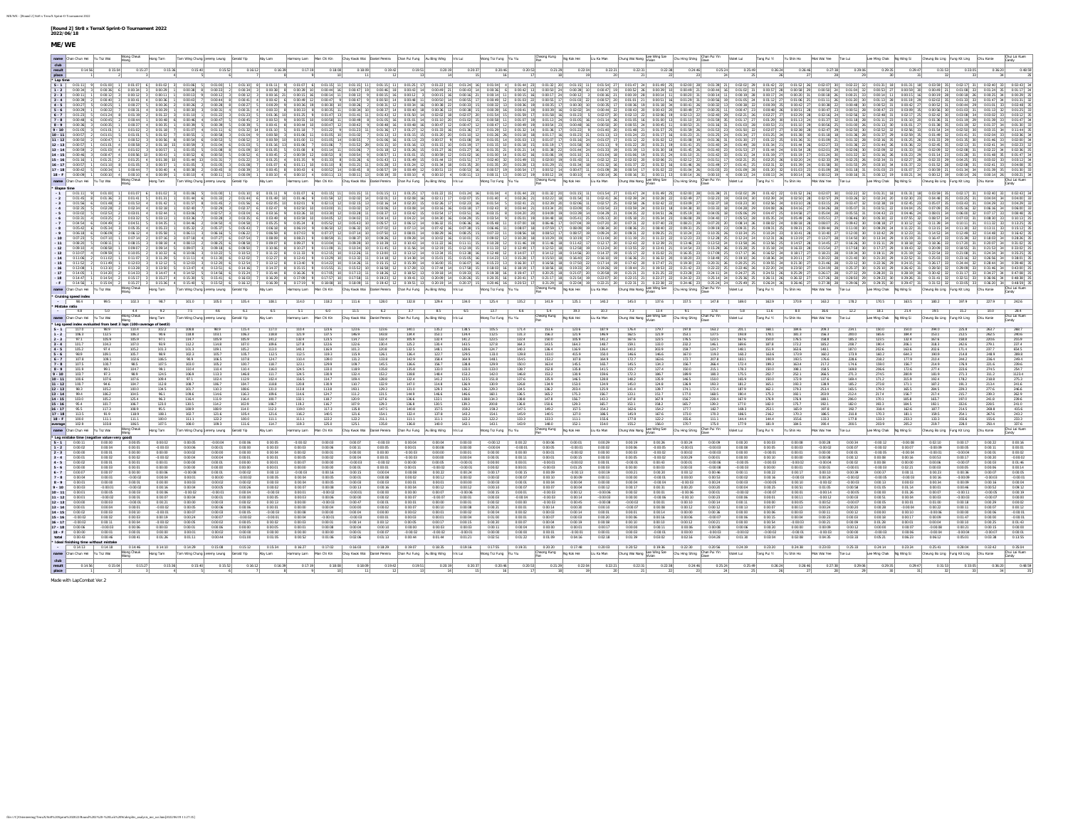**[Round 2] Str8 x TerraX Sprint-O Tournament 2022**
**2022/06/18**

## ME/WE

| place | name | result |
|---|---|---|
| 1 | Chan Chun Hei | 0:14:56 |
| 2 | Yu Tsz Wai | 0:15:04 |
| 3 | Wong Cheuk Wang | 0:15:27 |
| 4 | Hong Tam | 0:15:36 |
| 5 | Tam Wing Chung | 0:15:40 |
| 6 | Jeremy Leung | 0:15:52 |
| 7 | Gerald Yip | 0:16:12 |
| 8 | Aky Lam | 0:16:39 |
| 9 | Harmony Lam | 0:17:19 |
| 10 | Man Chi Kin | 0:18:08 |
| 11 | Choy Kwok Wai | 0:18:09 |
| 12 | Daniel Pereira | 0:19:42 |
| 13 | Chan Pui Fung | 0:19:51 |
| 14 | Au Bing Wing | 0:20:19 |
| 15 | Iris Lui | 0:20:37 |
| 16 | Wong Tsz Fung | 0:20:46 |
| 17 | Yiu Yiu | 0:20:53 |
| 18 | Cheong Kang Pan | 0:21:29 |
| 19 | Ng Kok Hei | 0:22:04 |
| 20 | Liu Ka Man | 0:22:21 |
| 21 | Chung Wai Nang | 0:22:31 |
| 22 | Lee Wing Sze Vivian | 0:22:38 |
| 23 | Chu Hing Shing | 0:24:46 |
| 24 | Chan Pui Yin Dawn | 0:25:24 |
| 25 | Violet Lai | 0:25:49 |
| 26 | Tang Pui Yi | 0:26:24 |
| 27 | Yu Shin Ho | 0:26:46 |
| 28 | Mok Wai Yee | 0:27:38 |
| 29 | Tse Lui | 0:29:06 |
| 30 | Lee Ming Chak | 0:29:35 |
| 31 | Ng Wing Si | 0:29:47 |
| 32 | Cheung Bo Ling | 0:31:53 |
| 33 | Fung Kit Ling | 0:33:05 |
| 34 | Chiu Karie | 0:38:20 |
| 35 | Chui Lai Kuen Candy | 0:48:59 |

Made with LapCombat V2.2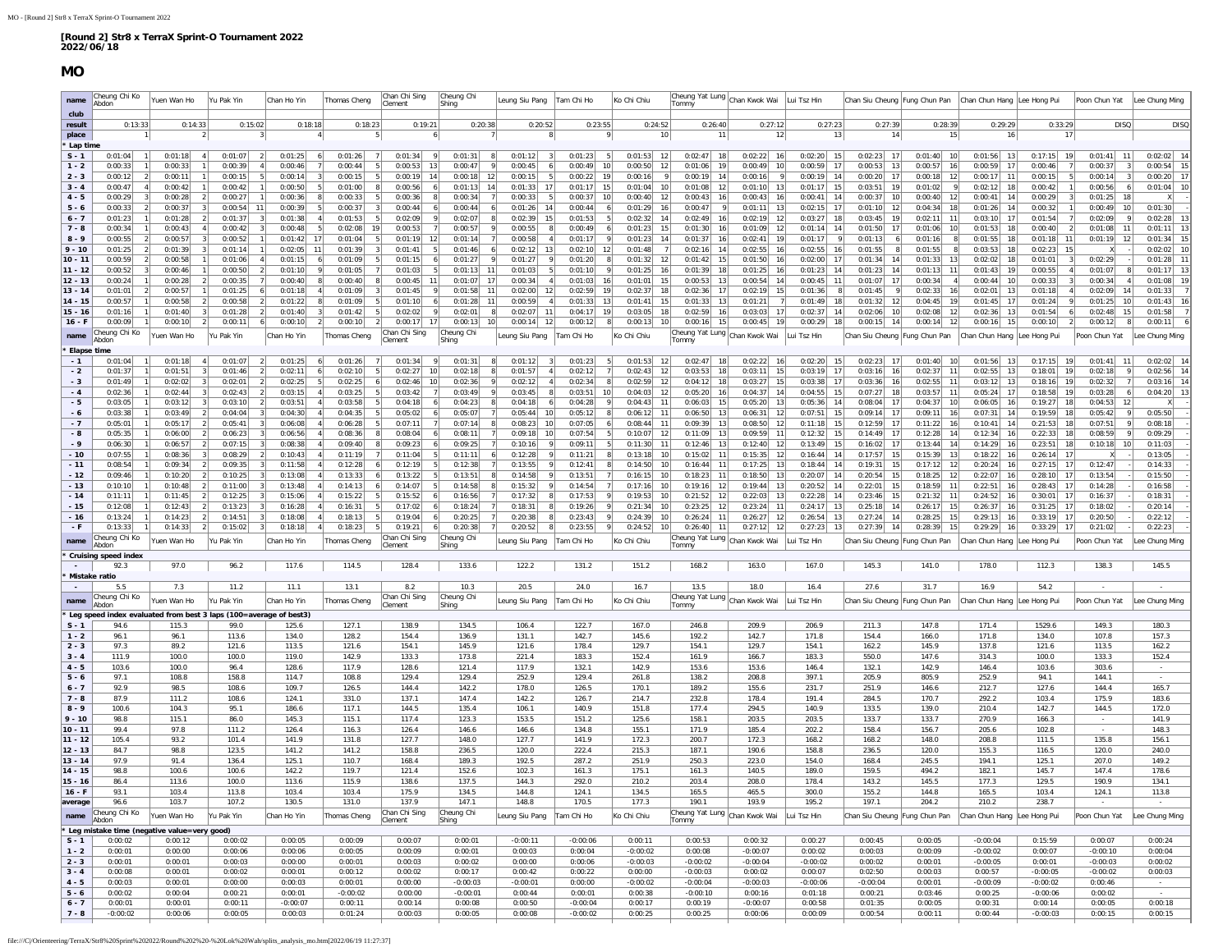**[Round 2] Str8 x TerraX Sprint-O Tournament 2022**
**2022/06/18**

# MO

| name | Cheung Chi Ko Abdon | Yuen Wan Ho | Yu Pak Yin | Chan Ho Yin | Thomas Cheng | Chan Chi Sing Clement | Cheung Chi Shing | Leung Siu Pang | Tam Chi Ho | Ko Chi Chiu | Cheung Yat Lung Tommy | Chan Kwok Wai | Lui Tsz Hin | Chan Siu Cheung | Fung Chun Pan | Chan Chun Hang | Lee Hong Pui | Poon Chun Yat | Lee Chung Ming |
|---|---|---|---|---|---|---|---|---|---|---|---|---|---|---|---|---|---|---|---|
| club | | | | | | | | | | | | | | | | | | | |
| result | 0:13:33 | 0:14:33 | 0:15:02 | 0:18:18 | 0:18:23 | 0:19:21 | 0:20:38 | 0:20:52 | 0:23:55 | 0:24:52 | 0:26:40 | 0:27:12 | 0:27:23 | 0:27:39 | 0:28:39 | 0:29:29 | 0:33:29 | DISQ | DISQ |
| place | 1 | 2 | 3 | 4 | 5 | 6 | 7 | 8 | 9 | 10 | 11 | 12 | 13 | 14 | 15 | 16 | 17 | | |
| * Lap time | | | | | | | | | | | | | | | | | | | |
| S - 1 | 0:01:04 1 | 0:01:18 4 | 0:01:07 2 | 0:01:25 6 | 0:01:26 7 | 0:01:34 9 | 0:01:31 8 | 0:01:12 3 | 0:01:23 5 | 0:01:53 12 | 0:02:47 18 | 0:02:22 16 | 0:02:20 15 | 0:02:23 17 | 0:01:40 10 | 0:01:56 13 | 0:17:15 19 | 0:01:41 11 | 0:02:02 14 |
| 1 - 2 | 0:00:33 1 | 0:00:33 1 | 0:00:39 4 | 0:00:46 7 | 0:00:44 5 | 0:00:53 13 | 0:00:47 9 | 0:00:45 6 | 0:00:49 10 | 0:00:50 12 | 0:01:06 19 | 0:00:49 10 | 0:00:59 17 | 0:00:53 13 | 0:00:57 16 | 0:00:59 17 | 0:00:46 7 | 0:00:37 3 | 0:00:54 15 |
| 2 - 3 | 0:00:12 2 | 0:00:11 1 | 0:00:15 5 | 0:00:14 3 | 0:00:15 5 | 0:00:19 14 | 0:00:18 12 | 0:00:15 5 | 0:00:22 19 | 0:00:16 9 | 0:00:19 14 | 0:00:16 9 | 0:00:19 14 | 0:00:20 17 | 0:00:18 12 | 0:00:17 11 | 0:00:15 5 | 0:00:14 3 | 0:00:20 17 |
| 3 - 4 | 0:00:47 4 | 0:00:42 1 | 0:00:42 1 | 0:00:50 5 | 0:01:00 8 | 0:00:56 6 | 0:01:13 14 | 0:01:33 17 | 0:01:17 15 | 0:01:04 10 | 0:01:08 12 | 0:01:10 13 | 0:01:17 15 | 0:03:51 19 | 0:01:02 9 | 0:02:12 18 | 0:00:42 1 | 0:00:56 6 | 0:01:04 10 |
| 4 - 5 | 0:00:29 3 | 0:00:28 2 | 0:00:27 1 | 0:00:36 8 | 0:00:33 5 | 0:00:36 8 | 0:00:34 7 | 0:00:33 5 | 0:00:37 10 | 0:00:40 12 | 0:00:43 16 | 0:00:43 16 | 0:00:41 14 | 0:00:37 10 | 0:00:40 12 | 0:00:41 14 | 0:00:29 3 | 0:01:25 18 | X - |
| 5 - 6 | 0:00:33 2 | 0:00:37 3 | 0:00:54 11 | 0:00:39 5 | 0:00:37 3 | 0:00:44 6 | 0:00:44 6 | 0:01:26 14 | 0:00:44 6 | 0:01:29 16 | 0:00:47 9 | 0:01:11 13 | 0:02:15 17 | 0:01:10 12 | 0:04:34 18 | 0:01:26 14 | 0:00:32 1 | 0:00:49 10 | 0:01:30 - |
| 6 - 7 | 0:01:23 1 | 0:01:28 2 | 0:01:37 3 | 0:01:38 4 | 0:01:53 5 | 0:02:09 9 | 0:02:07 8 | 0:02:39 15 | 0:01:53 5 | 0:02:32 14 | 0:02:49 16 | 0:02:19 12 | 0:03:27 18 | 0:03:45 19 | 0:02:11 11 | 0:03:10 17 | 0:01:54 7 | 0:02:09 9 | 0:02:28 13 |
| 7 - 8 | 0:00:34 1 | 0:00:43 4 | 0:00:42 3 | 0:00:48 5 | 0:02:08 19 | 0:00:53 7 | 0:00:57 9 | 0:00:55 8 | 0:00:49 6 | 0:01:23 15 | 0:01:30 16 | 0:01:09 12 | 0:01:14 14 | 0:01:50 17 | 0:01:06 10 | 0:01:53 18 | 0:00:40 2 | 0:01:08 11 | 0:01:11 13 |
| 8 - 9 | 0:00:55 2 | 0:00:57 3 | 0:00:52 1 | 0:01:42 17 | 0:01:04 5 | 0:01:19 12 | 0:01:14 7 | 0:00:58 4 | 0:01:17 9 | 0:01:23 14 | 0:01:37 16 | 0:02:41 19 | 0:01:17 9 | 0:01:13 6 | 0:01:16 8 | 0:01:55 18 | 0:01:18 11 | 0:01:19 12 | 0:01:34 15 |
| 9 - 10 | 0:01:25 2 | 0:01:39 3 | 0:01:14 1 | 0:02:05 11 | 0:01:39 3 | 0:01:41 5 | 0:01:46 6 | 0:02:12 13 | 0:02:10 12 | 0:01:48 7 | 0:02:16 14 | 0:02:55 16 | 0:02:55 16 | 0:01:55 8 | 0:01:55 8 | 0:03:53 18 | 0:02:23 15 | X - | 0:02:02 10 |
| 10 - 11 | 0:00:59 2 | 0:00:58 1 | 0:01:06 4 | 0:01:15 6 | 0:01:09 5 | 0:01:15 6 | 0:01:27 9 | 0:01:27 9 | 0:01:20 8 | 0:01:32 12 | 0:01:42 15 | 0:01:50 16 | 0:02:00 17 | 0:01:34 14 | 0:01:33 13 | 0:02:02 18 | 0:01:01 3 | 0:02:29 - | 0:01:28 11 |
| 11 - 12 | 0:00:52 3 | 0:00:46 1 | 0:00:50 2 | 0:01:10 9 | 0:01:05 7 | 0:01:03 5 | 0:01:13 11 | 0:01:03 5 | 0:01:10 9 | 0:01:25 16 | 0:01:39 18 | 0:01:25 16 | 0:01:23 14 | 0:01:23 14 | 0:01:13 11 | 0:01:43 19 | 0:00:55 4 | 0:01:07 8 | 0:01:17 13 |
| 12 - 13 | 0:00:24 1 | 0:00:28 2 | 0:00:35 7 | 0:00:40 8 | 0:00:40 8 | 0:00:45 11 | 0:01:07 17 | 0:00:34 4 | 0:01:03 16 | 0:01:01 15 | 0:00:53 13 | 0:00:54 14 | 0:00:45 11 | 0:01:07 17 | 0:00:34 4 | 0:00:44 10 | 0:00:33 3 | 0:00:34 4 | 0:01:08 19 |
| 13 - 14 | 0:01:01 2 | 0:00:57 1 | 0:01:25 6 | 0:01:18 4 | 0:01:09 3 | 0:01:45 9 | 0:01:58 11 | 0:02:00 12 | 0:02:59 19 | 0:02:37 18 | 0:02:36 17 | 0:02:19 15 | 0:01:36 8 | 0:01:45 9 | 0:02:33 16 | 0:02:01 13 | 0:01:18 4 | 0:02:09 14 | 0:01:33 7 |
| 14 - 15 | 0:00:57 1 | 0:00:58 2 | 0:00:58 2 | 0:01:22 8 | 0:01:09 5 | 0:01:10 6 | 0:01:28 11 | 0:00:59 4 | 0:01:33 13 | 0:01:41 15 | 0:01:33 13 | 0:01:21 7 | 0:01:49 18 | 0:01:32 12 | 0:04:45 19 | 0:01:45 17 | 0:01:24 9 | 0:01:25 10 | 0:01:43 16 |
| 15 - 16 | 0:01:16 1 | 0:01:40 3 | 0:01:28 2 | 0:01:40 3 | 0:01:42 5 | 0:02:02 9 | 0:02:01 8 | 0:02:07 11 | 0:04:17 19 | 0:03:05 18 | 0:02:59 16 | 0:03:03 17 | 0:02:37 14 | 0:02:06 10 | 0:02:08 12 | 0:02:36 13 | 0:01:54 6 | 0:02:48 15 | 0:01:58 7 |
| 16 - F | 0:00:09 1 | 0:00:10 2 | 0:00:11 6 | 0:00:10 2 | 0:00:10 2 | 0:00:17 17 | 0:00:13 10 | 0:00:14 12 | 0:00:12 8 | 0:00:13 10 | 0:00:16 15 | 0:00:45 19 | 0:00:29 18 | 0:00:15 14 | 0:00:14 12 | 0:00:16 15 | 0:00:10 2 | 0:00:12 8 | 0:00:11 6 |
| name | Cheung Chi Ko Abdon | Yuen Wan Ho | Yu Pak Yin | Chan Ho Yin | Thomas Cheng | Chan Chi Sing Clement | Cheung Chi Shing | Leung Siu Pang | Tam Chi Ho | Ko Chi Chiu | Cheung Yat Lung Tommy | Chan Kwok Wai | Lui Tsz Hin | Chan Siu Cheung | Fung Chun Pan | Chan Chun Hang | Lee Hong Pui | Poon Chun Yat | Lee Chung Ming |
| * Elapse time | | | | | | | | | | | | | | | | | | | |
| - 1 | 0:01:04 1 | 0:01:18 4 | 0:01:07 2 | 0:01:25 6 | 0:01:26 7 | 0:01:34 9 | 0:01:31 8 | 0:01:12 3 | 0:01:23 5 | 0:01:53 12 | 0:02:47 18 | 0:02:22 16 | 0:02:20 15 | 0:02:23 17 | 0:01:40 10 | 0:01:56 13 | 0:17:15 19 | 0:01:41 11 | 0:02:02 14 |
| - 2 | 0:01:37 1 | 0:01:51 3 | 0:01:46 2 | 0:02:11 6 | 0:02:10 5 | 0:02:27 10 | 0:02:18 8 | 0:01:57 4 | 0:02:12 7 | 0:02:43 12 | 0:03:53 18 | 0:03:11 15 | 0:03:19 17 | 0:03:16 16 | 0:02:37 11 | 0:02:55 13 | 0:18:01 19 | 0:02:18 9 | 0:02:56 14 |
| - 3 | 0:01:49 1 | 0:02:02 3 | 0:02:01 2 | 0:02:25 5 | 0:02:25 6 | 0:02:46 10 | 0:02:36 9 | 0:02:12 4 | 0:02:34 8 | 0:02:59 12 | 0:04:12 18 | 0:03:27 15 | 0:03:38 17 | 0:03:36 16 | 0:02:55 11 | 0:03:12 13 | 0:18:16 19 | 0:02:32 7 | 0:03:16 14 |
| - 4 | 0:02:36 1 | 0:02:44 3 | 0:02:43 2 | 0:03:15 4 | 0:03:25 5 | 0:03:42 7 | 0:03:49 9 | 0:03:45 8 | 0:03:51 10 | 0:04:03 12 | 0:05:20 16 | 0:04:37 14 | 0:04:55 15 | 0:07:27 18 | 0:03:57 11 | 0:05:24 17 | 0:18:58 19 | 0:03:28 6 | 0:04:20 13 |
| - 5 | 0:03:05 1 | 0:03:12 3 | 0:03:10 2 | 0:03:51 4 | 0:03:58 5 | 0:04:18 6 | 0:04:23 8 | 0:04:18 6 | 0:04:28 9 | 0:04:43 11 | 0:06:03 15 | 0:05:20 13 | 0:05:36 14 | 0:08:04 17 | 0:04:37 10 | 0:06:05 16 | 0:19:27 18 | 0:04:53 12 | X - |
| - 6 | 0:03:38 1 | 0:03:49 2 | 0:04:04 3 | 0:04:30 4 | 0:04:35 5 | 0:05:02 6 | 0:05:07 7 | 0:05:44 10 | 0:05:12 8 | 0:06:12 11 | 0:06:50 13 | 0:06:31 12 | 0:07:51 15 | 0:09:14 17 | 0:09:11 16 | 0:07:31 14 | 0:19:59 18 | 0:05:42 9 | 0:05:50 - |
| - 7 | 0:05:01 1 | 0:05:17 2 | 0:05:41 3 | 0:06:08 4 | 0:06:28 5 | 0:07:11 7 | 0:07:14 8 | 0:08:23 10 | 0:07:05 6 | 0:08:44 11 | 0:09:39 13 | 0:08:50 12 | 0:11:18 15 | 0:12:59 17 | 0:11:22 16 | 0:10:41 14 | 0:21:53 18 | 0:07:51 9 | 0:08:18 - |
| - 8 | 0:05:35 1 | 0:06:00 2 | 0:06:23 3 | 0:06:56 4 | 0:08:36 8 | 0:08:04 6 | 0:08:11 7 | 0:09:18 10 | 0:07:54 5 | 0:10:07 12 | 0:11:09 13 | 0:09:59 11 | 0:12:32 15 | 0:14:49 17 | 0:12:28 14 | 0:12:34 16 | 0:22:33 18 | 0:08:59 9 | 0:09:29 - |
| - 9 | 0:06:30 1 | 0:06:57 2 | 0:07:15 3 | 0:08:38 4 | 0:09:40 8 | 0:09:23 6 | 0:09:25 7 | 0:10:16 9 | 0:09:11 5 | 0:11:30 11 | 0:12:46 13 | 0:12:40 12 | 0:13:49 15 | 0:16:02 17 | 0:13:44 14 | 0:14:29 16 | 0:23:51 18 | 0:10:18 10 | 0:11:03 - |
| - 10 | 0:07:55 1 | 0:08:36 3 | 0:08:29 2 | 0:10:43 4 | 0:11:19 7 | 0:11:04 5 | 0:11:11 6 | 0:12:28 9 | 0:11:21 8 | 0:13:18 10 | 0:15:02 11 | 0:15:35 12 | 0:16:44 14 | 0:17:57 15 | 0:15:39 13 | 0:18:22 16 | 0:26:14 17 | X - | 0:13:05 - |
| - 11 | 0:08:54 1 | 0:09:34 2 | 0:09:35 3 | 0:11:58 4 | 0:12:28 6 | 0:12:19 5 | 0:12:38 7 | 0:13:55 9 | 0:12:41 8 | 0:14:50 10 | 0:16:44 11 | 0:17:25 13 | 0:18:44 14 | 0:19:31 15 | 0:17:12 12 | 0:20:24 16 | 0:27:15 17 | 0:12:47 - | 0:14:33 - |
| - 12 | 0:09:46 1 | 0:10:20 2 | 0:10:25 3 | 0:13:08 4 | 0:13:33 6 | 0:13:22 5 | 0:13:51 8 | 0:14:58 9 | 0:13:51 7 | 0:16:15 10 | 0:18:23 11 | 0:18:50 13 | 0:20:07 14 | 0:20:54 15 | 0:18:25 12 | 0:22:07 16 | 0:28:10 17 | 0:13:54 - | 0:15:50 - |
| - 13 | 0:10:10 1 | 0:10:48 2 | 0:11:00 3 | 0:13:48 4 | 0:14:13 6 | 0:14:07 5 | 0:14:58 8 | 0:15:32 9 | 0:14:54 7 | 0:17:16 10 | 0:19:16 12 | 0:19:44 13 | 0:20:52 14 | 0:22:01 15 | 0:18:59 11 | 0:22:51 16 | 0:28:43 17 | 0:14:28 - | 0:16:58 - |
| - 14 | 0:11:11 1 | 0:11:45 2 | 0:12:25 3 | 0:15:06 4 | 0:15:22 5 | 0:15:52 6 | 0:16:56 7 | 0:17:32 8 | 0:17:53 9 | 0:19:53 10 | 0:21:52 12 | 0:22:03 13 | 0:22:28 14 | 0:23:46 15 | 0:21:32 11 | 0:24:52 16 | 0:30:01 17 | 0:16:37 - | 0:18:31 - |
| - 15 | 0:12:08 1 | 0:12:43 2 | 0:13:23 3 | 0:16:28 4 | 0:16:31 5 | 0:17:02 6 | 0:18:24 7 | 0:18:31 8 | 0:19:26 9 | 0:21:34 10 | 0:23:25 12 | 0:23:24 11 | 0:24:17 13 | 0:25:18 14 | 0:26:17 15 | 0:26:37 16 | 0:31:25 17 | 0:18:02 - | 0:20:14 - |
| - 16 | 0:13:24 1 | 0:14:23 2 | 0:14:51 3 | 0:18:08 4 | 0:18:13 5 | 0:19:04 6 | 0:20:25 7 | 0:20:38 8 | 0:23:43 9 | 0:24:39 10 | 0:26:24 11 | 0:26:27 12 | 0:26:54 13 | 0:27:24 14 | 0:28:25 15 | 0:29:13 16 | 0:33:19 17 | 0:20:50 - | 0:22:12 - |
| - F | 0:13:33 1 | 0:14:33 2 | 0:15:02 3 | 0:18:18 4 | 0:18:23 5 | 0:19:21 6 | 0:20:38 7 | 0:20:52 8 | 0:23:55 9 | 0:24:52 10 | 0:26:40 11 | 0:27:12 12 | 0:27:23 13 | 0:27:39 14 | 0:28:39 15 | 0:29:29 16 | 0:33:29 17 | 0:21:02 - | 0:22:23 - |
| name | Cheung Chi Ko Abdon | Yuen Wan Ho | Yu Pak Yin | Chan Ho Yin | Thomas Cheng | Chan Chi Sing Clement | Cheung Chi Shing | Leung Siu Pang | Tam Chi Ho | Ko Chi Chiu | Cheung Yat Lung Tommy | Chan Kwok Wai | Lui Tsz Hin | Chan Siu Cheung | Fung Chun Pan | Chan Chun Hang | Lee Hong Pui | Poon Chun Yat | Lee Chung Ming |
| * Cruising speed index | | | | | | | | | | | | | | | | | | | |
| - | 92.3 | 97.0 | 96.2 | 117.6 | 114.5 | 128.4 | 133.6 | 122.2 | 131.2 | 151.2 | 168.2 | 163.0 | 167.0 | 145.3 | 141.0 | 178.0 | 112.3 | 138.3 | 145.5 |
| * Mistake ratio | | | | | | | | | | | | | | | | | | | |
| - | 5.5 | 7.3 | 11.2 | 11.1 | 13.1 | 8.2 | 10.3 | 20.5 | 24.0 | 16.7 | 13.5 | 18.0 | 16.4 | 27.6 | 31.7 | 16.9 | 54.2 | - | - |
| name | Cheung Chi Ko Abdon | Yuen Wan Ho | Yu Pak Yin | Chan Ho Yin | Thomas Cheng | Chan Chi Sing Clement | Cheung Chi Shing | Leung Siu Pang | Tam Chi Ho | Ko Chi Chiu | Cheung Yat Lung Tommy | Chan Kwok Wai | Lui Tsz Hin | Chan Siu Cheung | Fung Chun Pan | Chan Chun Hang | Lee Hong Pui | Poon Chun Yat | Lee Chung Ming |
| * Leg speed index evaluated from best 3 laps (100=average of best3) | | | | | | | | | | | | | | | | | | | |
| S - 1 | 94.6 | 115.3 | 99.0 | 125.6 | 127.1 | 138.9 | 134.5 | 106.4 | 122.7 | 167.0 | 246.8 | 209.9 | 206.9 | 211.3 | 147.8 | 171.4 | 1529.6 | 149.3 | 180.3 |
| 1 - 2 | 96.1 | 96.1 | 113.6 | 134.0 | 128.2 | 154.4 | 136.9 | 131.1 | 142.7 | 145.6 | 192.2 | 142.7 | 171.8 | 154.4 | 166.0 | 171.8 | 134.0 | 107.8 | 157.3 |
| 2 - 3 | 97.3 | 89.2 | 121.6 | 113.5 | 121.6 | 154.1 | 145.9 | 121.6 | 178.4 | 129.7 | 154.1 | 129.7 | 154.1 | 162.2 | 145.9 | 137.8 | 121.6 | 113.5 | 162.2 |
| 3 - 4 | 111.9 | 100.0 | 100.0 | 119.0 | 142.9 | 133.3 | 173.8 | 221.4 | 183.3 | 152.4 | 161.9 | 166.7 | 183.3 | 550.0 | 147.6 | 314.3 | 100.0 | 133.3 | 152.4 |
| 4 - 5 | 103.6 | 100.0 | 96.4 | 128.6 | 117.9 | 128.6 | 121.4 | 117.9 | 132.1 | 142.9 | 153.6 | 153.6 | 146.4 | 132.1 | 142.9 | 146.4 | 103.6 | 303.6 | - |
| 5 - 6 | 97.1 | 108.8 | 158.8 | 114.7 | 108.8 | 129.4 | 129.4 | 252.9 | 129.4 | 261.8 | 138.2 | 208.8 | 397.1 | 205.9 | 805.9 | 252.9 | 94.1 | 144.1 | - |
| 6 - 7 | 92.9 | 98.5 | 108.6 | 109.7 | 126.5 | 144.4 | 142.2 | 178.0 | 126.5 | 170.1 | 189.2 | 155.6 | 231.7 | 251.9 | 146.6 | 212.7 | 127.6 | 144.4 | 165.7 |
| 7 - 8 | 87.9 | 111.2 | 108.6 | 124.1 | 331.0 | 137.1 | 147.4 | 142.2 | 126.7 | 214.7 | 232.8 | 178.4 | 191.4 | 284.5 | 170.7 | 292.2 | 103.4 | 175.9 | 183.6 |
| 8 - 9 | 100.6 | 104.3 | 95.1 | 186.6 | 117.1 | 144.5 | 135.4 | 106.1 | 140.9 | 151.8 | 177.4 | 294.5 | 140.9 | 133.5 | 139.0 | 210.4 | 142.7 | 144.5 | 172.0 |
| 9 - 10 | 98.8 | 115.1 | 86.0 | 145.3 | 115.1 | 117.4 | 123.3 | 153.5 | 151.2 | 125.6 | 158.1 | 203.5 | 203.5 | 133.7 | 133.7 | 270.9 | 166.3 | - | 141.9 |
| 10 - 11 | 99.4 | 97.8 | 111.2 | 126.4 | 116.3 | 126.4 | 146.6 | 146.6 | 134.8 | 155.1 | 171.9 | 185.4 | 202.2 | 158.4 | 156.7 | 205.6 | 102.8 | - | 148.3 |
| 11 - 12 | 105.4 | 93.2 | 101.4 | 141.9 | 131.8 | 127.7 | 148.0 | 127.7 | 141.9 | 172.3 | 200.7 | 172.3 | 168.2 | 168.2 | 148.0 | 208.8 | 111.5 | 135.8 | 156.1 |
| 12 - 13 | 84.7 | 98.8 | 123.5 | 141.2 | 141.2 | 158.8 | 236.5 | 120.0 | 222.4 | 215.3 | 187.1 | 190.6 | 158.8 | 236.5 | 120.0 | 155.3 | 116.5 | 120.0 | 240.0 |
| 13 - 14 | 97.9 | 91.4 | 136.4 | 125.1 | 110.7 | 168.4 | 189.3 | 192.5 | 287.2 | 251.9 | 250.3 | 223.0 | 154.0 | 168.4 | 245.5 | 194.1 | 125.1 | 207.0 | 149.2 |
| 14 - 15 | 98.8 | 100.6 | 100.6 | 142.2 | 119.7 | 121.4 | 152.6 | 102.3 | 161.3 | 175.1 | 161.3 | 140.5 | 189.0 | 159.5 | 494.2 | 182.1 | 145.7 | 147.4 | 178.6 |
| 15 - 16 | 86.4 | 113.6 | 100.0 | 113.6 | 115.9 | 138.6 | 137.5 | 144.3 | 292.0 | 210.2 | 203.4 | 208.0 | 178.4 | 143.2 | 145.5 | 177.3 | 129.5 | 190.9 | 134.1 |
| 16 - F | 93.1 | 103.4 | 113.8 | 103.4 | 103.4 | 175.9 | 134.5 | 144.8 | 124.1 | 134.5 | 165.5 | 465.5 | 300.0 | 155.2 | 144.8 | 165.5 | 103.4 | 124.1 | 113.8 |
| average | 96.6 | 103.7 | 107.2 | 130.5 | 131.0 | 137.9 | 147.1 | 148.8 | 170.5 | 177.3 | 190.1 | 193.9 | 195.2 | 197.1 | 204.2 | 210.2 | 238.7 | - | - |
| name | Cheung Chi Ko Abdon | Yuen Wan Ho | Yu Pak Yin | Chan Ho Yin | Thomas Cheng | Chan Chi Sing Clement | Cheung Chi Shing | Leung Siu Pang | Tam Chi Ho | Ko Chi Chiu | Cheung Yat Lung Tommy | Chan Kwok Wai | Lui Tsz Hin | Chan Siu Cheung | Fung Chun Pan | Chan Chun Hang | Lee Hong Pui | Poon Chun Yat | Lee Chung Ming |
| * Leg mistake time (negative value=very good) | | | | | | | | | | | | | | | | | | | |
| S - 1 | 0:00:02 | 0:00:12 | 0:00:02 | 0:00:05 | 0:00:09 | 0:00:07 | 0:00:01 | -0:00:11 | -0:00:06 | 0:00:11 | 0:00:53 | 0:00:32 | 0:00:27 | 0:00:45 | 0:00:05 | -0:00:04 | 0:15:59 | 0:00:07 | 0:00:24 |
| 1 - 2 | 0:00:01 | 0:00:00 | 0:00:06 | 0:00:06 | 0:00:05 | 0:00:09 | 0:00:01 | 0:00:03 | 0:00:04 | -0:00:02 | 0:00:08 | -0:00:07 | 0:00:02 | 0:00:03 | 0:00:09 | 0:00:02 | 0:00:07 | -0:00:10 | 0:00:04 |
| 2 - 3 | 0:00:01 | 0:00:01 | 0:00:03 | 0:00:00 | 0:00:01 | 0:00:03 | 0:00:02 | 0:00:00 | 0:00:06 | -0:00:03 | -0:00:02 | -0:00:04 | -0:00:02 | 0:00:02 | 0:00:01 | -0:00:05 | 0:00:01 | -0:00:03 | 0:00:02 |
| 3 - 4 | 0:00:08 | 0:00:01 | 0:00:02 | 0:00:01 | 0:00:12 | 0:00:02 | 0:00:17 | 0:00:42 | 0:00:22 | 0:00:00 | -0:00:03 | 0:00:02 | 0:00:07 | 0:02:50 | 0:00:03 | 0:00:57 | -0:00:05 | -0:00:02 | 0:00:03 |
| 4 - 5 | 0:00:03 | 0:00:01 | 0:00:00 | 0:00:03 | 0:00:01 | 0:00:00 | -0:00:03 | -0:00:01 | 0:00:00 | -0:00:02 | -0:00:04 | -0:00:03 | -0:00:06 | -0:00:04 | 0:00:01 | -0:00:09 | -0:00:02 | 0:00:46 | - |
| 5 - 6 | 0:00:02 | 0:00:04 | 0:00:21 | 0:00:01 | -0:00:02 | 0:00:00 | -0:00:01 | 0:00:44 | 0:00:01 | 0:00:38 | -0:00:10 | 0:00:16 | 0:01:18 | 0:00:21 | 0:03:46 | 0:00:25 | -0:00:06 | 0:00:02 | - |
| 6 - 7 | 0:00:01 | 0:00:01 | 0:00:11 | -0:00:07 | 0:00:11 | 0:00:14 | 0:00:08 | 0:00:50 | -0:00:04 | 0:00:17 | 0:00:19 | -0:00:07 | 0:00:58 | 0:01:35 | 0:00:05 | 0:00:31 | 0:00:14 | 0:00:05 | 0:00:18 |
| 7 - 8 | -0:00:02 | 0:00:06 | 0:00:05 | 0:00:03 | 0:01:24 | 0:00:03 | 0:00:05 | 0:00:08 | -0:00:02 | 0:00:25 | 0:00:25 | 0:00:06 | 0:00:09 | 0:00:54 | 0:00:11 | 0:00:44 | -0:00:03 | 0:00:15 | 0:00:15 |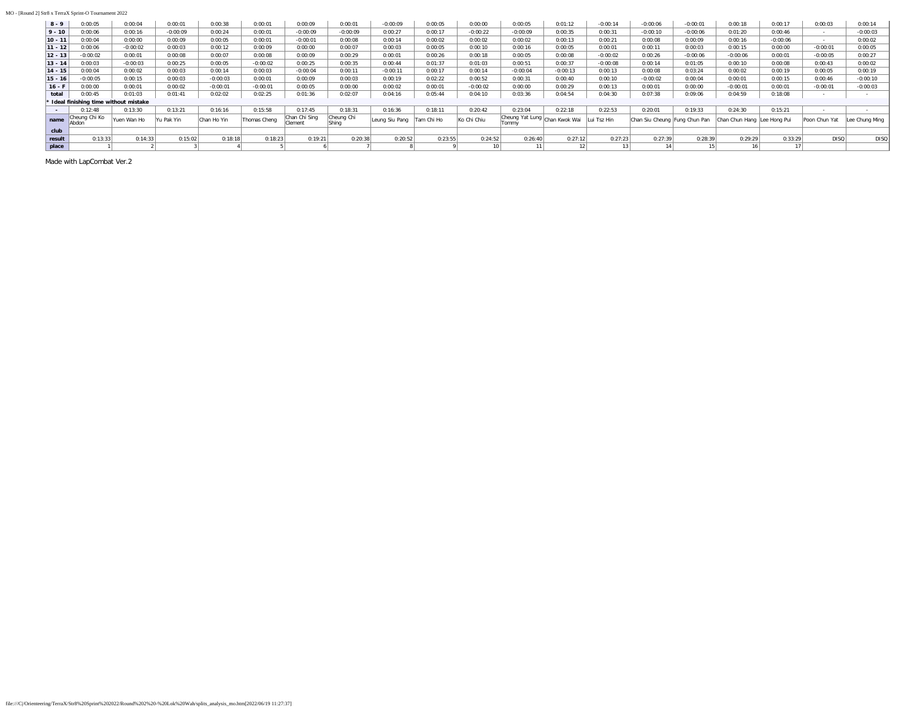| 8 - 9 | 0:00:05 | 0:00:04 | 0:00:01 | 0:00:38 | 0:00:01 | 0:00:09 | 0:00:01 | -0:00:09 | 0:00:05 | 0:00:00 | 0:00:05 | 0:01:12 | -0:00:14 | -0:00:06 | -0:00:01 | 0:00:18 | 0:00:17 | 0:00:03 | 0:00:14 |
|---|---|---|---|---|---|---|---|---|---|---|---|---|---|---|---|---|---|---|---|
| 9 - 10 | 0:00:06 | 0:00:16 | -0:00:09 | 0:00:24 | 0:00:01 | -0:00:09 | -0:00:09 | 0:00:27 | 0:00:17 | -0:00:22 | -0:00:09 | 0:00:35 | 0:00:31 | -0:00:10 | -0:00:06 | 0:01:20 | 0:00:46 | - | -0:00:03 |
| 10 - 11 | 0:00:04 | 0:00:00 | 0:00:09 | 0:00:05 | 0:00:01 | -0:00:01 | 0:00:08 | 0:00:14 | 0:00:02 | 0:00:02 | 0:00:02 | 0:00:13 | 0:00:21 | 0:00:08 | 0:00:09 | 0:00:16 | -0:00:06 | - | 0:00:02 |
| 11 - 12 | 0:00:06 | -0:00:02 | 0:00:03 | 0:00:12 | 0:00:09 | 0:00:00 | 0:00:07 | 0:00:03 | 0:00:05 | 0:00:10 | 0:00:16 | 0:00:05 | 0:00:01 | 0:00:11 | 0:00:03 | 0:00:15 | 0:00:00 | -0:00:01 | 0:00:05 |
| 12 - 13 | -0:00:02 | 0:00:01 | 0:00:08 | 0:00:07 | 0:00:08 | 0:00:09 | 0:00:29 | 0:00:01 | 0:00:26 | 0:00:18 | 0:00:05 | 0:00:08 | -0:00:02 | 0:00:26 | -0:00:06 | -0:00:06 | 0:00:01 | -0:00:05 | 0:00:27 |
| 13 - 14 | 0:00:03 | -0:00:03 | 0:00:25 | 0:00:05 | -0:00:02 | 0:00:25 | 0:00:35 | 0:00:44 | 0:01:37 | 0:01:03 | 0:00:51 | 0:00:37 | -0:00:08 | 0:00:14 | 0:01:05 | 0:00:10 | 0:00:08 | 0:00:43 | 0:00:02 |
| 14 - 15 | 0:00:04 | 0:00:02 | 0:00:03 | 0:00:14 | 0:00:03 | -0:00:04 | 0:00:11 | -0:00:11 | 0:00:17 | 0:00:14 | -0:00:04 | -0:00:13 | 0:00:13 | 0:00:08 | 0:03:24 | 0:00:02 | 0:00:19 | 0:00:05 | 0:00:19 |
| 15 - 16 | -0:00:05 | 0:00:15 | 0:00:03 | -0:00:03 | 0:00:01 | 0:00:09 | 0:00:03 | 0:00:19 | 0:02:22 | 0:00:52 | 0:00:31 | 0:00:40 | 0:00:10 | -0:00:02 | 0:00:04 | 0:00:01 | 0:00:15 | 0:00:46 | -0:00:10 |
| 16 - F | 0:00:00 | 0:00:01 | 0:00:02 | -0:00:01 | -0:00:01 | 0:00:05 | 0:00:00 | 0:00:02 | 0:00:01 | -0:00:02 | 0:00:00 | 0:00:29 | 0:00:13 | 0:00:01 | 0:00:00 | -0:00:01 | 0:00:01 | -0:00:01 | -0:00:03 |
| total | 0:00:45 | 0:01:03 | 0:01:41 | 0:02:02 | 0:02:25 | 0:01:36 | 0:02:07 | 0:04:16 | 0:05:44 | 0:04:10 | 0:03:36 | 0:04:54 | 0:04:30 | 0:07:38 | 0:09:06 | 0:04:59 | 0:18:08 | - | - |
| * Ideal finishing time without mistake | | | | | | | | | | | | | | | | | | | |
| - | 0:12:48 | 0:13:30 | 0:13:21 | 0:16:16 | 0:15:58 | 0:17:45 | 0:18:31 | 0:16:36 | 0:18:11 | 0:20:42 | 0:23:04 | 0:22:18 | 0:22:53 | 0:20:01 | 0:19:33 | 0:24:30 | 0:15:21 | - | - |
| name | Cheung Chi Ko Abdon | Yuen Wan Ho | Yu Pak Yin | Chan Ho Yin | Thomas Cheng | Chan Chi Sing Clement | Cheung Chi Shing | Leung Siu Pang | Tam Chi Ho | Ko Chi Chiu | Cheung Yat Lung Tommy | Chan Kwok Wai | Lui Tsz Hin | Chan Siu Cheung | Fung Chun Pan | Chan Chun Hang | Lee Hong Pui | Poon Chun Yat | Lee Chung Ming |
| club | | | | | | | | | | | | | | | | | | | |
| result | 0:13:33 | 0:14:33 | 0:15:02 | 0:18:18 | 0:18:23 | 0:19:21 | 0:20:38 | 0:20:52 | 0:23:55 | 0:24:52 | 0:26:40 | 0:27:12 | 0:27:23 | 0:27:39 | 0:28:39 | 0:29:29 | 0:33:29 | DISQ | DISQ |
| place | 1 | 2 | 3 | 4 | 5 | 6 | 7 | 8 | 9 | 10 | 11 | 12 | 13 | 14 | 15 | 16 | 17 | | |

Made with LapCombat Ver.2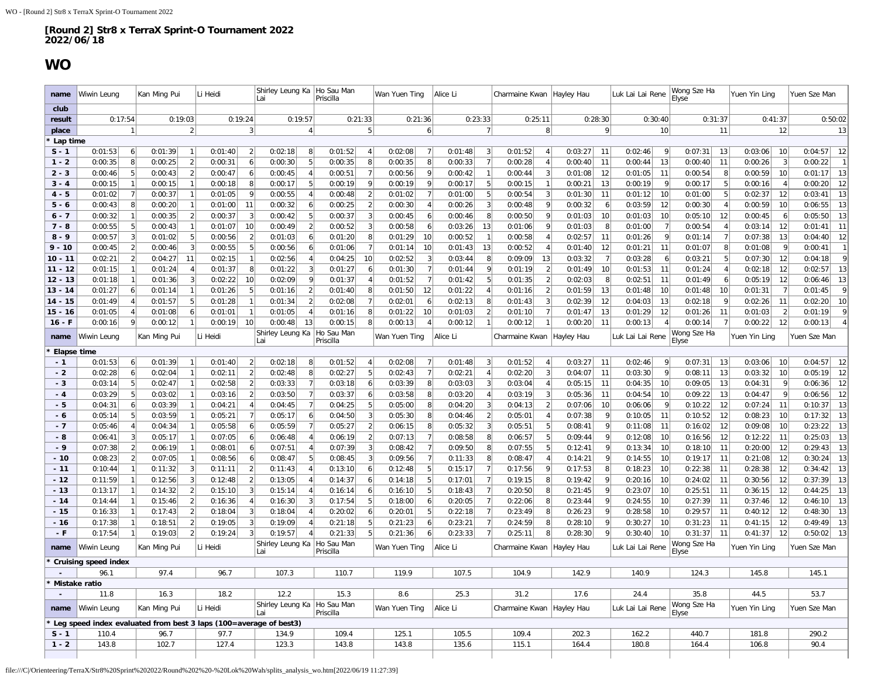# [Round 2] Str8 x TerraX Sprint-O Tournament 2022
# 2022/06/18

## WO

| name | Wiwin Leung | | Kan Ming Pui | | Li Heidi | | Shirley Leung Ka Lai | | Ho Sau Man Priscilla | | Wan Yuen Ting | | Alice Li | | Charmaine Kwan | | Hayley Hau | | Luk Lai Lai Rene | | Wong Sze Ha Elyse | | Yuen Yin Ling | | Yuen Sze Man | |
|---|---|---|---|---|---|---|---|---|---|---|---|---|---|---|---|---|---|---|---|---|---|---|---|---|---|---|
| club | | | | | | | | | | | | | | | | | | | | | | | | | | |
| result | 0:17:54 | | 0:19:03 | | 0:19:24 | | 0:19:57 | | 0:21:33 | | 0:21:36 | | 0:23:33 | | 0:25:11 | | 0:28:30 | | 0:30:40 | | 0:31:37 | | 0:41:37 | | 0:50:02 | |
| place | 1 | | 2 | | 3 | | 4 | | 5 | | 6 | | 7 | | 8 | | 9 | | 10 | | 11 | | 12 | | 13 | |
| * Lap time | | | | | | | | | | | | | | | | | | | | | | | | | | |
| S - 1 | 0:01:53 | 6 | 0:01:39 | 1 | 0:01:40 | 2 | 0:02:18 | 8 | 0:01:52 | 4 | 0:02:08 | 7 | 0:01:48 | 3 | 0:01:52 | 4 | 0:03:27 | 11 | 0:02:46 | 9 | 0:07:31 | 13 | 0:03:06 | 10 | 0:04:57 | 12 |
| 1 - 2 | 0:00:35 | 8 | 0:00:25 | 2 | 0:00:31 | 6 | 0:00:30 | 5 | 0:00:35 | 8 | 0:00:35 | 8 | 0:00:33 | 7 | 0:00:28 | 4 | 0:00:40 | 11 | 0:00:44 | 13 | 0:00:40 | 11 | 0:00:26 | 3 | 0:00:22 | 1 |
| 2 - 3 | 0:00:46 | 5 | 0:00:43 | 2 | 0:00:47 | 6 | 0:00:45 | 4 | 0:00:51 | 7 | 0:00:56 | 9 | 0:00:42 | 1 | 0:00:44 | 3 | 0:01:08 | 12 | 0:01:05 | 11 | 0:00:54 | 8 | 0:00:59 | 10 | 0:01:17 | 13 |
| 3 - 4 | 0:00:15 | 1 | 0:00:15 | 1 | 0:00:18 | 8 | 0:00:17 | 5 | 0:00:19 | 9 | 0:00:19 | 9 | 0:00:17 | 5 | 0:00:15 | 1 | 0:00:21 | 13 | 0:00:19 | 9 | 0:00:17 | 5 | 0:00:16 | 4 | 0:00:20 | 12 |
| 4 - 5 | 0:01:02 | 7 | 0:00:37 | 1 | 0:01:05 | 9 | 0:00:55 | 4 | 0:00:48 | 2 | 0:01:02 | 7 | 0:01:00 | 5 | 0:00:54 | 3 | 0:01:30 | 11 | 0:01:12 | 10 | 0:01:00 | 5 | 0:02:37 | 12 | 0:03:41 | 13 |
| 5 - 6 | 0:00:43 | 8 | 0:00:20 | 1 | 0:01:00 | 11 | 0:00:32 | 6 | 0:00:25 | 2 | 0:00:30 | 4 | 0:00:26 | 3 | 0:00:48 | 9 | 0:00:32 | 6 | 0:03:59 | 12 | 0:00:30 | 4 | 0:00:59 | 10 | 0:06:55 | 13 |
| 6 - 7 | 0:00:32 | 1 | 0:00:35 | 2 | 0:00:37 | 3 | 0:00:42 | 5 | 0:00:37 | 3 | 0:00:45 | 6 | 0:00:46 | 8 | 0:00:50 | 9 | 0:01:03 | 10 | 0:01:03 | 10 | 0:05:10 | 12 | 0:00:45 | 6 | 0:05:50 | 13 |
| 7 - 8 | 0:00:55 | 5 | 0:00:43 | 1 | 0:01:07 | 10 | 0:00:49 | 2 | 0:00:52 | 3 | 0:00:58 | 6 | 0:03:26 | 13 | 0:01:06 | 9 | 0:01:03 | 8 | 0:01:00 | 7 | 0:00:54 | 4 | 0:03:14 | 12 | 0:01:41 | 11 |
| 8 - 9 | 0:00:57 | 3 | 0:01:02 | 5 | 0:00:56 | 2 | 0:01:03 | 6 | 0:01:20 | 8 | 0:01:29 | 10 | 0:00:52 | 1 | 0:00:58 | 4 | 0:02:57 | 11 | 0:01:26 | 9 | 0:01:14 | 7 | 0:07:38 | 13 | 0:04:40 | 12 |
| 9 - 10 | 0:00:45 | 2 | 0:00:46 | 3 | 0:00:55 | 5 | 0:00:56 | 6 | 0:01:06 | 7 | 0:01:14 | 10 | 0:01:43 | 13 | 0:00:52 | 4 | 0:01:40 | 12 | 0:01:21 | 11 | 0:01:07 | 8 | 0:01:08 | 9 | 0:00:41 | 1 |
| 10 - 11 | 0:02:21 | 2 | 0:04:27 | 11 | 0:02:15 | 1 | 0:02:56 | 4 | 0:04:25 | 10 | 0:02:52 | 3 | 0:03:44 | 8 | 0:09:09 | 13 | 0:03:32 | 7 | 0:03:28 | 6 | 0:03:21 | 5 | 0:07:30 | 12 | 0:04:18 | 9 |
| 11 - 12 | 0:01:15 | 1 | 0:01:24 | 4 | 0:01:37 | 8 | 0:01:22 | 3 | 0:01:27 | 6 | 0:01:30 | 7 | 0:01:44 | 9 | 0:01:19 | 2 | 0:01:49 | 10 | 0:01:53 | 11 | 0:01:24 | 4 | 0:02:18 | 12 | 0:02:57 | 13 |
| 12 - 13 | 0:01:18 | 1 | 0:01:36 | 3 | 0:02:22 | 10 | 0:02:09 | 9 | 0:01:37 | 4 | 0:01:52 | 7 | 0:01:42 | 5 | 0:01:35 | 2 | 0:02:03 | 8 | 0:02:51 | 11 | 0:01:49 | 6 | 0:05:19 | 12 | 0:06:46 | 13 |
| 13 - 14 | 0:01:27 | 6 | 0:01:14 | 1 | 0:01:26 | 5 | 0:01:16 | 2 | 0:01:40 | 8 | 0:01:50 | 12 | 0:01:22 | 4 | 0:01:16 | 2 | 0:01:59 | 13 | 0:01:48 | 10 | 0:01:48 | 10 | 0:01:31 | 7 | 0:01:45 | 9 |
| 14 - 15 | 0:01:49 | 4 | 0:01:57 | 5 | 0:01:28 | 1 | 0:01:34 | 2 | 0:02:08 | 7 | 0:02:01 | 6 | 0:02:13 | 8 | 0:01:43 | 3 | 0:02:39 | 12 | 0:04:03 | 13 | 0:02:18 | 9 | 0:02:26 | 11 | 0:02:20 | 10 |
| 15 - 16 | 0:01:05 | 4 | 0:01:08 | 6 | 0:01:01 | 1 | 0:01:05 | 4 | 0:01:16 | 8 | 0:01:22 | 10 | 0:01:03 | 2 | 0:01:10 | 7 | 0:01:47 | 13 | 0:01:29 | 12 | 0:01:26 | 11 | 0:01:03 | 2 | 0:01:19 | 9 |
| 16 - F | 0:00:16 | 9 | 0:00:12 | 1 | 0:00:19 | 10 | 0:00:48 | 13 | 0:00:15 | 8 | 0:00:13 | 4 | 0:00:12 | 1 | 0:00:12 | 1 | 0:00:20 | 11 | 0:00:13 | 4 | 0:00:14 | 7 | 0:00:22 | 12 | 0:00:13 | 4 |
| name | Wiwin Leung | | Kan Ming Pui | | Li Heidi | | Shirley Leung Ka Lai | | Ho Sau Man Priscilla | | Wan Yuen Ting | | Alice Li | | Charmaine Kwan | | Hayley Hau | | Luk Lai Lai Rene | | Wong Sze Ha Elyse | | Yuen Yin Ling | | Yuen Sze Man | |
| * Elapse time | | | | | | | | | | | | | | | | | | | | | | | | | | |
| - 1 | 0:01:53 | 6 | 0:01:39 | 1 | 0:01:40 | 2 | 0:02:18 | 8 | 0:01:52 | 4 | 0:02:08 | 7 | 0:01:48 | 3 | 0:01:52 | 4 | 0:03:27 | 11 | 0:02:46 | 9 | 0:07:31 | 13 | 0:03:06 | 10 | 0:04:57 | 12 |
| - 2 | 0:02:28 | 6 | 0:02:04 | 1 | 0:02:11 | 2 | 0:02:48 | 8 | 0:02:27 | 5 | 0:02:43 | 7 | 0:02:21 | 4 | 0:02:20 | 3 | 0:04:07 | 11 | 0:03:30 | 9 | 0:08:11 | 13 | 0:03:32 | 10 | 0:05:19 | 12 |
| - 3 | 0:03:14 | 5 | 0:02:47 | 1 | 0:02:58 | 2 | 0:03:33 | 7 | 0:03:18 | 6 | 0:03:39 | 8 | 0:03:03 | 3 | 0:03:04 | 4 | 0:05:15 | 11 | 0:04:35 | 10 | 0:09:05 | 13 | 0:04:31 | 9 | 0:06:36 | 12 |
| - 4 | 0:03:29 | 5 | 0:03:02 | 1 | 0:03:16 | 2 | 0:03:50 | 7 | 0:03:37 | 6 | 0:03:58 | 8 | 0:03:20 | 4 | 0:03:19 | 3 | 0:05:36 | 11 | 0:04:54 | 10 | 0:09:22 | 13 | 0:04:47 | 9 | 0:06:56 | 12 |
| - 5 | 0:04:31 | 6 | 0:03:39 | 1 | 0:04:21 | 4 | 0:04:45 | 7 | 0:04:25 | 5 | 0:05:00 | 8 | 0:04:20 | 3 | 0:04:13 | 2 | 0:07:06 | 10 | 0:06:06 | 9 | 0:10:22 | 12 | 0:07:24 | 11 | 0:10:37 | 13 |
| - 6 | 0:05:14 | 5 | 0:03:59 | 1 | 0:05:21 | 7 | 0:05:17 | 6 | 0:04:50 | 3 | 0:05:30 | 8 | 0:04:46 | 2 | 0:05:01 | 4 | 0:07:38 | 9 | 0:10:05 | 11 | 0:10:52 | 12 | 0:08:23 | 10 | 0:17:32 | 13 |
| - 7 | 0:05:46 | 4 | 0:04:34 | 1 | 0:05:58 | 6 | 0:05:59 | 7 | 0:05:27 | 2 | 0:06:15 | 8 | 0:05:32 | 3 | 0:05:51 | 5 | 0:08:41 | 9 | 0:11:08 | 11 | 0:16:02 | 12 | 0:09:08 | 10 | 0:23:22 | 13 |
| - 8 | 0:06:41 | 3 | 0:05:17 | 1 | 0:07:05 | 6 | 0:06:48 | 4 | 0:06:19 | 2 | 0:07:13 | 7 | 0:08:58 | 8 | 0:06:57 | 5 | 0:09:44 | 9 | 0:12:08 | 10 | 0:16:56 | 12 | 0:12:22 | 11 | 0:25:03 | 13 |
| - 9 | 0:07:38 | 2 | 0:06:19 | 1 | 0:08:01 | 6 | 0:07:51 | 4 | 0:07:39 | 3 | 0:08:42 | 7 | 0:09:50 | 8 | 0:07:55 | 5 | 0:12:41 | 9 | 0:13:34 | 10 | 0:18:10 | 11 | 0:20:00 | 12 | 0:29:43 | 13 |
| - 10 | 0:08:23 | 2 | 0:07:05 | 1 | 0:08:56 | 6 | 0:08:47 | 5 | 0:08:45 | 3 | 0:09:56 | 7 | 0:11:33 | 8 | 0:08:47 | 4 | 0:14:21 | 9 | 0:14:55 | 10 | 0:19:17 | 11 | 0:21:08 | 12 | 0:30:24 | 13 |
| - 11 | 0:10:44 | 1 | 0:11:32 | 3 | 0:11:11 | 2 | 0:11:43 | 4 | 0:13:10 | 6 | 0:12:48 | 5 | 0:15:17 | 7 | 0:17:56 | 9 | 0:17:53 | 8 | 0:18:23 | 10 | 0:22:38 | 11 | 0:28:38 | 12 | 0:34:42 | 13 |
| - 12 | 0:11:59 | 1 | 0:12:56 | 3 | 0:12:48 | 2 | 0:13:05 | 4 | 0:14:37 | 6 | 0:14:18 | 5 | 0:17:01 | 7 | 0:19:15 | 8 | 0:19:42 | 9 | 0:20:16 | 10 | 0:24:02 | 11 | 0:30:56 | 12 | 0:37:39 | 13 |
| - 13 | 0:13:17 | 1 | 0:14:32 | 2 | 0:15:10 | 3 | 0:15:14 | 4 | 0:16:14 | 6 | 0:16:10 | 5 | 0:18:43 | 7 | 0:20:50 | 8 | 0:21:45 | 9 | 0:23:07 | 10 | 0:25:51 | 11 | 0:36:15 | 12 | 0:44:25 | 13 |
| - 14 | 0:14:44 | 1 | 0:15:46 | 2 | 0:16:36 | 4 | 0:16:30 | 3 | 0:17:54 | 5 | 0:18:00 | 6 | 0:20:05 | 7 | 0:22:06 | 8 | 0:23:44 | 9 | 0:24:55 | 10 | 0:27:39 | 11 | 0:37:46 | 12 | 0:46:10 | 13 |
| - 15 | 0:16:33 | 1 | 0:17:43 | 2 | 0:18:04 | 3 | 0:18:04 | 4 | 0:20:02 | 6 | 0:20:01 | 5 | 0:22:18 | 7 | 0:23:49 | 8 | 0:26:23 | 9 | 0:28:58 | 10 | 0:29:57 | 11 | 0:40:12 | 12 | 0:48:30 | 13 |
| - 16 | 0:17:38 | 1 | 0:18:51 | 2 | 0:19:05 | 3 | 0:19:09 | 4 | 0:21:18 | 5 | 0:21:23 | 6 | 0:23:21 | 7 | 0:24:59 | 8 | 0:28:10 | 9 | 0:30:27 | 10 | 0:31:23 | 11 | 0:41:15 | 12 | 0:49:49 | 13 |
| - F | 0:17:54 | 1 | 0:19:03 | 2 | 0:19:24 | 3 | 0:19:57 | 4 | 0:21:33 | 5 | 0:21:36 | 6 | 0:23:33 | 7 | 0:25:11 | 8 | 0:28:30 | 9 | 0:30:40 | 10 | 0:31:37 | 11 | 0:41:37 | 12 | 0:50:02 | 13 |
| name | Wiwin Leung | | Kan Ming Pui | | Li Heidi | | Shirley Leung Ka Lai | | Ho Sau Man Priscilla | | Wan Yuen Ting | | Alice Li | | Charmaine Kwan | | Hayley Hau | | Luk Lai Lai Rene | | Wong Sze Ha Elyse | | Yuen Yin Ling | | Yuen Sze Man | |
| * Cruising speed index | | | | | | | | | | | | | | | | | | | | | | | | | | |
| - | 96.1 | | 97.4 | | 96.7 | | 107.3 | | 110.7 | | 119.9 | | 107.5 | | 104.9 | | 142.9 | | 140.9 | | 124.3 | | 145.8 | | 145.1 | |
| * Mistake ratio | | | | | | | | | | | | | | | | | | | | | | | | | | |
| - | 11.8 | | 16.3 | | 18.2 | | 12.2 | | 15.3 | | 8.6 | | 25.3 | | 31.2 | | 17.6 | | 24.4 | | 35.8 | | 44.5 | | 53.7 | |
| name | Wiwin Leung | | Kan Ming Pui | | Li Heidi | | Shirley Leung Ka Lai | | Ho Sau Man Priscilla | | Wan Yuen Ting | | Alice Li | | Charmaine Kwan | | Hayley Hau | | Luk Lai Lai Rene | | Wong Sze Ha Elyse | | Yuen Yin Ling | | Yuen Sze Man | |
| * Leg speed index evaluated from best 3 laps (100=average of best3) | | | | | | | | | | | | | | | | | | | | | | | | | | |
| S - 1 | 110.4 | | 96.7 | | 97.7 | | 134.9 | | 109.4 | | 125.1 | | 105.5 | | 109.4 | | 202.3 | | 162.2 | | 440.7 | | 181.8 | | 290.2 | |
| 1 - 2 | 143.8 | | 102.7 | | 127.4 | | 123.3 | | 143.8 | | 143.8 | | 135.6 | | 115.1 | | 164.4 | | 180.8 | | 164.4 | | 106.8 | | 90.4 | |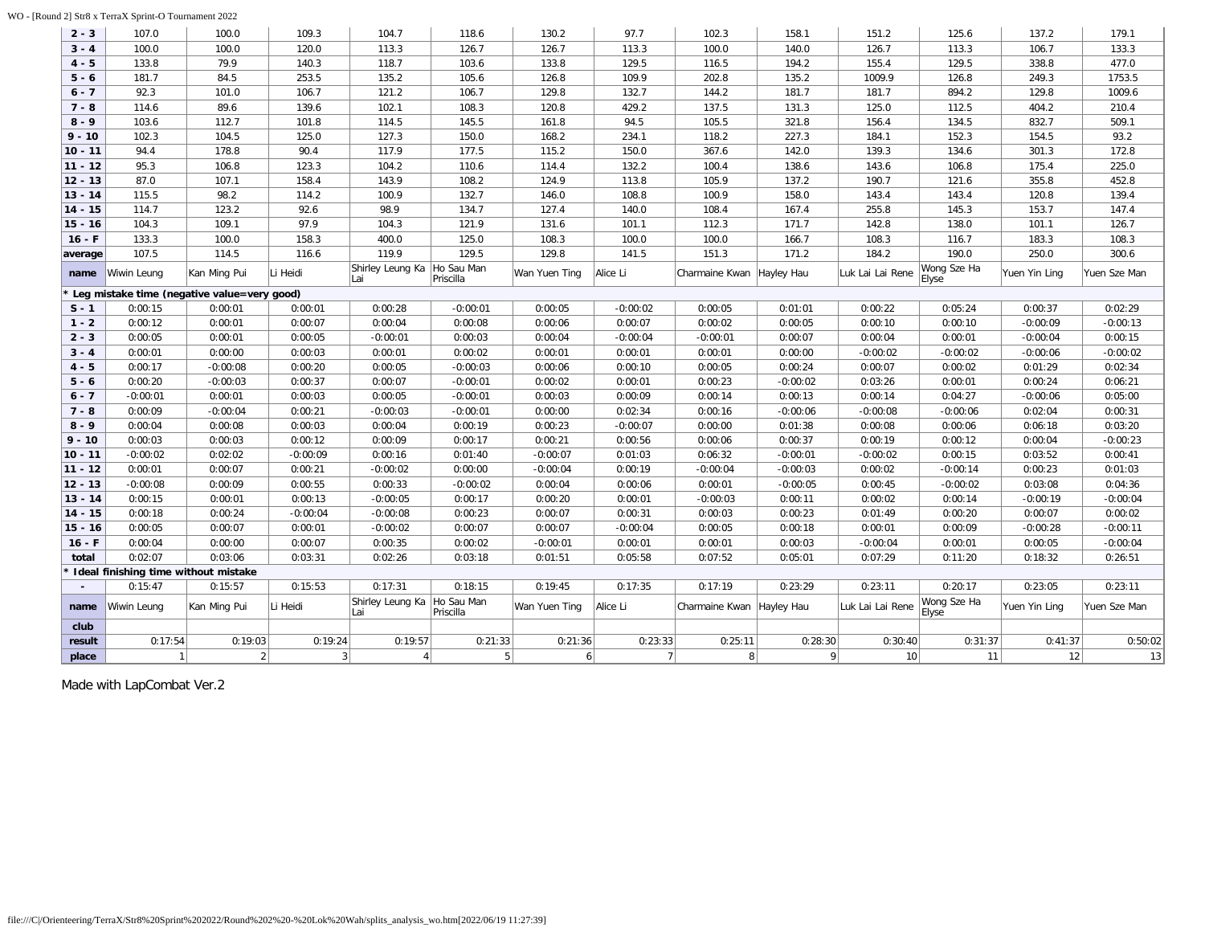| | | | | | | | | | | | | | |
|---|---|---|---|---|---|---|---|---|---|---|---|---|---|
| **2 - 3** | 107.0 | 100.0 | 109.3 | 104.7 | 118.6 | 130.2 | 97.7 | 102.3 | 158.1 | 151.2 | 125.6 | 137.2 | 179.1 |
| **3 - 4** | 100.0 | 100.0 | 120.0 | 113.3 | 126.7 | 126.7 | 113.3 | 100.0 | 140.0 | 126.7 | 113.3 | 106.7 | 133.3 |
| **4 - 5** | 133.8 | 79.9 | 140.3 | 118.7 | 103.6 | 133.8 | 129.5 | 116.5 | 194.2 | 155.4 | 129.5 | 338.8 | 477.0 |
| **5 - 6** | 181.7 | 84.5 | 253.5 | 135.2 | 105.6 | 126.8 | 109.9 | 202.8 | 135.2 | 1009.9 | 126.8 | 249.3 | 1753.5 |
| **6 - 7** | 92.3 | 101.0 | 106.7 | 121.2 | 106.7 | 129.8 | 132.7 | 144.2 | 181.7 | 181.7 | 894.2 | 129.8 | 1009.6 |
| **7 - 8** | 114.6 | 89.6 | 139.6 | 102.1 | 108.3 | 120.8 | 429.2 | 137.5 | 131.3 | 125.0 | 112.5 | 404.2 | 210.4 |
| **8 - 9** | 103.6 | 112.7 | 101.8 | 114.5 | 145.5 | 161.8 | 94.5 | 105.5 | 321.8 | 156.4 | 134.5 | 832.7 | 509.1 |
| **9 - 10** | 102.3 | 104.5 | 125.0 | 127.3 | 150.0 | 168.2 | 234.1 | 118.2 | 227.3 | 184.1 | 152.3 | 154.5 | 93.2 |
| **10 - 11** | 94.4 | 178.8 | 90.4 | 117.9 | 177.5 | 115.2 | 150.0 | 367.6 | 142.0 | 139.3 | 134.6 | 301.3 | 172.8 |
| **11 - 12** | 95.3 | 106.8 | 123.3 | 104.2 | 110.6 | 114.4 | 132.2 | 100.4 | 138.6 | 143.6 | 106.8 | 175.4 | 225.0 |
| **12 - 13** | 87.0 | 107.1 | 158.4 | 143.9 | 108.2 | 124.9 | 113.8 | 105.9 | 137.2 | 190.7 | 121.6 | 355.8 | 452.8 |
| **13 - 14** | 115.5 | 98.2 | 114.2 | 100.9 | 132.7 | 146.0 | 108.8 | 100.9 | 158.0 | 143.4 | 143.4 | 120.8 | 139.4 |
| **14 - 15** | 114.7 | 123.2 | 92.6 | 98.9 | 134.7 | 127.4 | 140.0 | 108.4 | 167.4 | 255.8 | 145.3 | 153.7 | 147.4 |
| **15 - 16** | 104.3 | 109.1 | 97.9 | 104.3 | 121.9 | 131.6 | 101.1 | 112.3 | 171.7 | 142.8 | 138.0 | 101.1 | 126.7 |
| **16 - F** | 133.3 | 100.0 | 158.3 | 400.0 | 125.0 | 108.3 | 100.0 | 100.0 | 166.7 | 108.3 | 116.7 | 183.3 | 108.3 |
| **average** | 107.5 | 114.5 | 116.6 | 119.9 | 129.5 | 129.8 | 141.5 | 151.3 | 171.2 | 184.2 | 190.0 | 250.0 | 300.6 |
| **name** | Wiwin Leung | Kan Ming Pui | Li Heidi | Shirley Leung Ka Lai | Ho Sau Man Priscilla | Wan Yuen Ting | Alice Li | Charmaine Kwan | Hayley Hau | Luk Lai Lai Rene | Wong Sze Ha Elyse | Yuen Yin Ling | Yuen Sze Man |
| **\* Leg mistake time (negative value=very good)** | | | | | | | | | | | | | |
| **S - 1** | 0:00:15 | 0:00:01 | 0:00:01 | 0:00:28 | -0:00:01 | 0:00:05 | -0:00:02 | 0:00:05 | 0:01:01 | 0:00:22 | 0:05:24 | 0:00:37 | 0:02:29 |
| **1 - 2** | 0:00:12 | 0:00:01 | 0:00:07 | 0:00:04 | 0:00:08 | 0:00:06 | 0:00:07 | 0:00:02 | 0:00:05 | 0:00:10 | 0:00:10 | -0:00:09 | -0:00:13 |
| **2 - 3** | 0:00:05 | 0:00:01 | 0:00:05 | -0:00:01 | 0:00:03 | 0:00:04 | -0:00:04 | -0:00:01 | 0:00:07 | 0:00:04 | 0:00:01 | -0:00:04 | 0:00:15 |
| **3 - 4** | 0:00:01 | 0:00:00 | 0:00:03 | 0:00:01 | 0:00:02 | 0:00:01 | 0:00:01 | 0:00:01 | 0:00:00 | -0:00:02 | -0:00:02 | -0:00:06 | -0:00:02 |
| **4 - 5** | 0:00:17 | -0:00:08 | 0:00:20 | 0:00:05 | -0:00:03 | 0:00:06 | 0:00:10 | 0:00:05 | 0:00:24 | 0:00:07 | 0:00:02 | 0:01:29 | 0:02:34 |
| **5 - 6** | 0:00:20 | -0:00:03 | 0:00:37 | 0:00:07 | -0:00:01 | 0:00:02 | 0:00:01 | 0:00:23 | -0:00:02 | 0:03:26 | 0:00:01 | 0:00:24 | 0:06:21 |
| **6 - 7** | -0:00:01 | 0:00:01 | 0:00:03 | 0:00:05 | -0:00:01 | 0:00:03 | 0:00:09 | 0:00:14 | 0:00:13 | 0:00:14 | 0:04:27 | -0:00:06 | 0:05:00 |
| **7 - 8** | 0:00:09 | -0:00:04 | 0:00:21 | -0:00:03 | -0:00:01 | 0:00:00 | 0:02:34 | 0:00:16 | -0:00:06 | -0:00:08 | -0:00:06 | 0:02:04 | 0:00:31 |
| **8 - 9** | 0:00:04 | 0:00:08 | 0:00:03 | 0:00:04 | 0:00:19 | 0:00:23 | -0:00:07 | 0:00:00 | 0:01:38 | 0:00:08 | 0:00:06 | 0:06:18 | 0:03:20 |
| **9 - 10** | 0:00:03 | 0:00:03 | 0:00:12 | 0:00:09 | 0:00:17 | 0:00:21 | 0:00:56 | 0:00:06 | 0:00:37 | 0:00:19 | 0:00:12 | 0:00:04 | -0:00:23 |
| **10 - 11** | -0:00:02 | 0:02:02 | -0:00:09 | 0:00:16 | 0:01:40 | -0:00:07 | 0:01:03 | 0:06:32 | -0:00:01 | -0:00:02 | 0:00:15 | 0:03:52 | 0:00:41 |
| **11 - 12** | 0:00:01 | 0:00:07 | 0:00:21 | -0:00:02 | 0:00:00 | -0:00:04 | 0:00:19 | -0:00:04 | -0:00:03 | 0:00:02 | -0:00:14 | 0:00:23 | 0:01:03 |
| **12 - 13** | -0:00:08 | 0:00:09 | 0:00:55 | 0:00:33 | -0:00:02 | 0:00:04 | 0:00:06 | 0:00:01 | -0:00:05 | 0:00:45 | -0:00:02 | 0:03:08 | 0:04:36 |
| **13 - 14** | 0:00:15 | 0:00:01 | 0:00:13 | -0:00:05 | 0:00:17 | 0:00:20 | 0:00:01 | -0:00:03 | 0:00:11 | 0:00:02 | 0:00:14 | -0:00:19 | -0:00:04 |
| **14 - 15** | 0:00:18 | 0:00:24 | -0:00:04 | -0:00:08 | 0:00:23 | 0:00:07 | 0:00:31 | 0:00:03 | 0:00:23 | 0:01:49 | 0:00:20 | 0:00:07 | 0:00:02 |
| **15 - 16** | 0:00:05 | 0:00:07 | 0:00:01 | -0:00:02 | 0:00:07 | 0:00:07 | -0:00:04 | 0:00:05 | 0:00:18 | 0:00:01 | 0:00:09 | -0:00:28 | -0:00:11 |
| **16 - F** | 0:00:04 | 0:00:00 | 0:00:07 | 0:00:35 | 0:00:02 | -0:00:01 | 0:00:01 | 0:00:01 | 0:00:03 | -0:00:04 | 0:00:01 | 0:00:05 | -0:00:04 |
| **total** | 0:02:07 | 0:03:06 | 0:03:31 | 0:02:26 | 0:03:18 | 0:01:51 | 0:05:58 | 0:07:52 | 0:05:01 | 0:07:29 | 0:11:20 | 0:18:32 | 0:26:51 |
| **\* Ideal finishing time without mistake** | | | | | | | | | | | | | |
| **-** | 0:15:47 | 0:15:57 | 0:15:53 | 0:17:31 | 0:18:15 | 0:19:45 | 0:17:35 | 0:17:19 | 0:23:29 | 0:23:11 | 0:20:17 | 0:23:05 | 0:23:11 |
| **name** | Wiwin Leung | Kan Ming Pui | Li Heidi | Shirley Leung Ka Lai | Ho Sau Man Priscilla | Wan Yuen Ting | Alice Li | Charmaine Kwan | Hayley Hau | Luk Lai Lai Rene | Wong Sze Ha Elyse | Yuen Yin Ling | Yuen Sze Man |
| **club** | | | | | | | | | | | | | |
| **result** | 0:17:54 | 0:19:03 | 0:19:24 | 0:19:57 | 0:21:33 | 0:21:36 | 0:23:33 | 0:25:11 | 0:28:30 | 0:30:40 | 0:31:37 | 0:41:37 | 0:50:02 |
| **place** | 1 | 2 | 3 | 4 | 5 | 6 | 7 | 8 | 9 | 10 | 11 | 12 | 13 |

Made with LapCombat Ver.2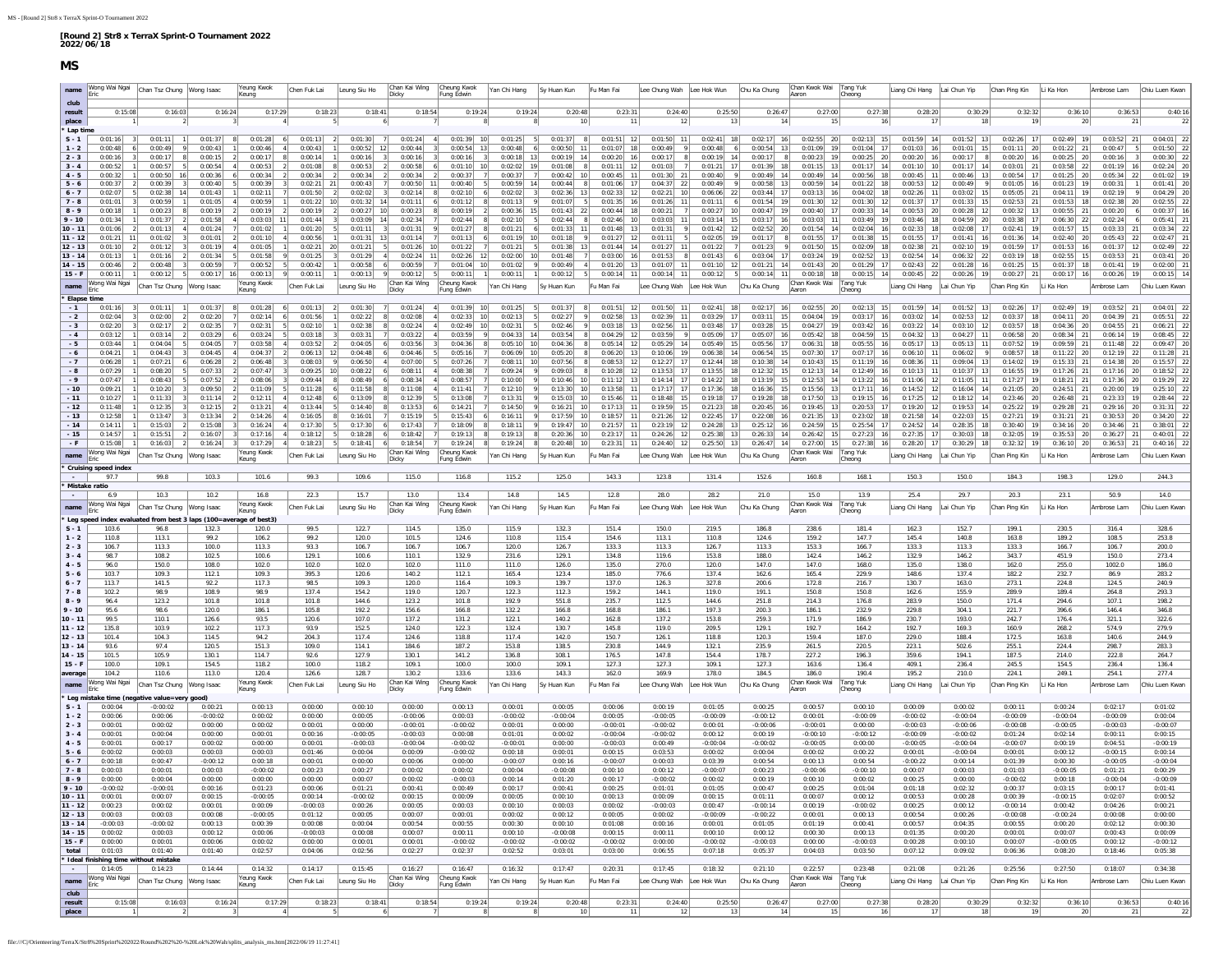**[Round 2] Str8 x TerraX Sprint-O Tournament 2022**
**2022/06/18**

## MS

| name | Wong Wai Ngai Eric | Chan Tsz Chung | Wong Isaac | Yeung Kwok Keung | Chen Fuk Lai | Leung Siu Ho | Chan Kai Wing Dicky | Cheung Kwok Fung Edwin | Yan Chi Hang | Sy Huan Kun | Fu Man Fai | Lee Chung Wah | Lee Hok Wun | Chu Ka Chung | Chan Kwok Wai Aaron | Tang Yuk Cheong | Liang Chi Hang | Lai Chun Yip | Chan Ping Kin | Li Ka Hon | Ambrose Lam | Chiu Luen Kwan |
|---|---|---|---|---|---|---|---|---|---|---|---|---|---|---|---|---|---|---|---|---|---|---|
| club | | | | | | | | | | | | | | | | | | | | | | |
| result | 0:15:08 | 0:16:03 | 0:16:24 | 0:17:29 | 0:18:23 | 0:18:41 | 0:18:54 | 0:19:24 | 0:19:24 | 0:20:48 | 0:23:31 | 0:24:40 | 0:25:50 | 0:26:47 | 0:27:00 | 0:27:38 | 0:28:20 | 0:30:29 | 0:32:32 | 0:36:10 | 0:36:53 | 0:40:16 |
| place | 1 | 2 | 3 | 4 | 5 | 6 | 7 | 8 | 8 | 10 | 11 | 12 | 13 | 14 | 15 | 16 | 17 | 18 | 19 | 20 | 21 | 22 |
| * Lap time | | | | | | | | | | | | | | | | | | | | | | |
| S - 1 | 0:01:16 3 | 0:01:11 1 | 0:01:37 8 | 0:01:28 6 | 0:01:13 2 | 0:01:30 7 | 0:01:24 4 | 0:01:39 10 | 0:01:25 5 | 0:01:37 8 | 0:01:51 12 | 0:01:50 11 | 0:02:41 18 | 0:02:17 16 | 0:02:55 20 | 0:02:13 15 | 0:01:59 14 | 0:01:52 13 | 0:02:26 17 | 0:02:49 19 | 0:03:52 21 | 0:04:01 22 |
| 1 - 2 | 0:00:48 6 | 0:00:49 9 | 0:00:43 1 | 0:00:46 4 | 0:00:43 1 | 0:00:52 12 | 0:00:44 3 | 0:00:54 13 | 0:00:48 6 | 0:00:50 11 | 0:01:07 18 | 0:00:49 9 | 0:00:48 6 | 0:00:54 13 | 0:01:09 19 | 0:01:04 17 | 0:01:03 16 | 0:01:01 15 | 0:01:11 20 | 0:01:22 21 | 0:00:47 5 | 0:01:50 22 |
| 2 - 3 | 0:00:16 3 | 0:00:17 8 | 0:00:15 2 | 0:00:17 8 | 0:00:14 1 | 0:00:16 3 | 0:00:16 3 | 0:00:16 3 | 0:00:18 13 | 0:00:19 14 | 0:00:20 16 | 0:00:17 8 | 0:00:19 14 | 0:00:17 8 | 0:00:23 19 | 0:00:25 20 | 0:00:20 16 | 0:00:17 8 | 0:00:20 16 | 0:00:25 20 | 0:00:16 3 | 0:00:30 22 |
| 3 - 4 | 0:00:52 1 | 0:00:57 5 | 0:00:54 4 | 0:00:53 2 | 0:01:08 8 | 0:00:53 2 | 0:00:58 6 | 0:01:10 10 | 0:02:02 19 | 0:01:08 8 | 0:01:11 12 | 0:01:03 7 | 0:01:21 17 | 0:01:39 18 | 0:01:15 13 | 0:01:17 14 | 0:01:10 10 | 0:01:17 14 | 0:03:01 21 | 0:03:58 22 | 0:01:19 16 | 0:02:24 20 |
| 4 - 5 | 0:00:32 1 | 0:00:50 16 | 0:00:36 6 | 0:00:34 2 | 0:00:34 2 | 0:00:34 2 | 0:00:34 2 | 0:00:37 7 | 0:00:37 7 | 0:00:42 10 | 0:00:45 11 | 0:01:30 21 | 0:00:40 9 | 0:00:49 14 | 0:00:49 14 | 0:00:56 18 | 0:00:45 11 | 0:00:46 13 | 0:00:54 17 | 0:01:25 20 | 0:05:34 22 | 0:01:02 19 |
| 5 - 6 | 0:00:37 2 | 0:00:39 3 | 0:00:40 5 | 0:00:39 3 | 0:02:21 21 | 0:00:43 7 | 0:00:50 11 | 0:00:40 5 | 0:00:59 14 | 0:00:44 8 | 0:01:06 17 | 0:04:37 22 | 0:00:49 9 | 0:00:58 13 | 0:00:59 14 | 0:01:22 18 | 0:00:53 12 | 0:00:49 9 | 0:01:05 16 | 0:01:23 19 | 0:00:31 1 | 0:01:41 20 |
| 6 - 7 | 0:02:07 5 | 0:02:38 14 | 0:01:43 1 | 0:02:11 7 | 0:01:50 2 | 0:02:02 3 | 0:02:14 8 | 0:02:10 6 | 0:02:02 3 | 0:02:36 13 | 0:02:33 12 | 0:02:21 10 | 0:06:06 22 | 0:03:44 17 | 0:03:13 16 | 0:04:02 18 | 0:02:26 11 | 0:03:02 15 | 0:05:05 21 | 0:04:11 19 | 0:02:19 9 | 0:04:29 20 |
| 7 - 8 | 0:01:01 3 | 0:00:59 1 | 0:01:05 4 | 0:00:59 1 | 0:01:22 10 | 0:01:32 14 | 0:01:11 6 | 0:01:12 8 | 0:01:13 9 | 0:01:07 5 | 0:01:35 16 | 0:01:26 11 | 0:01:11 6 | 0:01:54 19 | 0:01:30 12 | 0:01:30 12 | 0:01:37 17 | 0:01:33 15 | 0:02:53 21 | 0:01:53 18 | 0:02:38 20 | 0:02:55 22 |
| 8 - 9 | 0:00:18 1 | 0:00:23 8 | 0:00:19 2 | 0:00:19 2 | 0:00:19 2 | 0:00:27 10 | 0:00:23 8 | 0:00:19 2 | 0:00:36 15 | 0:01:43 22 | 0:00:44 18 | 0:00:21 7 | 0:00:27 10 | 0:00:47 19 | 0:00:40 17 | 0:00:33 14 | 0:00:53 20 | 0:00:28 12 | 0:00:32 13 | 0:00:55 21 | 0:00:20 6 | 0:00:37 16 |
| 9 - 10 | 0:01:34 1 | 0:01:37 2 | 0:01:58 4 | 0:03:03 11 | 0:01:44 3 | 0:03:09 14 | 0:02:34 7 | 0:02:44 8 | 0:02:10 5 | 0:02:44 8 | 0:02:46 10 | 0:03:03 11 | 0:03:14 15 | 0:03:17 16 | 0:03:03 11 | 0:03:49 19 | 0:03:46 18 | 0:04:59 20 | 0:03:38 17 | 0:06:30 22 | 0:02:24 6 | 0:05:41 21 |
| 10 - 11 | 0:01:06 2 | 0:01:13 4 | 0:01:24 7 | 0:01:02 1 | 0:01:20 5 | 0:01:11 3 | 0:01:31 9 | 0:01:27 8 | 0:01:21 6 | 0:01:33 11 | 0:01:48 13 | 0:01:31 9 | 0:01:42 12 | 0:02:52 20 | 0:01:54 14 | 0:02:04 16 | 0:02:33 18 | 0:02:08 17 | 0:02:41 19 | 0:01:57 15 | 0:03:33 21 | 0:03:34 22 |
| 11 - 12 | 0:01:21 11 | 0:01:02 3 | 0:01:01 2 | 0:01:10 4 | 0:00:56 1 | 0:01:31 13 | 0:01:14 7 | 0:01:13 6 | 0:01:19 10 | 0:01:18 9 | 0:01:27 12 | 0:01:11 5 | 0:02:05 19 | 0:01:17 8 | 0:01:55 17 | 0:01:38 15 | 0:01:55 17 | 0:01:41 16 | 0:01:36 14 | 0:02:40 20 | 0:05:43 22 | 0:02:47 21 |
| 12 - 13 | 0:01:10 2 | 0:01:12 3 | 0:01:19 4 | 0:01:05 1 | 0:02:21 20 | 0:01:21 5 | 0:01:26 10 | 0:01:22 7 | 0:01:21 5 | 0:01:38 13 | 0:01:44 14 | 0:01:27 11 | 0:01:22 7 | 0:01:23 9 | 0:01:50 15 | 0:02:09 18 | 0:02:38 21 | 0:02:10 19 | 0:01:59 17 | 0:01:53 16 | 0:01:37 12 | 0:02:49 22 |
| 13 - 14 | 0:01:13 1 | 0:01:16 2 | 0:01:34 5 | 0:01:58 9 | 0:01:25 3 | 0:01:29 4 | 0:02:24 11 | 0:02:26 12 | 0:02:00 10 | 0:01:48 7 | 0:03:00 16 | 0:01:53 8 | 0:01:43 6 | 0:03:04 17 | 0:03:24 19 | 0:02:52 13 | 0:02:54 14 | 0:06:32 22 | 0:03:19 18 | 0:02:55 15 | 0:03:53 21 | 0:03:41 20 |
| 14 - 15 | 0:00:46 2 | 0:00:48 3 | 0:00:59 7 | 0:00:52 5 | 0:00:42 1 | 0:00:58 6 | 0:00:59 7 | 0:01:04 10 | 0:01:02 9 | 0:00:49 4 | 0:01:20 13 | 0:01:07 11 | 0:01:10 12 | 0:01:21 14 | 0:01:43 20 | 0:01:29 17 | 0:02:43 22 | 0:01:28 16 | 0:01:25 15 | 0:01:37 18 | 0:01:41 19 | 0:02:00 21 |
| 15 - F | 0:00:11 1 | 0:00:12 5 | 0:00:17 16 | 0:00:13 9 | 0:00:11 1 | 0:00:13 9 | 0:00:12 5 | 0:00:11 1 | 0:00:11 1 | 0:00:12 5 | 0:00:14 11 | 0:00:14 11 | 0:00:12 5 | 0:00:14 11 | 0:00:18 18 | 0:00:15 14 | 0:00:45 22 | 0:00:26 19 | 0:00:27 21 | 0:00:17 16 | 0:00:26 19 | 0:00:15 14 |
| name | Wong Wai Ngai Eric | Chan Tsz Chung | Wong Isaac | Yeung Kwok Keung | Chen Fuk Lai | Leung Siu Ho | Chan Kai Wing Dicky | Cheung Kwok Fung Edwin | Yan Chi Hang | Sy Huan Kun | Fu Man Fai | Lee Chung Wah | Lee Hok Wun | Chu Ka Chung | Chan Kwok Wai Aaron | Tang Yuk Cheong | Liang Chi Hang | Lai Chun Yip | Chan Ping Kin | Li Ka Hon | Ambrose Lam | Chiu Luen Kwan |
| * Elapse time | | | | | | | | | | | | | | | | | | | | | | |
| - 1 | 0:01:16 3 | 0:01:11 1 | 0:01:37 8 | 0:01:28 6 | 0:01:13 2 | 0:01:30 7 | 0:01:24 4 | 0:01:39 10 | 0:01:25 5 | 0:01:37 8 | 0:01:51 12 | 0:01:50 11 | 0:02:41 18 | 0:02:17 16 | 0:02:55 20 | 0:02:13 15 | 0:01:59 14 | 0:01:52 13 | 0:02:26 17 | 0:02:49 19 | 0:03:52 21 | 0:04:01 22 |
| - 2 | 0:02:04 3 | 0:02:00 2 | 0:02:20 7 | 0:02:14 6 | 0:01:56 1 | 0:02:22 8 | 0:02:08 4 | 0:02:33 10 | 0:02:13 5 | 0:02:27 9 | 0:02:58 13 | 0:02:39 11 | 0:03:29 17 | 0:03:11 15 | 0:04:04 19 | 0:03:17 16 | 0:03:02 14 | 0:02:53 12 | 0:03:37 18 | 0:04:11 20 | 0:04:39 21 | 0:05:51 22 |
| - 3 | 0:02:20 3 | 0:02:17 2 | 0:02:35 7 | 0:02:31 5 | 0:02:10 1 | 0:02:38 8 | 0:02:24 4 | 0:02:49 10 | 0:02:31 5 | 0:02:46 9 | 0:03:18 13 | 0:02:56 11 | 0:03:48 17 | 0:03:28 15 | 0:04:27 19 | 0:03:42 16 | 0:03:22 14 | 0:03:10 12 | 0:03:57 18 | 0:04:36 20 | 0:04:55 21 | 0:06:21 22 |
| - 4 | 0:03:12 1 | 0:03:14 2 | 0:03:29 6 | 0:03:24 5 | 0:03:18 3 | 0:03:31 7 | 0:03:22 4 | 0:03:59 9 | 0:04:33 14 | 0:03:54 8 | 0:04:29 12 | 0:03:59 9 | 0:05:09 17 | 0:05:07 16 | 0:05:42 18 | 0:04:59 15 | 0:04:32 13 | 0:04:27 11 | 0:06:58 20 | 0:08:34 21 | 0:06:14 19 | 0:08:45 22 |
| - 5 | 0:03:44 1 | 0:04:04 5 | 0:04:05 6 | 0:03:58 4 | 0:03:52 2 | 0:04:05 6 | 0:03:56 3 | 0:04:36 8 | 0:05:10 10 | 0:04:36 8 | 0:05:14 12 | 0:05:29 14 | 0:05:49 15 | 0:05:56 17 | 0:06:31 18 | 0:05:55 16 | 0:05:17 13 | 0:05:13 11 | 0:07:52 19 | 0:09:59 21 | 0:11:48 22 | 0:09:47 20 |
| - 6 | 0:04:21 1 | 0:04:43 3 | 0:04:45 4 | 0:04:37 2 | 0:06:13 12 | 0:04:48 6 | 0:04:46 5 | 0:05:16 7 | 0:06:09 10 | 0:05:20 8 | 0:06:20 13 | 0:10:06 19 | 0:06:38 14 | 0:06:54 15 | 0:07:30 17 | 0:07:17 16 | 0:06:10 11 | 0:06:02 9 | 0:08:57 18 | 0:11:22 20 | 0:12:19 22 | 0:11:28 21 |
| - 7 | 0:06:28 1 | 0:07:21 6 | 0:06:28 1 | 0:06:48 3 | 0:08:03 9 | 0:06:50 4 | 0:07:00 5 | 0:07:26 7 | 0:08:11 10 | 0:07:56 8 | 0:08:53 12 | 0:12:27 17 | 0:12:44 18 | 0:10:38 14 | 0:10:43 15 | 0:11:19 16 | 0:08:36 11 | 0:09:04 13 | 0:14:02 19 | 0:15:33 21 | 0:14:38 20 | 0:15:57 22 |
| - 8 | 0:07:29 1 | 0:08:20 5 | 0:07:33 2 | 0:07:47 3 | 0:09:25 10 | 0:08:22 6 | 0:08:11 4 | 0:08:38 7 | 0:09:24 9 | 0:09:03 8 | 0:10:28 12 | 0:13:53 17 | 0:13:55 18 | 0:12:32 15 | 0:12:13 14 | 0:12:49 16 | 0:10:13 11 | 0:10:37 13 | 0:16:55 19 | 0:17:26 21 | 0:17:16 20 | 0:18:52 22 |
| - 9 | 0:07:47 1 | 0:08:43 5 | 0:07:52 2 | 0:08:06 3 | 0:09:44 8 | 0:08:49 6 | 0:08:34 4 | 0:08:57 7 | 0:10:00 9 | 0:10:46 10 | 0:11:12 13 | 0:14:14 17 | 0:14:22 18 | 0:13:19 15 | 0:12:53 14 | 0:13:22 16 | 0:11:06 12 | 0:11:05 11 | 0:17:27 19 | 0:18:21 21 | 0:17:36 20 | 0:19:29 22 |
| - 10 | 0:09:21 1 | 0:10:20 3 | 0:09:50 2 | 0:11:09 5 | 0:11:28 6 | 0:11:58 8 | 0:11:08 4 | 0:11:41 7 | 0:12:10 9 | 0:13:30 10 | 0:13:58 11 | 0:17:17 17 | 0:17:36 18 | 0:16:36 15 | 0:15:56 13 | 0:17:11 16 | 0:14:52 12 | 0:16:04 14 | 0:21:05 20 | 0:24:51 21 | 0:20:00 19 | 0:25:10 22 |
| - 11 | 0:10:27 1 | 0:11:33 3 | 0:11:14 2 | 0:12:11 4 | 0:12:48 6 | 0:13:09 8 | 0:12:39 5 | 0:13:08 7 | 0:13:31 9 | 0:15:03 10 | 0:15:46 11 | 0:18:48 15 | 0:19:18 17 | 0:19:28 18 | 0:17:50 13 | 0:19:15 16 | 0:17:25 12 | 0:18:12 14 | 0:23:46 20 | 0:26:48 21 | 0:23:33 19 | 0:28:44 22 |
| - 12 | 0:11:48 1 | 0:12:35 3 | 0:12:15 2 | 0:13:21 4 | 0:13:44 5 | 0:14:40 8 | 0:13:53 6 | 0:14:21 7 | 0:14:50 9 | 0:16:21 10 | 0:17:13 11 | 0:19:59 15 | 0:21:23 18 | 0:20:45 16 | 0:19:45 13 | 0:20:53 17 | 0:19:20 12 | 0:19:53 14 | 0:25:22 19 | 0:29:28 21 | 0:29:16 20 | 0:31:31 22 |
| - 13 | 0:12:58 1 | 0:13:47 3 | 0:13:34 2 | 0:14:26 4 | 0:16:05 8 | 0:16:01 7 | 0:15:19 5 | 0:15:43 6 | 0:16:11 9 | 0:17:59 10 | 0:18:57 11 | 0:21:26 12 | 0:22:45 17 | 0:22:08 16 | 0:21:35 13 | 0:23:02 18 | 0:21:58 14 | 0:22:03 15 | 0:27:21 19 | 0:31:21 21 | 0:30:53 20 | 0:34:20 22 |
| - 14 | 0:14:11 1 | 0:15:03 2 | 0:15:08 3 | 0:16:24 4 | 0:17:30 5 | 0:17:30 5 | 0:17:43 7 | 0:18:09 8 | 0:18:11 9 | 0:19:47 10 | 0:21:57 11 | 0:23:19 12 | 0:24:28 13 | 0:25:12 16 | 0:24:59 15 | 0:25:54 17 | 0:24:52 14 | 0:28:35 18 | 0:30:40 19 | 0:34:16 20 | 0:34:46 21 | 0:38:01 22 |
| - 15 | 0:14:57 1 | 0:15:51 2 | 0:16:07 3 | 0:17:16 4 | 0:18:12 5 | 0:18:28 6 | 0:18:42 7 | 0:19:13 8 | 0:19:13 8 | 0:20:36 10 | 0:23:17 11 | 0:24:26 12 | 0:25:38 13 | 0:26:33 14 | 0:26:42 15 | 0:27:23 16 | 0:27:35 17 | 0:30:03 18 | 0:32:05 19 | 0:35:53 20 | 0:36:27 21 | 0:40:01 22 |
| - F | 0:15:08 1 | 0:16:03 2 | 0:16:24 3 | 0:17:29 4 | 0:18:23 5 | 0:18:41 6 | 0:18:54 7 | 0:19:24 8 | 0:19:24 8 | 0:20:48 10 | 0:23:31 11 | 0:24:40 12 | 0:25:50 13 | 0:26:47 14 | 0:27:00 15 | 0:27:38 16 | 0:28:20 17 | 0:30:29 18 | 0:32:32 19 | 0:36:10 20 | 0:36:53 21 | 0:40:16 22 |
| name | Wong Wai Ngai Eric | Chan Tsz Chung | Wong Isaac | Yeung Kwok Keung | Chen Fuk Lai | Leung Siu Ho | Chan Kai Wing Dicky | Cheung Kwok Fung Edwin | Yan Chi Hang | Sy Huan Kun | Fu Man Fai | Lee Chung Wah | Lee Hok Wun | Chu Ka Chung | Chan Kwok Wai Aaron | Tang Yuk Cheong | Liang Chi Hang | Lai Chun Yip | Chan Ping Kin | Li Ka Hon | Ambrose Lam | Chiu Luen Kwan |
| * Cruising speed index | | | | | | | | | | | | | | | | | | | | | | |
| - | 97.7 | 99.8 | 103.3 | 101.6 | 99.3 | 109.6 | 115.0 | 116.8 | 115.2 | 125.0 | 143.3 | 123.8 | 131.4 | 152.6 | 160.8 | 168.1 | 150.3 | 150.0 | 184.3 | 198.3 | 129.0 | 244.3 |
| * Mistake ratio | | | | | | | | | | | | | | | | | | | | | | |
| - | 6.9 | 10.3 | 10.2 | 16.8 | 22.3 | 15.7 | 13.0 | 13.4 | 14.8 | 14.5 | 12.8 | 28.0 | 28.2 | 21.0 | 15.0 | 13.9 | 25.4 | 29.7 | 20.3 | 23.1 | 50.9 | 14.0 |
| name | Wong Wai Ngai Eric | Chan Tsz Chung | Wong Isaac | Yeung Kwok Keung | Chen Fuk Lai | Leung Siu Ho | Chan Kai Wing Dicky | Cheung Kwok Fung Edwin | Yan Chi Hang | Sy Huan Kun | Fu Man Fai | Lee Chung Wah | Lee Hok Wun | Chu Ka Chung | Chan Kwok Wai Aaron | Tang Yuk Cheong | Liang Chi Hang | Lai Chun Yip | Chan Ping Kin | Li Ka Hon | Ambrose Lam | Chiu Luen Kwan |
| * Leg speed index evaluated from best 3 laps (100=average of best3) | | | | | | | | | | | | | | | | | | | | | | |
| S - 1 | 103.6 | 96.8 | 132.3 | 120.0 | 99.5 | 122.7 | 114.5 | 135.0 | 115.9 | 132.3 | 151.4 | 150.0 | 219.5 | 186.8 | 238.6 | 181.4 | 162.3 | 152.7 | 199.1 | 230.5 | 316.4 | 328.6 |
| 1 - 2 | 110.8 | 113.1 | 99.2 | 106.2 | 99.2 | 120.0 | 101.5 | 124.6 | 110.8 | 115.4 | 154.6 | 113.1 | 110.8 | 124.6 | 159.2 | 147.7 | 145.4 | 140.8 | 163.8 | 189.2 | 108.5 | 253.8 |
| 2 - 3 | 106.7 | 113.3 | 100.0 | 113.3 | 93.3 | 106.7 | 106.7 | 106.7 | 120.0 | 126.7 | 133.3 | 113.3 | 126.7 | 113.3 | 153.3 | 166.7 | 133.3 | 113.3 | 133.3 | 166.7 | 106.7 | 200.0 |
| 3 - 4 | 98.7 | 108.2 | 102.5 | 100.6 | 129.1 | 100.6 | 110.1 | 132.9 | 231.6 | 129.1 | 134.8 | 119.6 | 153.8 | 188.0 | 142.4 | 146.2 | 132.9 | 146.2 | 343.7 | 451.9 | 150.0 | 273.4 |
| 4 - 5 | 96.0 | 150.0 | 108.0 | 102.0 | 102.0 | 102.0 | 102.0 | 111.0 | 111.0 | 126.0 | 135.0 | 270.0 | 120.0 | 147.0 | 147.0 | 168.0 | 135.0 | 138.0 | 162.0 | 255.0 | 1002.0 | 186.0 |
| 5 - 6 | 103.7 | 109.3 | 112.1 | 109.3 | 395.3 | 120.6 | 140.2 | 112.1 | 165.4 | 123.4 | 185.0 | 776.6 | 137.4 | 162.6 | 165.4 | 229.9 | 148.6 | 137.4 | 182.2 | 232.7 | 86.9 | 283.2 |
| 6 - 7 | 113.7 | 141.5 | 92.2 | 117.3 | 98.5 | 109.3 | 120.0 | 116.4 | 109.3 | 139.7 | 137.0 | 126.3 | 327.8 | 200.6 | 172.8 | 216.7 | 130.7 | 163.0 | 273.1 | 224.8 | 124.5 | 240.9 |
| 7 - 8 | 102.2 | 98.9 | 108.9 | 98.9 | 137.4 | 154.2 | 119.0 | 120.7 | 122.3 | 112.3 | 159.2 | 144.1 | 119.0 | 191.1 | 150.8 | 150.8 | 162.6 | 155.9 | 289.9 | 189.4 | 264.8 | 293.3 |
| 8 - 9 | 96.4 | 123.2 | 101.8 | 101.8 | 101.8 | 144.6 | 123.2 | 101.8 | 192.9 | 551.8 | 235.7 | 112.5 | 144.6 | 251.8 | 214.3 | 176.8 | 283.9 | 150.0 | 171.4 | 294.6 | 107.1 | 198.2 |
| 9 - 10 | 95.6 | 98.6 | 120.0 | 186.1 | 105.8 | 192.2 | 156.6 | 166.8 | 132.2 | 166.8 | 168.8 | 186.1 | 197.3 | 200.3 | 186.1 | 232.9 | 229.8 | 304.1 | 221.7 | 396.6 | 146.4 | 346.8 |
| 10 - 11 | 99.5 | 110.1 | 126.6 | 93.5 | 120.6 | 107.0 | 137.2 | 131.2 | 122.1 | 140.2 | 162.8 | 137.2 | 153.8 | 259.3 | 171.9 | 186.9 | 230.7 | 193.0 | 242.7 | 176.4 | 321.1 | 322.6 |
| 11 - 12 | 135.8 | 103.9 | 102.2 | 117.3 | 93.9 | 152.5 | 124.0 | 122.3 | 132.4 | 130.7 | 145.8 | 119.0 | 209.5 | 129.1 | 192.7 | 164.2 | 192.7 | 169.3 | 160.9 | 268.2 | 574.9 | 279.9 |
| 12 - 13 | 101.4 | 104.3 | 114.5 | 94.2 | 204.3 | 117.4 | 124.6 | 118.8 | 117.4 | 142.0 | 150.7 | 126.1 | 118.8 | 120.3 | 159.4 | 187.0 | 229.0 | 188.4 | 172.5 | 163.8 | 140.6 | 244.9 |
| 13 - 14 | 93.6 | 97.4 | 120.5 | 151.3 | 109.0 | 114.1 | 184.6 | 187.2 | 153.8 | 138.5 | 230.8 | 144.9 | 132.1 | 235.9 | 261.5 | 220.5 | 223.1 | 502.6 | 255.1 | 224.4 | 298.7 | 283.3 |
| 14 - 15 | 101.5 | 105.9 | 130.1 | 114.7 | 92.6 | 127.9 | 130.1 | 141.2 | 136.8 | 108.1 | 176.5 | 147.8 | 154.4 | 178.7 | 227.2 | 196.3 | 359.6 | 194.1 | 187.5 | 214.0 | 222.8 | 264.7 |
| 15 - F | 100.0 | 109.1 | 154.5 | 118.2 | 100.0 | 118.2 | 109.1 | 100.0 | 100.0 | 109.1 | 127.3 | 127.3 | 109.1 | 127.3 | 163.6 | 136.4 | 409.1 | 236.4 | 245.5 | 154.5 | 236.4 | 136.4 |
| average | 104.2 | 110.6 | 113.0 | 120.4 | 126.6 | 128.7 | 130.2 | 133.6 | 133.6 | 143.3 | 162.0 | 169.9 | 178.0 | 184.5 | 186.0 | 190.4 | 195.2 | 210.0 | 224.1 | 249.1 | 254.1 | 277.4 |
| name | Wong Wai Ngai Eric | Chan Tsz Chung | Wong Isaac | Yeung Kwok Keung | Chen Fuk Lai | Leung Siu Ho | Chan Kai Wing Dicky | Cheung Kwok Fung Edwin | Yan Chi Hang | Sy Huan Kun | Fu Man Fai | Lee Chung Wah | Lee Hok Wun | Chu Ka Chung | Chan Kwok Wai Aaron | Tang Yuk Cheong | Liang Chi Hang | Lai Chun Yip | Chan Ping Kin | Li Ka Hon | Ambrose Lam | Chiu Luen Kwan |
| * Leg mistake time (negative value=very good) | | | | | | | | | | | | | | | | | | | | | | |
| S - 1 | 0:00:04 | -0:00:02 | 0:00:21 | 0:00:13 | 0:00:00 | 0:00:10 | 0:00:00 | 0:00:13 | 0:00:01 | 0:00:05 | 0:00:06 | 0:00:19 | 0:01:05 | 0:00:25 | 0:00:57 | 0:00:10 | 0:00:09 | 0:00:02 | 0:00:11 | 0:00:24 | 0:02:17 | 0:01:02 |
| 1 - 2 | 0:00:06 | 0:00:06 | -0:00:02 | 0:00:02 | 0:00:01 | 0:00:05 | -0:00:06 | 0:00:03 | -0:00:04 | 0:00:05 | 0:00:05 | -0:00:05 | -0:00:09 | -0:00:12 | 0:00:01 | -0:00:09 | -0:00:02 | -0:00:04 | -0:00:09 | -0:00:04 | -0:00:09 | 0:00:04 |
| 2 - 3 | 0:00:01 | 0:00:02 | 0:00:00 | 0:00:02 | 0:00:01 | 0:00:00 | -0:00:01 | -0:00:02 | 0:00:01 | 0:00:00 | -0:00:01 | -0:00:02 | 0:00:01 | -0:00:06 | -0:00:01 | 0:00:00 | -0:00:03 | -0:00:05 | -0:00:08 | -0:00:05 | -0:00:03 | -0:00:07 |
| 3 - 4 | 0:00:01 | 0:00:04 | 0:00:00 | 0:00:01 | 0:00:16 | -0:00:05 | 0:00:03 | 0:00:08 | 0:01:01 | 0:00:02 | -0:00:04 | -0:00:02 | 0:00:12 | 0:00:19 | -0:00:10 | -0:00:12 | -0:00:09 | -0:00:02 | 0:01:24 | 0:02:14 | 0:00:11 | 0:00:15 |
| 4 - 5 | 0:00:00 | 0:00:17 | 0:00:02 | 0:00:00 | 0:00:01 | -0:00:03 | -0:00:04 | 0:00:00 | -0:00:01 | 0:00:00 | -0:00:03 | 0:00:49 | -0:00:04 | -0:00:04 | -0:00:05 | 0:00:00 | -0:00:05 | -0:00:04 | -0:00:07 | 0:00:19 | 0:04:51 | -0:00:19 |
| 5 - 6 | 0:00:02 | 0:00:03 | 0:00:03 | 0:00:03 | 0:01:46 | 0:00:04 | 0:00:09 | -0:00:02 | 0:00:18 | 0:00:01 | 0:00:15 | 0:03:53 | 0:00:02 | 0:00:04 | 0:00:02 | 0:00:22 | 0:00:01 | -0:00:04 | 0:00:01 | 0:00:12 | -0:00:15 | 0:00:14 |
| 6 - 7 | 0:00:18 | 0:00:47 | -0:00:12 | 0:00:18 | 0:00:01 | 0:00:00 | 0:00:06 | 0:00:00 | -0:00:07 | 0:00:16 | -0:00:07 | 0:00:03 | 0:03:39 | 0:00:54 | 0:00:13 | 0:00:54 | -0:00:22 | 0:00:14 | 0:01:39 | 0:00:30 | -0:00:05 | -0:00:04 |
| 7 - 8 | 0:00:03 | 0:00:01 | 0:00:03 | -0:00:02 | 0:00:23 | 0:00:27 | 0:00:02 | 0:00:02 | 0:00:04 | -0:00:08 | 0:00:10 | 0:00:12 | -0:00:07 | 0:00:23 | -0:00:06 | -0:00:10 | 0:00:07 | 0:00:03 | 0:01:03 | -0:00:05 | 0:01:21 | 0:00:29 |
| 8 - 9 | 0:00:00 | 0:00:04 | 0:00:00 | 0:00:00 | 0:00:00 | 0:00:07 | 0:00:02 | -0:00:03 | 0:00:14 | 0:01:20 | 0:00:17 | -0:00:02 | 0:00:02 | 0:00:10 | 0:00:10 | 0:00:02 | 0:00:25 | 0:00:00 | -0:00:02 | 0:00:18 | -0:00:04 | -0:00:09 |
| 9 - 10 | -0:00:02 | -0:00:01 | 0:00:16 | 0:01:23 | 0:00:06 | 0:01:21 | 0:00:41 | 0:00:49 | 0:00:17 | 0:00:41 | 0:00:25 | 0:01:01 | 0:01:05 | 0:00:47 | 0:00:25 | 0:01:04 | 0:01:18 | 0:02:18 | 0:00:37 | 0:03:15 | 0:00:17 | 0:01:41 |
| 10 - 11 | -0:00:01 | 0:00:07 | 0:00:15 | -0:00:05 | 0:00:14 | -0:00:02 | 0:00:15 | 0:00:09 | 0:00:05 | 0:00:10 | 0:00:10 | 0:00:09 | 0:00:15 | 0:01:11 | 0:00:07 | 0:00:12 | 0:00:53 | 0:00:28 | 0:00:39 | -0:00:15 | 0:02:07 | 0:00:52 |
| 11 - 12 | 0:00:23 | 0:00:02 | 0:00:01 | 0:00:09 | -0:00:03 | 0:00:26 | 0:00:05 | 0:00:03 | 0:00:10 | 0:00:03 | 0:00:02 | -0:00:03 | 0:00:47 | -0:00:14 | 0:00:19 | -0:00:02 | 0:00:25 | 0:00:12 | -0:00:14 | 0:00:42 | 0:04:26 | 0:00:21 |
| 12 - 13 | 0:00:03 | 0:00:03 | 0:00:08 | -0:00:05 | 0:01:12 | 0:00:05 | 0:00:07 | 0:00:01 | 0:00:02 | 0:00:12 | 0:00:05 | 0:00:02 | -0:00:09 | -0:00:22 | 0:00:01 | 0:00:13 | 0:00:54 | 0:00:26 | -0:00:08 | -0:00:24 | 0:00:08 | 0:00:00 |
| 13 - 14 | -0:00:03 | -0:00:02 | 0:00:13 | 0:00:39 | 0:00:08 | 0:00:04 | 0:00:54 | 0:00:55 | 0:00:30 | 0:00:10 | 0:01:08 | 0:00:16 | 0:00:01 | 0:01:05 | 0:01:19 | 0:00:41 | 0:00:57 | 0:04:35 | 0:00:55 | 0:00:20 | 0:02:12 | 0:00:30 |
| 14 - 15 | 0:00:02 | 0:00:03 | 0:00:12 | 0:00:06 | -0:00:03 | 0:00:08 | 0:00:07 | 0:00:11 | 0:00:10 | -0:00:04 | 0:00:15 | 0:00:11 | 0:00:10 | 0:00:12 | 0:00:30 | 0:00:13 | 0:01:35 | 0:00:20 | 0:00:18 | 0:00:07 | 0:00:43 | 0:00:09 |
| 15 - F | 0:00:00 | 0:00:01 | 0:00:06 | 0:00:02 | 0:00:00 | 0:00:01 | 0:00:01 | -0:00:02 | -0:00:02 | -0:00:02 | 0:00:00 | -0:00:02 | 0:00:00 | -0:00:03 | 0:00:00 | -0:00:03 | 0:00:28 | 0:00:10 | 0:00:07 | -0:00:05 | 0:00:09 | -0:00:12 |
| total | 0:01:03 | 0:01:40 | 0:01:40 | 0:02:57 | 0:04:06 | 0:02:56 | 0:02:27 | 0:02:37 | 0:02:52 | 0:03:01 | 0:03:00 | 0:06:55 | 0:07:18 | 0:05:37 | 0:04:03 | 0:03:50 | 0:07:12 | 0:09:02 | 0:06:36 | 0:08:20 | 0:18:46 | 0:05:38 |
| * Ideal finishing time without mistake | | | | | | | | | | | | | | | | | | | | | | |
| - | 0:14:05 | 0:14:23 | 0:14:44 | 0:14:32 | 0:14:17 | 0:15:45 | 0:16:27 | 0:16:47 | 0:16:32 | 0:17:47 | 0:20:31 | 0:17:45 | 0:18:32 | 0:21:10 | 0:22:57 | 0:23:48 | 0:21:08 | 0:21:26 | 0:25:56 | 0:27:50 | 0:18:07 | 0:34:38 |
| name | Wong Wai Ngai Eric | Chan Tsz Chung | Wong Isaac | Yeung Kwok Keung | Chen Fuk Lai | Leung Siu Ho | Chan Kai Wing Dicky | Cheung Kwok Fung Edwin | Yan Chi Hang | Sy Huan Kun | Fu Man Fai | Lee Chung Wah | Lee Hok Wun | Chu Ka Chung | Chan Kwok Wai Aaron | Tang Yuk Cheong | Liang Chi Hang | Lai Chun Yip | Chan Ping Kin | Li Ka Hon | Ambrose Lam | Chiu Luen Kwan |
| club | | | | | | | | | | | | | | | | | | | | | | |
| result | 0:15:08 | 0:16:03 | 0:16:24 | 0:17:29 | 0:18:23 | 0:18:41 | 0:18:54 | 0:19:24 | 0:19:24 | 0:20:48 | 0:23:31 | 0:24:40 | 0:25:50 | 0:26:47 | 0:27:00 | 0:27:38 | 0:28:20 | 0:30:29 | 0:32:32 | 0:36:10 | 0:36:53 | 0:40:16 |
| place | 1 | 2 | 3 | 4 | 5 | 6 | 7 | 8 | 8 | 10 | 11 | 12 | 13 | 14 | 15 | 16 | 17 | 18 | 19 | 20 | 21 | 22 |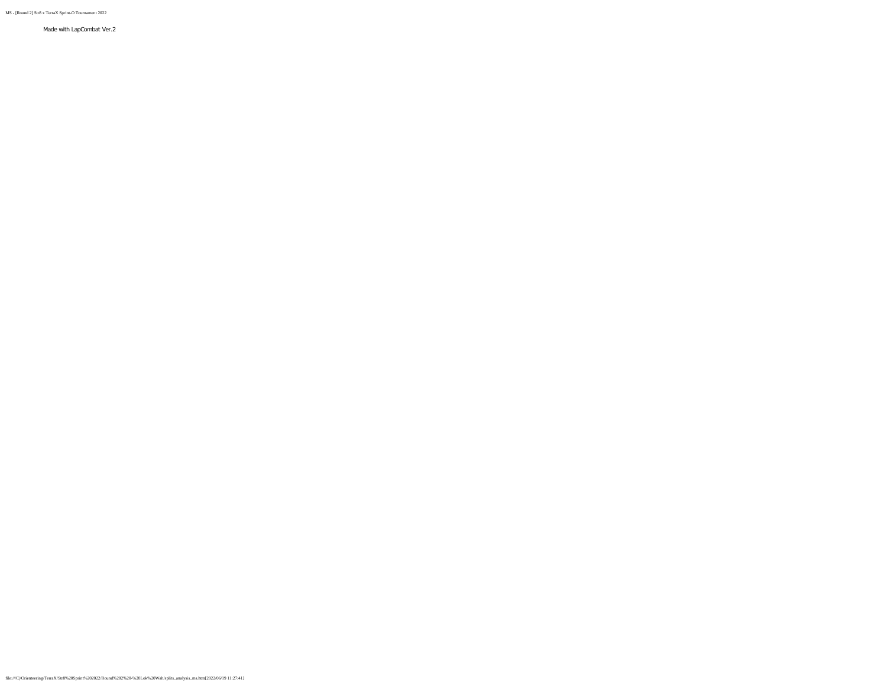Made with LapCombat Ver.2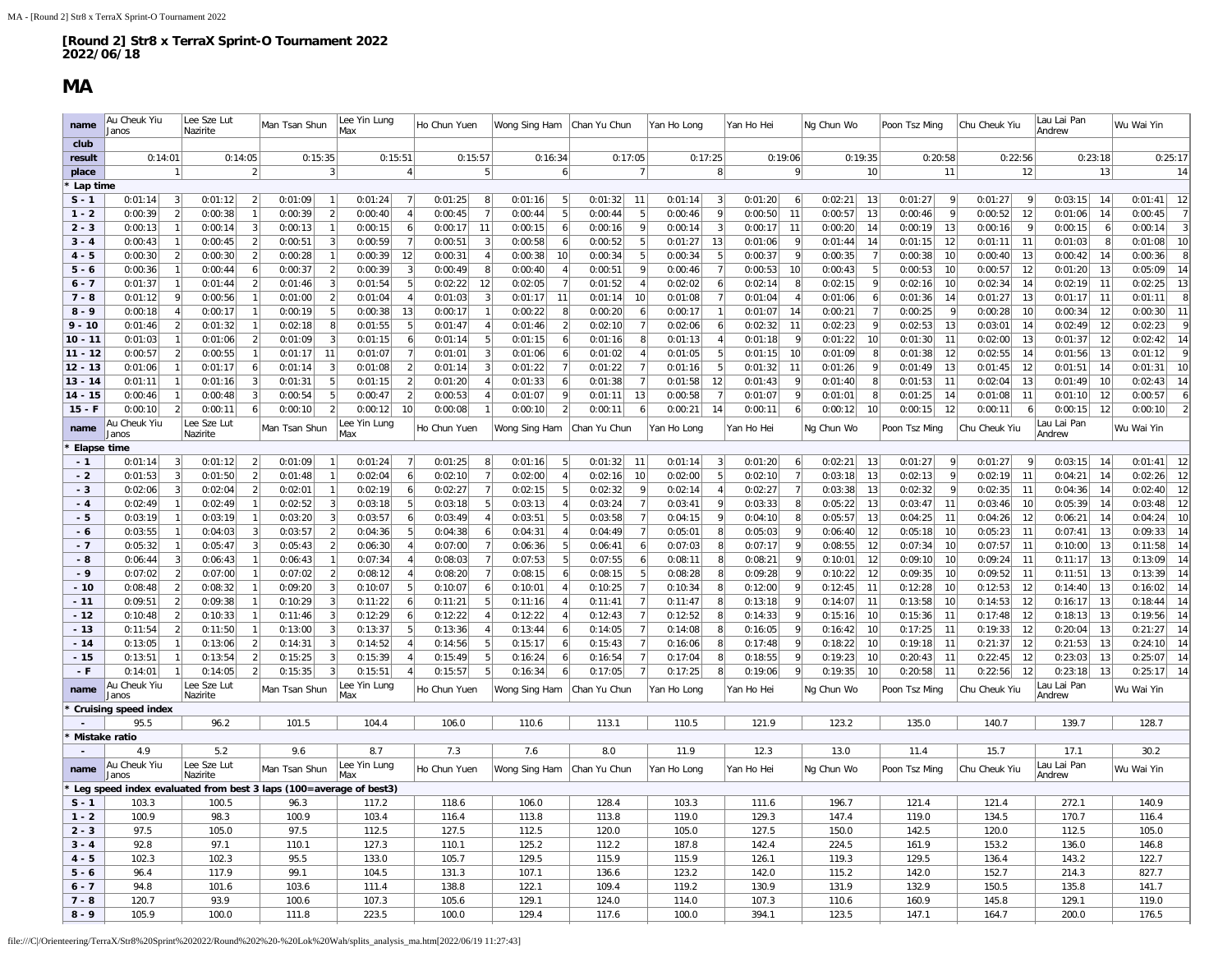**[Round 2] Str8 x TerraX Sprint-O Tournament 2022**
**2022/06/18**

# MA

| name | Au Cheuk Yiu Janos | | Lee Sze Lut Nazirite | | Man Tsan Shun | | Lee Yin Lung Max | | Ho Chun Yuen | | Wong Sing Ham | | Chan Yu Chun | | Yan Ho Long | | Yan Ho Hei | | Ng Chun Wo | | Poon Tsz Ming | | Chu Cheuk Yiu | | Lau Lai Pan Andrew | | Wu Wai Yin | |
|---|---|---|---|---|---|---|---|---|---|---|---|---|---|---|---|---|---|---|---|---|---|---|---|---|---|---|---|---|
| club | | | | | | | | | | | | | | | | | | | | | | | | | | | | |
| result | 0:14:01 | | 0:14:05 | | 0:15:35 | | 0:15:51 | | 0:15:57 | | 0:16:34 | | 0:17:05 | | 0:17:25 | | 0:19:06 | | 0:19:35 | | 0:20:58 | | 0:22:56 | | 0:23:18 | | 0:25:17 | |
| place | | 1 | | 2 | | 3 | | 4 | | 5 | | 6 | | 7 | | 8 | | 9 | | 10 | | 11 | | 12 | | 13 | | 14 |
| * Lap time | | | | | | | | | | | | | | | | | | | | | | | | | | | | |
| S - 1 | 0:01:14 | 3 | 0:01:12 | 2 | 0:01:09 | 1 | 0:01:24 | 7 | 0:01:25 | 8 | 0:01:16 | 5 | 0:01:32 | 11 | 0:01:14 | 3 | 0:01:20 | 6 | 0:02:21 | 13 | 0:01:27 | 9 | 0:01:27 | 9 | 0:03:15 | 14 | 0:01:41 | 12 |
| 1 - 2 | 0:00:39 | 2 | 0:00:38 | 1 | 0:00:39 | 2 | 0:00:40 | 4 | 0:00:45 | 7 | 0:00:44 | 5 | 0:00:44 | 5 | 0:00:46 | 9 | 0:00:50 | 11 | 0:00:57 | 13 | 0:00:46 | 9 | 0:00:52 | 12 | 0:01:06 | 14 | 0:00:45 | 7 |
| 2 - 3 | 0:00:13 | 1 | 0:00:14 | 3 | 0:00:13 | 1 | 0:00:15 | 6 | 0:00:17 | 11 | 0:00:15 | 6 | 0:00:16 | 9 | 0:00:14 | 3 | 0:00:17 | 11 | 0:00:20 | 14 | 0:00:19 | 13 | 0:00:16 | 9 | 0:00:15 | 6 | 0:00:14 | 3 |
| 3 - 4 | 0:00:43 | 1 | 0:00:45 | 2 | 0:00:51 | 3 | 0:00:59 | 7 | 0:00:51 | 3 | 0:00:58 | 6 | 0:00:52 | 5 | 0:01:27 | 13 | 0:01:06 | 9 | 0:01:44 | 14 | 0:01:15 | 12 | 0:01:11 | 11 | 0:01:03 | 8 | 0:01:08 | 10 |
| 4 - 5 | 0:00:30 | 2 | 0:00:30 | 2 | 0:00:28 | 1 | 0:00:39 | 12 | 0:00:31 | 4 | 0:00:38 | 10 | 0:00:34 | 5 | 0:00:34 | 5 | 0:00:37 | 9 | 0:00:35 | 7 | 0:00:38 | 10 | 0:00:40 | 13 | 0:00:42 | 14 | 0:00:36 | 8 |
| 5 - 6 | 0:00:36 | 1 | 0:00:44 | 6 | 0:00:37 | 2 | 0:00:39 | 3 | 0:00:49 | 8 | 0:00:40 | 4 | 0:00:51 | 9 | 0:00:46 | 7 | 0:00:53 | 10 | 0:00:43 | 5 | 0:00:53 | 10 | 0:00:57 | 12 | 0:01:20 | 13 | 0:05:09 | 14 |
| 6 - 7 | 0:01:37 | 1 | 0:01:44 | 2 | 0:01:46 | 3 | 0:01:54 | 5 | 0:02:22 | 12 | 0:02:05 | 7 | 0:01:52 | 4 | 0:02:02 | 6 | 0:02:14 | 8 | 0:02:15 | 9 | 0:02:16 | 10 | 0:02:34 | 14 | 0:02:19 | 11 | 0:02:25 | 13 |
| 7 - 8 | 0:01:12 | 9 | 0:00:56 | 1 | 0:01:00 | 2 | 0:01:04 | 4 | 0:01:03 | 3 | 0:01:17 | 11 | 0:01:14 | 10 | 0:01:08 | 7 | 0:01:04 | 4 | 0:01:06 | 6 | 0:01:36 | 14 | 0:01:27 | 13 | 0:01:17 | 11 | 0:01:11 | 8 |
| 8 - 9 | 0:00:18 | 4 | 0:00:17 | 1 | 0:00:19 | 5 | 0:00:38 | 13 | 0:00:17 | 1 | 0:00:22 | 8 | 0:00:20 | 6 | 0:00:17 | 1 | 0:01:07 | 14 | 0:00:21 | 7 | 0:00:25 | 9 | 0:00:28 | 10 | 0:00:34 | 12 | 0:00:30 | 11 |
| 9 - 10 | 0:01:46 | 2 | 0:01:32 | 1 | 0:02:18 | 8 | 0:01:55 | 5 | 0:01:47 | 4 | 0:01:46 | 2 | 0:02:10 | 7 | 0:02:06 | 6 | 0:02:32 | 11 | 0:02:23 | 9 | 0:02:53 | 13 | 0:03:01 | 14 | 0:02:49 | 12 | 0:02:23 | 9 |
| 10 - 11 | 0:01:03 | 1 | 0:01:06 | 2 | 0:01:09 | 3 | 0:01:15 | 6 | 0:01:14 | 5 | 0:01:15 | 6 | 0:01:16 | 8 | 0:01:13 | 4 | 0:01:18 | 9 | 0:01:22 | 10 | 0:01:30 | 11 | 0:02:00 | 13 | 0:01:37 | 12 | 0:02:42 | 14 |
| 11 - 12 | 0:00:57 | 2 | 0:00:55 | 1 | 0:01:17 | 11 | 0:01:07 | 7 | 0:01:01 | 3 | 0:01:06 | 6 | 0:01:02 | 4 | 0:01:05 | 5 | 0:01:15 | 10 | 0:01:09 | 8 | 0:01:38 | 12 | 0:02:55 | 14 | 0:01:56 | 13 | 0:01:12 | 9 |
| 12 - 13 | 0:01:06 | 1 | 0:01:17 | 6 | 0:01:14 | 3 | 0:01:08 | 2 | 0:01:14 | 3 | 0:01:22 | 7 | 0:01:22 | 7 | 0:01:16 | 5 | 0:01:32 | 11 | 0:01:26 | 9 | 0:01:49 | 13 | 0:01:45 | 12 | 0:01:51 | 14 | 0:01:31 | 10 |
| 13 - 14 | 0:01:11 | 1 | 0:01:16 | 3 | 0:01:31 | 5 | 0:01:15 | 2 | 0:01:20 | 4 | 0:01:33 | 6 | 0:01:38 | 7 | 0:01:58 | 12 | 0:01:43 | 9 | 0:01:40 | 8 | 0:01:53 | 11 | 0:02:04 | 13 | 0:01:49 | 10 | 0:02:43 | 14 |
| 14 - 15 | 0:00:46 | 1 | 0:00:48 | 3 | 0:00:54 | 5 | 0:00:47 | 2 | 0:00:53 | 4 | 0:01:07 | 9 | 0:01:11 | 13 | 0:00:58 | 7 | 0:01:07 | 9 | 0:01:01 | 8 | 0:01:25 | 14 | 0:01:08 | 11 | 0:01:10 | 12 | 0:00:57 | 6 |
| 15 - F | 0:00:10 | 2 | 0:00:11 | 6 | 0:00:10 | 2 | 0:00:12 | 10 | 0:00:08 | 1 | 0:00:10 | 2 | 0:00:11 | 6 | 0:00:21 | 14 | 0:00:11 | 6 | 0:00:12 | 10 | 0:00:15 | 12 | 0:00:11 | 6 | 0:00:15 | 12 | 0:00:10 | 2 |
| name | Au Cheuk Yiu Janos | | Lee Sze Lut Nazirite | | Man Tsan Shun | | Lee Yin Lung Max | | Ho Chun Yuen | | Wong Sing Ham | | Chan Yu Chun | | Yan Ho Long | | Yan Ho Hei | | Ng Chun Wo | | Poon Tsz Ming | | Chu Cheuk Yiu | | Lau Lai Pan Andrew | | Wu Wai Yin | |
| * Elapse time | | | | | | | | | | | | | | | | | | | | | | | | | | | | |
| - 1 | 0:01:14 | 3 | 0:01:12 | 2 | 0:01:09 | 1 | 0:01:24 | 7 | 0:01:25 | 8 | 0:01:16 | 5 | 0:01:32 | 11 | 0:01:14 | 3 | 0:01:20 | 6 | 0:02:21 | 13 | 0:01:27 | 9 | 0:01:27 | 9 | 0:03:15 | 14 | 0:01:41 | 12 |
| - 2 | 0:01:53 | 3 | 0:01:50 | 2 | 0:01:48 | 1 | 0:02:04 | 6 | 0:02:10 | 7 | 0:02:00 | 4 | 0:02:16 | 10 | 0:02:00 | 5 | 0:02:10 | 7 | 0:03:18 | 13 | 0:02:13 | 9 | 0:02:19 | 11 | 0:04:21 | 14 | 0:02:26 | 12 |
| - 3 | 0:02:06 | 3 | 0:02:04 | 2 | 0:02:01 | 1 | 0:02:19 | 6 | 0:02:27 | 7 | 0:02:15 | 5 | 0:02:32 | 9 | 0:02:14 | 4 | 0:02:27 | 7 | 0:03:38 | 13 | 0:02:32 | 9 | 0:02:35 | 11 | 0:04:36 | 14 | 0:02:40 | 12 |
| - 4 | 0:02:49 | 1 | 0:02:49 | 1 | 0:02:52 | 3 | 0:03:18 | 5 | 0:03:18 | 5 | 0:03:13 | 4 | 0:03:24 | 7 | 0:03:41 | 9 | 0:03:33 | 8 | 0:05:22 | 13 | 0:03:47 | 11 | 0:03:46 | 10 | 0:05:39 | 14 | 0:03:48 | 12 |
| - 5 | 0:03:19 | 1 | 0:03:19 | 1 | 0:03:20 | 3 | 0:03:57 | 6 | 0:03:49 | 4 | 0:03:51 | 5 | 0:03:58 | 7 | 0:04:15 | 9 | 0:04:10 | 8 | 0:05:57 | 13 | 0:04:25 | 11 | 0:04:26 | 12 | 0:06:21 | 14 | 0:04:24 | 10 |
| - 6 | 0:03:55 | 1 | 0:04:03 | 3 | 0:03:57 | 2 | 0:04:36 | 5 | 0:04:38 | 6 | 0:04:31 | 4 | 0:04:49 | 7 | 0:05:01 | 8 | 0:05:03 | 9 | 0:06:40 | 12 | 0:05:18 | 10 | 0:05:23 | 11 | 0:07:41 | 13 | 0:09:33 | 14 |
| - 7 | 0:05:32 | 1 | 0:05:47 | 3 | 0:05:43 | 2 | 0:06:30 | 4 | 0:07:00 | 7 | 0:06:36 | 5 | 0:06:41 | 6 | 0:07:03 | 8 | 0:07:17 | 9 | 0:08:55 | 12 | 0:07:34 | 10 | 0:07:57 | 11 | 0:10:00 | 13 | 0:11:58 | 14 |
| - 8 | 0:06:44 | 3 | 0:06:43 | 1 | 0:06:43 | 1 | 0:07:34 | 4 | 0:08:03 | 7 | 0:07:53 | 5 | 0:07:55 | 6 | 0:08:11 | 8 | 0:08:21 | 9 | 0:10:01 | 12 | 0:09:10 | 10 | 0:09:24 | 11 | 0:11:17 | 13 | 0:13:09 | 14 |
| - 9 | 0:07:02 | 2 | 0:07:00 | 1 | 0:07:02 | 2 | 0:08:12 | 4 | 0:08:20 | 7 | 0:08:15 | 6 | 0:08:15 | 5 | 0:08:28 | 8 | 0:09:28 | 9 | 0:10:22 | 12 | 0:09:35 | 10 | 0:09:52 | 11 | 0:11:51 | 13 | 0:13:39 | 14 |
| - 10 | 0:08:48 | 2 | 0:08:32 | 1 | 0:09:20 | 3 | 0:10:07 | 5 | 0:10:07 | 6 | 0:10:01 | 4 | 0:10:25 | 7 | 0:10:34 | 8 | 0:12:00 | 9 | 0:12:45 | 11 | 0:12:28 | 10 | 0:12:53 | 12 | 0:14:40 | 13 | 0:16:02 | 14 |
| - 11 | 0:09:51 | 2 | 0:09:38 | 1 | 0:10:29 | 3 | 0:11:22 | 6 | 0:11:21 | 5 | 0:11:16 | 4 | 0:11:41 | 7 | 0:11:47 | 8 | 0:13:18 | 9 | 0:14:07 | 11 | 0:13:58 | 10 | 0:14:53 | 12 | 0:16:17 | 13 | 0:18:44 | 14 |
| - 12 | 0:10:48 | 2 | 0:10:33 | 1 | 0:11:46 | 3 | 0:12:29 | 6 | 0:12:22 | 4 | 0:12:22 | 4 | 0:12:43 | 7 | 0:12:52 | 8 | 0:14:33 | 9 | 0:15:16 | 10 | 0:15:36 | 11 | 0:17:48 | 12 | 0:18:13 | 13 | 0:19:56 | 14 |
| - 13 | 0:11:54 | 2 | 0:11:50 | 1 | 0:13:00 | 3 | 0:13:37 | 5 | 0:13:36 | 4 | 0:13:44 | 6 | 0:14:05 | 7 | 0:14:08 | 8 | 0:16:05 | 9 | 0:16:42 | 10 | 0:17:25 | 11 | 0:19:33 | 12 | 0:20:04 | 13 | 0:21:27 | 14 |
| - 14 | 0:13:05 | 1 | 0:13:06 | 2 | 0:14:31 | 3 | 0:14:52 | 4 | 0:14:56 | 5 | 0:15:17 | 6 | 0:15:43 | 7 | 0:16:06 | 8 | 0:17:48 | 9 | 0:18:22 | 10 | 0:19:18 | 11 | 0:21:37 | 12 | 0:21:53 | 13 | 0:24:10 | 14 |
| - 15 | 0:13:51 | 1 | 0:13:54 | 2 | 0:15:25 | 3 | 0:15:39 | 4 | 0:15:49 | 5 | 0:16:24 | 6 | 0:16:54 | 7 | 0:17:04 | 8 | 0:18:55 | 9 | 0:19:23 | 10 | 0:20:43 | 11 | 0:22:45 | 12 | 0:23:03 | 13 | 0:25:07 | 14 |
| - F | 0:14:01 | 1 | 0:14:05 | 2 | 0:15:35 | 3 | 0:15:51 | 4 | 0:15:57 | 5 | 0:16:34 | 6 | 0:17:05 | 7 | 0:17:25 | 8 | 0:19:06 | 9 | 0:19:35 | 10 | 0:20:58 | 11 | 0:22:56 | 12 | 0:23:18 | 13 | 0:25:17 | 14 |
| name | Au Cheuk Yiu Janos | | Lee Sze Lut Nazirite | | Man Tsan Shun | | Lee Yin Lung Max | | Ho Chun Yuen | | Wong Sing Ham | | Chan Yu Chun | | Yan Ho Long | | Yan Ho Hei | | Ng Chun Wo | | Poon Tsz Ming | | Chu Cheuk Yiu | | Lau Lai Pan Andrew | | Wu Wai Yin | |
| * Cruising speed index | | | | | | | | | | | | | | | | | | | | | | | | | | | | |
| - | 95.5 | | 96.2 | | 101.5 | | 104.4 | | 106.0 | | 110.6 | | 113.1 | | 110.5 | | 121.9 | | 123.2 | | 135.0 | | 140.7 | | 139.7 | | 128.7 | |
| * Mistake ratio | | | | | | | | | | | | | | | | | | | | | | | | | | | | |
| - | 4.9 | | 5.2 | | 9.6 | | 8.7 | | 7.3 | | 7.6 | | 8.0 | | 11.9 | | 12.3 | | 13.0 | | 11.4 | | 15.7 | | 17.1 | | 30.2 | |
| name | Au Cheuk Yiu Janos | | Lee Sze Lut Nazirite | | Man Tsan Shun | | Lee Yin Lung Max | | Ho Chun Yuen | | Wong Sing Ham | | Chan Yu Chun | | Yan Ho Long | | Yan Ho Hei | | Ng Chun Wo | | Poon Tsz Ming | | Chu Cheuk Yiu | | Lau Lai Pan Andrew | | Wu Wai Yin | |
| * Leg speed index evaluated from best 3 laps (100=average of best3) | | | | | | | | | | | | | | | | | | | | | | | | | | | | |
| S - 1 | 103.3 | | 100.5 | | 96.3 | | 117.2 | | 118.6 | | 106.0 | | 128.4 | | 103.3 | | 111.6 | | 196.7 | | 121.4 | | 121.4 | | 272.1 | | 140.9 | |
| 1 - 2 | 100.9 | | 98.3 | | 100.9 | | 103.4 | | 116.4 | | 113.8 | | 113.8 | | 119.0 | | 129.3 | | 147.4 | | 119.0 | | 134.5 | | 170.7 | | 116.4 | |
| 2 - 3 | 97.5 | | 105.0 | | 97.5 | | 112.5 | | 127.5 | | 112.5 | | 120.0 | | 105.0 | | 127.5 | | 150.0 | | 142.5 | | 120.0 | | 112.5 | | 105.0 | |
| 3 - 4 | 92.8 | | 97.1 | | 110.1 | | 127.3 | | 110.1 | | 125.2 | | 112.2 | | 187.8 | | 142.4 | | 224.5 | | 161.9 | | 153.2 | | 136.0 | | 146.8 | |
| 4 - 5 | 102.3 | | 102.3 | | 95.5 | | 133.0 | | 105.7 | | 129.5 | | 115.9 | | 115.9 | | 126.1 | | 119.3 | | 129.5 | | 136.4 | | 143.2 | | 122.7 | |
| 5 - 6 | 96.4 | | 117.9 | | 99.1 | | 104.5 | | 131.3 | | 107.1 | | 136.6 | | 123.2 | | 142.0 | | 115.2 | | 142.0 | | 152.7 | | 214.3 | | 827.7 | |
| 6 - 7 | 94.8 | | 101.6 | | 103.6 | | 111.4 | | 138.8 | | 122.1 | | 109.4 | | 119.2 | | 130.9 | | 131.9 | | 132.9 | | 150.5 | | 135.8 | | 141.7 | |
| 7 - 8 | 120.7 | | 93.9 | | 100.6 | | 107.3 | | 105.6 | | 129.1 | | 124.0 | | 114.0 | | 107.3 | | 110.6 | | 160.9 | | 145.8 | | 129.1 | | 119.0 | |
| 8 - 9 | 105.9 | | 100.0 | | 111.8 | | 223.5 | | 100.0 | | 129.4 | | 117.6 | | 100.0 | | 394.1 | | 123.5 | | 147.1 | | 164.7 | | 200.0 | | 176.5 | |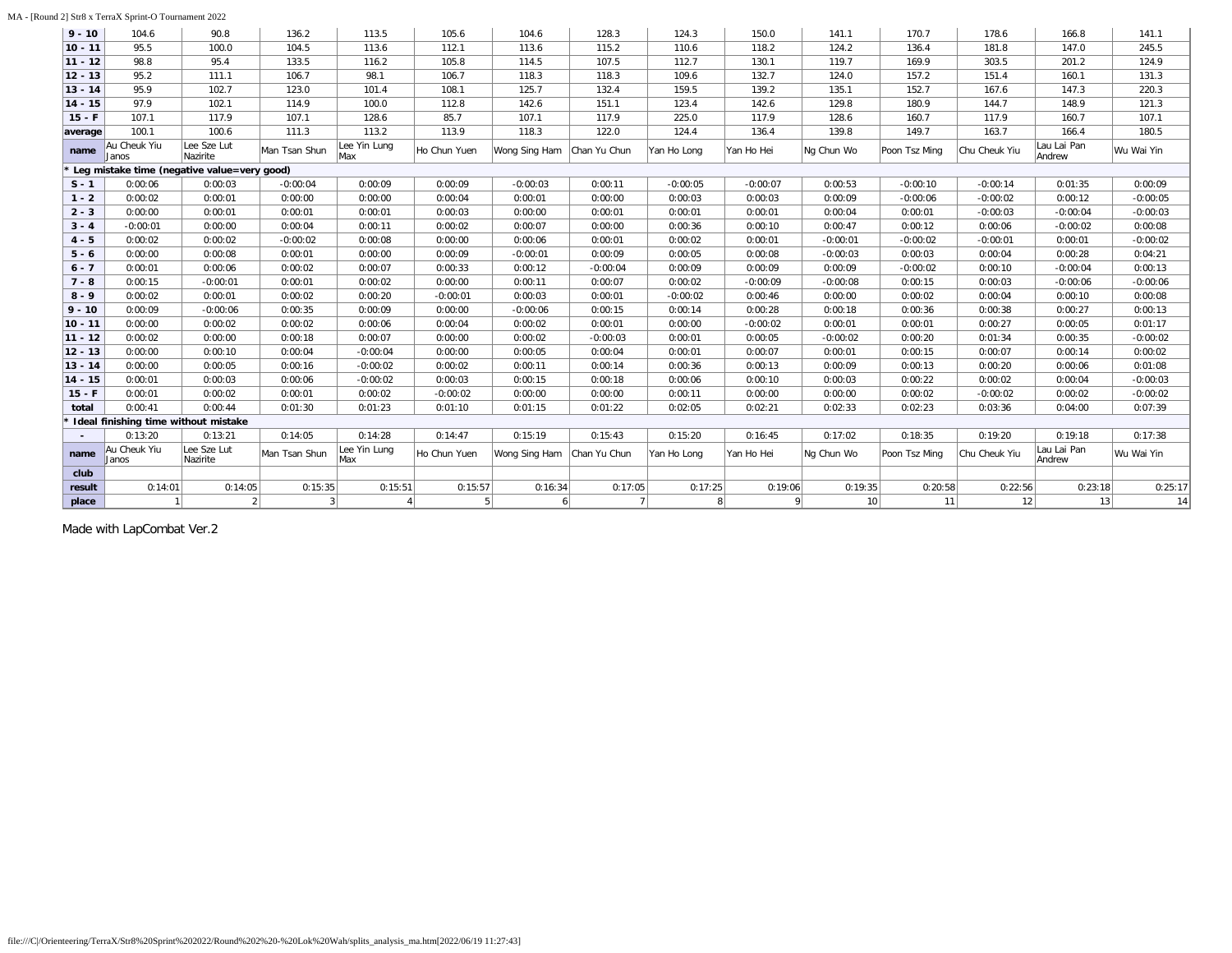| 9 - 10 | 104.6 | 90.8 | 136.2 | 113.5 | 105.6 | 104.6 | 128.3 | 124.3 | 150.0 | 141.1 | 170.7 | 178.6 | 166.8 | 141.1 |
|---|---|---|---|---|---|---|---|---|---|---|---|---|---|---|
| 10 - 11 | 95.5 | 100.0 | 104.5 | 113.6 | 112.1 | 113.6 | 115.2 | 110.6 | 118.2 | 124.2 | 136.4 | 181.8 | 147.0 | 245.5 |
| 11 - 12 | 98.8 | 95.4 | 133.5 | 116.2 | 105.8 | 114.5 | 107.5 | 112.7 | 130.1 | 119.7 | 169.9 | 303.5 | 201.2 | 124.9 |
| 12 - 13 | 95.2 | 111.1 | 106.7 | 98.1 | 106.7 | 118.3 | 118.3 | 109.6 | 132.7 | 124.0 | 157.2 | 151.4 | 160.1 | 131.3 |
| 13 - 14 | 95.9 | 102.7 | 123.0 | 101.4 | 108.1 | 125.7 | 132.4 | 159.5 | 139.2 | 135.1 | 152.7 | 167.6 | 147.3 | 220.3 |
| 14 - 15 | 97.9 | 102.1 | 114.9 | 100.0 | 112.8 | 142.6 | 151.1 | 123.4 | 142.6 | 129.8 | 180.9 | 144.7 | 148.9 | 121.3 |
| 15 - F | 107.1 | 117.9 | 107.1 | 128.6 | 85.7 | 107.1 | 117.9 | 225.0 | 117.9 | 128.6 | 160.7 | 117.9 | 160.7 | 107.1 |
| average | 100.1 | 100.6 | 111.3 | 113.2 | 113.9 | 118.3 | 122.0 | 124.4 | 136.4 | 139.8 | 149.7 | 163.7 | 166.4 | 180.5 |
| name | Au Cheuk Yiu Janos | Lee Sze Lut Nazirite | Man Tsan Shun | Lee Yin Lung Max | Ho Chun Yuen | Wong Sing Ham | Chan Yu Chun | Yan Ho Long | Yan Ho Hei | Ng Chun Wo | Poon Tsz Ming | Chu Cheuk Yiu | Lau Lai Pan Andrew | Wu Wai Yin |
| * Leg mistake time (negative value=very good) | | | | | | | | | | | | | | |
| S - 1 | 0:00:06 | 0:00:03 | -0:00:04 | 0:00:09 | 0:00:09 | -0:00:03 | 0:00:11 | -0:00:05 | -0:00:07 | 0:00:53 | -0:00:10 | -0:00:14 | 0:01:35 | 0:00:09 |
| 1 - 2 | 0:00:02 | 0:00:01 | 0:00:00 | 0:00:00 | 0:00:04 | 0:00:01 | 0:00:00 | 0:00:03 | 0:00:03 | 0:00:09 | -0:00:06 | -0:00:02 | 0:00:12 | -0:00:05 |
| 2 - 3 | 0:00:00 | 0:00:01 | 0:00:01 | 0:00:01 | 0:00:03 | 0:00:00 | 0:00:01 | 0:00:01 | 0:00:01 | 0:00:04 | 0:00:01 | -0:00:03 | -0:00:04 | -0:00:03 |
| 3 - 4 | -0:00:01 | 0:00:00 | 0:00:04 | 0:00:11 | 0:00:02 | 0:00:07 | 0:00:00 | 0:00:36 | 0:00:10 | 0:00:47 | 0:00:12 | 0:00:06 | -0:00:02 | 0:00:08 |
| 4 - 5 | 0:00:02 | 0:00:02 | -0:00:02 | 0:00:08 | 0:00:00 | 0:00:06 | 0:00:01 | 0:00:02 | 0:00:01 | -0:00:01 | -0:00:02 | -0:00:01 | 0:00:01 | -0:00:02 |
| 5 - 6 | 0:00:00 | 0:00:08 | 0:00:01 | 0:00:00 | 0:00:09 | -0:00:01 | 0:00:09 | 0:00:05 | 0:00:08 | -0:00:03 | 0:00:03 | 0:00:04 | 0:00:28 | 0:04:21 |
| 6 - 7 | 0:00:01 | 0:00:06 | 0:00:02 | 0:00:07 | 0:00:33 | 0:00:12 | -0:00:04 | 0:00:09 | 0:00:09 | 0:00:09 | -0:00:02 | 0:00:10 | -0:00:04 | 0:00:13 |
| 7 - 8 | 0:00:15 | -0:00:01 | 0:00:01 | 0:00:02 | 0:00:00 | 0:00:11 | 0:00:07 | 0:00:02 | -0:00:09 | -0:00:08 | 0:00:15 | 0:00:03 | -0:00:06 | -0:00:06 |
| 8 - 9 | 0:00:02 | 0:00:01 | 0:00:02 | 0:00:20 | -0:00:01 | 0:00:03 | 0:00:01 | -0:00:02 | 0:00:46 | 0:00:00 | 0:00:02 | 0:00:04 | 0:00:10 | 0:00:08 |
| 9 - 10 | 0:00:09 | -0:00:06 | 0:00:35 | 0:00:09 | 0:00:00 | -0:00:06 | 0:00:15 | 0:00:14 | 0:00:28 | 0:00:18 | 0:00:36 | 0:00:38 | 0:00:27 | 0:00:13 |
| 10 - 11 | 0:00:00 | 0:00:02 | 0:00:02 | 0:00:06 | 0:00:04 | 0:00:02 | 0:00:01 | 0:00:00 | -0:00:02 | 0:00:01 | 0:00:01 | 0:00:27 | 0:00:05 | 0:01:17 |
| 11 - 12 | 0:00:02 | 0:00:00 | 0:00:18 | 0:00:07 | 0:00:00 | 0:00:02 | -0:00:03 | 0:00:01 | 0:00:05 | -0:00:02 | 0:00:20 | 0:01:34 | 0:00:35 | -0:00:02 |
| 12 - 13 | 0:00:00 | 0:00:10 | 0:00:04 | -0:00:04 | 0:00:00 | 0:00:05 | 0:00:04 | 0:00:01 | 0:00:07 | 0:00:01 | 0:00:15 | 0:00:07 | 0:00:14 | 0:00:02 |
| 13 - 14 | 0:00:00 | 0:00:05 | 0:00:16 | -0:00:02 | 0:00:02 | 0:00:11 | 0:00:14 | 0:00:36 | 0:00:13 | 0:00:09 | 0:00:13 | 0:00:20 | 0:00:06 | 0:01:08 |
| 14 - 15 | 0:00:01 | 0:00:03 | 0:00:06 | -0:00:02 | 0:00:03 | 0:00:15 | 0:00:18 | 0:00:06 | 0:00:10 | 0:00:03 | 0:00:22 | 0:00:02 | 0:00:04 | -0:00:03 |
| 15 - F | 0:00:01 | 0:00:02 | 0:00:01 | 0:00:02 | -0:00:02 | 0:00:00 | 0:00:00 | 0:00:11 | 0:00:00 | 0:00:00 | 0:00:02 | -0:00:02 | 0:00:02 | -0:00:02 |
| total | 0:00:41 | 0:00:44 | 0:01:30 | 0:01:23 | 0:01:10 | 0:01:15 | 0:01:22 | 0:02:05 | 0:02:21 | 0:02:33 | 0:02:23 | 0:03:36 | 0:04:00 | 0:07:39 |
| * Ideal finishing time without mistake | | | | | | | | | | | | | | |
| - | 0:13:20 | 0:13:21 | 0:14:05 | 0:14:28 | 0:14:47 | 0:15:19 | 0:15:43 | 0:15:20 | 0:16:45 | 0:17:02 | 0:18:35 | 0:19:20 | 0:19:18 | 0:17:38 |
| name | Au Cheuk Yiu Janos | Lee Sze Lut Nazirite | Man Tsan Shun | Lee Yin Lung Max | Ho Chun Yuen | Wong Sing Ham | Chan Yu Chun | Yan Ho Long | Yan Ho Hei | Ng Chun Wo | Poon Tsz Ming | Chu Cheuk Yiu | Lau Lai Pan Andrew | Wu Wai Yin |
| club | | | | | | | | | | | | | | |
| result | 0:14:01 | 0:14:05 | 0:15:35 | 0:15:51 | 0:15:57 | 0:16:34 | 0:17:05 | 0:17:25 | 0:19:06 | 0:19:35 | 0:20:58 | 0:22:56 | 0:23:18 | 0:25:17 |
| place | 1 | 2 | 3 | 4 | 5 | 6 | 7 | 8 | 9 | 10 | 11 | 12 | 13 | 14 |

Made with LapCombat Ver.2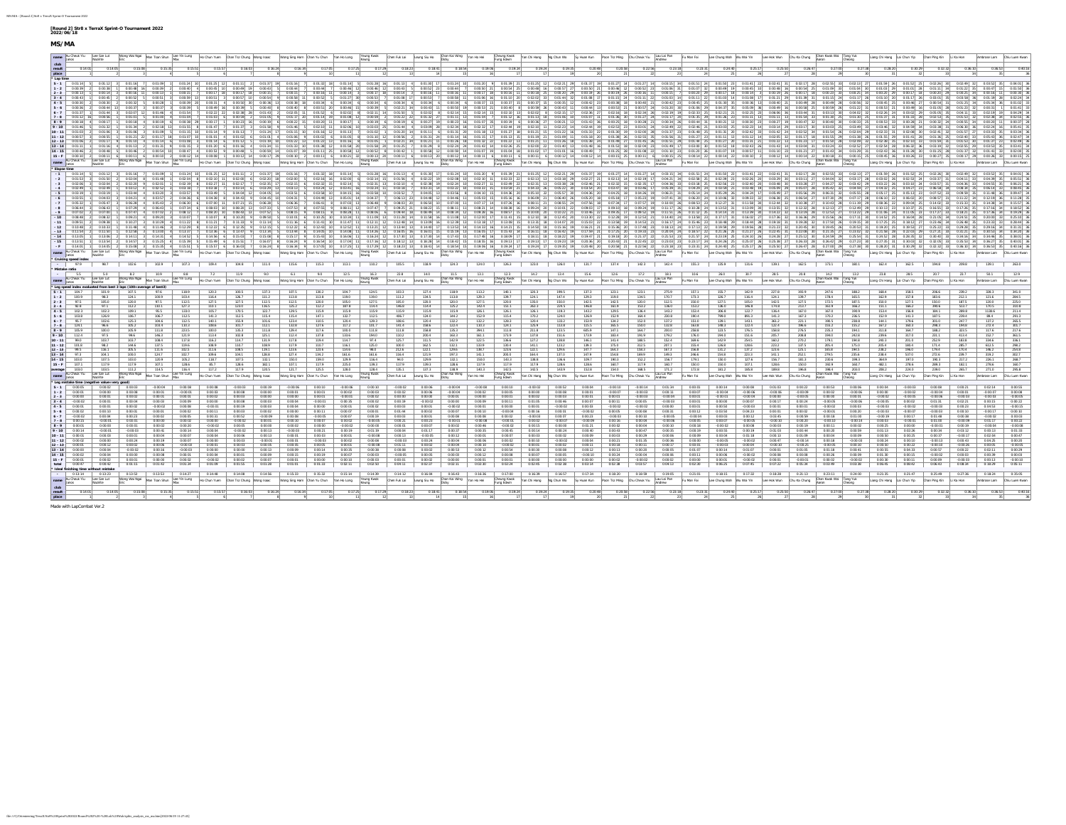**[Round 2] Str8 x TerraX Sprint-O Tournament 2022**
**2022/06/18**

## MS/MA

Made with LapCombat Ver.2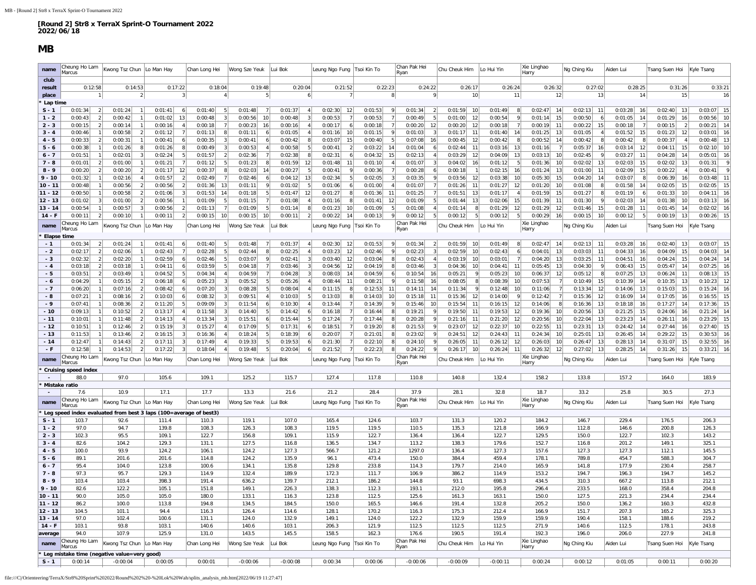**[Round 2] Str8 x TerraX Sprint-O Tournament 2022**
**2022/06/18**

# MB

| name | Cheung Ho Lam Marcus | | Kwong Tsz Chun | | Lo Man Hay | | Chan Long Hei | | Wong Sze Yeuk | | Lui Bok | | Leung Ngo Fung | | Tsoi Kin To | | Chan Pak Hei Ryan | | Chu Cheuk Him | | Lo Hui Yin | | Xie Linghao Harry | | Ng Ching Kiu | | Aiden Lui | | Tsang Suen Hoi | | Kyle Tsang | |
|---|---|---|---|---|---|---|---|---|---|---|---|---|---|---|---|---|---|---|---|---|---|---|---|---|---|---|---|---|---|---|---|---|
| club | | | | | | | | | | | | | | | | | | | | | | | | | | | | | | | | |
| result | 0:12:58 | | 0:14:53 | | 0:17:22 | | 0:18:04 | | 0:19:48 | | 0:20:04 | | 0:21:52 | | 0:22:23 | | 0:24:22 | | 0:26:17 | | 0:26:24 | | 0:26:32 | | 0:27:02 | | 0:28:25 | | 0:31:26 | | 0:33:21 | |
| place | 1 | | 2 | | 3 | | 4 | | 5 | | 6 | | 7 | | 8 | | 9 | | 10 | | 11 | | 12 | | 13 | | 14 | | 15 | | 16 | |
| * Lap time | | | | | | | | | | | | | | | | | | | | | | | | | | | | | | | | |
| S - 1 | 0:01:34 | 2 | 0:01:24 | 1 | 0:01:41 | 6 | 0:01:40 | 5 | 0:01:48 | 7 | 0:01:37 | 4 | 0:02:30 | 12 | 0:01:53 | 9 | 0:01:34 | 2 | 0:01:59 | 10 | 0:01:49 | 8 | 0:02:47 | 14 | 0:02:13 | 11 | 0:03:28 | 16 | 0:02:40 | 13 | 0:03:07 | 15 |
| 1 - 2 | 0:00:43 | 2 | 0:00:42 | 1 | 0:01:02 | 13 | 0:00:48 | 3 | 0:00:56 | 10 | 0:00:48 | 3 | 0:00:53 | 7 | 0:00:53 | 7 | 0:00:49 | 5 | 0:01:00 | 12 | 0:00:54 | 9 | 0:01:14 | 15 | 0:00:50 | 6 | 0:01:05 | 14 | 0:01:29 | 16 | 0:00:56 | 10 |
| 2 - 3 | 0:00:15 | 2 | 0:00:14 | 1 | 0:00:16 | 4 | 0:00:18 | 7 | 0:00:23 | 16 | 0:00:16 | 4 | 0:00:17 | 6 | 0:00:18 | 7 | 0:00:20 | 12 | 0:00:20 | 12 | 0:00:18 | 7 | 0:00:19 | 11 | 0:00:22 | 15 | 0:00:18 | 7 | 0:00:15 | 2 | 0:00:21 | 14 |
| 3 - 4 | 0:00:46 | 1 | 0:00:58 | 2 | 0:01:12 | 7 | 0:01:13 | 8 | 0:01:11 | 6 | 0:01:05 | 4 | 0:01:16 | 10 | 0:01:15 | 9 | 0:01:03 | 3 | 0:01:17 | 11 | 0:01:40 | 14 | 0:01:25 | 13 | 0:01:05 | 4 | 0:01:52 | 15 | 0:01:23 | 12 | 0:03:01 | 16 |
| 4 - 5 | 0:00:33 | 2 | 0:00:31 | 1 | 0:00:41 | 6 | 0:00:35 | 3 | 0:00:41 | 6 | 0:00:42 | 8 | 0:03:07 | 15 | 0:00:40 | 5 | 0:07:08 | 16 | 0:00:45 | 12 | 0:00:42 | 8 | 0:00:52 | 14 | 0:00:42 | 8 | 0:00:42 | 8 | 0:00:37 | 4 | 0:00:48 | 13 |
| 5 - 6 | 0:00:38 | 1 | 0:01:26 | 8 | 0:01:26 | 8 | 0:00:49 | 3 | 0:00:53 | 4 | 0:00:58 | 5 | 0:00:41 | 2 | 0:03:22 | 14 | 0:01:04 | 6 | 0:02:44 | 11 | 0:03:16 | 13 | 0:01:16 | 7 | 0:05:37 | 16 | 0:03:14 | 12 | 0:04:11 | 15 | 0:02:10 | 10 |
| 6 - 7 | 0:01:51 | 1 | 0:02:01 | 3 | 0:02:24 | 5 | 0:01:57 | 2 | 0:02:36 | 7 | 0:02:38 | 8 | 0:02:31 | 6 | 0:04:32 | 15 | 0:02:13 | 4 | 0:03:29 | 12 | 0:04:09 | 13 | 0:03:13 | 10 | 0:02:45 | 9 | 0:03:27 | 11 | 0:04:28 | 14 | 0:05:01 | 16 |
| 7 - 8 | 0:01:01 | 2 | 0:01:00 | 1 | 0:01:21 | 7 | 0:01:12 | 5 | 0:01:23 | 8 | 0:01:59 | 12 | 0:01:48 | 11 | 0:01:10 | 4 | 0:01:07 | 3 | 0:04:02 | 16 | 0:01:12 | 5 | 0:01:36 | 10 | 0:02:02 | 13 | 0:02:03 | 15 | 0:02:02 | 13 | 0:01:31 | 9 |
| 8 - 9 | 0:00:20 | 2 | 0:00:20 | 2 | 0:01:17 | 12 | 0:00:37 | 8 | 0:02:03 | 14 | 0:00:27 | 5 | 0:00:41 | 9 | 0:00:36 | 7 | 0:00:28 | 6 | 0:00:18 | 1 | 0:02:15 | 16 | 0:01:24 | 13 | 0:01:00 | 11 | 0:02:09 | 15 | 0:00:22 | 4 | 0:00:41 | 9 |
| 9 - 10 | 0:01:32 | 1 | 0:02:16 | 4 | 0:01:57 | 2 | 0:02:49 | 7 | 0:02:46 | 6 | 0:04:12 | 13 | 0:02:34 | 5 | 0:02:05 | 3 | 0:03:35 | 9 | 0:03:56 | 12 | 0:03:38 | 10 | 0:05:30 | 15 | 0:04:20 | 14 | 0:03:07 | 8 | 0:06:39 | 16 | 0:03:48 | 11 |
| 10 - 11 | 0:00:48 | 1 | 0:00:56 | 2 | 0:00:56 | 2 | 0:01:36 | 13 | 0:01:11 | 9 | 0:01:02 | 5 | 0:01:06 | 6 | 0:01:00 | 4 | 0:01:07 | 7 | 0:01:26 | 11 | 0:01:27 | 12 | 0:01:20 | 10 | 0:01:08 | 8 | 0:01:58 | 14 | 0:02:05 | 15 | 0:02:05 | 15 |
| 11 - 12 | 0:00:50 | 1 | 0:00:58 | 2 | 0:01:06 | 3 | 0:01:53 | 14 | 0:01:18 | 5 | 0:01:47 | 12 | 0:01:27 | 8 | 0:01:36 | 11 | 0:01:25 | 7 | 0:01:51 | 13 | 0:01:17 | 4 | 0:01:59 | 15 | 0:01:27 | 8 | 0:01:19 | 6 | 0:01:33 | 10 | 0:04:11 | 16 |
| 12 - 13 | 0:01:02 | 3 | 0:01:00 | 2 | 0:00:56 | 1 | 0:01:09 | 5 | 0:01:15 | 7 | 0:01:08 | 4 | 0:01:16 | 8 | 0:01:41 | 12 | 0:01:09 | 5 | 0:01:44 | 13 | 0:02:06 | 15 | 0:01:39 | 11 | 0:01:30 | 9 | 0:02:03 | 14 | 0:01:38 | 10 | 0:03:13 | 16 |
| 13 - 14 | 0:00:54 | 1 | 0:00:57 | 3 | 0:00:56 | 2 | 0:01:13 | 7 | 0:01:09 | 5 | 0:01:14 | 8 | 0:01:23 | 10 | 0:01:09 | 5 | 0:01:08 | 4 | 0:01:14 | 8 | 0:01:29 | 12 | 0:01:29 | 12 | 0:01:46 | 15 | 0:01:28 | 11 | 0:01:45 | 14 | 0:02:02 | 16 |
| 14 - F | 0:00:11 | 2 | 0:00:10 | 1 | 0:00:11 | 2 | 0:00:15 | 10 | 0:00:15 | 10 | 0:00:11 | 2 | 0:00:22 | 14 | 0:00:13 | 9 | 0:00:12 | 5 | 0:00:12 | 5 | 0:00:12 | 5 | 0:00:29 | 16 | 0:00:15 | 10 | 0:00:12 | 5 | 0:00:19 | 13 | 0:00:26 | 15 |
| name | Cheung Ho Lam Marcus | | Kwong Tsz Chun | | Lo Man Hay | | Chan Long Hei | | Wong Sze Yeuk | | Lui Bok | | Leung Ngo Fung | | Tsoi Kin To | | Chan Pak Hei Ryan | | Chu Cheuk Him | | Lo Hui Yin | | Xie Linghao Harry | | Ng Ching Kiu | | Aiden Lui | | Tsang Suen Hoi | | Kyle Tsang | |
| * Elapse time | | | | | | | | | | | | | | | | | | | | | | | | | | | | | | | | |
| - 1 | 0:01:34 | 2 | 0:01:24 | 1 | 0:01:41 | 6 | 0:01:40 | 5 | 0:01:48 | 7 | 0:01:37 | 4 | 0:02:30 | 12 | 0:01:53 | 9 | 0:01:34 | 2 | 0:01:59 | 10 | 0:01:49 | 8 | 0:02:47 | 14 | 0:02:13 | 11 | 0:03:28 | 16 | 0:02:40 | 13 | 0:03:07 | 15 |
| - 2 | 0:02:17 | 2 | 0:02:06 | 1 | 0:02:43 | 7 | 0:02:28 | 5 | 0:02:44 | 8 | 0:02:25 | 4 | 0:03:23 | 12 | 0:02:46 | 9 | 0:02:23 | 3 | 0:02:59 | 10 | 0:02:43 | 6 | 0:04:01 | 13 | 0:03:03 | 11 | 0:04:33 | 16 | 0:04:09 | 15 | 0:04:03 | 14 |
| - 3 | 0:02:32 | 2 | 0:02:20 | 1 | 0:02:59 | 6 | 0:02:46 | 5 | 0:03:07 | 9 | 0:02:41 | 3 | 0:03:40 | 12 | 0:03:04 | 8 | 0:02:43 | 4 | 0:03:19 | 10 | 0:03:01 | 7 | 0:04:20 | 13 | 0:03:25 | 11 | 0:04:51 | 16 | 0:04:24 | 15 | 0:04:24 | 14 |
| - 4 | 0:03:18 | 2 | 0:03:18 | 1 | 0:04:11 | 6 | 0:03:59 | 5 | 0:04:18 | 7 | 0:03:46 | 3 | 0:04:56 | 12 | 0:04:19 | 8 | 0:03:46 | 3 | 0:04:36 | 10 | 0:04:41 | 11 | 0:05:45 | 13 | 0:04:30 | 9 | 0:06:43 | 15 | 0:05:47 | 14 | 0:07:25 | 16 |
| - 5 | 0:03:51 | 2 | 0:03:49 | 1 | 0:04:52 | 5 | 0:04:34 | 4 | 0:04:59 | 7 | 0:04:28 | 3 | 0:08:03 | 14 | 0:04:59 | 6 | 0:10:54 | 16 | 0:05:21 | 9 | 0:05:23 | 10 | 0:06:37 | 12 | 0:05:12 | 8 | 0:07:25 | 13 | 0:06:24 | 11 | 0:08:13 | 15 |
| - 6 | 0:04:29 | 1 | 0:05:15 | 2 | 0:06:18 | 6 | 0:05:23 | 3 | 0:05:52 | 5 | 0:05:26 | 4 | 0:08:44 | 11 | 0:08:21 | 9 | 0:11:58 | 16 | 0:08:05 | 8 | 0:08:39 | 10 | 0:07:53 | 7 | 0:10:49 | 15 | 0:10:39 | 14 | 0:10:35 | 13 | 0:10:23 | 12 |
| - 7 | 0:06:20 | 1 | 0:07:16 | 2 | 0:08:42 | 6 | 0:07:20 | 3 | 0:08:28 | 5 | 0:08:04 | 4 | 0:11:15 | 8 | 0:12:53 | 11 | 0:14:11 | 14 | 0:11:34 | 9 | 0:12:48 | 10 | 0:11:06 | 7 | 0:13:34 | 12 | 0:14:06 | 13 | 0:15:03 | 15 | 0:15:24 | 16 |
| - 8 | 0:07:21 | 1 | 0:08:16 | 2 | 0:10:03 | 6 | 0:08:32 | 3 | 0:09:51 | 4 | 0:10:03 | 5 | 0:13:03 | 8 | 0:14:03 | 10 | 0:15:18 | 11 | 0:15:36 | 12 | 0:14:00 | 9 | 0:12:42 | 7 | 0:15:36 | 12 | 0:16:09 | 14 | 0:17:05 | 16 | 0:16:55 | 15 |
| - 9 | 0:07:41 | 1 | 0:08:36 | 2 | 0:11:20 | 5 | 0:09:09 | 3 | 0:11:54 | 6 | 0:10:30 | 4 | 0:13:44 | 7 | 0:14:39 | 9 | 0:15:46 | 10 | 0:15:54 | 11 | 0:16:15 | 12 | 0:14:06 | 8 | 0:16:36 | 13 | 0:18:18 | 16 | 0:17:27 | 14 | 0:17:36 | 15 |
| - 10 | 0:09:13 | 1 | 0:10:52 | 2 | 0:13:17 | 4 | 0:11:58 | 3 | 0:14:40 | 5 | 0:14:42 | 6 | 0:16:18 | 7 | 0:16:44 | 8 | 0:19:21 | 9 | 0:19:50 | 11 | 0:19:53 | 12 | 0:19:36 | 10 | 0:20:56 | 13 | 0:21:25 | 15 | 0:24:06 | 16 | 0:21:24 | 14 |
| - 11 | 0:10:01 | 1 | 0:11:48 | 2 | 0:14:13 | 4 | 0:13:34 | 3 | 0:15:51 | 6 | 0:15:44 | 5 | 0:17:24 | 7 | 0:17:44 | 8 | 0:20:28 | 9 | 0:21:16 | 11 | 0:21:20 | 12 | 0:20:56 | 10 | 0:22:04 | 13 | 0:23:23 | 14 | 0:26:11 | 16 | 0:23:29 | 15 |
| - 12 | 0:10:51 | 1 | 0:12:46 | 2 | 0:15:19 | 3 | 0:15:27 | 4 | 0:17:09 | 5 | 0:17:31 | 6 | 0:18:51 | 7 | 0:19:20 | 8 | 0:21:53 | 9 | 0:23:07 | 12 | 0:22:37 | 10 | 0:22:55 | 11 | 0:23:31 | 13 | 0:24:42 | 14 | 0:27:44 | 16 | 0:27:40 | 15 |
| - 13 | 0:11:53 | 1 | 0:13:46 | 2 | 0:16:15 | 3 | 0:16:36 | 4 | 0:18:24 | 5 | 0:18:39 | 6 | 0:20:07 | 7 | 0:21:01 | 8 | 0:23:02 | 9 | 0:24:51 | 12 | 0:24:43 | 11 | 0:24:34 | 10 | 0:25:01 | 13 | 0:26:45 | 14 | 0:29:22 | 15 | 0:30:53 | 16 |
| - 14 | 0:12:47 | 1 | 0:14:43 | 2 | 0:17:11 | 3 | 0:17:49 | 4 | 0:19:33 | 5 | 0:19:53 | 6 | 0:21:30 | 7 | 0:22:10 | 8 | 0:24:10 | 9 | 0:26:05 | 11 | 0:26:12 | 12 | 0:26:03 | 10 | 0:26:47 | 13 | 0:28:13 | 14 | 0:31:07 | 15 | 0:32:55 | 16 |
| - F | 0:12:58 | 1 | 0:14:53 | 2 | 0:17:22 | 3 | 0:18:04 | 4 | 0:19:48 | 5 | 0:20:04 | 6 | 0:21:52 | 7 | 0:22:23 | 8 | 0:24:22 | 9 | 0:26:17 | 10 | 0:26:24 | 11 | 0:26:32 | 12 | 0:27:02 | 13 | 0:28:25 | 14 | 0:31:26 | 15 | 0:33:21 | 16 |
| name | Cheung Ho Lam Marcus | | Kwong Tsz Chun | | Lo Man Hay | | Chan Long Hei | | Wong Sze Yeuk | | Lui Bok | | Leung Ngo Fung | | Tsoi Kin To | | Chan Pak Hei Ryan | | Chu Cheuk Him | | Lo Hui Yin | | Xie Linghao Harry | | Ng Ching Kiu | | Aiden Lui | | Tsang Suen Hoi | | Kyle Tsang | |
| * Cruising speed index | | | | | | | | | | | | | | | | | | | | | | | | | | | | | | | | |
| - | 88.0 | | 97.0 | | 105.6 | | 109.1 | | 125.2 | | 115.7 | | 127.4 | | 117.8 | | 110.8 | | 140.8 | | 132.4 | | 158.2 | | 133.8 | | 157.2 | | 164.0 | | 183.9 | |
| * Mistake ratio | | | | | | | | | | | | | | | | | | | | | | | | | | | | | | | | |
| - | 7.6 | | 10.9 | | 17.1 | | 17.7 | | 13.3 | | 21.6 | | 21.2 | | 28.4 | | 37.9 | | 28.1 | | 32.8 | | 18.7 | | 33.2 | | 25.8 | | 30.5 | | 27.3 | |
| name | Cheung Ho Lam Marcus | | Kwong Tsz Chun | | Lo Man Hay | | Chan Long Hei | | Wong Sze Yeuk | | Lui Bok | | Leung Ngo Fung | | Tsoi Kin To | | Chan Pak Hei Ryan | | Chu Cheuk Him | | Lo Hui Yin | | Xie Linghao Harry | | Ng Ching Kiu | | Aiden Lui | | Tsang Suen Hoi | | Kyle Tsang | |
| * Leg speed index evaluated from best 3 laps (100=average of best3) | | | | | | | | | | | | | | | | | | | | | | | | | | | | | | | | |
| S - 1 | 103.7 | | 92.6 | | 111.4 | | 110.3 | | 119.1 | | 107.0 | | 165.4 | | 124.6 | | 103.7 | | 131.3 | | 120.2 | | 184.2 | | 146.7 | | 229.4 | | 176.5 | | 206.3 | |
| 1 - 2 | 97.0 | | 94.7 | | 139.8 | | 108.3 | | 126.3 | | 108.3 | | 119.5 | | 119.5 | | 110.5 | | 135.3 | | 121.8 | | 166.9 | | 112.8 | | 146.6 | | 200.8 | | 126.3 | |
| 2 - 3 | 102.3 | | 95.5 | | 109.1 | | 122.7 | | 156.8 | | 109.1 | | 115.9 | | 122.7 | | 136.4 | | 136.4 | | 122.7 | | 129.5 | | 150.0 | | 122.7 | | 102.3 | | 143.2 | |
| 3 - 4 | 82.6 | | 104.2 | | 129.3 | | 131.1 | | 127.5 | | 116.8 | | 136.5 | | 134.7 | | 113.2 | | 138.3 | | 179.6 | | 152.7 | | 116.8 | | 201.2 | | 149.1 | | 325.1 | |
| 4 - 5 | 100.0 | | 93.9 | | 124.2 | | 106.1 | | 124.2 | | 127.3 | | 566.7 | | 121.2 | | 1297.0 | | 136.4 | | 127.3 | | 157.6 | | 127.3 | | 127.3 | | 112.1 | | 145.5 | |
| 5 - 6 | 89.1 | | 201.6 | | 201.6 | | 114.8 | | 124.2 | | 135.9 | | 96.1 | | 473.4 | | 150.0 | | 384.4 | | 459.4 | | 178.1 | | 789.8 | | 454.7 | | 588.3 | | 304.7 | |
| 6 - 7 | 95.4 | | 104.0 | | 123.8 | | 100.6 | | 134.1 | | 135.8 | | 129.8 | | 233.8 | | 114.3 | | 179.7 | | 214.0 | | 165.9 | | 141.8 | | 177.9 | | 230.4 | | 258.7 | |
| 7 - 8 | 97.3 | | 95.7 | | 129.3 | | 114.9 | | 132.4 | | 189.9 | | 172.3 | | 111.7 | | 106.9 | | 386.2 | | 114.9 | | 153.2 | | 194.7 | | 196.3 | | 194.7 | | 145.2 | |
| 8 - 9 | 103.4 | | 103.4 | | 398.3 | | 191.4 | | 636.2 | | 139.7 | | 212.1 | | 186.2 | | 144.8 | | 93.1 | | 698.3 | | 434.5 | | 310.3 | | 667.2 | | 113.8 | | 212.1 | |
| 9 - 10 | 82.6 | | 122.2 | | 105.1 | | 151.8 | | 149.1 | | 226.3 | | 138.3 | | 112.3 | | 193.1 | | 212.0 | | 195.8 | | 296.4 | | 233.5 | | 168.0 | | 358.4 | | 204.8 | |
| 10 - 11 | 90.0 | | 105.0 | | 105.0 | | 180.0 | | 133.1 | | 116.3 | | 123.8 | | 112.5 | | 125.6 | | 161.3 | | 163.1 | | 150.0 | | 127.5 | | 221.3 | | 234.4 | | 234.4 | |
| 11 - 12 | 86.2 | | 100.0 | | 113.8 | | 194.8 | | 134.5 | | 184.5 | | 150.0 | | 165.5 | | 146.6 | | 191.4 | | 132.8 | | 205.2 | | 150.0 | | 136.2 | | 160.3 | | 432.8 | |
| 12 - 13 | 104.5 | | 101.1 | | 94.4 | | 116.3 | | 126.4 | | 114.6 | | 128.1 | | 170.2 | | 116.3 | | 175.3 | | 212.4 | | 166.9 | | 151.7 | | 207.3 | | 165.2 | | 325.3 | |
| 13 - 14 | 97.0 | | 102.4 | | 100.6 | | 131.1 | | 124.0 | | 132.9 | | 149.1 | | 124.0 | | 122.2 | | 132.9 | | 159.9 | | 159.9 | | 190.4 | | 158.1 | | 188.6 | | 219.2 | |
| 14 - F | 103.1 | | 93.8 | | 103.1 | | 140.6 | | 140.6 | | 103.1 | | 206.3 | | 121.9 | | 112.5 | | 112.5 | | 112.5 | | 271.9 | | 140.6 | | 112.5 | | 178.1 | | 243.8 | |
| average | 94.0 | | 107.9 | | 125.9 | | 131.0 | | 143.5 | | 145.5 | | 158.5 | | 162.3 | | 176.6 | | 190.5 | | 191.4 | | 192.3 | | 196.0 | | 206.0 | | 227.9 | | 241.8 | |
| name | Cheung Ho Lam Marcus | | Kwong Tsz Chun | | Lo Man Hay | | Chan Long Hei | | Wong Sze Yeuk | | Lui Bok | | Leung Ngo Fung | | Tsoi Kin To | | Chan Pak Hei Ryan | | Chu Cheuk Him | | Lo Hui Yin | | Xie Linghao Harry | | Ng Ching Kiu | | Aiden Lui | | Tsang Suen Hoi | | Kyle Tsang | |
| * Leg mistake time (negative value=very good) | | | | | | | | | | | | | | | | | | | | | | | | | | | | | | | | |
| S - 1 | 0:00:14 | | -0:00:04 | | 0:00:05 | | 0:00:01 | | -0:00:06 | | -0:00:08 | | 0:00:34 | | 0:00:06 | | -0:00:06 | | -0:00:09 | | -0:00:11 | | 0:00:24 | | 0:00:12 | | 0:01:05 | | 0:00:11 | | 0:00:20 | |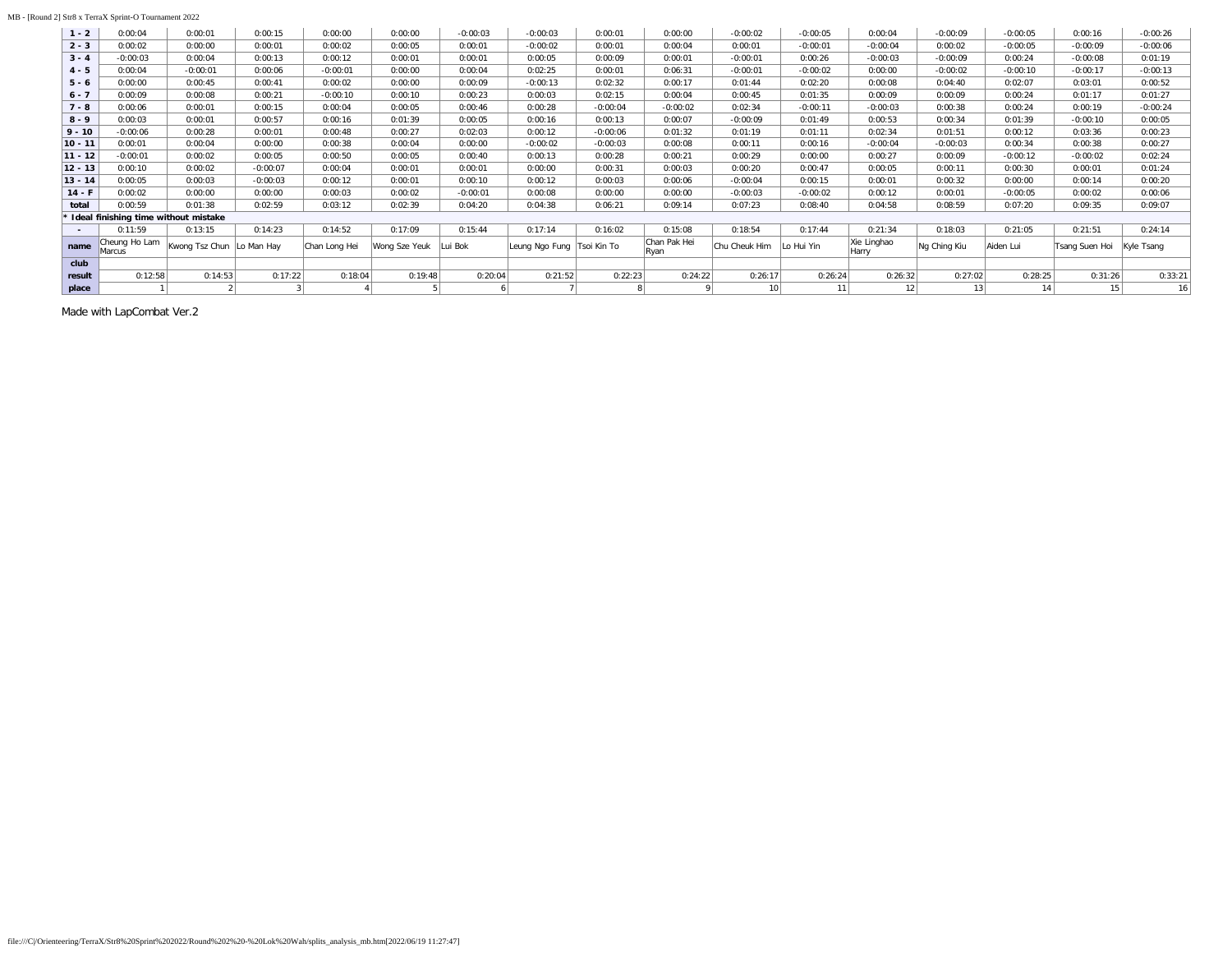MB - [Round 2] Str8 x TerraX Sprint-O Tournament 2022

| 1 - 2 | 0:00:04 | 0:00:01 | 0:00:15 | 0:00:00 | 0:00:00 | -0:00:03 | -0:00:03 | 0:00:01 | 0:00:00 | -0:00:02 | -0:00:05 | 0:00:04 | -0:00:09 | -0:00:05 | 0:00:16 | -0:00:26 |
|---|---|---|---|---|---|---|---|---|---|---|---|---|---|---|---|---|
| 2 - 3 | 0:00:02 | 0:00:00 | 0:00:01 | 0:00:02 | 0:00:05 | 0:00:01 | -0:00:02 | 0:00:01 | 0:00:04 | 0:00:01 | -0:00:01 | -0:00:04 | 0:00:02 | -0:00:05 | -0:00:09 | -0:00:06 |
| 3 - 4 | -0:00:03 | 0:00:04 | 0:00:13 | 0:00:12 | 0:00:01 | 0:00:01 | 0:00:05 | 0:00:09 | 0:00:01 | -0:00:01 | 0:00:26 | -0:00:03 | -0:00:09 | 0:00:24 | -0:00:08 | 0:01:19 |
| 4 - 5 | 0:00:04 | -0:00:01 | 0:00:06 | -0:00:01 | 0:00:00 | 0:00:04 | 0:02:25 | 0:00:01 | 0:06:31 | -0:00:01 | -0:00:02 | 0:00:00 | -0:00:02 | -0:00:10 | -0:00:17 | -0:00:13 |
| 5 - 6 | 0:00:00 | 0:00:45 | 0:00:41 | 0:00:02 | 0:00:00 | 0:00:09 | -0:00:13 | 0:02:32 | 0:00:17 | 0:01:44 | 0:02:20 | 0:00:08 | 0:04:40 | 0:02:07 | 0:03:01 | 0:00:52 |
| 6 - 7 | 0:00:09 | 0:00:08 | 0:00:21 | -0:00:10 | 0:00:10 | 0:00:23 | 0:00:03 | 0:02:15 | 0:00:04 | 0:00:45 | 0:01:35 | 0:00:09 | 0:00:09 | 0:00:24 | 0:01:17 | 0:01:27 |
| 7 - 8 | 0:00:06 | 0:00:01 | 0:00:15 | 0:00:04 | 0:00:05 | 0:00:46 | 0:00:28 | -0:00:04 | -0:00:02 | 0:02:34 | -0:00:11 | -0:00:03 | 0:00:38 | 0:00:24 | 0:00:19 | -0:00:24 |
| 8 - 9 | 0:00:03 | 0:00:01 | 0:00:57 | 0:00:16 | 0:01:39 | 0:00:05 | 0:00:16 | 0:00:13 | 0:00:07 | -0:00:09 | 0:01:49 | 0:00:53 | 0:00:34 | 0:01:39 | -0:00:10 | 0:00:05 |
| 9 - 10 | -0:00:06 | 0:00:28 | 0:00:01 | 0:00:48 | 0:00:27 | 0:02:03 | 0:00:12 | -0:00:06 | 0:01:32 | 0:01:19 | 0:01:11 | 0:02:34 | 0:01:51 | 0:00:12 | 0:03:36 | 0:00:23 |
| 10 - 11 | 0:00:01 | 0:00:04 | 0:00:00 | 0:00:38 | 0:00:04 | 0:00:00 | -0:00:02 | -0:00:03 | 0:00:08 | 0:00:11 | 0:00:16 | -0:00:04 | -0:00:03 | 0:00:34 | 0:00:38 | 0:00:27 |
| 11 - 12 | -0:00:01 | 0:00:02 | 0:00:05 | 0:00:50 | 0:00:05 | 0:00:40 | 0:00:13 | 0:00:28 | 0:00:21 | 0:00:29 | 0:00:00 | 0:00:27 | 0:00:09 | -0:00:12 | -0:00:02 | 0:02:24 |
| 12 - 13 | 0:00:10 | 0:00:02 | -0:00:07 | 0:00:04 | 0:00:01 | 0:00:01 | 0:00:00 | 0:00:31 | 0:00:03 | 0:00:20 | 0:00:47 | 0:00:05 | 0:00:11 | 0:00:30 | 0:00:01 | 0:01:24 |
| 13 - 14 | 0:00:05 | 0:00:03 | -0:00:03 | 0:00:12 | 0:00:01 | 0:00:10 | 0:00:12 | 0:00:03 | 0:00:06 | -0:00:04 | 0:00:15 | 0:00:01 | 0:00:32 | 0:00:00 | 0:00:14 | 0:00:20 |
| 14 - F | 0:00:02 | 0:00:00 | 0:00:00 | 0:00:03 | 0:00:02 | -0:00:01 | 0:00:08 | 0:00:00 | 0:00:00 | -0:00:03 | -0:00:02 | 0:00:12 | 0:00:01 | -0:00:05 | 0:00:02 | 0:00:06 |
| total | 0:00:59 | 0:01:38 | 0:02:59 | 0:03:12 | 0:02:39 | 0:04:20 | 0:04:38 | 0:06:21 | 0:09:14 | 0:07:23 | 0:08:40 | 0:04:58 | 0:08:59 | 0:07:20 | 0:09:35 | 0:09:07 |
| * Ideal finishing time without mistake | | | | | | | | | | | | | | | | |
| - | 0:11:59 | 0:13:15 | 0:14:23 | 0:14:52 | 0:17:09 | 0:15:44 | 0:17:14 | 0:16:02 | 0:15:08 | 0:18:54 | 0:17:44 | 0:21:34 | 0:18:03 | 0:21:05 | 0:21:51 | 0:24:14 |
| name | Cheung Ho Lam Marcus | Kwong Tsz Chun | Lo Man Hay | Chan Long Hei | Wong Sze Yeuk | Lui Bok | Leung Ngo Fung | Tsoi Kin To | Chan Pak Hei Ryan | Chu Cheuk Him | Lo Hui Yin | Xie Linghao Harry | Ng Ching Kiu | Aiden Lui | Tsang Suen Hoi | Kyle Tsang |
| club | | | | | | | | | | | | | | | | |
| result | 0:12:58 | 0:14:53 | 0:17:22 | 0:18:04 | 0:19:48 | 0:20:04 | 0:21:52 | 0:22:23 | 0:24:22 | 0:26:17 | 0:26:24 | 0:26:32 | 0:27:02 | 0:28:25 | 0:31:26 | 0:33:21 |
| place | 1 | 2 | 3 | 4 | 5 | 6 | 7 | 8 | 9 | 10 | 11 | 12 | 13 | 14 | 15 | 16 |

Made with LapCombat Ver.2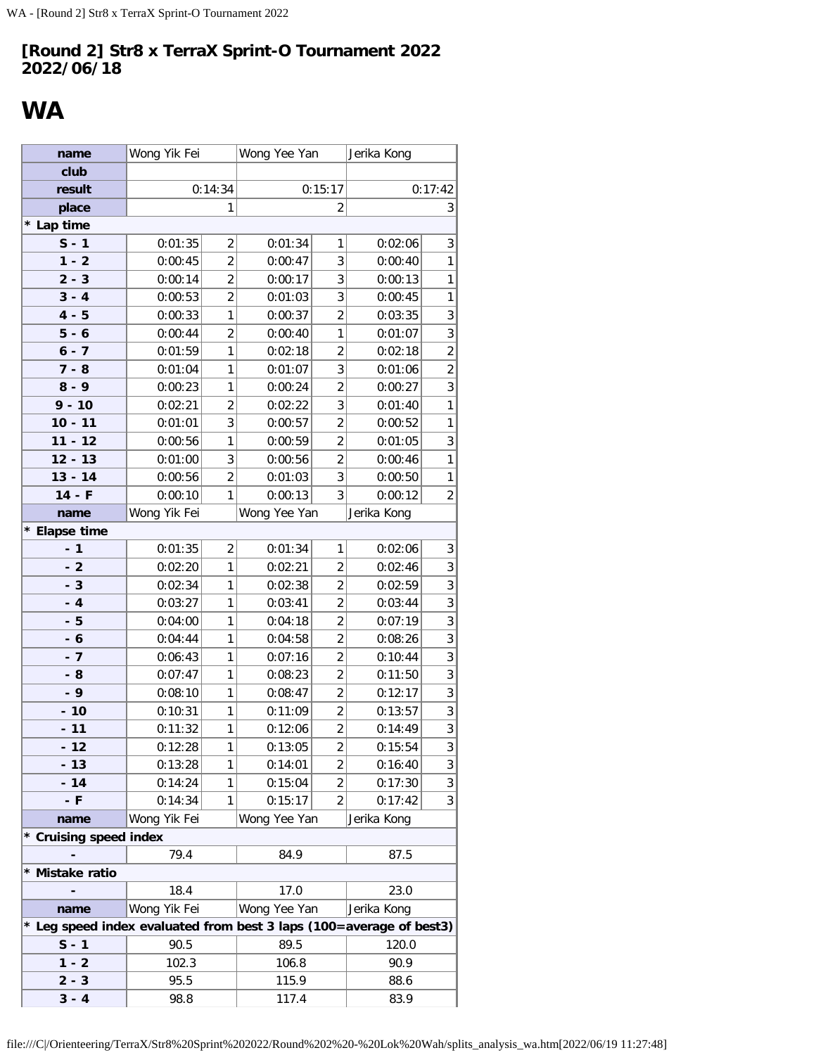## [Round 2] Str8 x TerraX Sprint-O Tournament 2022 2022/06/18

# WA

| name | Wong Yik Fei | | Wong Yee Yan | | Jerika Kong | |
|---|---|---|---|---|---|---|
| club | | | | | | |
| result | 0:14:34 | | 0:15:17 | | 0:17:42 | |
| place | 1 | | 2 | | 3 | |
| * Lap time | | | | | | |
| S - 1 | 0:01:35 | 2 | 0:01:34 | 1 | 0:02:06 | 3 |
| 1 - 2 | 0:00:45 | 2 | 0:00:47 | 3 | 0:00:40 | 1 |
| 2 - 3 | 0:00:14 | 2 | 0:00:17 | 3 | 0:00:13 | 1 |
| 3 - 4 | 0:00:53 | 2 | 0:01:03 | 3 | 0:00:45 | 1 |
| 4 - 5 | 0:00:33 | 1 | 0:00:37 | 2 | 0:03:35 | 3 |
| 5 - 6 | 0:00:44 | 2 | 0:00:40 | 1 | 0:01:07 | 3 |
| 6 - 7 | 0:01:59 | 1 | 0:02:18 | 2 | 0:02:18 | 2 |
| 7 - 8 | 0:01:04 | 1 | 0:01:07 | 3 | 0:01:06 | 2 |
| 8 - 9 | 0:00:23 | 1 | 0:00:24 | 2 | 0:00:27 | 3 |
| 9 - 10 | 0:02:21 | 2 | 0:02:22 | 3 | 0:01:40 | 1 |
| 10 - 11 | 0:01:01 | 3 | 0:00:57 | 2 | 0:00:52 | 1 |
| 11 - 12 | 0:00:56 | 1 | 0:00:59 | 2 | 0:01:05 | 3 |
| 12 - 13 | 0:01:00 | 3 | 0:00:56 | 2 | 0:00:46 | 1 |
| 13 - 14 | 0:00:56 | 2 | 0:01:03 | 3 | 0:00:50 | 1 |
| 14 - F | 0:00:10 | 1 | 0:00:13 | 3 | 0:00:12 | 2 |
| name | Wong Yik Fei | | Wong Yee Yan | | Jerika Kong | |
| * Elapse time | | | | | | |
| - 1 | 0:01:35 | 2 | 0:01:34 | 1 | 0:02:06 | 3 |
| - 2 | 0:02:20 | 1 | 0:02:21 | 2 | 0:02:46 | 3 |
| - 3 | 0:02:34 | 1 | 0:02:38 | 2 | 0:02:59 | 3 |
| - 4 | 0:03:27 | 1 | 0:03:41 | 2 | 0:03:44 | 3 |
| - 5 | 0:04:00 | 1 | 0:04:18 | 2 | 0:07:19 | 3 |
| - 6 | 0:04:44 | 1 | 0:04:58 | 2 | 0:08:26 | 3 |
| - 7 | 0:06:43 | 1 | 0:07:16 | 2 | 0:10:44 | 3 |
| - 8 | 0:07:47 | 1 | 0:08:23 | 2 | 0:11:50 | 3 |
| - 9 | 0:08:10 | 1 | 0:08:47 | 2 | 0:12:17 | 3 |
| - 10 | 0:10:31 | 1 | 0:11:09 | 2 | 0:13:57 | 3 |
| - 11 | 0:11:32 | 1 | 0:12:06 | 2 | 0:14:49 | 3 |
| - 12 | 0:12:28 | 1 | 0:13:05 | 2 | 0:15:54 | 3 |
| - 13 | 0:13:28 | 1 | 0:14:01 | 2 | 0:16:40 | 3 |
| - 14 | 0:14:24 | 1 | 0:15:04 | 2 | 0:17:30 | 3 |
| - F | 0:14:34 | 1 | 0:15:17 | 2 | 0:17:42 | 3 |
| name | Wong Yik Fei | | Wong Yee Yan | | Jerika Kong | |
| * Cruising speed index | | | | | | |
| - | 79.4 | | 84.9 | | 87.5 | |
| * Mistake ratio | | | | | | |
| - | 18.4 | | 17.0 | | 23.0 | |
| name | Wong Yik Fei | | Wong Yee Yan | | Jerika Kong | |
| * Leg speed index evaluated from best 3 laps (100=average of best3) | | | | | | |
| S - 1 | 90.5 | | 89.5 | | 120.0 | |
| 1 - 2 | 102.3 | | 106.8 | | 90.9 | |
| 2 - 3 | 95.5 | | 115.9 | | 88.6 | |
| 3 - 4 | 98.8 | | 117.4 | | 83.9 | |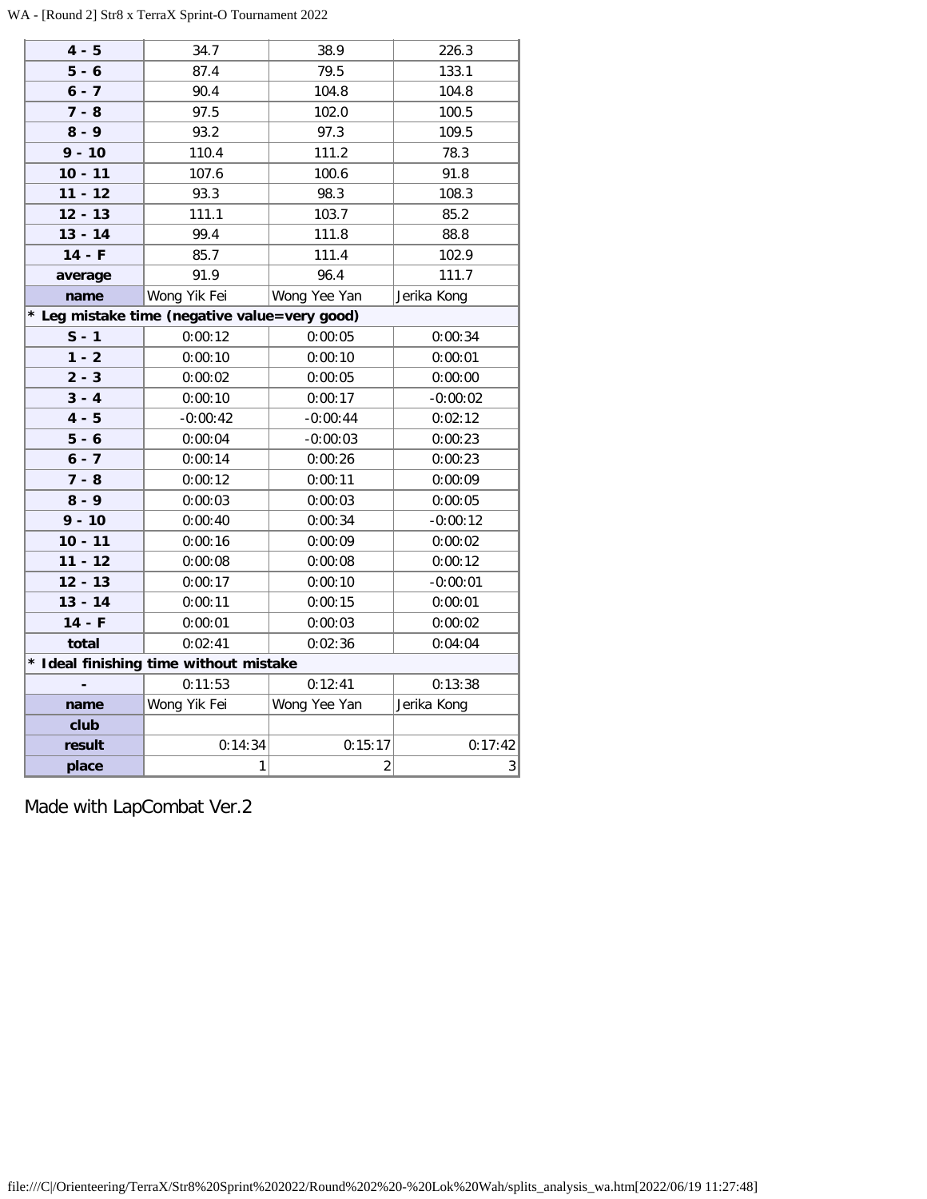| | | | |
|---|---|---|---|
| 4 - 5 | 34.7 | 38.9 | 226.3 |
| 5 - 6 | 87.4 | 79.5 | 133.1 |
| 6 - 7 | 90.4 | 104.8 | 104.8 |
| 7 - 8 | 97.5 | 102.0 | 100.5 |
| 8 - 9 | 93.2 | 97.3 | 109.5 |
| 9 - 10 | 110.4 | 111.2 | 78.3 |
| 10 - 11 | 107.6 | 100.6 | 91.8 |
| 11 - 12 | 93.3 | 98.3 | 108.3 |
| 12 - 13 | 111.1 | 103.7 | 85.2 |
| 13 - 14 | 99.4 | 111.8 | 88.8 |
| 14 - F | 85.7 | 111.4 | 102.9 |
| average | 91.9 | 96.4 | 111.7 |
| name | Wong Yik Fei | Wong Yee Yan | Jerika Kong |
| * Leg mistake time (negative value=very good) | | | |
| S - 1 | 0:00:12 | 0:00:05 | 0:00:34 |
| 1 - 2 | 0:00:10 | 0:00:10 | 0:00:01 |
| 2 - 3 | 0:00:02 | 0:00:05 | 0:00:00 |
| 3 - 4 | 0:00:10 | 0:00:17 | -0:00:02 |
| 4 - 5 | -0:00:42 | -0:00:44 | 0:02:12 |
| 5 - 6 | 0:00:04 | -0:00:03 | 0:00:23 |
| 6 - 7 | 0:00:14 | 0:00:26 | 0:00:23 |
| 7 - 8 | 0:00:12 | 0:00:11 | 0:00:09 |
| 8 - 9 | 0:00:03 | 0:00:03 | 0:00:05 |
| 9 - 10 | 0:00:40 | 0:00:34 | -0:00:12 |
| 10 - 11 | 0:00:16 | 0:00:09 | 0:00:02 |
| 11 - 12 | 0:00:08 | 0:00:08 | 0:00:12 |
| 12 - 13 | 0:00:17 | 0:00:10 | -0:00:01 |
| 13 - 14 | 0:00:11 | 0:00:15 | 0:00:01 |
| 14 - F | 0:00:01 | 0:00:03 | 0:00:02 |
| total | 0:02:41 | 0:02:36 | 0:04:04 |
| * Ideal finishing time without mistake | | | |
| - | 0:11:53 | 0:12:41 | 0:13:38 |
| name | Wong Yik Fei | Wong Yee Yan | Jerika Kong |
| club | | | |
| result | 0:14:34 | 0:15:17 | 0:17:42 |
| place | 1 | 2 | 3 |

Made with LapCombat Ver.2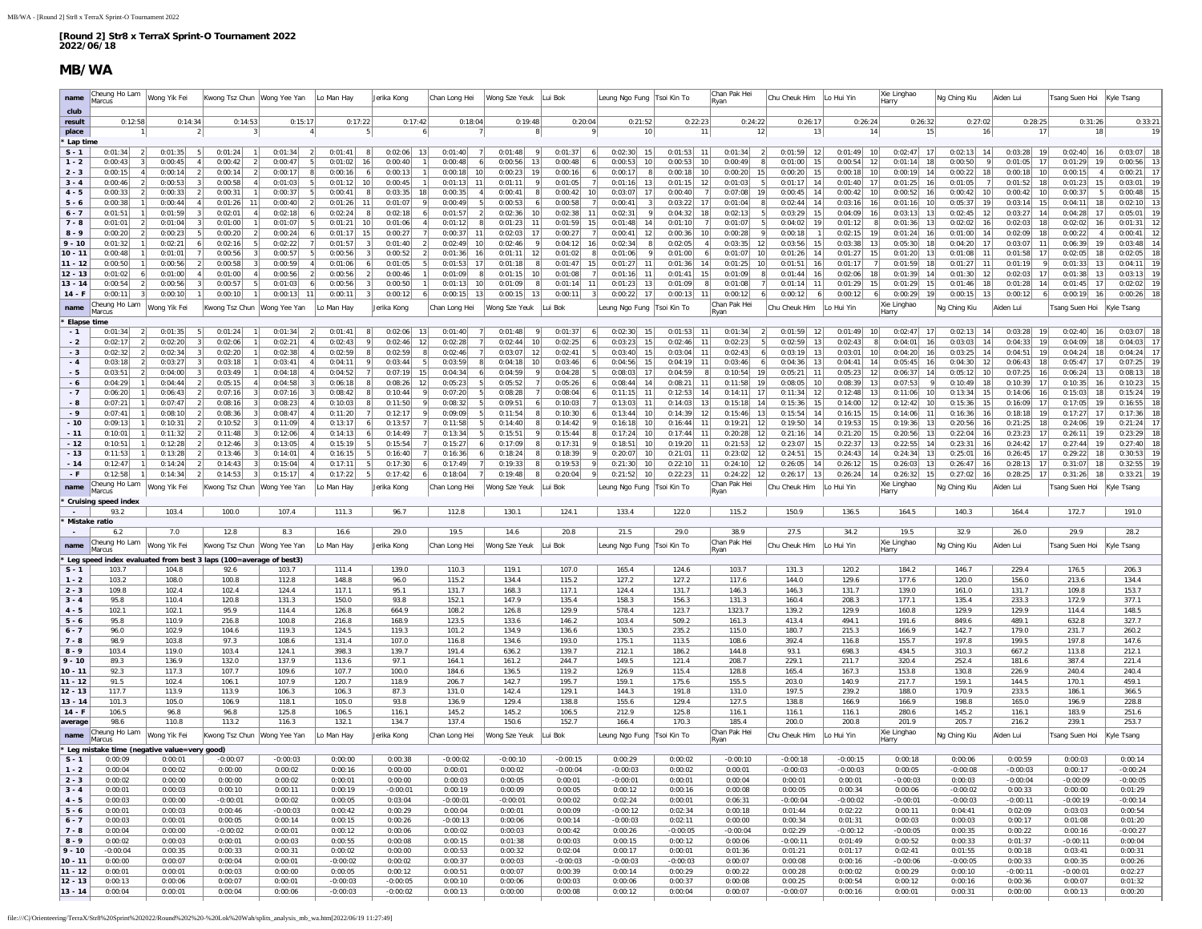**[Round 2] Str8 x TerraX Sprint-O Tournament 2022**
**2022/06/18**

# MB/WA

| name | Cheung Ho Lam Marcus | | Wong Yik Fei | | Kwong Tsz Chun | | Wong Yee Yan | | Lo Man Hay | | Jerika Kong | | Chan Long Hei | | Wong Sze Yeuk | | Lui Bok | | Leung Ngo Fung | | Tsoi Kin To | | Chan Pak Hei Ryan | | Chu Cheuk Him | | Lo Hui Yin | | Xie Linghao Harry | | Ng Ching Kiu | | Aiden Lui | | Tsang Suen Hoi | | Kyle Tsang | |
|---|---|---|---|---|---|---|---|---|---|---|---|---|---|---|---|---|---|---|---|---|---|---|---|---|---|---|---|---|---|---|---|---|---|---|---|---|---|---|
| club | | | | | | | | | | | | | | | | | | | | | | | | | | | | | | | | | | | | | | |
| result | 0:12:58 | | 0:14:34 | | 0:14:53 | | 0:15:17 | | 0:17:22 | | 0:17:42 | | 0:18:04 | | 0:19:48 | | 0:20:04 | | 0:21:52 | | 0:22:23 | | 0:24:22 | | 0:26:17 | | 0:26:24 | | 0:26:32 | | 0:27:02 | | 0:28:25 | | 0:31:26 | | 0:33:21 | |
| place | 1 | | 2 | | 3 | | 4 | | 5 | | 6 | | 7 | | 8 | | 9 | | 10 | | 11 | | 12 | | 13 | | 14 | | 15 | | 16 | | 17 | | 18 | | 19 | |
| * Lap time | | | | | | | | | | | | | | | | | | | | | | | | | | | | | | | | | | | | | | |
| S - 1 | 0:01:34 | 2 | 0:01:35 | 5 | 0:01:24 | 1 | 0:01:34 | 2 | 0:01:41 | 8 | 0:02:06 | 13 | 0:01:40 | 7 | 0:01:48 | 9 | 0:01:37 | 6 | 0:02:30 | 15 | 0:01:53 | 11 | 0:01:34 | 2 | 0:01:59 | 12 | 0:01:49 | 10 | 0:02:47 | 17 | 0:02:13 | 14 | 0:03:28 | 19 | 0:02:40 | 16 | 0:03:07 | 18 |
| 1 - 2 | 0:00:43 | 3 | 0:00:45 | 4 | 0:00:42 | 2 | 0:00:47 | 5 | 0:01:02 | 16 | 0:00:40 | 1 | 0:00:48 | 6 | 0:00:56 | 13 | 0:00:48 | 6 | 0:00:53 | 10 | 0:00:53 | 10 | 0:00:49 | 8 | 0:01:00 | 15 | 0:00:54 | 12 | 0:01:14 | 18 | 0:00:50 | 9 | 0:01:05 | 17 | 0:01:29 | 19 | 0:00:56 | 13 |
| 2 - 3 | 0:00:15 | 4 | 0:00:14 | 2 | 0:00:14 | 2 | 0:00:17 | 8 | 0:00:16 | 6 | 0:00:13 | 1 | 0:00:18 | 10 | 0:00:23 | 19 | 0:00:16 | 6 | 0:00:17 | 8 | 0:00:18 | 10 | 0:00:20 | 15 | 0:00:20 | 15 | 0:00:18 | 10 | 0:00:19 | 14 | 0:00:22 | 18 | 0:00:18 | 10 | 0:00:15 | 4 | 0:00:21 | 17 |
| 3 - 4 | 0:00:46 | 2 | 0:00:53 | 3 | 0:00:58 | 4 | 0:01:03 | 5 | 0:01:12 | 10 | 0:00:45 | 1 | 0:01:13 | 11 | 0:01:11 | 9 | 0:01:05 | 7 | 0:01:16 | 13 | 0:01:15 | 12 | 0:01:03 | 5 | 0:01:17 | 14 | 0:01:40 | 17 | 0:01:25 | 16 | 0:01:05 | 7 | 0:01:52 | 18 | 0:01:23 | 15 | 0:03:01 | 19 |
| 4 - 5 | 0:00:33 | 2 | 0:00:33 | 2 | 0:00:31 | 1 | 0:00:37 | 5 | 0:00:41 | 8 | 0:03:35 | 18 | 0:00:35 | 4 | 0:00:41 | 8 | 0:00:42 | 10 | 0:03:07 | 17 | 0:00:40 | 7 | 0:07:08 | 19 | 0:00:45 | 14 | 0:00:42 | 10 | 0:00:52 | 16 | 0:00:42 | 10 | 0:00:42 | 10 | 0:00:37 | 5 | 0:00:48 | 15 |
| 5 - 6 | 0:00:38 | 1 | 0:00:44 | 4 | 0:01:26 | 11 | 0:00:40 | 2 | 0:01:26 | 11 | 0:01:07 | 9 | 0:00:49 | 5 | 0:00:53 | 6 | 0:00:58 | 7 | 0:00:41 | 3 | 0:03:22 | 17 | 0:01:04 | 8 | 0:02:44 | 14 | 0:03:16 | 16 | 0:01:16 | 10 | 0:05:37 | 19 | 0:03:14 | 15 | 0:04:11 | 18 | 0:02:10 | 13 |
| 6 - 7 | 0:01:51 | 1 | 0:01:59 | 3 | 0:02:01 | 4 | 0:02:18 | 6 | 0:02:24 | 8 | 0:02:18 | 6 | 0:01:57 | 2 | 0:02:36 | 10 | 0:02:38 | 11 | 0:02:31 | 9 | 0:04:32 | 18 | 0:02:13 | 5 | 0:03:29 | 15 | 0:04:09 | 16 | 0:03:13 | 13 | 0:02:45 | 12 | 0:03:27 | 14 | 0:04:28 | 17 | 0:05:01 | 19 |
| 7 - 8 | 0:01:01 | 2 | 0:01:04 | 3 | 0:01:00 | 1 | 0:01:07 | 5 | 0:01:21 | 10 | 0:01:06 | 4 | 0:01:12 | 8 | 0:01:23 | 11 | 0:01:59 | 15 | 0:01:48 | 14 | 0:01:10 | 7 | 0:01:07 | 5 | 0:04:02 | 19 | 0:01:12 | 8 | 0:01:36 | 13 | 0:02:02 | 16 | 0:02:03 | 18 | 0:02:02 | 16 | 0:01:31 | 12 |
| 8 - 9 | 0:00:20 | 2 | 0:00:23 | 5 | 0:00:20 | 2 | 0:00:24 | 6 | 0:01:17 | 15 | 0:00:27 | 7 | 0:00:37 | 11 | 0:02:03 | 17 | 0:00:27 | 7 | 0:00:41 | 12 | 0:00:36 | 10 | 0:00:28 | 9 | 0:00:18 | 1 | 0:02:15 | 19 | 0:01:24 | 16 | 0:01:00 | 14 | 0:02:09 | 18 | 0:00:22 | 4 | 0:00:41 | 12 |
| 9 - 10 | 0:01:32 | 1 | 0:02:21 | 6 | 0:02:16 | 5 | 0:02:22 | 7 | 0:01:57 | 3 | 0:01:40 | 2 | 0:02:49 | 10 | 0:02:46 | 9 | 0:04:12 | 16 | 0:02:34 | 8 | 0:02:05 | 4 | 0:03:35 | 12 | 0:03:56 | 15 | 0:03:38 | 13 | 0:05:30 | 18 | 0:04:20 | 17 | 0:03:07 | 11 | 0:06:39 | 19 | 0:03:48 | 14 |
| 10 - 11 | 0:00:48 | 1 | 0:01:01 | 7 | 0:00:56 | 3 | 0:00:57 | 5 | 0:00:56 | 3 | 0:00:52 | 2 | 0:01:36 | 16 | 0:01:11 | 12 | 0:01:02 | 8 | 0:01:06 | 9 | 0:01:00 | 6 | 0:01:07 | 10 | 0:01:26 | 14 | 0:01:27 | 15 | 0:01:20 | 13 | 0:01:08 | 11 | 0:01:58 | 17 | 0:02:05 | 18 | 0:02:05 | 18 |
| 11 - 12 | 0:00:50 | 1 | 0:00:56 | 2 | 0:00:58 | 3 | 0:00:59 | 4 | 0:01:06 | 6 | 0:01:05 | 5 | 0:01:53 | 17 | 0:01:18 | 8 | 0:01:47 | 15 | 0:01:27 | 11 | 0:01:36 | 14 | 0:01:25 | 10 | 0:01:51 | 16 | 0:01:17 | 7 | 0:01:59 | 18 | 0:01:27 | 11 | 0:01:19 | 9 | 0:01:33 | 13 | 0:04:11 | 19 |
| 12 - 13 | 0:01:02 | 6 | 0:01:00 | 4 | 0:01:00 | 4 | 0:00:56 | 2 | 0:00:56 | 2 | 0:00:46 | 1 | 0:01:09 | 8 | 0:01:15 | 10 | 0:01:08 | 7 | 0:01:16 | 11 | 0:01:41 | 15 | 0:01:09 | 8 | 0:01:44 | 16 | 0:02:06 | 18 | 0:01:39 | 14 | 0:01:30 | 12 | 0:02:03 | 17 | 0:01:38 | 13 | 0:03:13 | 19 |
| 13 - 14 | 0:00:54 | 2 | 0:00:56 | 3 | 0:00:57 | 5 | 0:01:03 | 6 | 0:00:56 | 3 | 0:00:50 | 1 | 0:01:13 | 10 | 0:01:09 | 8 | 0:01:14 | 11 | 0:01:23 | 13 | 0:01:09 | 8 | 0:01:08 | 7 | 0:01:14 | 11 | 0:01:29 | 15 | 0:01:29 | 15 | 0:01:46 | 18 | 0:01:28 | 14 | 0:01:45 | 17 | 0:02:02 | 19 |
| 14 - F | 0:00:11 | 3 | 0:00:10 | 1 | 0:00:10 | 1 | 0:00:13 | 11 | 0:00:11 | 3 | 0:00:12 | 6 | 0:00:15 | 13 | 0:00:15 | 13 | 0:00:11 | 3 | 0:00:22 | 17 | 0:00:13 | 11 | 0:00:12 | 6 | 0:00:12 | 6 | 0:00:12 | 6 | 0:00:29 | 19 | 0:00:15 | 13 | 0:00:12 | 6 | 0:00:19 | 16 | 0:00:26 | 18 |
| name | Cheung Ho Lam Marcus | | Wong Yik Fei | | Kwong Tsz Chun | | Wong Yee Yan | | Lo Man Hay | | Jerika Kong | | Chan Long Hei | | Wong Sze Yeuk | | Lui Bok | | Leung Ngo Fung | | Tsoi Kin To | | Chan Pak Hei Ryan | | Chu Cheuk Him | | Lo Hui Yin | | Xie Linghao Harry | | Ng Ching Kiu | | Aiden Lui | | Tsang Suen Hoi | | Kyle Tsang | |
| * Elapse time | | | | | | | | | | | | | | | | | | | | | | | | | | | | | | | | | | | | | | |
| - 1 | 0:01:34 | 2 | 0:01:35 | 5 | 0:01:24 | 1 | 0:01:34 | 2 | 0:01:41 | 8 | 0:02:06 | 13 | 0:01:40 | 7 | 0:01:48 | 9 | 0:01:37 | 6 | 0:02:30 | 15 | 0:01:53 | 11 | 0:01:34 | 2 | 0:01:59 | 12 | 0:01:49 | 10 | 0:02:47 | 17 | 0:02:13 | 14 | 0:03:28 | 19 | 0:02:40 | 16 | 0:03:07 | 18 |
| - 2 | 0:02:17 | 2 | 0:02:20 | 3 | 0:02:06 | 1 | 0:02:21 | 4 | 0:02:43 | 9 | 0:02:46 | 12 | 0:02:28 | 7 | 0:02:44 | 10 | 0:02:25 | 6 | 0:03:23 | 15 | 0:02:46 | 11 | 0:02:23 | 5 | 0:02:59 | 13 | 0:02:43 | 8 | 0:04:01 | 16 | 0:03:03 | 14 | 0:04:33 | 19 | 0:04:09 | 18 | 0:04:03 | 17 |
| - 3 | 0:02:32 | 2 | 0:02:34 | 3 | 0:02:20 | 1 | 0:02:38 | 4 | 0:02:59 | 8 | 0:02:59 | 8 | 0:02:46 | 7 | 0:03:07 | 12 | 0:02:41 | 5 | 0:03:40 | 15 | 0:03:04 | 11 | 0:02:43 | 6 | 0:03:19 | 13 | 0:03:01 | 10 | 0:04:20 | 16 | 0:03:25 | 14 | 0:04:51 | 19 | 0:04:24 | 18 | 0:04:24 | 17 |
| - 4 | 0:03:18 | 2 | 0:03:27 | 3 | 0:03:18 | 1 | 0:03:41 | 4 | 0:04:11 | 9 | 0:03:44 | 5 | 0:03:59 | 8 | 0:04:18 | 10 | 0:03:46 | 6 | 0:04:56 | 15 | 0:04:19 | 11 | 0:03:46 | 6 | 0:04:36 | 13 | 0:04:41 | 14 | 0:05:45 | 16 | 0:04:30 | 12 | 0:06:43 | 18 | 0:05:47 | 17 | 0:07:25 | 19 |
| - 5 | 0:03:51 | 2 | 0:04:00 | 3 | 0:03:49 | 1 | 0:04:18 | 4 | 0:04:52 | 7 | 0:07:19 | 15 | 0:04:34 | 6 | 0:04:59 | 9 | 0:04:28 | 5 | 0:08:03 | 17 | 0:04:59 | 8 | 0:10:54 | 19 | 0:05:21 | 11 | 0:05:23 | 12 | 0:06:37 | 14 | 0:05:12 | 10 | 0:07:25 | 16 | 0:06:24 | 13 | 0:08:13 | 18 |
| - 6 | 0:04:29 | 1 | 0:04:44 | 2 | 0:05:15 | 4 | 0:04:58 | 3 | 0:06:18 | 8 | 0:08:26 | 12 | 0:05:23 | 5 | 0:05:52 | 7 | 0:05:26 | 6 | 0:08:44 | 14 | 0:08:21 | 11 | 0:11:58 | 19 | 0:08:05 | 10 | 0:08:39 | 13 | 0:07:53 | 9 | 0:10:49 | 18 | 0:10:39 | 17 | 0:10:35 | 16 | 0:10:23 | 15 |
| - 7 | 0:06:20 | 1 | 0:06:43 | 2 | 0:07:16 | 3 | 0:07:16 | 3 | 0:08:42 | 8 | 0:10:44 | 9 | 0:07:20 | 5 | 0:08:28 | 7 | 0:08:04 | 6 | 0:11:15 | 11 | 0:12:53 | 14 | 0:14:11 | 17 | 0:11:34 | 12 | 0:12:48 | 13 | 0:11:06 | 10 | 0:13:34 | 15 | 0:14:06 | 16 | 0:15:03 | 18 | 0:15:24 | 19 |
| - 8 | 0:07:21 | 1 | 0:07:47 | 2 | 0:08:16 | 3 | 0:08:23 | 4 | 0:10:03 | 8 | 0:11:50 | 9 | 0:08:32 | 5 | 0:09:51 | 6 | 0:10:03 | 7 | 0:13:03 | 11 | 0:14:03 | 13 | 0:15:18 | 14 | 0:15:36 | 15 | 0:14:00 | 12 | 0:12:42 | 10 | 0:15:36 | 15 | 0:16:09 | 17 | 0:17:05 | 19 | 0:16:55 | 18 |
| - 9 | 0:07:41 | 1 | 0:08:10 | 2 | 0:08:36 | 3 | 0:08:47 | 4 | 0:11:20 | 7 | 0:12:17 | 9 | 0:09:09 | 5 | 0:11:54 | 8 | 0:10:30 | 6 | 0:13:44 | 10 | 0:14:39 | 12 | 0:15:46 | 13 | 0:15:54 | 14 | 0:16:15 | 15 | 0:14:06 | 11 | 0:16:36 | 16 | 0:18:18 | 19 | 0:17:27 | 17 | 0:17:36 | 18 |
| - 10 | 0:09:13 | 1 | 0:10:31 | 2 | 0:10:52 | 3 | 0:11:09 | 4 | 0:13:17 | 6 | 0:13:57 | 7 | 0:11:58 | 5 | 0:14:40 | 8 | 0:14:42 | 9 | 0:16:18 | 10 | 0:16:44 | 11 | 0:19:21 | 12 | 0:19:50 | 14 | 0:19:53 | 15 | 0:19:36 | 13 | 0:20:56 | 16 | 0:21:25 | 18 | 0:24:06 | 19 | 0:21:24 | 17 |
| - 11 | 0:10:01 | 1 | 0:11:32 | 2 | 0:11:48 | 3 | 0:12:06 | 4 | 0:14:13 | 6 | 0:14:49 | 7 | 0:13:34 | 5 | 0:15:51 | 9 | 0:15:44 | 8 | 0:17:24 | 10 | 0:17:44 | 11 | 0:20:28 | 12 | 0:21:16 | 14 | 0:21:20 | 15 | 0:20:56 | 13 | 0:22:04 | 16 | 0:23:23 | 17 | 0:26:11 | 19 | 0:23:29 | 18 |
| - 12 | 0:10:51 | 1 | 0:12:28 | 2 | 0:12:46 | 3 | 0:13:05 | 4 | 0:15:19 | 5 | 0:15:54 | 7 | 0:15:27 | 6 | 0:17:09 | 8 | 0:17:31 | 9 | 0:18:51 | 10 | 0:19:20 | 11 | 0:21:53 | 12 | 0:23:07 | 15 | 0:22:37 | 13 | 0:22:55 | 14 | 0:23:31 | 16 | 0:24:42 | 17 | 0:27:44 | 19 | 0:27:40 | 18 |
| - 13 | 0:11:53 | 1 | 0:13:28 | 2 | 0:13:46 | 3 | 0:14:01 | 4 | 0:16:15 | 5 | 0:16:40 | 7 | 0:16:36 | 6 | 0:18:24 | 8 | 0:18:39 | 9 | 0:20:07 | 10 | 0:21:01 | 11 | 0:23:02 | 12 | 0:24:51 | 15 | 0:24:43 | 14 | 0:24:34 | 13 | 0:25:01 | 16 | 0:26:45 | 17 | 0:29:22 | 18 | 0:30:53 | 19 |
| - 14 | 0:12:47 | 1 | 0:14:24 | 2 | 0:14:43 | 3 | 0:15:04 | 4 | 0:17:11 | 5 | 0:17:30 | 6 | 0:17:49 | 7 | 0:19:33 | 8 | 0:19:53 | 9 | 0:21:30 | 10 | 0:22:10 | 11 | 0:24:10 | 12 | 0:26:05 | 14 | 0:26:12 | 15 | 0:26:03 | 13 | 0:26:47 | 16 | 0:28:13 | 17 | 0:31:07 | 18 | 0:32:55 | 19 |
| - F | 0:12:58 | 1 | 0:14:34 | 2 | 0:14:53 | 3 | 0:15:17 | 4 | 0:17:22 | 5 | 0:17:42 | 6 | 0:18:04 | 7 | 0:19:48 | 8 | 0:20:04 | 9 | 0:21:52 | 10 | 0:22:23 | 11 | 0:24:22 | 12 | 0:26:17 | 13 | 0:26:24 | 14 | 0:26:32 | 15 | 0:27:02 | 16 | 0:28:25 | 17 | 0:31:26 | 18 | 0:33:21 | 19 |
| name | Cheung Ho Lam Marcus | | Wong Yik Fei | | Kwong Tsz Chun | | Wong Yee Yan | | Lo Man Hay | | Jerika Kong | | Chan Long Hei | | Wong Sze Yeuk | | Lui Bok | | Leung Ngo Fung | | Tsoi Kin To | | Chan Pak Hei Ryan | | Chu Cheuk Him | | Lo Hui Yin | | Xie Linghao Harry | | Ng Ching Kiu | | Aiden Lui | | Tsang Suen Hoi | | Kyle Tsang | |
| * Cruising speed index | | | | | | | | | | | | | | | | | | | | | | | | | | | | | | | | | | | | | | |
| - | 93.2 | | 103.4 | | 100.0 | | 107.4 | | 111.3 | | 96.7 | | 112.8 | | 130.1 | | 124.1 | | 133.4 | | 122.0 | | 115.2 | | 150.9 | | 136.5 | | 164.5 | | 140.3 | | 164.4 | | 172.7 | | 191.0 | |
| * Mistake ratio | | | | | | | | | | | | | | | | | | | | | | | | | | | | | | | | | | | | | | |
| - | 6.2 | | 7.0 | | 12.8 | | 8.3 | | 16.6 | | 29.0 | | 19.5 | | 14.6 | | 20.8 | | 21.5 | | 29.0 | | 38.9 | | 27.5 | | 34.2 | | 19.5 | | 32.9 | | 26.0 | | 29.9 | | 28.2 | |
| name | Cheung Ho Lam Marcus | | Wong Yik Fei | | Kwong Tsz Chun | | Wong Yee Yan | | Lo Man Hay | | Jerika Kong | | Chan Long Hei | | Wong Sze Yeuk | | Lui Bok | | Leung Ngo Fung | | Tsoi Kin To | | Chan Pak Hei Ryan | | Chu Cheuk Him | | Lo Hui Yin | | Xie Linghao Harry | | Ng Ching Kiu | | Aiden Lui | | Tsang Suen Hoi | | Kyle Tsang | |
| * Leg speed index evaluated from best 3 laps (100=average of best3) | | | | | | | | | | | | | | | | | | | | | | | | | | | | | | | | | | | | | | |
| S - 1 | 103.7 | | 104.8 | | 92.6 | | 103.7 | | 111.4 | | 139.0 | | 110.3 | | 119.1 | | 107.0 | | 165.4 | | 124.6 | | 103.7 | | 131.3 | | 120.2 | | 184.2 | | 146.7 | | 229.4 | | 176.5 | | 206.3 | |
| 1 - 2 | 103.2 | | 108.0 | | 100.8 | | 112.8 | | 148.8 | | 96.0 | | 115.2 | | 134.4 | | 115.2 | | 127.2 | | 127.2 | | 117.6 | | 144.0 | | 129.6 | | 177.6 | | 120.0 | | 156.0 | | 213.6 | | 134.4 | |
| 2 - 3 | 109.8 | | 102.4 | | 102.4 | | 124.4 | | 117.1 | | 95.1 | | 131.7 | | 168.3 | | 117.1 | | 124.4 | | 131.7 | | 146.3 | | 146.3 | | 131.7 | | 139.0 | | 161.0 | | 131.7 | | 109.8 | | 153.7 | |
| 3 - 4 | 95.8 | | 110.4 | | 120.8 | | 131.3 | | 150.0 | | 93.8 | | 152.1 | | 147.9 | | 135.4 | | 158.3 | | 156.3 | | 131.3 | | 160.4 | | 208.3 | | 177.1 | | 135.4 | | 233.3 | | 172.9 | | 377.1 | |
| 4 - 5 | 102.1 | | 102.1 | | 95.9 | | 114.4 | | 126.8 | | 664.9 | | 108.2 | | 126.8 | | 129.9 | | 578.4 | | 123.7 | | 1323.7 | | 139.2 | | 129.9 | | 160.8 | | 129.9 | | 129.9 | | 114.4 | | 148.5 | |
| 5 - 6 | 95.8 | | 110.9 | | 216.8 | | 100.8 | | 216.8 | | 168.9 | | 123.5 | | 133.6 | | 146.2 | | 103.4 | | 509.2 | | 161.3 | | 413.4 | | 494.1 | | 191.6 | | 849.6 | | 489.1 | | 632.8 | | 327.7 | |
| 6 - 7 | 96.0 | | 102.9 | | 104.6 | | 119.3 | | 124.5 | | 119.3 | | 101.2 | | 134.9 | | 136.6 | | 130.5 | | 235.2 | | 115.0 | | 180.7 | | 215.3 | | 166.9 | | 142.7 | | 179.0 | | 231.7 | | 260.2 | |
| 7 - 8 | 98.9 | | 103.8 | | 97.3 | | 108.6 | | 131.4 | | 107.0 | | 116.8 | | 134.6 | | 193.0 | | 175.1 | | 113.5 | | 108.6 | | 392.4 | | 116.8 | | 155.7 | | 197.8 | | 199.5 | | 197.8 | | 147.6 | |
| 8 - 9 | 103.4 | | 119.0 | | 103.4 | | 124.1 | | 398.3 | | 139.7 | | 191.4 | | 636.2 | | 139.7 | | 212.1 | | 186.2 | | 144.8 | | 93.1 | | 698.3 | | 434.5 | | 310.3 | | 667.2 | | 113.8 | | 212.1 | |
| 9 - 10 | 89.3 | | 136.9 | | 132.0 | | 137.9 | | 113.6 | | 97.1 | | 164.1 | | 161.2 | | 244.7 | | 149.5 | | 121.4 | | 208.7 | | 229.1 | | 211.7 | | 320.4 | | 252.4 | | 181.6 | | 387.4 | | 221.4 | |
| 10 - 11 | 92.3 | | 117.3 | | 107.7 | | 109.6 | | 107.7 | | 100.0 | | 184.6 | | 136.5 | | 119.2 | | 126.9 | | 115.4 | | 128.8 | | 165.4 | | 167.3 | | 153.8 | | 130.8 | | 226.9 | | 240.4 | | 240.4 | |
| 11 - 12 | 91.5 | | 102.4 | | 106.1 | | 107.9 | | 120.7 | | 118.9 | | 206.7 | | 142.7 | | 195.7 | | 159.1 | | 175.6 | | 155.5 | | 203.0 | | 140.9 | | 217.7 | | 159.1 | | 144.5 | | 170.1 | | 459.1 | |
| 12 - 13 | 117.7 | | 113.9 | | 113.9 | | 106.3 | | 106.3 | | 87.3 | | 131.0 | | 142.4 | | 129.1 | | 144.3 | | 191.8 | | 131.0 | | 197.5 | | 239.2 | | 188.0 | | 170.9 | | 233.5 | | 186.1 | | 366.5 | |
| 13 - 14 | 101.3 | | 105.0 | | 106.9 | | 118.1 | | 105.0 | | 93.8 | | 136.9 | | 129.4 | | 138.8 | | 155.6 | | 129.4 | | 127.5 | | 138.8 | | 166.9 | | 166.9 | | 198.8 | | 165.0 | | 196.9 | | 228.8 | |
| 14 - F | 106.5 | | 96.8 | | 96.8 | | 125.8 | | 106.5 | | 116.1 | | 145.2 | | 145.2 | | 106.5 | | 212.9 | | 125.8 | | 116.1 | | 116.1 | | 116.1 | | 280.6 | | 145.2 | | 116.1 | | 183.9 | | 251.6 | |
| average | 98.6 | | 110.8 | | 113.2 | | 116.3 | | 132.1 | | 134.7 | | 137.4 | | 150.6 | | 152.7 | | 166.4 | | 170.3 | | 185.4 | | 200.0 | | 200.8 | | 201.9 | | 205.7 | | 216.2 | | 239.1 | | 253.7 | |
| name | Cheung Ho Lam Marcus | | Wong Yik Fei | | Kwong Tsz Chun | | Wong Yee Yan | | Lo Man Hay | | Jerika Kong | | Chan Long Hei | | Wong Sze Yeuk | | Lui Bok | | Leung Ngo Fung | | Tsoi Kin To | | Chan Pak Hei Ryan | | Chu Cheuk Him | | Lo Hui Yin | | Xie Linghao Harry | | Ng Ching Kiu | | Aiden Lui | | Tsang Suen Hoi | | Kyle Tsang | |
| * Leg mistake time (negative value=very good) | | | | | | | | | | | | | | | | | | | | | | | | | | | | | | | | | | | | | | |
| S - 1 | 0:00:09 | | 0:00:01 | | -0:00:07 | | -0:00:03 | | 0:00:00 | | 0:00:38 | | -0:00:02 | | -0:00:10 | | -0:00:15 | | 0:00:29 | | 0:00:02 | | -0:00:10 | | -0:00:18 | | -0:00:15 | | 0:00:18 | | 0:00:06 | | 0:00:59 | | 0:00:03 | | 0:00:14 | |
| 1 - 2 | 0:00:04 | | 0:00:02 | | 0:00:00 | | 0:00:02 | | 0:00:16 | | 0:00:00 | | 0:00:01 | | 0:00:02 | | -0:00:04 | | -0:00:03 | | 0:00:02 | | 0:00:01 | | -0:00:03 | | -0:00:03 | | 0:00:05 | | -0:00:08 | | -0:00:03 | | 0:00:17 | | -0:00:24 | |
| 2 - 3 | 0:00:02 | | 0:00:00 | | 0:00:00 | | 0:00:02 | | 0:00:01 | | 0:00:00 | | 0:00:03 | | 0:00:05 | | 0:00:01 | | -0:00:01 | | 0:00:01 | | 0:00:04 | | 0:00:01 | | 0:00:01 | | -0:00:03 | | 0:00:03 | | -0:00:04 | | -0:00:09 | | -0:00:05 | |
| 3 - 4 | 0:00:01 | | 0:00:03 | | 0:00:10 | | 0:00:11 | | 0:00:19 | | -0:00:01 | | 0:00:19 | | 0:00:09 | | 0:00:05 | | 0:00:12 | | 0:00:16 | | 0:00:08 | | 0:00:05 | | 0:00:34 | | 0:00:06 | | -0:00:02 | | 0:00:33 | | 0:00:00 | | 0:01:29 | |
| 4 - 5 | 0:00:03 | | 0:00:00 | | -0:00:01 | | 0:00:02 | | 0:00:05 | | 0:03:04 | | -0:00:01 | | -0:00:01 | | 0:00:02 | | 0:02:24 | | 0:00:01 | | 0:06:31 | | -0:00:04 | | -0:00:02 | | -0:00:01 | | -0:00:03 | | -0:00:11 | | -0:00:19 | | -0:00:14 | |
| 5 - 6 | 0:00:01 | | 0:00:03 | | 0:00:46 | | -0:00:03 | | 0:00:42 | | 0:00:29 | | 0:00:04 | | 0:00:01 | | 0:00:09 | | -0:00:12 | | 0:02:34 | | 0:00:18 | | 0:01:44 | | 0:02:22 | | 0:00:11 | | 0:04:41 | | 0:02:09 | | 0:03:03 | | 0:00:54 | |
| 6 - 7 | 0:00:03 | | 0:00:01 | | 0:00:05 | | 0:00:14 | | 0:00:15 | | 0:00:26 | | -0:00:13 | | 0:00:06 | | 0:00:14 | | -0:00:03 | | 0:02:11 | | 0:00:00 | | 0:00:34 | | 0:01:31 | | 0:00:03 | | 0:00:03 | | 0:00:17 | | 0:01:08 | | 0:01:20 | |
| 7 - 8 | 0:00:04 | | 0:00:00 | | -0:00:02 | | 0:00:01 | | 0:00:12 | | 0:00:06 | | 0:00:02 | | 0:00:03 | | 0:00:42 | | 0:00:26 | | -0:00:05 | | -0:00:04 | | 0:02:29 | | -0:00:12 | | -0:00:05 | | 0:00:35 | | 0:00:22 | | 0:00:16 | | -0:00:27 | |
| 8 - 9 | 0:00:02 | | 0:00:03 | | 0:00:01 | | 0:00:03 | | 0:00:55 | | 0:00:08 | | 0:00:15 | | 0:01:38 | | 0:00:03 | | 0:00:15 | | 0:00:12 | | 0:00:06 | | -0:00:11 | | 0:01:49 | | 0:00:52 | | 0:00:33 | | 0:01:37 | | -0:00:11 | | 0:00:04 | |
| 9 - 10 | -0:00:04 | | 0:00:35 | | 0:00:33 | | 0:00:31 | | 0:00:02 | | 0:00:00 | | 0:00:53 | | 0:00:32 | | 0:02:04 | | 0:00:17 | | 0:00:01 | | 0:01:36 | | 0:01:21 | | 0:01:17 | | 0:02:41 | | 0:01:55 | | 0:00:18 | | 0:03:41 | | 0:00:31 | |
| 10 - 11 | 0:00:00 | | 0:00:07 | | 0:00:04 | | 0:00:01 | | -0:00:02 | | 0:00:02 | | 0:00:37 | | 0:00:03 | | -0:00:03 | | -0:00:03 | | -0:00:03 | | 0:00:07 | | 0:00:08 | | 0:00:16 | | -0:00:06 | | -0:00:05 | | 0:00:33 | | 0:00:35 | | 0:00:26 | |
| 11 - 12 | 0:00:01 | | 0:00:01 | | 0:00:03 | | 0:00:00 | | 0:00:05 | | 0:00:12 | | 0:00:51 | | 0:00:07 | | 0:00:39 | | 0:00:14 | | 0:00:29 | | 0:00:22 | | 0:00:28 | | 0:00:02 | | 0:00:29 | | 0:00:10 | | -0:00:11 | | -0:00:01 | | 0:02:27 | |
| 12 - 13 | 0:00:13 | | 0:00:06 | | 0:00:07 | | 0:00:01 | | -0:00:03 | | -0:00:05 | | 0:00:10 | | 0:00:06 | | 0:00:03 | | 0:00:06 | | 0:00:37 | | 0:00:08 | | 0:00:25 | | 0:00:54 | | 0:00:12 | | 0:00:16 | | 0:00:36 | | 0:00:07 | | 0:01:32 | |
| 13 - 14 | 0:00:04 | | 0:00:01 | | 0:00:04 | | 0:00:06 | | -0:00:03 | | -0:00:02 | | 0:00:13 | | 0:00:00 | | 0:00:08 | | 0:00:12 | | 0:00:04 | | 0:00:07 | | -0:00:07 | | 0:00:16 | | 0:00:01 | | 0:00:31 | | 0:00:00 | | 0:00:13 | | 0:00:20 | |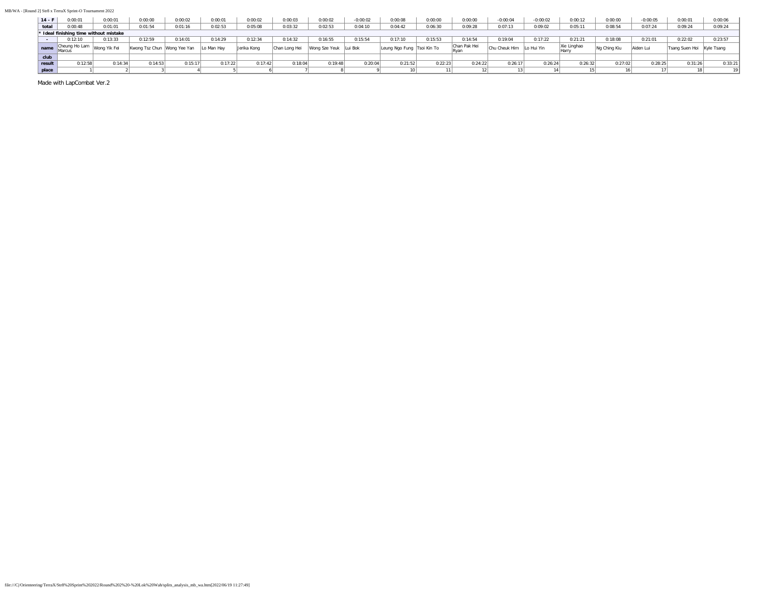| 14 - F | 0:00:01 | 0:00:01 | 0:00:00 | 0:00:02 | 0:00:01 | 0:00:02 | 0:00:03 | 0:00:02 | -0:00:02 | 0:00:08 | 0:00:00 | 0:00:00 | -0:00:04 | -0:00:02 | 0:00:12 | 0:00:00 | -0:00:05 | 0:00:01 | 0:00:06 |
|---|---|---|---|---|---|---|---|---|---|---|---|---|---|---|---|---|---|---|---|
| total | 0:00:48 | 0:01:01 | 0:01:54 | 0:01:16 | 0:02:53 | 0:05:08 | 0:03:32 | 0:02:53 | 0:04:10 | 0:04:42 | 0:06:30 | 0:09:28 | 0:07:13 | 0:09:02 | 0:05:11 | 0:08:54 | 0:07:24 | 0:09:24 | 0:09:24 |
| * Ideal finishing time without mistake | | | | | | | | | | | | | | | | | | | |
| - | 0:12:10 | 0:13:33 | 0:12:59 | 0:14:01 | 0:14:29 | 0:12:34 | 0:14:32 | 0:16:55 | 0:15:54 | 0:17:10 | 0:15:53 | 0:14:54 | 0:19:04 | 0:17:22 | 0:21:21 | 0:18:08 | 0:21:01 | 0:22:02 | 0:23:57 |
| name | Cheung Ho Lam Marcus | Wong Yik Fei | Kwong Tsz Chun | Wong Yee Yan | Lo Man Hay | Jerika Kong | Chan Long Hei | Wong Sze Yeuk | Lui Bok | Leung Ngo Fung | Tsoi Kin To | Chan Pak Hei Ryan | Chu Cheuk Him | Lo Hui Yin | Xie Linghao Harry | Ng Ching Kiu | Aiden Lui | Tsang Suen Hoi | Kyle Tsang |
| club | | | | | | | | | | | | | | | | | | | |
| result | 0:12:58 | 0:14:34 | 0:14:53 | 0:15:17 | 0:17:22 | 0:17:42 | 0:18:04 | 0:19:48 | 0:20:04 | 0:21:52 | 0:22:23 | 0:24:22 | 0:26:17 | 0:26:24 | 0:26:32 | 0:27:02 | 0:28:25 | 0:31:26 | 0:33:21 |
| place | 1 | 2 | 3 | 4 | 5 | 6 | 7 | 8 | 9 | 10 | 11 | 12 | 13 | 14 | 15 | 16 | 17 | 18 | 19 |

Made with LapCombat Ver.2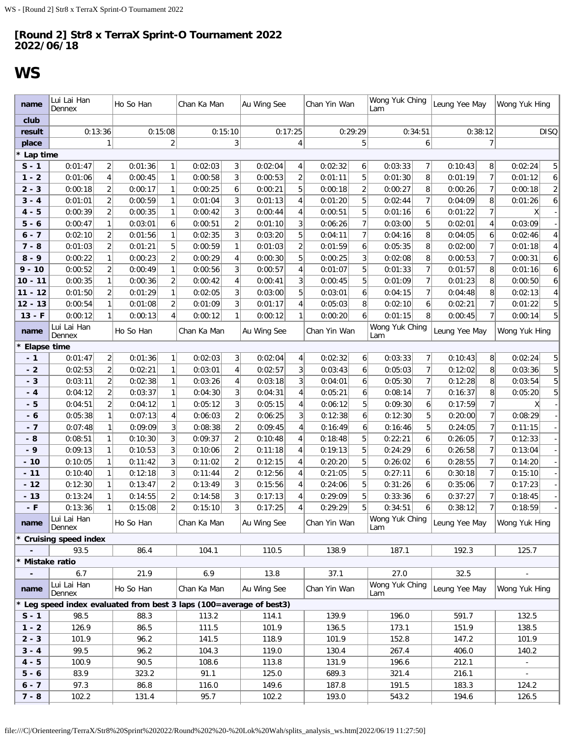# [Round 2] Str8 x TerraX Sprint-O Tournament 2022
## 2022/06/18

# WS

| name | Lui Lai Han Dennex | | Ho So Han | | Chan Ka Man | | Au Wing See | | Chan Yin Wan | | Wong Yuk Ching Lam | | Leung Yee May | | Wong Yuk Hing | |
|---|---|---|---|---|---|---|---|---|---|---|---|---|---|---|---|---|
| club | | | | | | | | | | | | | | | | |
| result | 0:13:36 | | 0:15:08 | | 0:15:10 | | 0:17:25 | | 0:29:29 | | 0:34:51 | | 0:38:12 | | DISQ | |
| place | 1 | | 2 | | 3 | | 4 | | 5 | | 6 | | 7 | | | |
| * Lap time | | | | | | | | | | | | | | | | |
| S - 1 | 0:01:47 | 2 | 0:01:36 | 1 | 0:02:03 | 3 | 0:02:04 | 4 | 0:02:32 | 6 | 0:03:33 | 7 | 0:10:43 | 8 | 0:02:24 | 5 |
| 1 - 2 | 0:01:06 | 4 | 0:00:45 | 1 | 0:00:58 | 3 | 0:00:53 | 2 | 0:01:11 | 5 | 0:01:30 | 8 | 0:01:19 | 7 | 0:01:12 | 6 |
| 2 - 3 | 0:00:18 | 2 | 0:00:17 | 1 | 0:00:25 | 6 | 0:00:21 | 5 | 0:00:18 | 2 | 0:00:27 | 8 | 0:00:26 | 7 | 0:00:18 | 2 |
| 3 - 4 | 0:01:01 | 2 | 0:00:59 | 1 | 0:01:04 | 3 | 0:01:13 | 4 | 0:01:20 | 5 | 0:02:44 | 7 | 0:04:09 | 8 | 0:01:26 | 6 |
| 4 - 5 | 0:00:39 | 2 | 0:00:35 | 1 | 0:00:42 | 3 | 0:00:44 | 4 | 0:00:51 | 5 | 0:01:16 | 6 | 0:01:22 | 7 | X | - |
| 5 - 6 | 0:00:47 | 1 | 0:03:01 | 6 | 0:00:51 | 2 | 0:01:10 | 3 | 0:06:26 | 7 | 0:03:00 | 5 | 0:02:01 | 4 | 0:03:09 | - |
| 6 - 7 | 0:02:10 | 2 | 0:01:56 | 1 | 0:02:35 | 3 | 0:03:20 | 5 | 0:04:11 | 7 | 0:04:16 | 8 | 0:04:05 | 6 | 0:02:46 | 4 |
| 7 - 8 | 0:01:03 | 2 | 0:01:21 | 5 | 0:00:59 | 1 | 0:01:03 | 2 | 0:01:59 | 6 | 0:05:35 | 8 | 0:02:00 | 7 | 0:01:18 | 4 |
| 8 - 9 | 0:00:22 | 1 | 0:00:23 | 2 | 0:00:29 | 4 | 0:00:30 | 5 | 0:00:25 | 3 | 0:02:08 | 8 | 0:00:53 | 7 | 0:00:31 | 6 |
| 9 - 10 | 0:00:52 | 2 | 0:00:49 | 1 | 0:00:56 | 3 | 0:00:57 | 4 | 0:01:07 | 5 | 0:01:33 | 7 | 0:01:57 | 8 | 0:01:16 | 6 |
| 10 - 11 | 0:00:35 | 1 | 0:00:36 | 2 | 0:00:42 | 4 | 0:00:41 | 3 | 0:00:45 | 5 | 0:01:09 | 7 | 0:01:23 | 8 | 0:00:50 | 6 |
| 11 - 12 | 0:01:50 | 2 | 0:01:29 | 1 | 0:02:05 | 3 | 0:03:00 | 5 | 0:03:01 | 6 | 0:04:15 | 7 | 0:04:48 | 8 | 0:02:13 | 4 |
| 12 - 13 | 0:00:54 | 1 | 0:01:08 | 2 | 0:01:09 | 3 | 0:01:17 | 4 | 0:05:03 | 8 | 0:02:10 | 6 | 0:02:21 | 7 | 0:01:22 | 5 |
| 13 - F | 0:00:12 | 1 | 0:00:13 | 4 | 0:00:12 | 1 | 0:00:12 | 1 | 0:00:20 | 6 | 0:01:15 | 8 | 0:00:45 | 7 | 0:00:14 | 5 |
| name | Lui Lai Han Dennex | | Ho So Han | | Chan Ka Man | | Au Wing See | | Chan Yin Wan | | Wong Yuk Ching Lam | | Leung Yee May | | Wong Yuk Hing | |
| * Elapse time | | | | | | | | | | | | | | | | |
| - 1 | 0:01:47 | 2 | 0:01:36 | 1 | 0:02:03 | 3 | 0:02:04 | 4 | 0:02:32 | 6 | 0:03:33 | 7 | 0:10:43 | 8 | 0:02:24 | 5 |
| - 2 | 0:02:53 | 2 | 0:02:21 | 1 | 0:03:01 | 4 | 0:02:57 | 3 | 0:03:43 | 6 | 0:05:03 | 7 | 0:12:02 | 8 | 0:03:36 | 5 |
| - 3 | 0:03:11 | 2 | 0:02:38 | 1 | 0:03:26 | 4 | 0:03:18 | 3 | 0:04:01 | 6 | 0:05:30 | 7 | 0:12:28 | 8 | 0:03:54 | 5 |
| - 4 | 0:04:12 | 2 | 0:03:37 | 1 | 0:04:30 | 3 | 0:04:31 | 4 | 0:05:21 | 6 | 0:08:14 | 7 | 0:16:37 | 8 | 0:05:20 | 5 |
| - 5 | 0:04:51 | 2 | 0:04:12 | 1 | 0:05:12 | 3 | 0:05:15 | 4 | 0:06:12 | 5 | 0:09:30 | 6 | 0:17:59 | 7 | X | - |
| - 6 | 0:05:38 | 1 | 0:07:13 | 4 | 0:06:03 | 2 | 0:06:25 | 3 | 0:12:38 | 6 | 0:12:30 | 5 | 0:20:00 | 7 | 0:08:29 | - |
| - 7 | 0:07:48 | 1 | 0:09:09 | 3 | 0:08:38 | 2 | 0:09:45 | 4 | 0:16:49 | 6 | 0:16:46 | 5 | 0:24:05 | 7 | 0:11:15 | - |
| - 8 | 0:08:51 | 1 | 0:10:30 | 3 | 0:09:37 | 2 | 0:10:48 | 4 | 0:18:48 | 5 | 0:22:21 | 6 | 0:26:05 | 7 | 0:12:33 | - |
| - 9 | 0:09:13 | 1 | 0:10:53 | 3 | 0:10:06 | 2 | 0:11:18 | 4 | 0:19:13 | 5 | 0:24:29 | 6 | 0:26:58 | 7 | 0:13:04 | - |
| - 10 | 0:10:05 | 1 | 0:11:42 | 3 | 0:11:02 | 2 | 0:12:15 | 4 | 0:20:20 | 5 | 0:26:02 | 6 | 0:28:55 | 7 | 0:14:20 | - |
| - 11 | 0:10:40 | 1 | 0:12:18 | 3 | 0:11:44 | 2 | 0:12:56 | 4 | 0:21:05 | 5 | 0:27:11 | 6 | 0:30:18 | 7 | 0:15:10 | - |
| - 12 | 0:12:30 | 1 | 0:13:47 | 2 | 0:13:49 | 3 | 0:15:56 | 4 | 0:24:06 | 5 | 0:31:26 | 6 | 0:35:06 | 7 | 0:17:23 | - |
| - 13 | 0:13:24 | 1 | 0:14:55 | 2 | 0:14:58 | 3 | 0:17:13 | 4 | 0:29:09 | 5 | 0:33:36 | 6 | 0:37:27 | 7 | 0:18:45 | - |
| - F | 0:13:36 | 1 | 0:15:08 | 2 | 0:15:10 | 3 | 0:17:25 | 4 | 0:29:29 | 5 | 0:34:51 | 6 | 0:38:12 | 7 | 0:18:59 | - |
| name | Lui Lai Han Dennex | | Ho So Han | | Chan Ka Man | | Au Wing See | | Chan Yin Wan | | Wong Yuk Ching Lam | | Leung Yee May | | Wong Yuk Hing | |
| * Cruising speed index | | | | | | | | | | | | | | | | |
| - | 93.5 | | 86.4 | | 104.1 | | 110.5 | | 138.9 | | 187.1 | | 192.3 | | 125.7 | |
| * Mistake ratio | | | | | | | | | | | | | | | | |
| - | 6.7 | | 21.9 | | 6.9 | | 13.8 | | 37.1 | | 27.0 | | 32.5 | | - | |
| name | Lui Lai Han Dennex | | Ho So Han | | Chan Ka Man | | Au Wing See | | Chan Yin Wan | | Wong Yuk Ching Lam | | Leung Yee May | | Wong Yuk Hing | |
| * Leg speed index evaluated from best 3 laps (100=average of best3) | | | | | | | | | | | | | | | | |
| S - 1 | 98.5 | | 88.3 | | 113.2 | | 114.1 | | 139.9 | | 196.0 | | 591.7 | | 132.5 | |
| 1 - 2 | 126.9 | | 86.5 | | 111.5 | | 101.9 | | 136.5 | | 173.1 | | 151.9 | | 138.5 | |
| 2 - 3 | 101.9 | | 96.2 | | 141.5 | | 118.9 | | 101.9 | | 152.8 | | 147.2 | | 101.9 | |
| 3 - 4 | 99.5 | | 96.2 | | 104.3 | | 119.0 | | 130.4 | | 267.4 | | 406.0 | | 140.2 | |
| 4 - 5 | 100.9 | | 90.5 | | 108.6 | | 113.8 | | 131.9 | | 196.6 | | 212.1 | | - | |
| 5 - 6 | 83.9 | | 323.2 | | 91.1 | | 125.0 | | 689.3 | | 321.4 | | 216.1 | | - | |
| 6 - 7 | 97.3 | | 86.8 | | 116.0 | | 149.6 | | 187.8 | | 191.5 | | 183.3 | | 124.2 | |
| 7 - 8 | 102.2 | | 131.4 | | 95.7 | | 102.2 | | 193.0 | | 543.2 | | 194.6 | | 126.5 | |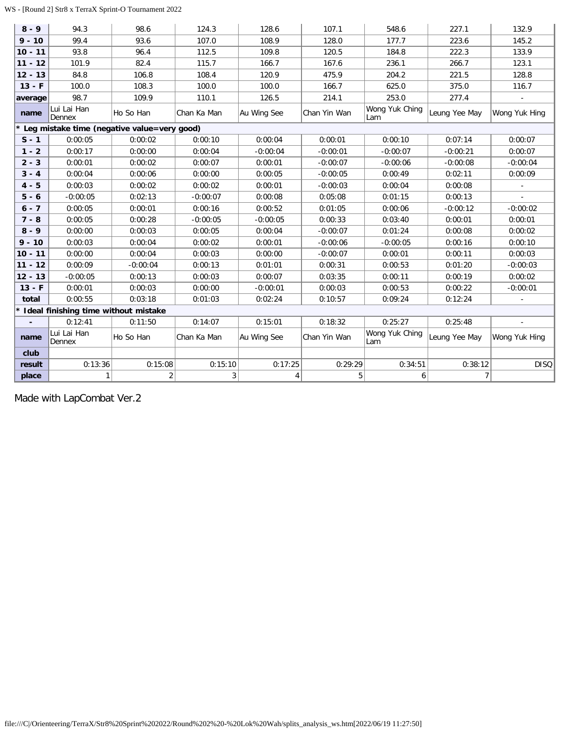| 8 - 9 | 94.3 | 98.6 | 124.3 | 128.6 | 107.1 | 548.6 | 227.1 | 132.9 |
|---|---|---|---|---|---|---|---|---|
| 9 - 10 | 99.4 | 93.6 | 107.0 | 108.9 | 128.0 | 177.7 | 223.6 | 145.2 |
| 10 - 11 | 93.8 | 96.4 | 112.5 | 109.8 | 120.5 | 184.8 | 222.3 | 133.9 |
| 11 - 12 | 101.9 | 82.4 | 115.7 | 166.7 | 167.6 | 236.1 | 266.7 | 123.1 |
| 12 - 13 | 84.8 | 106.8 | 108.4 | 120.9 | 475.9 | 204.2 | 221.5 | 128.8 |
| 13 - F | 100.0 | 108.3 | 100.0 | 100.0 | 166.7 | 625.0 | 375.0 | 116.7 |
| average | 98.7 | 109.9 | 110.1 | 126.5 | 214.1 | 253.0 | 277.4 | - |
| name | Lui Lai Han Dennex | Ho So Han | Chan Ka Man | Au Wing See | Chan Yin Wan | Wong Yuk Ching Lam | Leung Yee May | Wong Yuk Hing |
| * Leg mistake time (negative value=very good) | | | | | | | | |
| S - 1 | 0:00:05 | 0:00:02 | 0:00:10 | 0:00:04 | 0:00:01 | 0:00:10 | 0:07:14 | 0:00:07 |
| 1 - 2 | 0:00:17 | 0:00:00 | 0:00:04 | -0:00:04 | -0:00:01 | -0:00:07 | -0:00:21 | 0:00:07 |
| 2 - 3 | 0:00:01 | 0:00:02 | 0:00:07 | 0:00:01 | -0:00:07 | -0:00:06 | -0:00:08 | -0:00:04 |
| 3 - 4 | 0:00:04 | 0:00:06 | 0:00:00 | 0:00:05 | -0:00:05 | 0:00:49 | 0:02:11 | 0:00:09 |
| 4 - 5 | 0:00:03 | 0:00:02 | 0:00:02 | 0:00:01 | -0:00:03 | 0:00:04 | 0:00:08 | - |
| 5 - 6 | -0:00:05 | 0:02:13 | -0:00:07 | 0:00:08 | 0:05:08 | 0:01:15 | 0:00:13 | - |
| 6 - 7 | 0:00:05 | 0:00:01 | 0:00:16 | 0:00:52 | 0:01:05 | 0:00:06 | -0:00:12 | -0:00:02 |
| 7 - 8 | 0:00:05 | 0:00:28 | -0:00:05 | -0:00:05 | 0:00:33 | 0:03:40 | 0:00:01 | 0:00:01 |
| 8 - 9 | 0:00:00 | 0:00:03 | 0:00:05 | 0:00:04 | -0:00:07 | 0:01:24 | 0:00:08 | 0:00:02 |
| 9 - 10 | 0:00:03 | 0:00:04 | 0:00:02 | 0:00:01 | -0:00:06 | -0:00:05 | 0:00:16 | 0:00:10 |
| 10 - 11 | 0:00:00 | 0:00:04 | 0:00:03 | 0:00:00 | -0:00:07 | 0:00:01 | 0:00:11 | 0:00:03 |
| 11 - 12 | 0:00:09 | -0:00:04 | 0:00:13 | 0:01:01 | 0:00:31 | 0:00:53 | 0:01:20 | -0:00:03 |
| 12 - 13 | -0:00:05 | 0:00:13 | 0:00:03 | 0:00:07 | 0:03:35 | 0:00:11 | 0:00:19 | 0:00:02 |
| 13 - F | 0:00:01 | 0:00:03 | 0:00:00 | -0:00:01 | 0:00:03 | 0:00:53 | 0:00:22 | -0:00:01 |
| total | 0:00:55 | 0:03:18 | 0:01:03 | 0:02:24 | 0:10:57 | 0:09:24 | 0:12:24 | - |
| * Ideal finishing time without mistake | | | | | | | | |
| - | 0:12:41 | 0:11:50 | 0:14:07 | 0:15:01 | 0:18:32 | 0:25:27 | 0:25:48 | - |
| name | Lui Lai Han Dennex | Ho So Han | Chan Ka Man | Au Wing See | Chan Yin Wan | Wong Yuk Ching Lam | Leung Yee May | Wong Yuk Hing |
| club | | | | | | | | |
| result | 0:13:36 | 0:15:08 | 0:15:10 | 0:17:25 | 0:29:29 | 0:34:51 | 0:38:12 | DISQ |
| place | 1 | 2 | 3 | 4 | 5 | 6 | 7 | |

Made with LapCombat Ver.2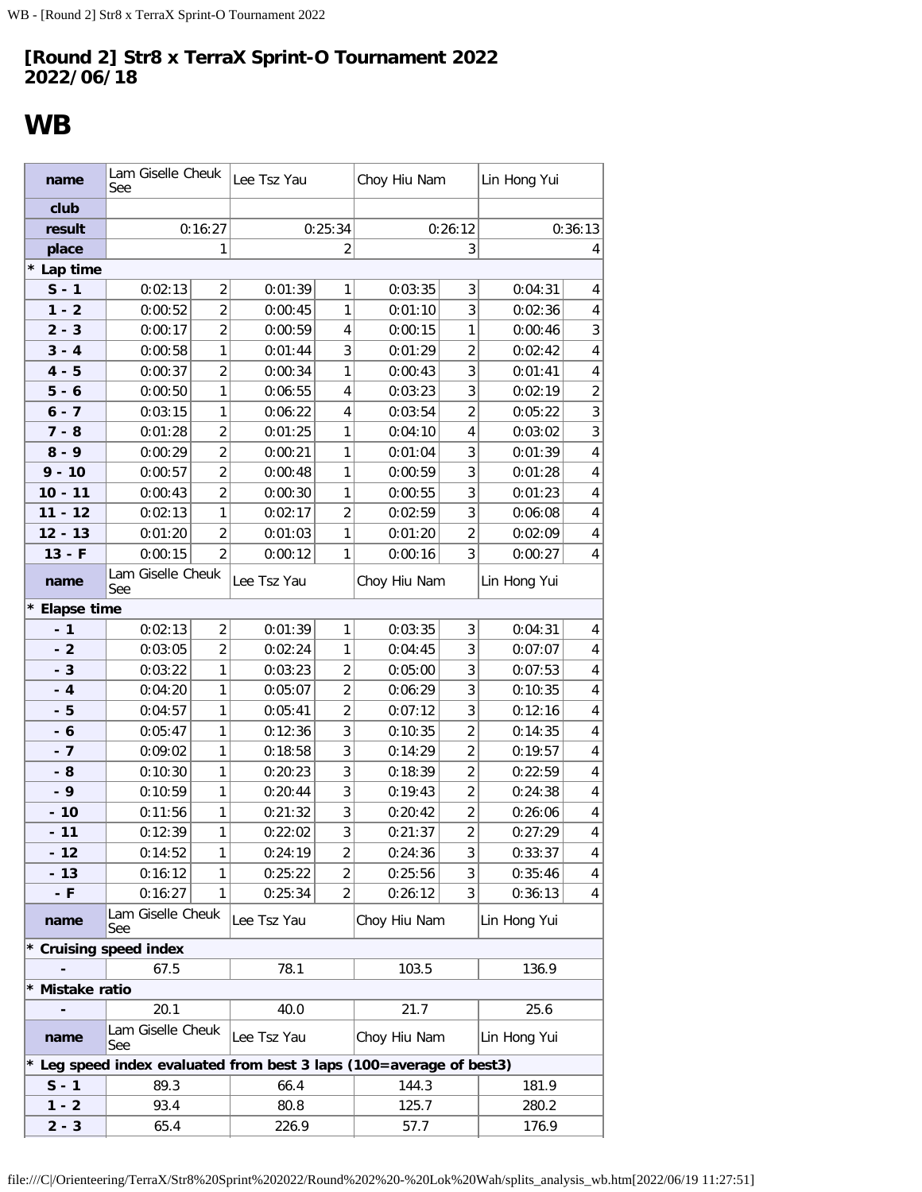# [Round 2] Str8 x TerraX Sprint-O Tournament 2022
# 2022/06/18

## WB

| name | Lam Giselle Cheuk See | | Lee Tsz Yau | | Choy Hiu Nam | | Lin Hong Yui | |
|---|---|---|---|---|---|---|---|---|
| club | | | | | | | | |
| result | 0:16:27 | | 0:25:34 | | 0:26:12 | | 0:36:13 | |
| place | 1 | | 2 | | 3 | | 4 | |
| * Lap time | | | | | | | | |
| S - 1 | 0:02:13 | 2 | 0:01:39 | 1 | 0:03:35 | 3 | 0:04:31 | 4 |
| 1 - 2 | 0:00:52 | 2 | 0:00:45 | 1 | 0:01:10 | 3 | 0:02:36 | 4 |
| 2 - 3 | 0:00:17 | 2 | 0:00:59 | 4 | 0:00:15 | 1 | 0:00:46 | 3 |
| 3 - 4 | 0:00:58 | 1 | 0:01:44 | 3 | 0:01:29 | 2 | 0:02:42 | 4 |
| 4 - 5 | 0:00:37 | 2 | 0:00:34 | 1 | 0:00:43 | 3 | 0:01:41 | 4 |
| 5 - 6 | 0:00:50 | 1 | 0:06:55 | 4 | 0:03:23 | 3 | 0:02:19 | 2 |
| 6 - 7 | 0:03:15 | 1 | 0:06:22 | 4 | 0:03:54 | 2 | 0:05:22 | 3 |
| 7 - 8 | 0:01:28 | 2 | 0:01:25 | 1 | 0:04:10 | 4 | 0:03:02 | 3 |
| 8 - 9 | 0:00:29 | 2 | 0:00:21 | 1 | 0:01:04 | 3 | 0:01:39 | 4 |
| 9 - 10 | 0:00:57 | 2 | 0:00:48 | 1 | 0:00:59 | 3 | 0:01:28 | 4 |
| 10 - 11 | 0:00:43 | 2 | 0:00:30 | 1 | 0:00:55 | 3 | 0:01:23 | 4 |
| 11 - 12 | 0:02:13 | 1 | 0:02:17 | 2 | 0:02:59 | 3 | 0:06:08 | 4 |
| 12 - 13 | 0:01:20 | 2 | 0:01:03 | 1 | 0:01:20 | 2 | 0:02:09 | 4 |
| 13 - F | 0:00:15 | 2 | 0:00:12 | 1 | 0:00:16 | 3 | 0:00:27 | 4 |
| name | Lam Giselle Cheuk See | | Lee Tsz Yau | | Choy Hiu Nam | | Lin Hong Yui | |
| * Elapse time | | | | | | | | |
| - 1 | 0:02:13 | 2 | 0:01:39 | 1 | 0:03:35 | 3 | 0:04:31 | 4 |
| - 2 | 0:03:05 | 2 | 0:02:24 | 1 | 0:04:45 | 3 | 0:07:07 | 4 |
| - 3 | 0:03:22 | 1 | 0:03:23 | 2 | 0:05:00 | 3 | 0:07:53 | 4 |
| - 4 | 0:04:20 | 1 | 0:05:07 | 2 | 0:06:29 | 3 | 0:10:35 | 4 |
| - 5 | 0:04:57 | 1 | 0:05:41 | 2 | 0:07:12 | 3 | 0:12:16 | 4 |
| - 6 | 0:05:47 | 1 | 0:12:36 | 3 | 0:10:35 | 2 | 0:14:35 | 4 |
| - 7 | 0:09:02 | 1 | 0:18:58 | 3 | 0:14:29 | 2 | 0:19:57 | 4 |
| - 8 | 0:10:30 | 1 | 0:20:23 | 3 | 0:18:39 | 2 | 0:22:59 | 4 |
| - 9 | 0:10:59 | 1 | 0:20:44 | 3 | 0:19:43 | 2 | 0:24:38 | 4 |
| - 10 | 0:11:56 | 1 | 0:21:32 | 3 | 0:20:42 | 2 | 0:26:06 | 4 |
| - 11 | 0:12:39 | 1 | 0:22:02 | 3 | 0:21:37 | 2 | 0:27:29 | 4 |
| - 12 | 0:14:52 | 1 | 0:24:19 | 2 | 0:24:36 | 3 | 0:33:37 | 4 |
| - 13 | 0:16:12 | 1 | 0:25:22 | 2 | 0:25:56 | 3 | 0:35:46 | 4 |
| - F | 0:16:27 | 1 | 0:25:34 | 2 | 0:26:12 | 3 | 0:36:13 | 4 |
| name | Lam Giselle Cheuk See | | Lee Tsz Yau | | Choy Hiu Nam | | Lin Hong Yui | |
| * Cruising speed index | | | | | | | | |
| - | 67.5 | | 78.1 | | 103.5 | | 136.9 | |
| * Mistake ratio | | | | | | | | |
| - | 20.1 | | 40.0 | | 21.7 | | 25.6 | |
| name | Lam Giselle Cheuk See | | Lee Tsz Yau | | Choy Hiu Nam | | Lin Hong Yui | |
| * Leg speed index evaluated from best 3 laps (100=average of best3) | | | | | | | | |
| S - 1 | 89.3 | | 66.4 | | 144.3 | | 181.9 | |
| 1 - 2 | 93.4 | | 80.8 | | 125.7 | | 280.2 | |
| 2 - 3 | 65.4 | | 226.9 | | 57.7 | | 176.9 | |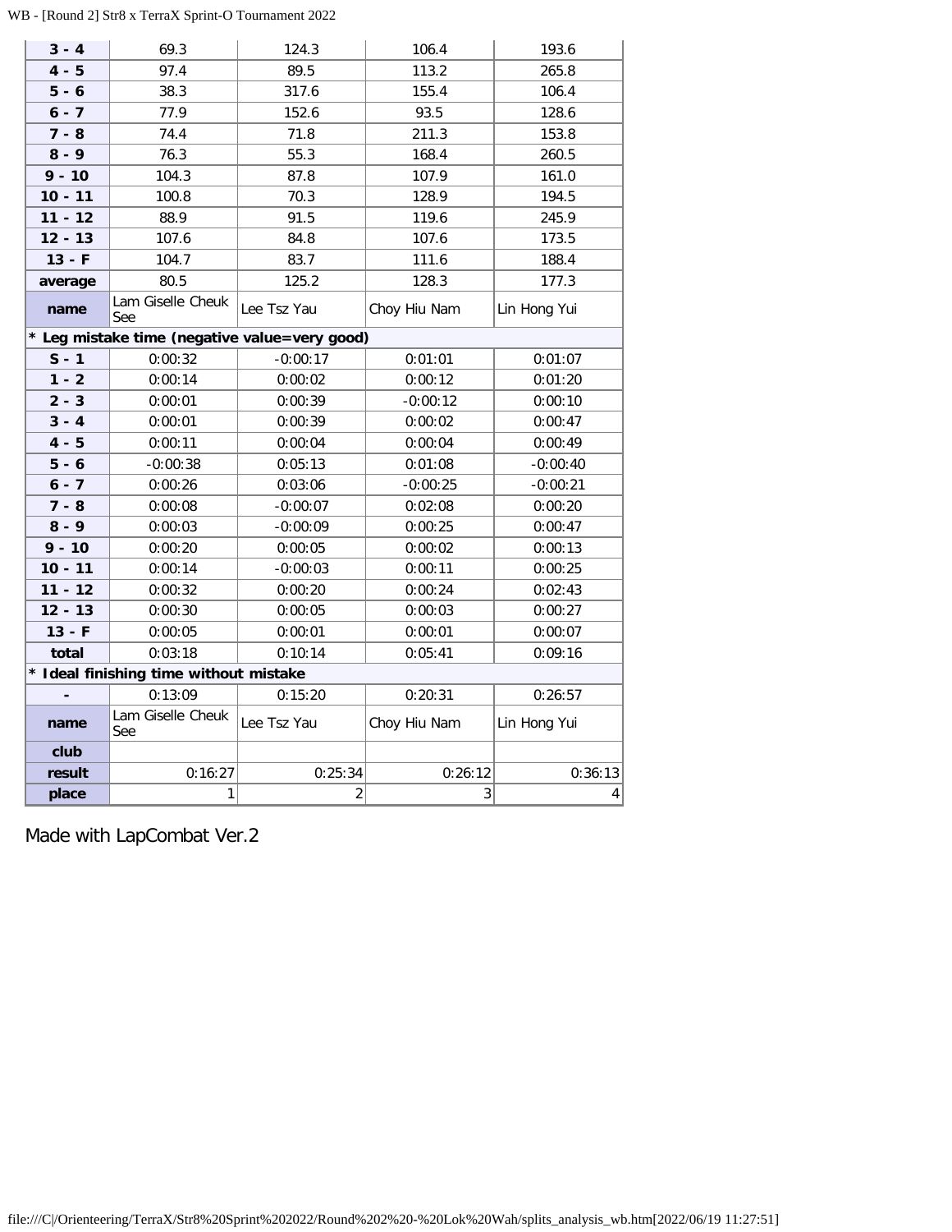| | | | | |
|---|---|---|---|---|
| 3 - 4 | 69.3 | 124.3 | 106.4 | 193.6 |
| 4 - 5 | 97.4 | 89.5 | 113.2 | 265.8 |
| 5 - 6 | 38.3 | 317.6 | 155.4 | 106.4 |
| 6 - 7 | 77.9 | 152.6 | 93.5 | 128.6 |
| 7 - 8 | 74.4 | 71.8 | 211.3 | 153.8 |
| 8 - 9 | 76.3 | 55.3 | 168.4 | 260.5 |
| 9 - 10 | 104.3 | 87.8 | 107.9 | 161.0 |
| 10 - 11 | 100.8 | 70.3 | 128.9 | 194.5 |
| 11 - 12 | 88.9 | 91.5 | 119.6 | 245.9 |
| 12 - 13 | 107.6 | 84.8 | 107.6 | 173.5 |
| 13 - F | 104.7 | 83.7 | 111.6 | 188.4 |
| **average** | 80.5 | 125.2 | 128.3 | 177.3 |
| **name** | Lam Giselle Cheuk See | Lee Tsz Yau | Choy Hiu Nam | Lin Hong Yui |
| **\* Leg mistake time (negative value=very good)** | | | | |
| S - 1 | 0:00:32 | -0:00:17 | 0:01:01 | 0:01:07 |
| 1 - 2 | 0:00:14 | 0:00:02 | 0:00:12 | 0:01:20 |
| 2 - 3 | 0:00:01 | 0:00:39 | -0:00:12 | 0:00:10 |
| 3 - 4 | 0:00:01 | 0:00:39 | 0:00:02 | 0:00:47 |
| 4 - 5 | 0:00:11 | 0:00:04 | 0:00:04 | 0:00:49 |
| 5 - 6 | -0:00:38 | 0:05:13 | 0:01:08 | -0:00:40 |
| 6 - 7 | 0:00:26 | 0:03:06 | -0:00:25 | -0:00:21 |
| 7 - 8 | 0:00:08 | -0:00:07 | 0:02:08 | 0:00:20 |
| 8 - 9 | 0:00:03 | -0:00:09 | 0:00:25 | 0:00:47 |
| 9 - 10 | 0:00:20 | 0:00:05 | 0:00:02 | 0:00:13 |
| 10 - 11 | 0:00:14 | -0:00:03 | 0:00:11 | 0:00:25 |
| 11 - 12 | 0:00:32 | 0:00:20 | 0:00:24 | 0:02:43 |
| 12 - 13 | 0:00:30 | 0:00:05 | 0:00:03 | 0:00:27 |
| 13 - F | 0:00:05 | 0:00:01 | 0:00:01 | 0:00:07 |
| **total** | 0:03:18 | 0:10:14 | 0:05:41 | 0:09:16 |
| **\* Ideal finishing time without mistake** | | | | |
| - | 0:13:09 | 0:15:20 | 0:20:31 | 0:26:57 |
| **name** | Lam Giselle Cheuk See | Lee Tsz Yau | Choy Hiu Nam | Lin Hong Yui |
| **club** | | | | |
| **result** | 0:16:27 | 0:25:34 | 0:26:12 | 0:36:13 |
| **place** | 1 | 2 | 3 | 4 |

Made with LapCombat Ver.2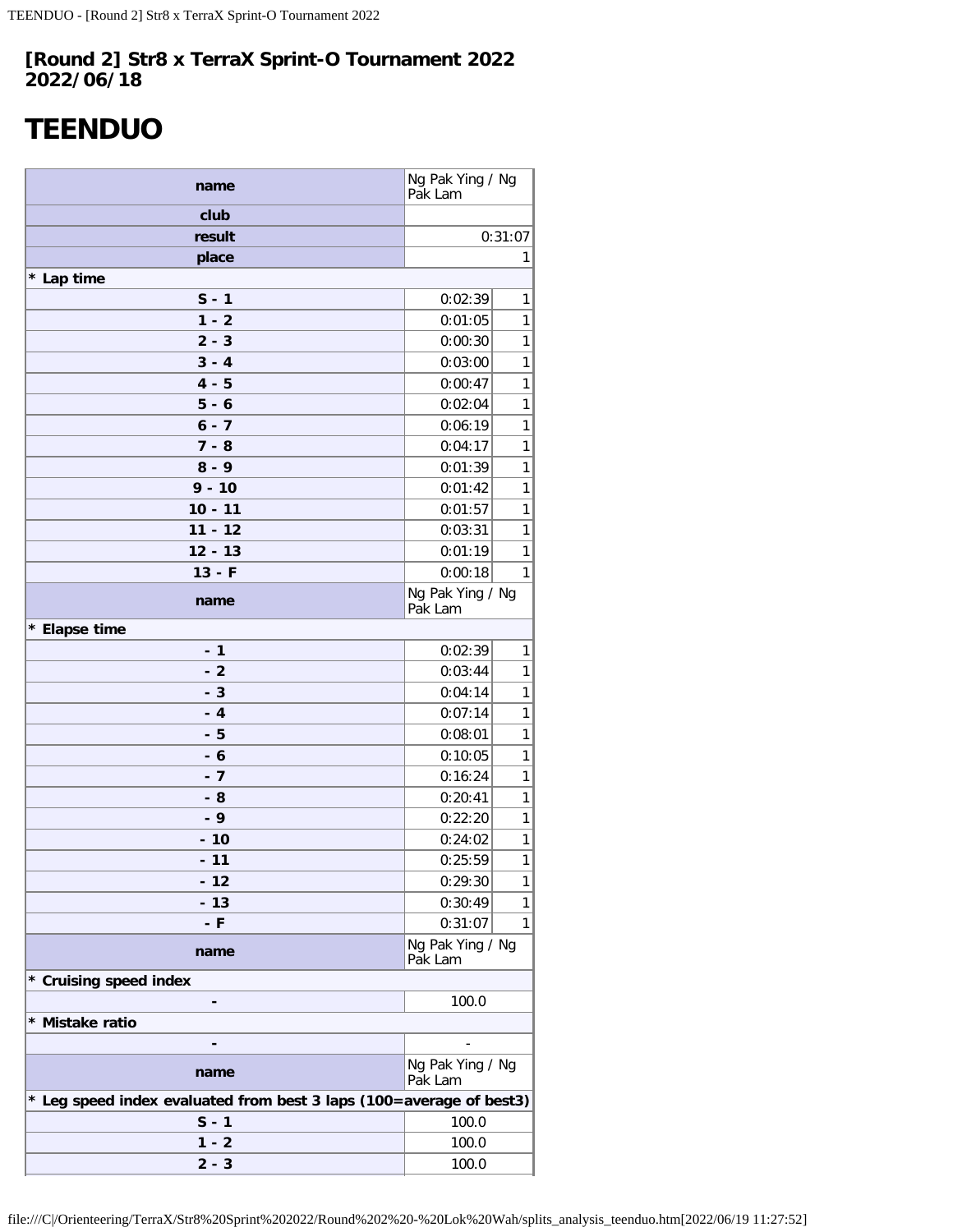## [Round 2] Str8 x TerraX Sprint-O Tournament 2022
## 2022/06/18

# TEENDUO

| name | Ng Pak Ying / Ng Pak Lam | |
|---|---|---|
| club | | |
| result | 0:31:07 | |
| place | 1 | |
| * Lap time | | |
| S - 1 | 0:02:39 | 1 |
| 1 - 2 | 0:01:05 | 1 |
| 2 - 3 | 0:00:30 | 1 |
| 3 - 4 | 0:03:00 | 1 |
| 4 - 5 | 0:00:47 | 1 |
| 5 - 6 | 0:02:04 | 1 |
| 6 - 7 | 0:06:19 | 1 |
| 7 - 8 | 0:04:17 | 1 |
| 8 - 9 | 0:01:39 | 1 |
| 9 - 10 | 0:01:42 | 1 |
| 10 - 11 | 0:01:57 | 1 |
| 11 - 12 | 0:03:31 | 1 |
| 12 - 13 | 0:01:19 | 1 |
| 13 - F | 0:00:18 | 1 |
| name | Ng Pak Ying / Ng Pak Lam | |
| * Elapse time | | |
| - 1 | 0:02:39 | 1 |
| - 2 | 0:03:44 | 1 |
| - 3 | 0:04:14 | 1 |
| - 4 | 0:07:14 | 1 |
| - 5 | 0:08:01 | 1 |
| - 6 | 0:10:05 | 1 |
| - 7 | 0:16:24 | 1 |
| - 8 | 0:20:41 | 1 |
| - 9 | 0:22:20 | 1 |
| - 10 | 0:24:02 | 1 |
| - 11 | 0:25:59 | 1 |
| - 12 | 0:29:30 | 1 |
| - 13 | 0:30:49 | 1 |
| - F | 0:31:07 | 1 |
| name | Ng Pak Ying / Ng Pak Lam | |
| * Cruising speed index | | |
| - | 100.0 | |
| * Mistake ratio | | |
| - | - | |
| name | Ng Pak Ying / Ng Pak Lam | |
| * Leg speed index evaluated from best 3 laps (100=average of best3) | | |
| S - 1 | 100.0 | |
| 1 - 2 | 100.0 | |
| 2 - 3 | 100.0 | |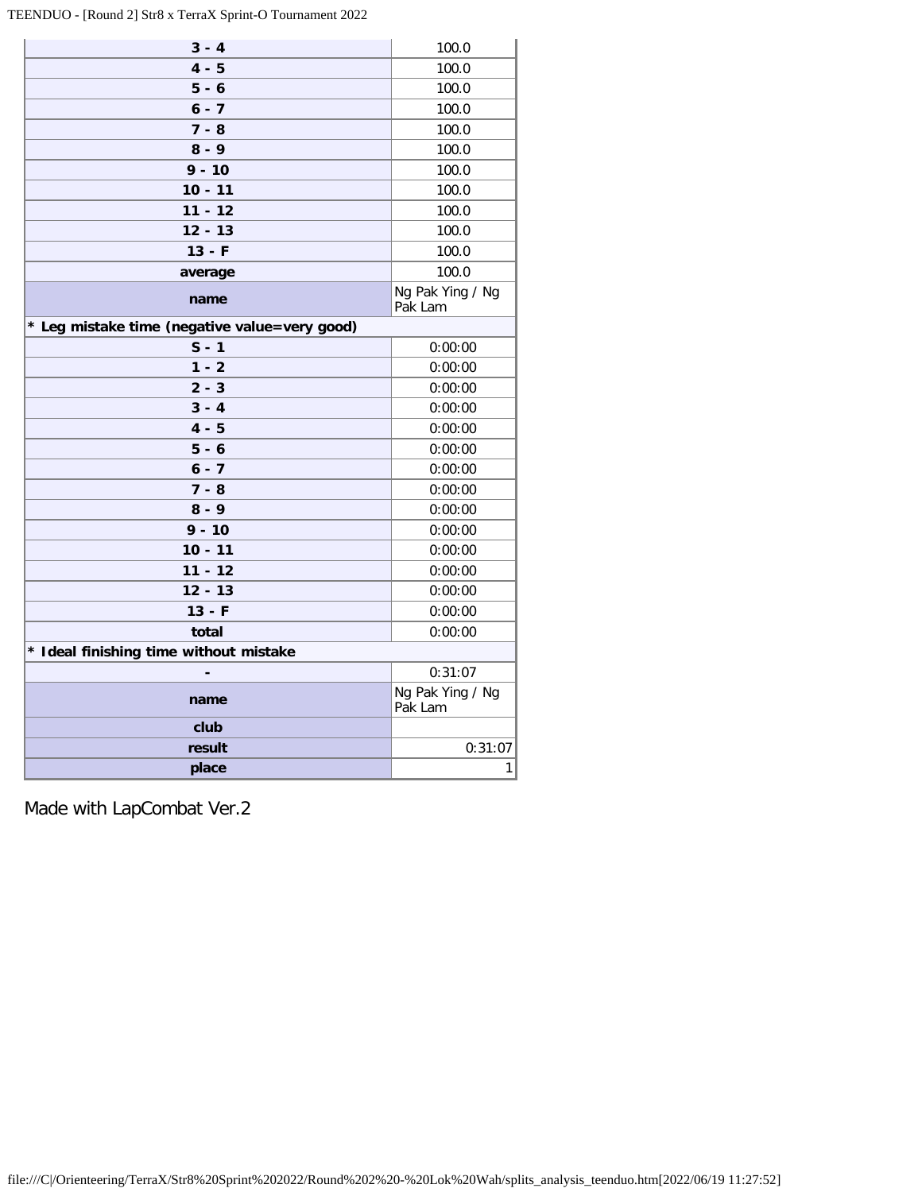| | |
|---|---|
| **3 - 4** | 100.0 |
| **4 - 5** | 100.0 |
| **5 - 6** | 100.0 |
| **6 - 7** | 100.0 |
| **7 - 8** | 100.0 |
| **8 - 9** | 100.0 |
| **9 - 10** | 100.0 |
| **10 - 11** | 100.0 |
| **11 - 12** | 100.0 |
| **12 - 13** | 100.0 |
| **13 - F** | 100.0 |
| **average** | 100.0 |
| **name** | Ng Pak Ying / Ng Pak Lam |
| **\* Leg mistake time (negative value=very good)** | |
| **S - 1** | 0:00:00 |
| **1 - 2** | 0:00:00 |
| **2 - 3** | 0:00:00 |
| **3 - 4** | 0:00:00 |
| **4 - 5** | 0:00:00 |
| **5 - 6** | 0:00:00 |
| **6 - 7** | 0:00:00 |
| **7 - 8** | 0:00:00 |
| **8 - 9** | 0:00:00 |
| **9 - 10** | 0:00:00 |
| **10 - 11** | 0:00:00 |
| **11 - 12** | 0:00:00 |
| **12 - 13** | 0:00:00 |
| **13 - F** | 0:00:00 |
| **total** | 0:00:00 |
| **\* Ideal finishing time without mistake** | |
| **-** | 0:31:07 |
| **name** | Ng Pak Ying / Ng Pak Lam |
| **club** | |
| **result** | 0:31:07 |
| **place** | 1 |

Made with LapCombat Ver.2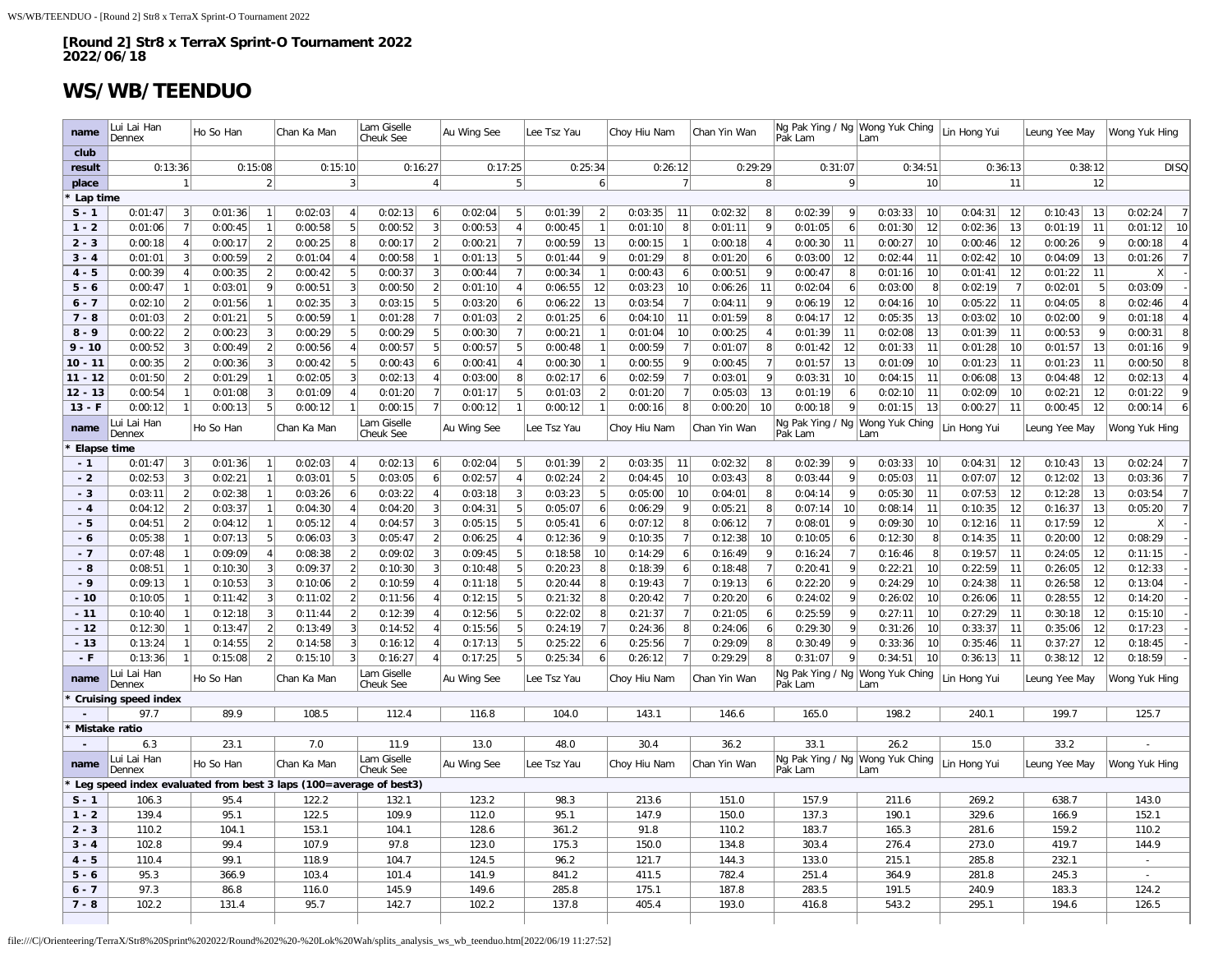**[Round 2] Str8 x TerraX Sprint-O Tournament 2022**
**2022/06/18**

# WS/WB/TEENDUO

| name | Lui Lai Han Dennex | | Ho So Han | | Chan Ka Man | | Lam Giselle Cheuk See | | Au Wing See | | Lee Tsz Yau | | Choy Hiu Nam | | Chan Yin Wan | | Ng Pak Ying / Ng Pak Lam | | Wong Yuk Ching Lam | | Lin Hong Yui | | Leung Yee May | | Wong Yuk Hing | |
|---|---|---|---|---|---|---|---|---|---|---|---|---|---|---|---|---|---|---|---|---|---|---|---|---|---|---|
| club | | | | | | | | | | | | | | | | | | | | | | | | | | |
| result | 0:13:36 | | 0:15:08 | | 0:15:10 | | 0:16:27 | | 0:17:25 | | 0:25:34 | | 0:26:12 | | 0:29:29 | | 0:31:07 | | 0:34:51 | | 0:36:13 | | 0:38:12 | | DISQ | |
| place | 1 | | 2 | | 3 | | 4 | | 5 | | 6 | | 7 | | 8 | | 9 | | 10 | | 11 | | 12 | | | |
| * Lap time | | | | | | | | | | | | | | | | | | | | | | | | | | |
| S - 1 | 0:01:47 | 3 | 0:01:36 | 1 | 0:02:03 | 4 | 0:02:13 | 6 | 0:02:04 | 5 | 0:01:39 | 2 | 0:03:35 | 11 | 0:02:32 | 8 | 0:02:39 | 9 | 0:03:33 | 10 | 0:04:31 | 12 | 0:10:43 | 13 | 0:02:24 | 7 |
| 1 - 2 | 0:01:06 | 7 | 0:00:45 | 1 | 0:00:58 | 5 | 0:00:52 | 3 | 0:00:53 | 4 | 0:00:45 | 1 | 0:01:10 | 8 | 0:01:11 | 9 | 0:01:05 | 6 | 0:01:30 | 12 | 0:02:36 | 13 | 0:01:19 | 11 | 0:01:12 | 10 |
| 2 - 3 | 0:00:18 | 4 | 0:00:17 | 2 | 0:00:25 | 8 | 0:00:17 | 2 | 0:00:21 | 7 | 0:00:59 | 13 | 0:00:15 | 1 | 0:00:18 | 4 | 0:00:30 | 11 | 0:00:27 | 10 | 0:00:46 | 12 | 0:00:26 | 9 | 0:00:18 | 4 |
| 3 - 4 | 0:01:01 | 3 | 0:00:59 | 2 | 0:01:04 | 4 | 0:00:58 | 1 | 0:01:13 | 5 | 0:01:44 | 9 | 0:01:29 | 8 | 0:01:20 | 6 | 0:03:00 | 12 | 0:02:44 | 11 | 0:02:42 | 10 | 0:04:09 | 13 | 0:01:26 | 7 |
| 4 - 5 | 0:00:39 | 4 | 0:00:35 | 2 | 0:00:42 | 5 | 0:00:37 | 3 | 0:00:44 | 7 | 0:00:34 | 1 | 0:00:43 | 6 | 0:00:51 | 9 | 0:00:47 | 8 | 0:01:16 | 10 | 0:01:41 | 12 | 0:01:22 | 11 | X | - |
| 5 - 6 | 0:00:47 | 1 | 0:03:01 | 9 | 0:00:51 | 3 | 0:00:50 | 2 | 0:01:10 | 4 | 0:06:55 | 12 | 0:03:23 | 10 | 0:06:26 | 11 | 0:02:04 | 6 | 0:03:00 | 8 | 0:02:19 | 7 | 0:02:01 | 5 | 0:03:09 | - |
| 6 - 7 | 0:02:10 | 2 | 0:01:56 | 1 | 0:02:35 | 3 | 0:03:15 | 5 | 0:03:20 | 6 | 0:06:22 | 13 | 0:03:54 | 7 | 0:04:11 | 9 | 0:06:19 | 12 | 0:04:16 | 10 | 0:05:22 | 11 | 0:04:05 | 8 | 0:02:46 | 4 |
| 7 - 8 | 0:01:03 | 2 | 0:01:21 | 5 | 0:00:59 | 1 | 0:01:28 | 7 | 0:01:03 | 2 | 0:01:25 | 6 | 0:04:10 | 11 | 0:01:59 | 8 | 0:04:17 | 12 | 0:05:35 | 13 | 0:03:02 | 10 | 0:02:00 | 9 | 0:01:18 | 4 |
| 8 - 9 | 0:00:22 | 2 | 0:00:23 | 3 | 0:00:29 | 5 | 0:00:29 | 5 | 0:00:30 | 7 | 0:00:21 | 1 | 0:01:04 | 10 | 0:00:25 | 4 | 0:01:39 | 11 | 0:02:08 | 13 | 0:01:39 | 11 | 0:00:53 | 9 | 0:00:31 | 8 |
| 9 - 10 | 0:00:52 | 3 | 0:00:49 | 2 | 0:00:56 | 4 | 0:00:57 | 5 | 0:00:57 | 5 | 0:00:48 | 1 | 0:01:29 | 7 | 0:01:07 | 6 | 0:01:42 | 12 | 0:01:33 | 11 | 0:01:28 | 10 | 0:01:57 | 13 | 0:01:16 | 9 |
| 10 - 11 | 0:00:35 | 2 | 0:00:36 | 3 | 0:00:42 | 5 | 0:00:43 | 6 | 0:00:41 | 4 | 0:00:30 | 1 | 0:00:55 | 9 | 0:00:45 | 7 | 0:01:57 | 13 | 0:01:09 | 10 | 0:01:23 | 11 | 0:01:23 | 11 | 0:00:50 | 8 |
| 11 - 12 | 0:01:50 | 2 | 0:01:29 | 1 | 0:02:05 | 3 | 0:02:13 | 4 | 0:03:00 | 8 | 0:02:17 | 6 | 0:02:59 | 7 | 0:03:01 | 9 | 0:03:31 | 10 | 0:04:15 | 11 | 0:06:08 | 13 | 0:04:48 | 12 | 0:02:13 | 4 |
| 12 - 13 | 0:00:54 | 1 | 0:01:08 | 3 | 0:01:09 | 4 | 0:01:20 | 7 | 0:01:17 | 5 | 0:01:03 | 2 | 0:01:20 | 7 | 0:05:03 | 13 | 0:01:19 | 6 | 0:02:10 | 11 | 0:02:09 | 10 | 0:02:21 | 12 | 0:01:22 | 9 |
| 13 - F | 0:00:12 | 1 | 0:00:13 | 5 | 0:00:12 | 1 | 0:00:15 | 7 | 0:00:12 | 1 | 0:00:12 | 1 | 0:00:16 | 8 | 0:00:20 | 10 | 0:00:18 | 9 | 0:01:15 | 13 | 0:00:27 | 11 | 0:00:45 | 12 | 0:00:14 | 6 |
| name | Lui Lai Han Dennex | | Ho So Han | | Chan Ka Man | | Lam Giselle Cheuk See | | Au Wing See | | Lee Tsz Yau | | Choy Hiu Nam | | Chan Yin Wan | | Ng Pak Ying / Ng Pak Lam | | Wong Yuk Ching Lam | | Lin Hong Yui | | Leung Yee May | | Wong Yuk Hing | |
| * Elapse time | | | | | | | | | | | | | | | | | | | | | | | | | | |
| - 1 | 0:01:47 | 3 | 0:01:36 | 1 | 0:02:03 | 4 | 0:02:13 | 6 | 0:02:04 | 5 | 0:01:39 | 2 | 0:03:35 | 11 | 0:02:32 | 8 | 0:02:39 | 9 | 0:03:33 | 10 | 0:04:31 | 12 | 0:10:43 | 13 | 0:02:24 | 7 |
| - 2 | 0:02:53 | 3 | 0:02:21 | 1 | 0:03:01 | 5 | 0:03:05 | 6 | 0:02:57 | 4 | 0:02:24 | 2 | 0:04:45 | 10 | 0:03:43 | 8 | 0:03:44 | 9 | 0:05:03 | 11 | 0:07:07 | 12 | 0:12:02 | 13 | 0:03:36 | 7 |
| - 3 | 0:03:11 | 2 | 0:02:38 | 1 | 0:03:26 | 6 | 0:03:22 | 4 | 0:03:18 | 3 | 0:03:23 | 5 | 0:05:00 | 10 | 0:04:01 | 8 | 0:04:14 | 9 | 0:05:30 | 11 | 0:07:53 | 12 | 0:12:28 | 13 | 0:03:54 | 7 |
| - 4 | 0:04:12 | 2 | 0:03:37 | 1 | 0:04:30 | 4 | 0:04:20 | 3 | 0:04:31 | 5 | 0:05:07 | 6 | 0:06:29 | 9 | 0:05:21 | 8 | 0:07:14 | 10 | 0:08:14 | 11 | 0:10:35 | 12 | 0:16:37 | 13 | 0:05:20 | 7 |
| - 5 | 0:04:51 | 2 | 0:04:12 | 1 | 0:05:12 | 4 | 0:04:57 | 3 | 0:05:15 | 5 | 0:05:41 | 6 | 0:07:12 | 8 | 0:06:12 | 7 | 0:08:01 | 9 | 0:09:30 | 10 | 0:12:16 | 11 | 0:17:59 | 12 | X | - |
| - 6 | 0:05:38 | 1 | 0:07:13 | 5 | 0:06:03 | 3 | 0:05:47 | 2 | 0:06:25 | 4 | 0:12:36 | 9 | 0:10:35 | 7 | 0:12:38 | 10 | 0:10:05 | 6 | 0:12:30 | 8 | 0:14:35 | 11 | 0:20:00 | 12 | 0:08:29 | - |
| - 7 | 0:07:48 | 1 | 0:09:09 | 4 | 0:08:38 | 2 | 0:09:02 | 3 | 0:09:45 | 5 | 0:18:58 | 10 | 0:14:29 | 6 | 0:16:49 | 9 | 0:16:24 | 7 | 0:16:46 | 8 | 0:19:57 | 11 | 0:24:05 | 12 | 0:11:15 | - |
| - 8 | 0:08:51 | 1 | 0:10:30 | 3 | 0:09:37 | 2 | 0:10:30 | 3 | 0:10:48 | 5 | 0:20:23 | 8 | 0:18:39 | 6 | 0:18:48 | 7 | 0:20:41 | 9 | 0:22:21 | 10 | 0:22:59 | 11 | 0:26:05 | 12 | 0:12:33 | - |
| - 9 | 0:09:13 | 1 | 0:10:53 | 3 | 0:10:06 | 2 | 0:10:59 | 4 | 0:11:18 | 5 | 0:20:44 | 8 | 0:19:43 | 7 | 0:19:13 | 6 | 0:22:20 | 9 | 0:24:29 | 10 | 0:24:38 | 11 | 0:26:58 | 12 | 0:13:04 | - |
| - 10 | 0:10:05 | 1 | 0:11:42 | 3 | 0:11:02 | 2 | 0:11:56 | 4 | 0:12:15 | 5 | 0:21:32 | 8 | 0:20:42 | 7 | 0:20:20 | 6 | 0:24:02 | 9 | 0:26:02 | 10 | 0:26:06 | 11 | 0:28:55 | 12 | 0:14:20 | - |
| - 11 | 0:10:40 | 1 | 0:12:18 | 3 | 0:11:44 | 2 | 0:12:39 | 4 | 0:12:56 | 5 | 0:22:02 | 8 | 0:21:37 | 7 | 0:21:05 | 6 | 0:25:59 | 9 | 0:27:11 | 10 | 0:27:29 | 11 | 0:30:18 | 12 | 0:15:10 | - |
| - 12 | 0:12:30 | 1 | 0:13:47 | 2 | 0:13:49 | 3 | 0:14:52 | 4 | 0:15:56 | 5 | 0:24:19 | 7 | 0:24:36 | 8 | 0:24:06 | 6 | 0:29:30 | 9 | 0:31:26 | 10 | 0:33:37 | 11 | 0:35:06 | 12 | 0:17:23 | - |
| - 13 | 0:13:24 | 1 | 0:14:55 | 2 | 0:14:58 | 3 | 0:16:12 | 4 | 0:17:13 | 5 | 0:25:22 | 6 | 0:25:56 | 7 | 0:29:09 | 8 | 0:30:49 | 9 | 0:33:36 | 10 | 0:35:46 | 11 | 0:37:27 | 12 | 0:18:45 | - |
| - F | 0:13:36 | 1 | 0:15:08 | 2 | 0:15:10 | 3 | 0:16:27 | 4 | 0:17:25 | 5 | 0:25:34 | 6 | 0:26:12 | 7 | 0:29:29 | 8 | 0:31:07 | 9 | 0:34:51 | 10 | 0:36:13 | 11 | 0:38:12 | 12 | 0:18:59 | - |
| name | Lui Lai Han Dennex | | Ho So Han | | Chan Ka Man | | Lam Giselle Cheuk See | | Au Wing See | | Lee Tsz Yau | | Choy Hiu Nam | | Chan Yin Wan | | Ng Pak Ying / Ng Pak Lam | | Wong Yuk Ching Lam | | Lin Hong Yui | | Leung Yee May | | Wong Yuk Hing | |
| * Cruising speed index | | | | | | | | | | | | | | | | | | | | | | | | | | |
| - | 97.7 | | 89.9 | | 108.5 | | 112.4 | | 116.8 | | 104.0 | | 143.1 | | 146.6 | | 165.0 | | 198.2 | | 240.1 | | 199.7 | | 125.7 | |
| * Mistake ratio | | | | | | | | | | | | | | | | | | | | | | | | | | |
| - | 6.3 | | 23.1 | | 7.0 | | 11.9 | | 13.0 | | 48.0 | | 30.4 | | 36.2 | | 33.1 | | 26.2 | | 15.0 | | 33.2 | | - | |
| name | Lui Lai Han Dennex | | Ho So Han | | Chan Ka Man | | Lam Giselle Cheuk See | | Au Wing See | | Lee Tsz Yau | | Choy Hiu Nam | | Chan Yin Wan | | Ng Pak Ying / Ng Pak Lam | | Wong Yuk Ching Lam | | Lin Hong Yui | | Leung Yee May | | Wong Yuk Hing | |
| * Leg speed index evaluated from best 3 laps (100=average of best3) | | | | | | | | | | | | | | | | | | | | | | | | | | |
| S - 1 | 106.3 | | 95.4 | | 122.2 | | 132.1 | | 123.2 | | 98.3 | | 213.6 | | 151.0 | | 157.9 | | 211.6 | | 269.2 | | 638.7 | | 143.0 | |
| 1 - 2 | 139.4 | | 95.1 | | 122.5 | | 109.9 | | 112.0 | | 95.1 | | 147.9 | | 150.0 | | 137.3 | | 190.1 | | 329.6 | | 166.9 | | 152.1 | |
| 2 - 3 | 110.2 | | 104.1 | | 153.1 | | 104.1 | | 128.6 | | 361.2 | | 91.8 | | 110.2 | | 183.7 | | 165.3 | | 281.6 | | 159.2 | | 110.2 | |
| 3 - 4 | 102.8 | | 99.4 | | 107.9 | | 97.8 | | 123.0 | | 175.3 | | 150.0 | | 134.8 | | 303.4 | | 276.4 | | 273.0 | | 419.7 | | 144.9 | |
| 4 - 5 | 110.4 | | 99.1 | | 118.9 | | 104.7 | | 124.5 | | 96.2 | | 121.7 | | 144.3 | | 133.0 | | 215.1 | | 285.8 | | 232.1 | | - | |
| 5 - 6 | 95.3 | | 366.9 | | 103.4 | | 101.4 | | 141.9 | | 841.2 | | 411.5 | | 782.4 | | 251.4 | | 364.9 | | 281.8 | | 245.3 | | - | |
| 6 - 7 | 97.3 | | 86.8 | | 116.0 | | 145.9 | | 149.6 | | 285.8 | | 175.1 | | 187.8 | | 283.5 | | 191.5 | | 240.9 | | 183.3 | | 124.2 | |
| 7 - 8 | 102.2 | | 131.4 | | 95.7 | | 142.7 | | 102.2 | | 137.8 | | 405.4 | | 193.0 | | 416.8 | | 543.2 | | 295.1 | | 194.6 | | 126.5 | |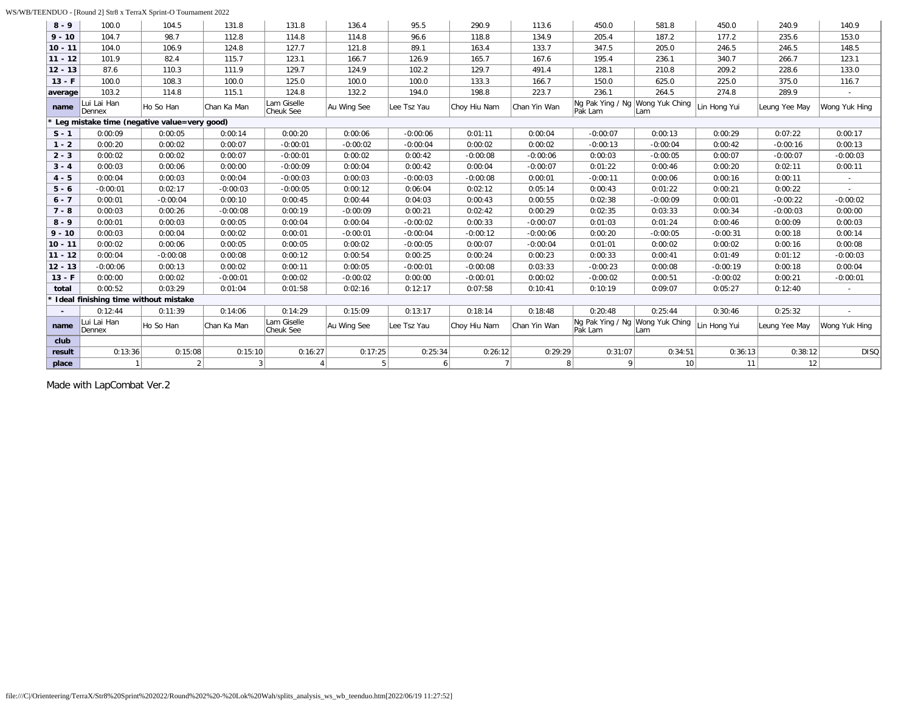| 8 - 9 | 100.0 | 104.5 | 131.8 | 131.8 | 136.4 | 95.5 | 290.9 | 113.6 | 450.0 | 581.8 | 450.0 | 240.9 | 140.9 |
|---|---|---|---|---|---|---|---|---|---|---|---|---|---|
| 9 - 10 | 104.7 | 98.7 | 112.8 | 114.8 | 114.8 | 96.6 | 118.8 | 134.9 | 205.4 | 187.2 | 177.2 | 235.6 | 153.0 |
| 10 - 11 | 104.0 | 106.9 | 124.8 | 127.7 | 121.8 | 89.1 | 163.4 | 133.7 | 347.5 | 205.0 | 246.5 | 246.5 | 148.5 |
| 11 - 12 | 101.9 | 82.4 | 115.7 | 123.1 | 166.7 | 126.9 | 165.7 | 167.6 | 195.4 | 236.1 | 340.7 | 266.7 | 123.1 |
| 12 - 13 | 87.6 | 110.3 | 111.9 | 129.7 | 124.9 | 102.2 | 129.7 | 491.4 | 128.1 | 210.8 | 209.2 | 228.6 | 133.0 |
| 13 - F | 100.0 | 108.3 | 100.0 | 125.0 | 100.0 | 100.0 | 133.3 | 166.7 | 150.0 | 625.0 | 225.0 | 375.0 | 116.7 |
| average | 103.2 | 114.8 | 115.1 | 124.8 | 132.2 | 194.0 | 198.8 | 223.7 | 236.1 | 264.5 | 274.8 | 289.9 | - |
| name | Lui Lai Han Dennex | Ho So Han | Chan Ka Man | Lam Giselle Cheuk See | Au Wing See | Lee Tsz Yau | Choy Hiu Nam | Chan Yin Wan | Ng Pak Ying / Ng Pak Lam | Wong Yuk Ching Lam | Lin Hong Yui | Leung Yee May | Wong Yuk Hing |
| * Leg mistake time (negative value=very good) | | | | | | | | | | | | | |
| S - 1 | 0:00:09 | 0:00:05 | 0:00:14 | 0:00:20 | 0:00:06 | -0:00:06 | 0:01:11 | 0:00:04 | -0:00:07 | 0:00:13 | 0:00:29 | 0:07:22 | 0:00:17 |
| 1 - 2 | 0:00:20 | 0:00:02 | 0:00:07 | -0:00:01 | -0:00:02 | -0:00:04 | 0:00:02 | 0:00:02 | -0:00:13 | -0:00:04 | 0:00:42 | -0:00:16 | 0:00:13 |
| 2 - 3 | 0:00:02 | 0:00:02 | 0:00:02 | -0:00:01 | 0:00:02 | 0:00:42 | -0:00:08 | -0:00:06 | 0:00:03 | -0:00:05 | 0:00:07 | -0:00:07 | -0:00:03 |
| 3 - 4 | 0:00:03 | 0:00:06 | 0:00:00 | -0:00:09 | 0:00:04 | 0:00:42 | 0:00:04 | -0:00:07 | 0:01:22 | 0:00:46 | 0:00:20 | 0:02:11 | 0:00:11 |
| 4 - 5 | 0:00:04 | 0:00:03 | 0:00:04 | -0:00:03 | 0:00:03 | -0:00:03 | -0:00:08 | 0:00:01 | -0:00:11 | 0:00:06 | 0:00:16 | 0:00:11 | - |
| 5 - 6 | -0:00:01 | 0:02:17 | -0:00:03 | -0:00:05 | 0:00:12 | 0:06:04 | 0:02:12 | 0:05:14 | 0:00:43 | 0:01:22 | 0:00:21 | 0:00:22 | - |
| 6 - 7 | 0:00:01 | -0:00:04 | 0:00:10 | 0:00:45 | 0:00:44 | 0:04:03 | 0:00:43 | 0:00:55 | 0:02:38 | -0:00:09 | 0:00:01 | -0:00:22 | -0:00:02 |
| 7 - 8 | 0:00:03 | 0:00:26 | -0:00:08 | 0:00:19 | -0:00:09 | 0:00:21 | 0:02:42 | 0:00:29 | 0:02:35 | 0:03:33 | 0:00:34 | -0:00:03 | 0:00:00 |
| 8 - 9 | 0:00:01 | 0:00:03 | 0:00:05 | 0:00:04 | 0:00:04 | -0:00:02 | 0:00:33 | -0:00:07 | 0:01:03 | 0:01:24 | 0:00:46 | 0:00:09 | 0:00:03 |
| 9 - 10 | 0:00:03 | 0:00:04 | 0:00:02 | 0:00:01 | -0:00:01 | -0:00:04 | -0:00:12 | -0:00:06 | 0:00:20 | -0:00:05 | -0:00:31 | 0:00:18 | 0:00:14 |
| 10 - 11 | 0:00:02 | 0:00:06 | 0:00:05 | 0:00:05 | 0:00:02 | -0:00:05 | 0:00:07 | -0:00:04 | 0:01:01 | 0:00:02 | 0:00:02 | 0:00:16 | 0:00:08 |
| 11 - 12 | 0:00:04 | -0:00:08 | 0:00:08 | 0:00:12 | 0:00:54 | 0:00:25 | 0:00:24 | 0:00:23 | 0:00:33 | 0:00:41 | 0:01:49 | 0:01:12 | -0:00:03 |
| 12 - 13 | -0:00:06 | 0:00:13 | 0:00:02 | 0:00:11 | 0:00:05 | -0:00:01 | -0:00:08 | 0:03:33 | -0:00:23 | 0:00:08 | -0:00:19 | 0:00:18 | 0:00:04 |
| 13 - F | 0:00:00 | 0:00:02 | -0:00:01 | 0:00:02 | -0:00:02 | 0:00:00 | -0:00:01 | 0:00:02 | -0:00:02 | 0:00:51 | -0:00:02 | 0:00:21 | -0:00:01 |
| total | 0:00:52 | 0:03:29 | 0:01:04 | 0:01:58 | 0:02:16 | 0:12:17 | 0:07:58 | 0:10:41 | 0:10:19 | 0:09:07 | 0:05:27 | 0:12:40 | - |
| * Ideal finishing time without mistake | | | | | | | | | | | | | |
| - | 0:12:44 | 0:11:39 | 0:14:06 | 0:14:29 | 0:15:09 | 0:13:17 | 0:18:14 | 0:18:48 | 0:20:48 | 0:25:44 | 0:30:46 | 0:25:32 | - |
| name | Lui Lai Han Dennex | Ho So Han | Chan Ka Man | Lam Giselle Cheuk See | Au Wing See | Lee Tsz Yau | Choy Hiu Nam | Chan Yin Wan | Ng Pak Ying / Ng Pak Lam | Wong Yuk Ching Lam | Lin Hong Yui | Leung Yee May | Wong Yuk Hing |
| club | | | | | | | | | | | | | |
| result | 0:13:36 | 0:15:08 | 0:15:10 | 0:16:27 | 0:17:25 | 0:25:34 | 0:26:12 | 0:29:29 | 0:31:07 | 0:34:51 | 0:36:13 | 0:38:12 | DISQ |
| place | 1 | 2 | 3 | 4 | 5 | 6 | 7 | 8 | 9 | 10 | 11 | 12 | |

Made with LapCombat Ver.2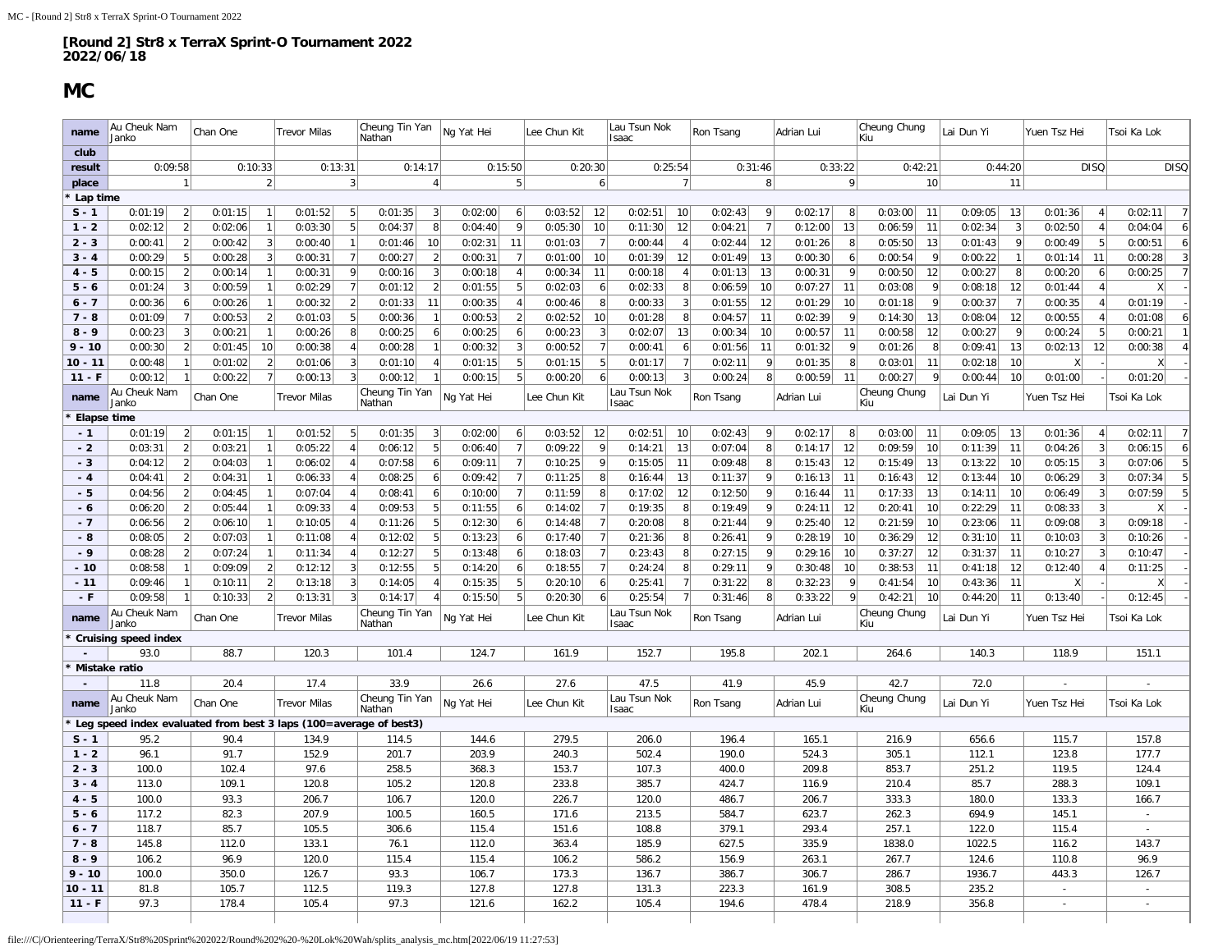# [Round 2] Str8 x TerraX Sprint-O Tournament 2022
2022/06/18

## MC

| name | Au Cheuk Nam Janko | | Chan One | | Trevor Milas | | Cheung Tin Yan Nathan | | Ng Yat Hei | | Lee Chun Kit | | Lau Tsun Nok Isaac | | Ron Tsang | | Adrian Lui | | Cheung Chung Kiu | | Lai Dun Yi | | Yuen Tsz Hei | | Tsoi Ka Lok | |
|---|---|---|---|---|---|---|---|---|---|---|---|---|---|---|---|---|---|---|---|---|---|---|---|---|---|---|
| club | | | | | | | | | | | | | | | | | | | | | | | | | | |
| result | 0:09:58 | | 0:10:33 | | 0:13:31 | | 0:14:17 | | 0:15:50 | | 0:20:30 | | 0:25:54 | | 0:31:46 | | 0:33:22 | | 0:42:21 | | 0:44:20 | | DISQ | | DISQ | |
| place | 1 | | 2 | | 3 | | 4 | | 5 | | 6 | | 7 | | 8 | | 9 | | 10 | | 11 | | | | | |
| * Lap time | | | | | | | | | | | | | | | | | | | | | | | | | | |
| S - 1 | 0:01:19 | 2 | 0:01:15 | 1 | 0:01:52 | 5 | 0:01:35 | 3 | 0:02:00 | 6 | 0:03:52 | 12 | 0:02:51 | 10 | 0:02:43 | 9 | 0:02:17 | 8 | 0:03:00 | 11 | 0:09:05 | 13 | 0:01:36 | 4 | 0:02:11 | 7 |
| 1 - 2 | 0:02:12 | 2 | 0:02:06 | 1 | 0:03:30 | 5 | 0:04:37 | 8 | 0:04:40 | 9 | 0:05:30 | 10 | 0:11:30 | 12 | 0:04:21 | 7 | 0:12:00 | 13 | 0:06:59 | 11 | 0:02:34 | 3 | 0:02:50 | 4 | 0:04:04 | 6 |
| 2 - 3 | 0:00:41 | 2 | 0:00:42 | 3 | 0:00:40 | 1 | 0:01:46 | 10 | 0:02:31 | 11 | 0:01:03 | 7 | 0:00:44 | 4 | 0:02:44 | 12 | 0:01:26 | 8 | 0:05:50 | 13 | 0:01:43 | 9 | 0:00:49 | 5 | 0:00:51 | 6 |
| 3 - 4 | 0:00:29 | 5 | 0:00:28 | 3 | 0:00:31 | 7 | 0:00:27 | 2 | 0:00:31 | 7 | 0:01:00 | 10 | 0:01:39 | 12 | 0:01:49 | 13 | 0:00:30 | 6 | 0:00:54 | 9 | 0:00:22 | 1 | 0:01:14 | 11 | 0:00:28 | 3 |
| 4 - 5 | 0:00:15 | 2 | 0:00:14 | 1 | 0:00:31 | 9 | 0:00:16 | 3 | 0:00:18 | 4 | 0:00:34 | 11 | 0:00:18 | 4 | 0:01:13 | 13 | 0:00:31 | 9 | 0:00:50 | 12 | 0:00:27 | 8 | 0:00:20 | 6 | 0:00:25 | 7 |
| 5 - 6 | 0:01:24 | 3 | 0:00:59 | 1 | 0:02:29 | 7 | 0:01:12 | 2 | 0:01:55 | 5 | 0:02:03 | 6 | 0:02:33 | 8 | 0:06:59 | 10 | 0:07:27 | 11 | 0:03:08 | 9 | 0:08:18 | 12 | 0:01:44 | 4 | X | - |
| 6 - 7 | 0:00:36 | 6 | 0:00:26 | 1 | 0:00:32 | 2 | 0:01:33 | 11 | 0:00:35 | 4 | 0:00:46 | 8 | 0:00:33 | 3 | 0:01:55 | 12 | 0:01:29 | 10 | 0:01:18 | 9 | 0:00:37 | 7 | 0:00:35 | 4 | 0:01:19 | - |
| 7 - 8 | 0:01:09 | 7 | 0:00:53 | 2 | 0:01:03 | 5 | 0:00:36 | 1 | 0:00:53 | 2 | 0:02:52 | 10 | 0:01:28 | 8 | 0:04:57 | 11 | 0:02:39 | 9 | 0:14:30 | 13 | 0:08:04 | 12 | 0:00:55 | 4 | 0:01:08 | 6 |
| 8 - 9 | 0:00:23 | 3 | 0:00:21 | 1 | 0:00:26 | 8 | 0:00:25 | 6 | 0:00:25 | 6 | 0:00:23 | 3 | 0:02:07 | 13 | 0:00:34 | 10 | 0:00:57 | 11 | 0:00:58 | 12 | 0:00:27 | 9 | 0:00:24 | 5 | 0:00:21 | 1 |
| 9 - 10 | 0:00:30 | 2 | 0:01:45 | 10 | 0:00:38 | 4 | 0:00:28 | 1 | 0:00:32 | 3 | 0:00:52 | 7 | 0:00:41 | 6 | 0:01:56 | 11 | 0:01:32 | 9 | 0:01:26 | 8 | 0:09:41 | 13 | 0:02:13 | 12 | 0:00:38 | 4 |
| 10 - 11 | 0:00:48 | 1 | 0:01:02 | 2 | 0:01:06 | 3 | 0:01:10 | 4 | 0:01:15 | 5 | 0:01:15 | 5 | 0:01:17 | 7 | 0:02:11 | 9 | 0:01:35 | 8 | 0:03:01 | 11 | 0:02:18 | 10 | X | - | X | - |
| 11 - F | 0:00:12 | 1 | 0:00:22 | 7 | 0:00:13 | 3 | 0:00:12 | 1 | 0:00:15 | 5 | 0:00:20 | 6 | 0:00:13 | 3 | 0:00:24 | 8 | 0:00:59 | 11 | 0:00:27 | 9 | 0:00:44 | 10 | 0:01:00 | - | 0:01:20 | - |
| name | Au Cheuk Nam Janko | | Chan One | | Trevor Milas | | Cheung Tin Yan Nathan | | Ng Yat Hei | | Lee Chun Kit | | Lau Tsun Nok Isaac | | Ron Tsang | | Adrian Lui | | Cheung Chung Kiu | | Lai Dun Yi | | Yuen Tsz Hei | | Tsoi Ka Lok | |
| * Elapse time | | | | | | | | | | | | | | | | | | | | | | | | | | |
| - 1 | 0:01:19 | 2 | 0:01:15 | 1 | 0:01:52 | 5 | 0:01:35 | 3 | 0:02:00 | 6 | 0:03:52 | 12 | 0:02:51 | 10 | 0:02:43 | 9 | 0:02:17 | 8 | 0:03:00 | 11 | 0:09:05 | 13 | 0:01:36 | 4 | 0:02:11 | 7 |
| - 2 | 0:03:31 | 2 | 0:03:21 | 1 | 0:05:22 | 4 | 0:06:12 | 5 | 0:06:40 | 7 | 0:09:22 | 9 | 0:14:21 | 13 | 0:07:04 | 8 | 0:14:17 | 12 | 0:09:59 | 10 | 0:11:39 | 11 | 0:04:26 | 3 | 0:06:15 | 6 |
| - 3 | 0:04:12 | 2 | 0:04:03 | 1 | 0:06:02 | 4 | 0:07:58 | 6 | 0:09:11 | 7 | 0:10:25 | 9 | 0:15:05 | 11 | 0:09:48 | 8 | 0:15:43 | 12 | 0:15:49 | 13 | 0:13:22 | 10 | 0:05:15 | 3 | 0:07:06 | 5 |
| - 4 | 0:04:41 | 2 | 0:04:31 | 1 | 0:06:33 | 4 | 0:08:25 | 6 | 0:09:42 | 7 | 0:11:25 | 8 | 0:16:44 | 13 | 0:11:37 | 9 | 0:16:13 | 11 | 0:16:43 | 12 | 0:13:44 | 10 | 0:06:29 | 3 | 0:07:34 | 5 |
| - 5 | 0:04:56 | 2 | 0:04:45 | 1 | 0:07:04 | 4 | 0:08:41 | 6 | 0:10:00 | 7 | 0:11:59 | 8 | 0:17:02 | 12 | 0:12:50 | 9 | 0:16:44 | 11 | 0:17:33 | 13 | 0:14:11 | 10 | 0:06:49 | 3 | 0:07:59 | 5 |
| - 6 | 0:06:20 | 2 | 0:05:44 | 1 | 0:09:33 | 4 | 0:09:53 | 5 | 0:11:55 | 6 | 0:14:02 | 7 | 0:19:35 | 8 | 0:19:49 | 9 | 0:24:11 | 12 | 0:20:41 | 10 | 0:22:29 | 11 | 0:08:33 | 3 | X | - |
| - 7 | 0:06:56 | 2 | 0:06:10 | 1 | 0:10:05 | 4 | 0:11:26 | 5 | 0:12:30 | 6 | 0:14:48 | 7 | 0:20:08 | 8 | 0:21:44 | 9 | 0:25:40 | 12 | 0:21:59 | 10 | 0:23:06 | 11 | 0:09:08 | 3 | 0:09:18 | - |
| - 8 | 0:08:05 | 2 | 0:07:03 | 1 | 0:11:08 | 4 | 0:12:02 | 5 | 0:13:23 | 6 | 0:17:40 | 7 | 0:21:36 | 8 | 0:26:41 | 9 | 0:28:19 | 10 | 0:36:29 | 12 | 0:31:10 | 11 | 0:10:03 | 3 | 0:10:26 | - |
| - 9 | 0:08:28 | 2 | 0:07:24 | 1 | 0:11:34 | 4 | 0:12:27 | 5 | 0:13:48 | 6 | 0:18:03 | 7 | 0:23:43 | 8 | 0:27:15 | 9 | 0:29:16 | 10 | 0:37:27 | 12 | 0:31:37 | 11 | 0:10:27 | 3 | 0:10:47 | - |
| - 10 | 0:08:58 | 1 | 0:09:09 | 2 | 0:12:12 | 3 | 0:12:55 | 5 | 0:14:20 | 6 | 0:18:55 | 7 | 0:24:24 | 8 | 0:29:11 | 9 | 0:30:48 | 10 | 0:38:53 | 11 | 0:41:18 | 12 | 0:12:40 | 4 | 0:11:25 | - |
| - 11 | 0:09:46 | 1 | 0:10:11 | 2 | 0:13:18 | 3 | 0:14:05 | 4 | 0:15:35 | 5 | 0:20:10 | 6 | 0:25:41 | 7 | 0:31:22 | 8 | 0:32:23 | 9 | 0:41:54 | 10 | 0:43:36 | 11 | X | - | X | - |
| - F | 0:09:58 | 1 | 0:10:33 | 2 | 0:13:31 | 3 | 0:14:17 | 4 | 0:15:50 | 5 | 0:20:30 | 6 | 0:25:54 | 7 | 0:31:46 | 8 | 0:33:22 | 9 | 0:42:21 | 10 | 0:44:20 | 11 | 0:13:40 | - | 0:12:45 | - |
| name | Au Cheuk Nam Janko | | Chan One | | Trevor Milas | | Cheung Tin Yan Nathan | | Ng Yat Hei | | Lee Chun Kit | | Lau Tsun Nok Isaac | | Ron Tsang | | Adrian Lui | | Cheung Chung Kiu | | Lai Dun Yi | | Yuen Tsz Hei | | Tsoi Ka Lok | |
| * Cruising speed index | | | | | | | | | | | | | | | | | | | | | | | | | | |
| - | 93.0 | | 88.7 | | 120.3 | | 101.4 | | 124.7 | | 161.9 | | 152.7 | | 195.8 | | 202.1 | | 264.6 | | 140.3 | | 118.9 | | 151.1 | |
| * Mistake ratio | | | | | | | | | | | | | | | | | | | | | | | | | | |
| - | 11.8 | | 20.4 | | 17.4 | | 33.9 | | 26.6 | | 27.6 | | 47.5 | | 41.9 | | 45.9 | | 42.7 | | 72.0 | | - | | - | |
| name | Au Cheuk Nam Janko | | Chan One | | Trevor Milas | | Cheung Tin Yan Nathan | | Ng Yat Hei | | Lee Chun Kit | | Lau Tsun Nok Isaac | | Ron Tsang | | Adrian Lui | | Cheung Chung Kiu | | Lai Dun Yi | | Yuen Tsz Hei | | Tsoi Ka Lok | |
| * Leg speed index evaluated from best 3 laps (100=average of best3) | | | | | | | | | | | | | | | | | | | | | | | | | | |
| S - 1 | 95.2 | | 90.4 | | 134.9 | | 114.5 | | 144.6 | | 279.5 | | 206.0 | | 196.4 | | 165.1 | | 216.9 | | 656.6 | | 115.7 | | 157.8 | |
| 1 - 2 | 96.1 | | 91.7 | | 152.9 | | 201.7 | | 203.9 | | 240.3 | | 502.4 | | 190.0 | | 524.3 | | 305.1 | | 112.1 | | 123.8 | | 177.7 | |
| 2 - 3 | 100.0 | | 102.4 | | 97.6 | | 258.5 | | 368.3 | | 153.7 | | 107.3 | | 400.0 | | 209.8 | | 853.7 | | 251.2 | | 119.5 | | 124.4 | |
| 3 - 4 | 113.0 | | 109.1 | | 120.8 | | 105.2 | | 120.8 | | 233.8 | | 385.7 | | 424.7 | | 116.9 | | 210.4 | | 85.7 | | 288.3 | | 109.1 | |
| 4 - 5 | 100.0 | | 93.3 | | 206.7 | | 106.7 | | 120.0 | | 226.7 | | 120.0 | | 486.7 | | 206.7 | | 333.3 | | 180.0 | | 133.3 | | 166.7 | |
| 5 - 6 | 117.2 | | 82.3 | | 207.9 | | 100.5 | | 160.5 | | 171.6 | | 213.5 | | 584.7 | | 623.7 | | 262.3 | | 694.9 | | 145.1 | | - | |
| 6 - 7 | 118.7 | | 85.7 | | 105.5 | | 306.6 | | 115.4 | | 151.6 | | 108.8 | | 379.1 | | 293.4 | | 257.1 | | 122.0 | | 115.4 | | - | |
| 7 - 8 | 145.8 | | 112.0 | | 133.1 | | 76.1 | | 112.0 | | 363.4 | | 185.9 | | 627.5 | | 335.9 | | 1838.0 | | 1022.5 | | 116.2 | | 143.7 | |
| 8 - 9 | 106.2 | | 96.9 | | 120.0 | | 115.4 | | 115.4 | | 106.2 | | 586.2 | | 156.9 | | 263.1 | | 267.7 | | 124.6 | | 110.8 | | 96.9 | |
| 9 - 10 | 100.0 | | 350.0 | | 126.7 | | 93.3 | | 106.7 | | 173.3 | | 136.7 | | 386.7 | | 306.7 | | 286.7 | | 1936.7 | | 443.3 | | 126.7 | |
| 10 - 11 | 81.8 | | 105.7 | | 112.5 | | 119.3 | | 127.8 | | 127.8 | | 131.3 | | 223.3 | | 161.9 | | 308.5 | | 235.2 | | - | | - | |
| 11 - F | 97.3 | | 178.4 | | 105.4 | | 97.3 | | 121.6 | | 162.2 | | 105.4 | | 194.6 | | 478.4 | | 218.9 | | 356.8 | | - | | - | |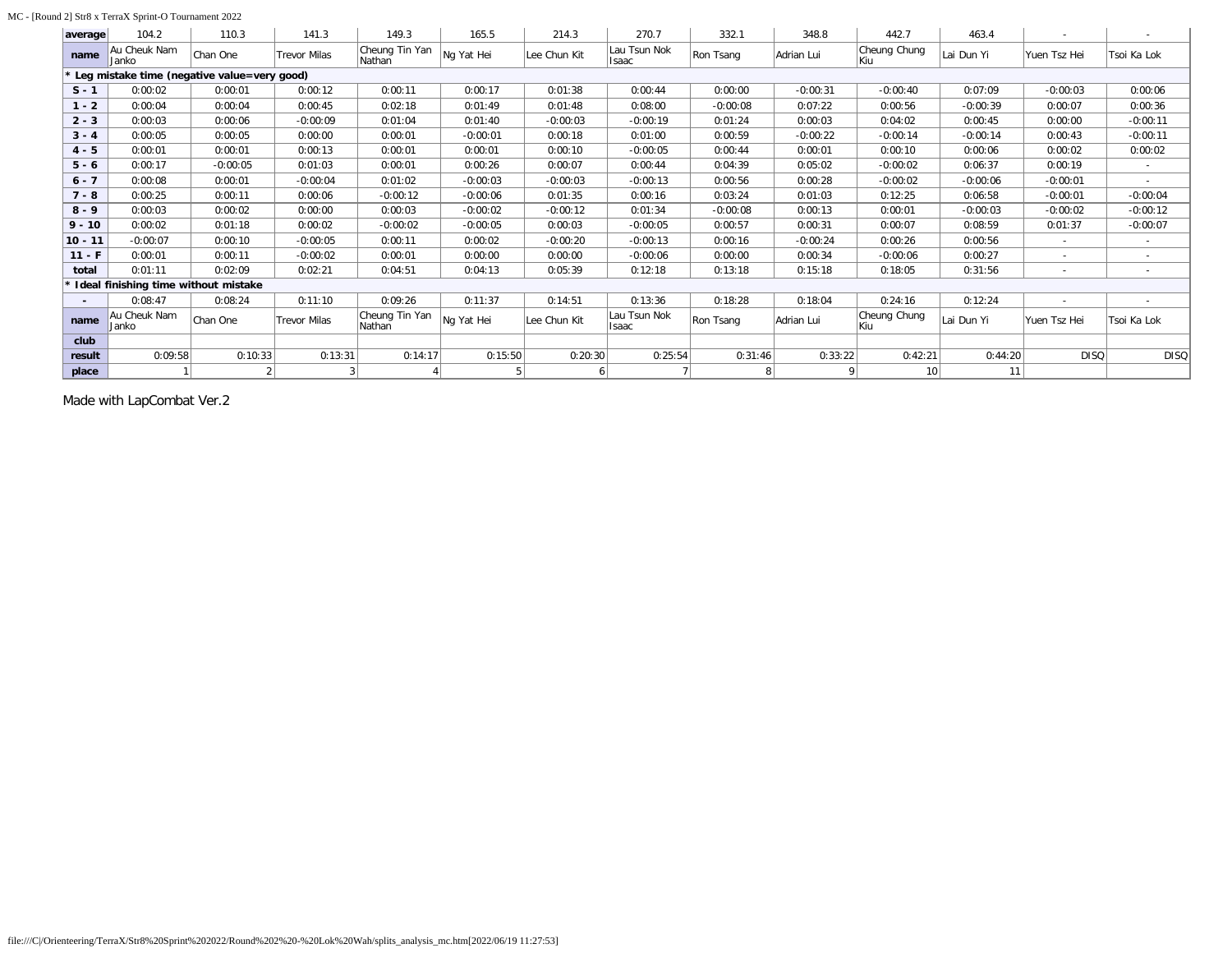| average | 104.2 | 110.3 | 141.3 | 149.3 | 165.5 | 214.3 | 270.7 | 332.1 | 348.8 | 442.7 | 463.4 | - | - |
|---|---|---|---|---|---|---|---|---|---|---|---|---|---|
| **name** | Au Cheuk Nam Janko | Chan One | Trevor Milas | Cheung Tin Yan Nathan | Ng Yat Hei | Lee Chun Kit | Lau Tsun Nok Isaac | Ron Tsang | Adrian Lui | Cheung Chung Kiu | Lai Dun Yi | Yuen Tsz Hei | Tsoi Ka Lok |
| **\* Leg mistake time (negative value=very good)** | | | | | | | | | | | | | |
| **S - 1** | 0:00:02 | 0:00:01 | 0:00:12 | 0:00:11 | 0:00:17 | 0:01:38 | 0:00:44 | 0:00:00 | -0:00:31 | -0:00:40 | 0:07:09 | -0:00:03 | 0:00:06 |
| **1 - 2** | 0:00:04 | 0:00:04 | 0:00:45 | 0:02:18 | 0:01:49 | 0:01:48 | 0:08:00 | -0:00:08 | 0:07:22 | 0:00:56 | -0:00:39 | 0:00:07 | 0:00:36 |
| **2 - 3** | 0:00:03 | 0:00:06 | -0:00:09 | 0:01:04 | 0:01:40 | -0:00:03 | -0:00:19 | 0:01:24 | 0:00:03 | 0:04:02 | 0:00:45 | 0:00:00 | -0:00:11 |
| **3 - 4** | 0:00:05 | 0:00:05 | 0:00:00 | 0:00:01 | -0:00:01 | 0:00:18 | 0:01:00 | 0:00:59 | -0:00:22 | -0:00:14 | -0:00:14 | 0:00:43 | -0:00:11 |
| **4 - 5** | 0:00:01 | 0:00:01 | 0:00:13 | 0:00:01 | 0:00:01 | 0:00:10 | -0:00:05 | 0:00:44 | 0:00:01 | 0:00:10 | 0:00:06 | 0:00:02 | 0:00:02 |
| **5 - 6** | 0:00:17 | -0:00:05 | 0:01:03 | 0:00:01 | 0:00:26 | 0:00:07 | 0:00:44 | 0:04:39 | 0:05:02 | -0:00:02 | 0:06:37 | 0:00:19 | - |
| **6 - 7** | 0:00:08 | 0:00:01 | -0:00:04 | 0:01:02 | -0:00:03 | -0:00:03 | -0:00:13 | 0:00:56 | 0:00:28 | -0:00:02 | -0:00:06 | -0:00:01 | - |
| **7 - 8** | 0:00:25 | 0:00:11 | 0:00:06 | -0:00:12 | -0:00:06 | 0:01:35 | 0:00:16 | 0:03:24 | 0:01:03 | 0:12:25 | 0:06:58 | -0:00:01 | -0:00:04 |
| **8 - 9** | 0:00:03 | 0:00:02 | 0:00:00 | 0:00:03 | -0:00:02 | -0:00:12 | 0:01:34 | -0:00:08 | 0:00:13 | 0:00:01 | -0:00:03 | -0:00:02 | -0:00:12 |
| **9 - 10** | 0:00:02 | 0:01:18 | 0:00:02 | -0:00:02 | -0:00:05 | 0:00:03 | -0:00:05 | 0:00:57 | 0:00:31 | 0:00:07 | 0:08:59 | 0:01:37 | -0:00:07 |
| **10 - 11** | -0:00:07 | 0:00:10 | -0:00:05 | 0:00:11 | 0:00:02 | -0:00:20 | -0:00:13 | 0:00:16 | -0:00:24 | 0:00:26 | 0:00:56 | - | - |
| **11 - F** | 0:00:01 | 0:00:11 | -0:00:02 | 0:00:01 | 0:00:00 | 0:00:00 | -0:00:06 | 0:00:00 | 0:00:34 | -0:00:06 | 0:00:27 | - | - |
| **total** | 0:01:11 | 0:02:09 | 0:02:21 | 0:04:51 | 0:04:13 | 0:05:39 | 0:12:18 | 0:13:18 | 0:15:18 | 0:18:05 | 0:31:56 | - | - |
| **\* Ideal finishing time without mistake** | | | | | | | | | | | | | |
| **-** | 0:08:47 | 0:08:24 | 0:11:10 | 0:09:26 | 0:11:37 | 0:14:51 | 0:13:36 | 0:18:28 | 0:18:04 | 0:24:16 | 0:12:24 | - | - |
| **name** | Au Cheuk Nam Janko | Chan One | Trevor Milas | Cheung Tin Yan Nathan | Ng Yat Hei | Lee Chun Kit | Lau Tsun Nok Isaac | Ron Tsang | Adrian Lui | Cheung Chung Kiu | Lai Dun Yi | Yuen Tsz Hei | Tsoi Ka Lok |
| **club** | | | | | | | | | | | | | |
| **result** | 0:09:58 | 0:10:33 | 0:13:31 | 0:14:17 | 0:15:50 | 0:20:30 | 0:25:54 | 0:31:46 | 0:33:22 | 0:42:21 | 0:44:20 | DISQ | DISQ |
| **place** | 1 | 2 | 3 | 4 | 5 | 6 | 7 | 8 | 9 | 10 | 11 | | |

Made with LapCombat Ver.2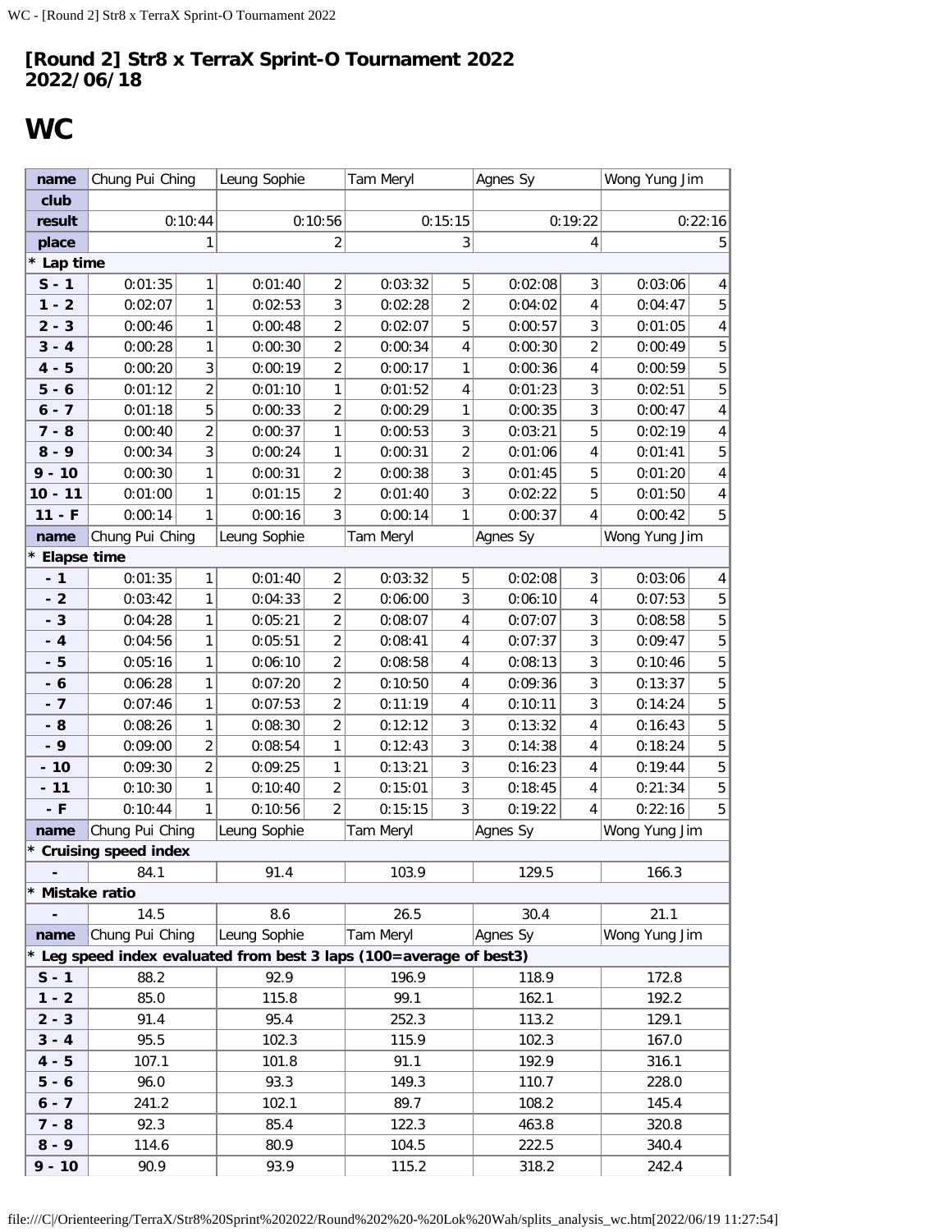# [Round 2] Str8 x TerraX Sprint-O Tournament 2022
# 2022/06/18

## WC

| name | Chung Pui Ching | | Leung Sophie | | Tam Meryl | | Agnes Sy | | Wong Yung Jim | |
|---|---|---|---|---|---|---|---|---|---|---|
| club | | | | | | | | | | |
| result | 0:10:44 | | 0:10:56 | | 0:15:15 | | 0:19:22 | | 0:22:16 | |
| place | 1 | | 2 | | 3 | | 4 | | 5 | |
| * Lap time | | | | | | | | | | |
| S - 1 | 0:01:35 | 1 | 0:01:40 | 2 | 0:03:32 | 5 | 0:02:08 | 3 | 0:03:06 | 4 |
| 1 - 2 | 0:02:07 | 1 | 0:02:53 | 3 | 0:02:28 | 2 | 0:04:02 | 4 | 0:04:47 | 5 |
| 2 - 3 | 0:00:46 | 1 | 0:00:48 | 2 | 0:02:07 | 5 | 0:00:57 | 3 | 0:01:05 | 4 |
| 3 - 4 | 0:00:28 | 1 | 0:00:30 | 2 | 0:00:34 | 4 | 0:00:30 | 2 | 0:00:49 | 5 |
| 4 - 5 | 0:00:20 | 3 | 0:00:19 | 2 | 0:00:17 | 1 | 0:00:36 | 4 | 0:00:59 | 5 |
| 5 - 6 | 0:01:12 | 2 | 0:01:10 | 1 | 0:01:52 | 4 | 0:01:23 | 3 | 0:02:51 | 5 |
| 6 - 7 | 0:01:18 | 5 | 0:00:33 | 2 | 0:00:29 | 1 | 0:00:35 | 3 | 0:00:47 | 4 |
| 7 - 8 | 0:00:40 | 2 | 0:00:37 | 1 | 0:00:53 | 3 | 0:03:21 | 5 | 0:02:19 | 4 |
| 8 - 9 | 0:00:34 | 3 | 0:00:24 | 1 | 0:00:31 | 2 | 0:01:06 | 4 | 0:01:41 | 5 |
| 9 - 10 | 0:00:30 | 1 | 0:00:31 | 2 | 0:00:38 | 3 | 0:01:45 | 5 | 0:01:20 | 4 |
| 10 - 11 | 0:01:00 | 1 | 0:01:15 | 2 | 0:01:40 | 3 | 0:02:22 | 5 | 0:01:50 | 4 |
| 11 - F | 0:00:14 | 1 | 0:00:16 | 3 | 0:00:14 | 1 | 0:00:37 | 4 | 0:00:42 | 5 |
| name | Chung Pui Ching | | Leung Sophie | | Tam Meryl | | Agnes Sy | | Wong Yung Jim | |
| * Elapse time | | | | | | | | | | |
| - 1 | 0:01:35 | 1 | 0:01:40 | 2 | 0:03:32 | 5 | 0:02:08 | 3 | 0:03:06 | 4 |
| - 2 | 0:03:42 | 1 | 0:04:33 | 2 | 0:06:00 | 3 | 0:06:10 | 4 | 0:07:53 | 5 |
| - 3 | 0:04:28 | 1 | 0:05:21 | 2 | 0:08:07 | 4 | 0:07:07 | 3 | 0:08:58 | 5 |
| - 4 | 0:04:56 | 1 | 0:05:51 | 2 | 0:08:41 | 4 | 0:07:37 | 3 | 0:09:47 | 5 |
| - 5 | 0:05:16 | 1 | 0:06:10 | 2 | 0:08:58 | 4 | 0:08:13 | 3 | 0:10:46 | 5 |
| - 6 | 0:06:28 | 1 | 0:07:20 | 2 | 0:10:50 | 4 | 0:09:36 | 3 | 0:13:37 | 5 |
| - 7 | 0:07:46 | 1 | 0:07:53 | 2 | 0:11:19 | 4 | 0:10:11 | 3 | 0:14:24 | 5 |
| - 8 | 0:08:26 | 1 | 0:08:30 | 2 | 0:12:12 | 3 | 0:13:32 | 4 | 0:16:43 | 5 |
| - 9 | 0:09:00 | 2 | 0:08:54 | 1 | 0:12:43 | 3 | 0:14:38 | 4 | 0:18:24 | 5 |
| - 10 | 0:09:30 | 2 | 0:09:25 | 1 | 0:13:21 | 3 | 0:16:23 | 4 | 0:19:44 | 5 |
| - 11 | 0:10:30 | 1 | 0:10:40 | 2 | 0:15:01 | 3 | 0:18:45 | 4 | 0:21:34 | 5 |
| - F | 0:10:44 | 1 | 0:10:56 | 2 | 0:15:15 | 3 | 0:19:22 | 4 | 0:22:16 | 5 |
| name | Chung Pui Ching | | Leung Sophie | | Tam Meryl | | Agnes Sy | | Wong Yung Jim | |
| * Cruising speed index | | | | | | | | | | |
| - | 84.1 | | 91.4 | | 103.9 | | 129.5 | | 166.3 | |
| * Mistake ratio | | | | | | | | | | |
| - | 14.5 | | 8.6 | | 26.5 | | 30.4 | | 21.1 | |
| name | Chung Pui Ching | | Leung Sophie | | Tam Meryl | | Agnes Sy | | Wong Yung Jim | |
| * Leg speed index evaluated from best 3 laps (100=average of best3) | | | | | | | | | | |
| S - 1 | 88.2 | | 92.9 | | 196.9 | | 118.9 | | 172.8 | |
| 1 - 2 | 85.0 | | 115.8 | | 99.1 | | 162.1 | | 192.2 | |
| 2 - 3 | 91.4 | | 95.4 | | 252.3 | | 113.2 | | 129.1 | |
| 3 - 4 | 95.5 | | 102.3 | | 115.9 | | 102.3 | | 167.0 | |
| 4 - 5 | 107.1 | | 101.8 | | 91.1 | | 192.9 | | 316.1 | |
| 5 - 6 | 96.0 | | 93.3 | | 149.3 | | 110.7 | | 228.0 | |
| 6 - 7 | 241.2 | | 102.1 | | 89.7 | | 108.2 | | 145.4 | |
| 7 - 8 | 92.3 | | 85.4 | | 122.3 | | 463.8 | | 320.8 | |
| 8 - 9 | 114.6 | | 80.9 | | 104.5 | | 222.5 | | 340.4 | |
| 9 - 10 | 90.9 | | 93.9 | | 115.2 | | 318.2 | | 242.4 | |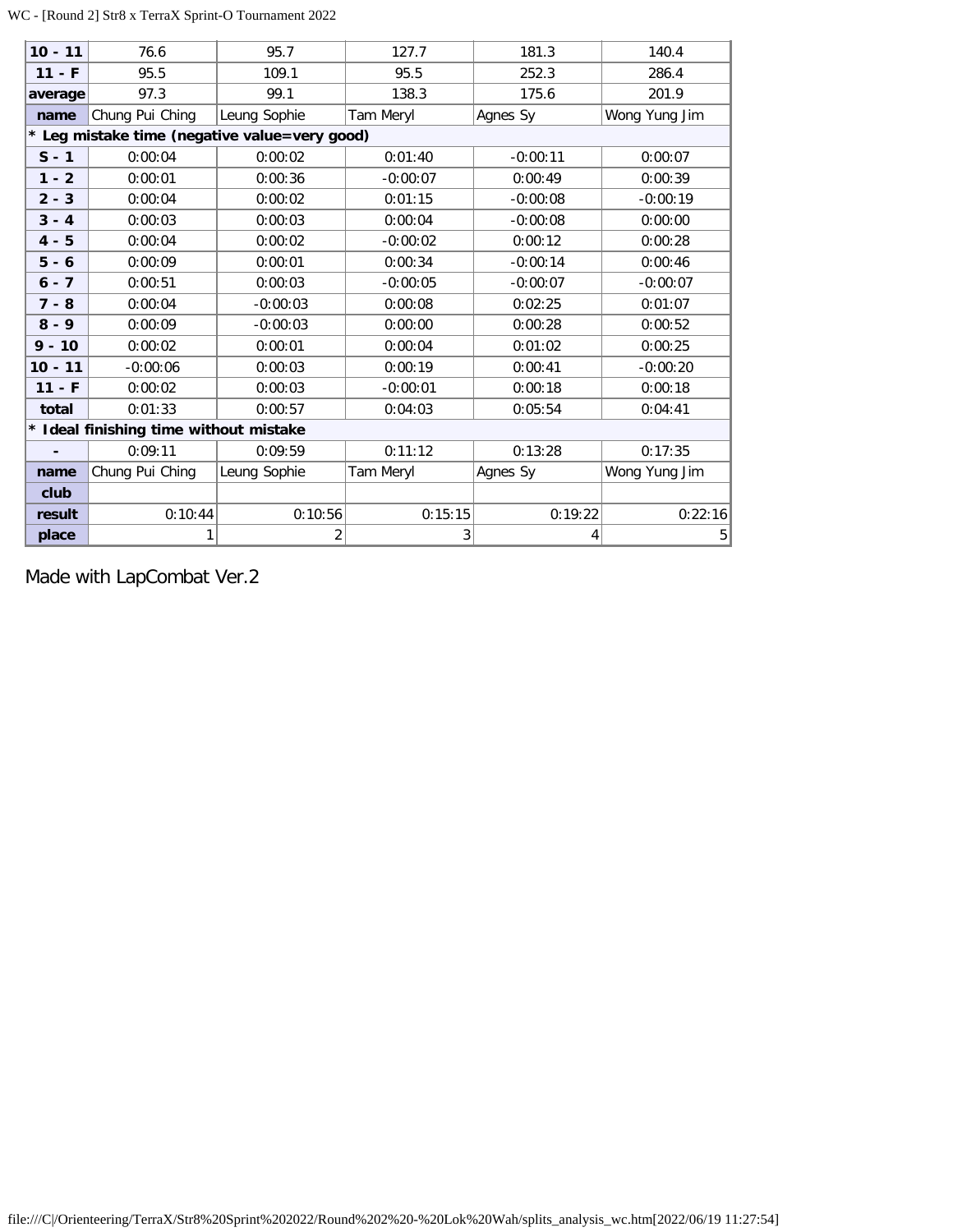| 10 - 11 | 76.6 | 95.7 | 127.7 | 181.3 | 140.4 |
|---|---|---|---|---|---|
| 11 - F | 95.5 | 109.1 | 95.5 | 252.3 | 286.4 |
| average | 97.3 | 99.1 | 138.3 | 175.6 | 201.9 |
| name | Chung Pui Ching | Leung Sophie | Tam Meryl | Agnes Sy | Wong Yung Jim |
| * Leg mistake time (negative value=very good) | | | | | |
| S - 1 | 0:00:04 | 0:00:02 | 0:01:40 | -0:00:11 | 0:00:07 |
| 1 - 2 | 0:00:01 | 0:00:36 | -0:00:07 | 0:00:49 | 0:00:39 |
| 2 - 3 | 0:00:04 | 0:00:02 | 0:01:15 | -0:00:08 | -0:00:19 |
| 3 - 4 | 0:00:03 | 0:00:03 | 0:00:04 | -0:00:08 | 0:00:00 |
| 4 - 5 | 0:00:04 | 0:00:02 | -0:00:02 | 0:00:12 | 0:00:28 |
| 5 - 6 | 0:00:09 | 0:00:01 | 0:00:34 | -0:00:14 | 0:00:46 |
| 6 - 7 | 0:00:51 | 0:00:03 | -0:00:05 | -0:00:07 | -0:00:07 |
| 7 - 8 | 0:00:04 | -0:00:03 | 0:00:08 | 0:02:25 | 0:01:07 |
| 8 - 9 | 0:00:09 | -0:00:03 | 0:00:00 | 0:00:28 | 0:00:52 |
| 9 - 10 | 0:00:02 | 0:00:01 | 0:00:04 | 0:01:02 | 0:00:25 |
| 10 - 11 | -0:00:06 | 0:00:03 | 0:00:19 | 0:00:41 | -0:00:20 |
| 11 - F | 0:00:02 | 0:00:03 | -0:00:01 | 0:00:18 | 0:00:18 |
| total | 0:01:33 | 0:00:57 | 0:04:03 | 0:05:54 | 0:04:41 |
| * Ideal finishing time without mistake | | | | | |
| - | 0:09:11 | 0:09:59 | 0:11:12 | 0:13:28 | 0:17:35 |
| name | Chung Pui Ching | Leung Sophie | Tam Meryl | Agnes Sy | Wong Yung Jim |
| club | | | | | |
| result | 0:10:44 | 0:10:56 | 0:15:15 | 0:19:22 | 0:22:16 |
| place | 1 | 2 | 3 | 4 | 5 |

Made with LapCombat Ver.2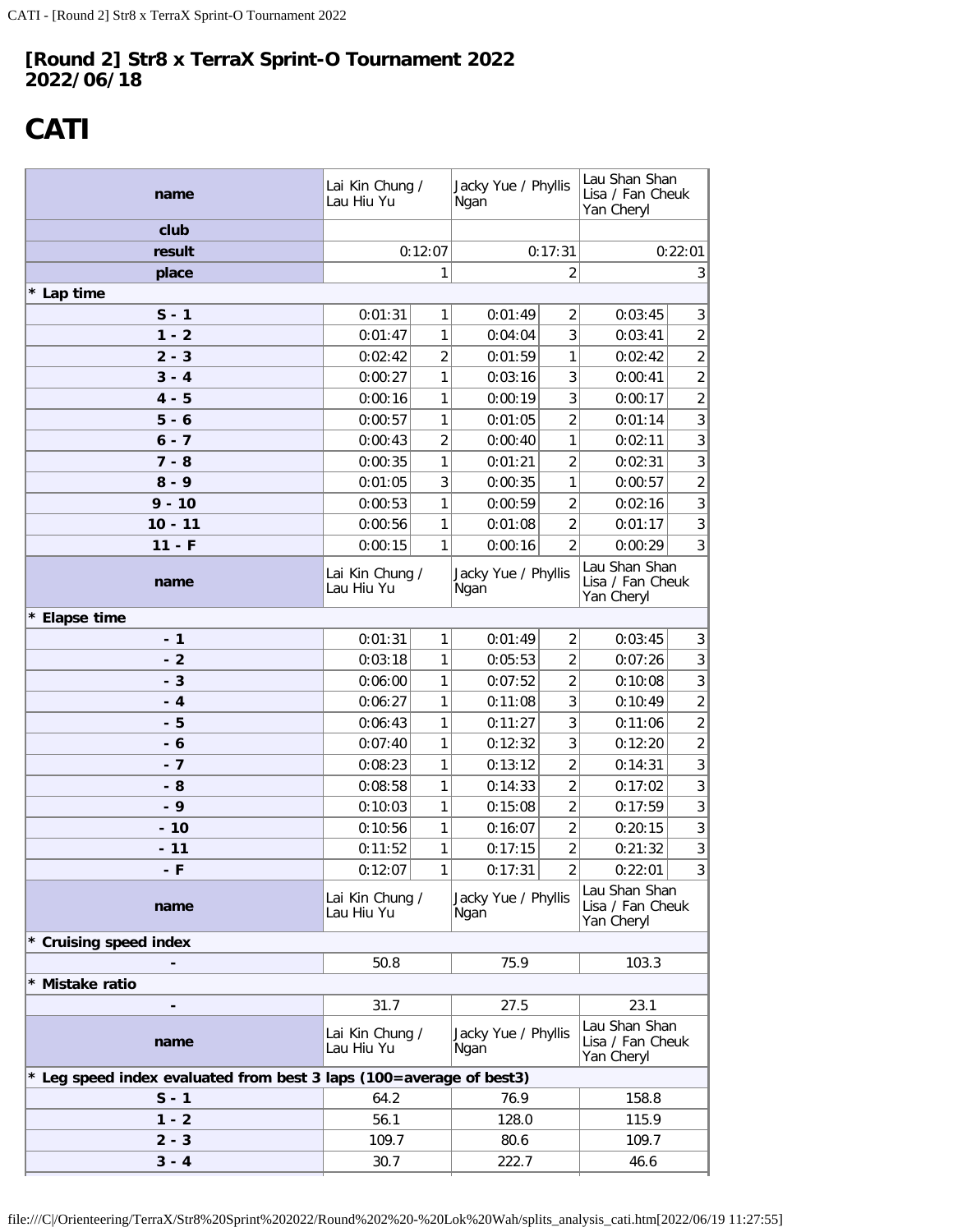**[Round 2] Str8 x TerraX Sprint-O Tournament 2022**
**2022/06/18**

# CATI

| name | Lai Kin Chung / Lau Hiu Yu | | Jacky Yue / Phyllis Ngan | | Lau Shan Shan Lisa / Fan Cheuk Yan Cheryl | |
|---|---|---|---|---|---|---|
| club | | | | | | |
| result | 0:12:07 | | 0:17:31 | | 0:22:01 | |
| place | 1 | | 2 | | 3 | |
| * Lap time | | | | | | |
| S - 1 | 0:01:31 | 1 | 0:01:49 | 2 | 0:03:45 | 3 |
| 1 - 2 | 0:01:47 | 1 | 0:04:04 | 3 | 0:03:41 | 2 |
| 2 - 3 | 0:02:42 | 2 | 0:01:59 | 1 | 0:02:42 | 2 |
| 3 - 4 | 0:00:27 | 1 | 0:03:16 | 3 | 0:00:41 | 2 |
| 4 - 5 | 0:00:16 | 1 | 0:00:19 | 3 | 0:00:17 | 2 |
| 5 - 6 | 0:00:57 | 1 | 0:01:05 | 2 | 0:01:14 | 3 |
| 6 - 7 | 0:00:43 | 2 | 0:00:40 | 1 | 0:02:11 | 3 |
| 7 - 8 | 0:00:35 | 1 | 0:01:21 | 2 | 0:02:31 | 3 |
| 8 - 9 | 0:01:05 | 3 | 0:00:35 | 1 | 0:00:57 | 2 |
| 9 - 10 | 0:00:53 | 1 | 0:00:59 | 2 | 0:02:16 | 3 |
| 10 - 11 | 0:00:56 | 1 | 0:01:08 | 2 | 0:01:17 | 3 |
| 11 - F | 0:00:15 | 1 | 0:00:16 | 2 | 0:00:29 | 3 |
| name | Lai Kin Chung / Lau Hiu Yu | | Jacky Yue / Phyllis Ngan | | Lau Shan Shan Lisa / Fan Cheuk Yan Cheryl | |
| * Elapse time | | | | | | |
| - 1 | 0:01:31 | 1 | 0:01:49 | 2 | 0:03:45 | 3 |
| - 2 | 0:03:18 | 1 | 0:05:53 | 2 | 0:07:26 | 3 |
| - 3 | 0:06:00 | 1 | 0:07:52 | 2 | 0:10:08 | 3 |
| - 4 | 0:06:27 | 1 | 0:11:08 | 3 | 0:10:49 | 2 |
| - 5 | 0:06:43 | 1 | 0:11:27 | 3 | 0:11:06 | 2 |
| - 6 | 0:07:40 | 1 | 0:12:32 | 3 | 0:12:20 | 2 |
| - 7 | 0:08:23 | 1 | 0:13:12 | 2 | 0:14:31 | 3 |
| - 8 | 0:08:58 | 1 | 0:14:33 | 2 | 0:17:02 | 3 |
| - 9 | 0:10:03 | 1 | 0:15:08 | 2 | 0:17:59 | 3 |
| - 10 | 0:10:56 | 1 | 0:16:07 | 2 | 0:20:15 | 3 |
| - 11 | 0:11:52 | 1 | 0:17:15 | 2 | 0:21:32 | 3 |
| - F | 0:12:07 | 1 | 0:17:31 | 2 | 0:22:01 | 3 |
| name | Lai Kin Chung / Lau Hiu Yu | | Jacky Yue / Phyllis Ngan | | Lau Shan Shan Lisa / Fan Cheuk Yan Cheryl | |
| * Cruising speed index | | | | | | |
| - | 50.8 | | 75.9 | | 103.3 | |
| * Mistake ratio | | | | | | |
| - | 31.7 | | 27.5 | | 23.1 | |
| name | Lai Kin Chung / Lau Hiu Yu | | Jacky Yue / Phyllis Ngan | | Lau Shan Shan Lisa / Fan Cheuk Yan Cheryl | |
| * Leg speed index evaluated from best 3 laps (100=average of best3) | | | | | | |
| S - 1 | 64.2 | | 76.9 | | 158.8 | |
| 1 - 2 | 56.1 | | 128.0 | | 115.9 | |
| 2 - 3 | 109.7 | | 80.6 | | 109.7 | |
| 3 - 4 | 30.7 | | 222.7 | | 46.6 | |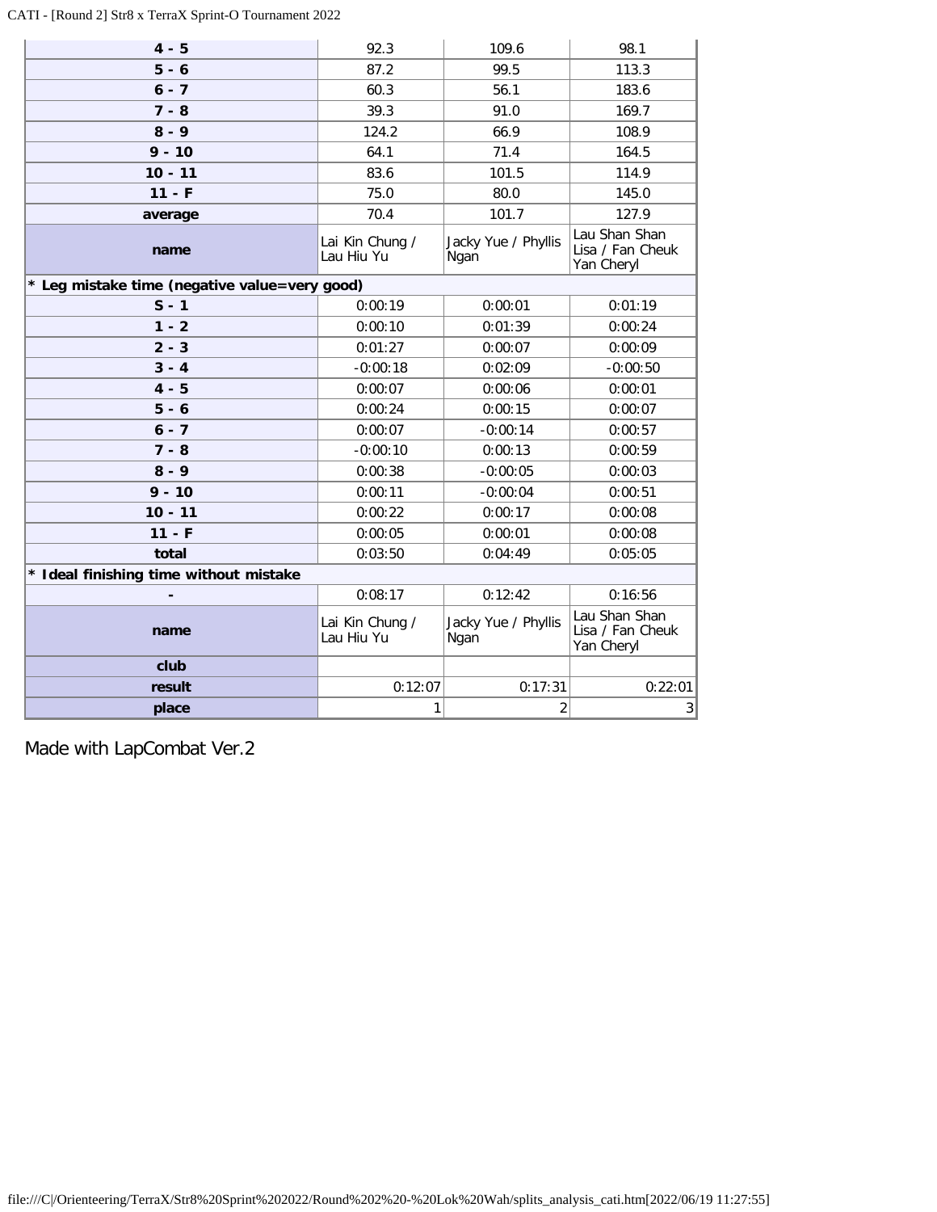| | | | |
|---|---|---|---|
| **4 - 5** | 92.3 | 109.6 | 98.1 |
| **5 - 6** | 87.2 | 99.5 | 113.3 |
| **6 - 7** | 60.3 | 56.1 | 183.6 |
| **7 - 8** | 39.3 | 91.0 | 169.7 |
| **8 - 9** | 124.2 | 66.9 | 108.9 |
| **9 - 10** | 64.1 | 71.4 | 164.5 |
| **10 - 11** | 83.6 | 101.5 | 114.9 |
| **11 - F** | 75.0 | 80.0 | 145.0 |
| **average** | 70.4 | 101.7 | 127.9 |
| **name** | Lai Kin Chung / Lau Hiu Yu | Jacky Yue / Phyllis Ngan | Lau Shan Shan Lisa / Fan Cheuk Yan Cheryl |
| **\* Leg mistake time (negative value=very good)** | | | |
| **S - 1** | 0:00:19 | 0:00:01 | 0:01:19 |
| **1 - 2** | 0:00:10 | 0:01:39 | 0:00:24 |
| **2 - 3** | 0:01:27 | 0:00:07 | 0:00:09 |
| **3 - 4** | -0:00:18 | 0:02:09 | -0:00:50 |
| **4 - 5** | 0:00:07 | 0:00:06 | 0:00:01 |
| **5 - 6** | 0:00:24 | 0:00:15 | 0:00:07 |
| **6 - 7** | 0:00:07 | -0:00:14 | 0:00:57 |
| **7 - 8** | -0:00:10 | 0:00:13 | 0:00:59 |
| **8 - 9** | 0:00:38 | -0:00:05 | 0:00:03 |
| **9 - 10** | 0:00:11 | -0:00:04 | 0:00:51 |
| **10 - 11** | 0:00:22 | 0:00:17 | 0:00:08 |
| **11 - F** | 0:00:05 | 0:00:01 | 0:00:08 |
| **total** | 0:03:50 | 0:04:49 | 0:05:05 |
| **\* Ideal finishing time without mistake** | | | |
| **-** | 0:08:17 | 0:12:42 | 0:16:56 |
| **name** | Lai Kin Chung / Lau Hiu Yu | Jacky Yue / Phyllis Ngan | Lau Shan Shan Lisa / Fan Cheuk Yan Cheryl |
| **club** | | | |
| **result** | 0:12:07 | 0:17:31 | 0:22:01 |
| **place** | 1 | 2 | 3 |

Made with LapCombat Ver.2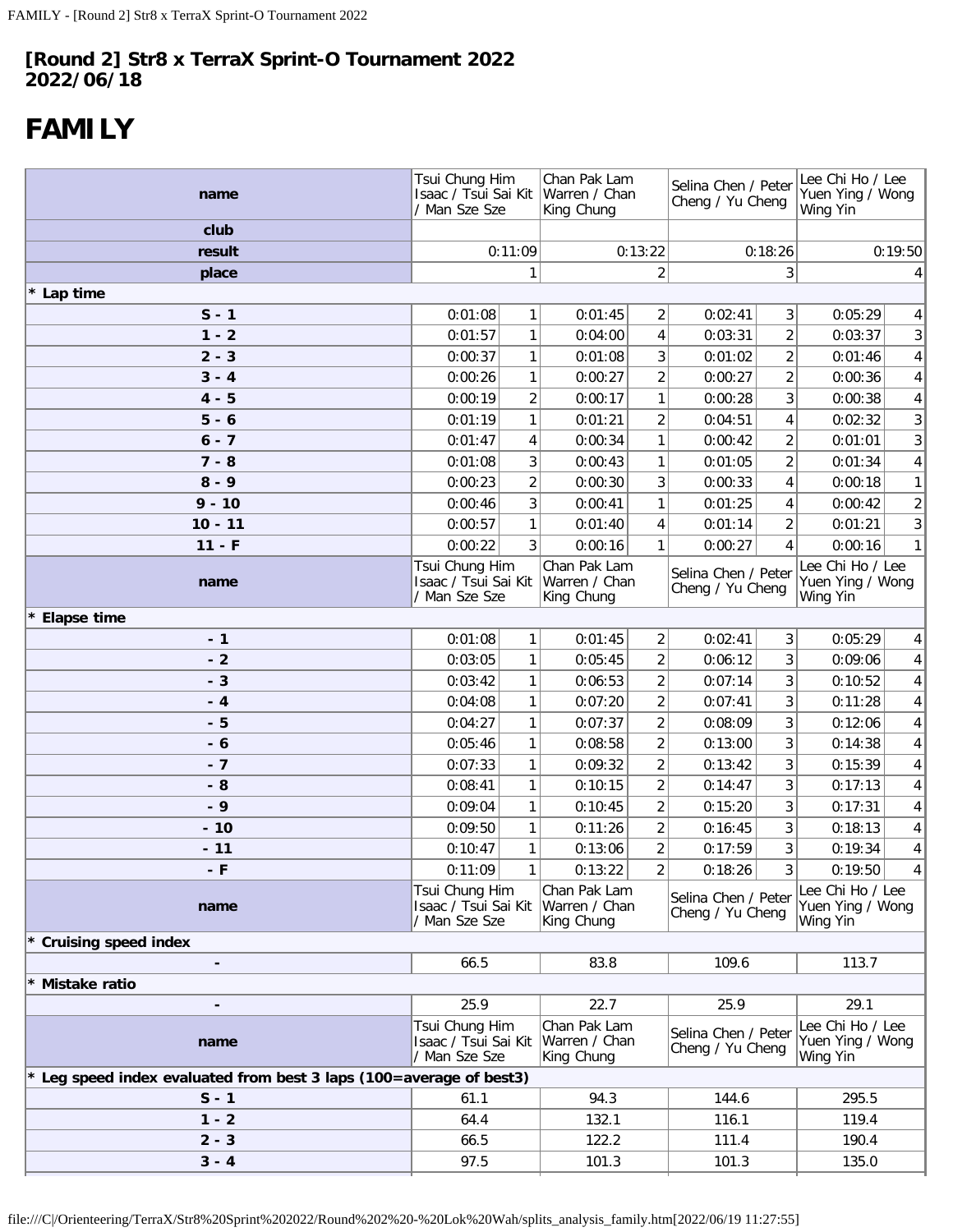# [Round 2] Str8 x TerraX Sprint-O Tournament 2022
# 2022/06/18

# FAMILY

| name | Tsui Chung Him Isaac / Tsui Sai Kit / Man Sze Sze | | Chan Pak Lam Warren / Chan King Chung | | Selina Chen / Peter Cheng / Yu Cheng | | Lee Chi Ho / Lee Yuen Ying / Wong Wing Yin | |
|---|---|---|---|---|---|---|---|---|
| club | | | | | | | | |
| result | 0:11:09 | | 0:13:22 | | 0:18:26 | | 0:19:50 | |
| place | 1 | | 2 | | 3 | | 4 | |
| * Lap time | | | | | | | | |
| S - 1 | 0:01:08 | 1 | 0:01:45 | 2 | 0:02:41 | 3 | 0:05:29 | 4 |
| 1 - 2 | 0:01:57 | 1 | 0:04:00 | 4 | 0:03:31 | 2 | 0:03:37 | 3 |
| 2 - 3 | 0:00:37 | 1 | 0:01:08 | 3 | 0:01:02 | 2 | 0:01:46 | 4 |
| 3 - 4 | 0:00:26 | 1 | 0:00:27 | 2 | 0:00:27 | 2 | 0:00:36 | 4 |
| 4 - 5 | 0:00:19 | 2 | 0:00:17 | 1 | 0:00:28 | 3 | 0:00:38 | 4 |
| 5 - 6 | 0:01:19 | 1 | 0:01:21 | 2 | 0:04:51 | 4 | 0:02:32 | 3 |
| 6 - 7 | 0:01:47 | 4 | 0:00:34 | 1 | 0:00:42 | 2 | 0:01:01 | 3 |
| 7 - 8 | 0:01:08 | 3 | 0:00:43 | 1 | 0:01:05 | 2 | 0:01:34 | 4 |
| 8 - 9 | 0:00:23 | 2 | 0:00:30 | 3 | 0:00:33 | 4 | 0:00:18 | 1 |
| 9 - 10 | 0:00:46 | 3 | 0:00:41 | 1 | 0:01:25 | 4 | 0:00:42 | 2 |
| 10 - 11 | 0:00:57 | 1 | 0:01:40 | 4 | 0:01:14 | 2 | 0:01:21 | 3 |
| 11 - F | 0:00:22 | 3 | 0:00:16 | 1 | 0:00:27 | 4 | 0:00:16 | 1 |
| name | Tsui Chung Him Isaac / Tsui Sai Kit / Man Sze Sze | | Chan Pak Lam Warren / Chan King Chung | | Selina Chen / Peter Cheng / Yu Cheng | | Lee Chi Ho / Lee Yuen Ying / Wong Wing Yin | |
| * Elapse time | | | | | | | | |
| - 1 | 0:01:08 | 1 | 0:01:45 | 2 | 0:02:41 | 3 | 0:05:29 | 4 |
| - 2 | 0:03:05 | 1 | 0:05:45 | 2 | 0:06:12 | 3 | 0:09:06 | 4 |
| - 3 | 0:03:42 | 1 | 0:06:53 | 2 | 0:07:14 | 3 | 0:10:52 | 4 |
| - 4 | 0:04:08 | 1 | 0:07:20 | 2 | 0:07:41 | 3 | 0:11:28 | 4 |
| - 5 | 0:04:27 | 1 | 0:07:37 | 2 | 0:08:09 | 3 | 0:12:06 | 4 |
| - 6 | 0:05:46 | 1 | 0:08:58 | 2 | 0:13:00 | 3 | 0:14:38 | 4 |
| - 7 | 0:07:33 | 1 | 0:09:32 | 2 | 0:13:42 | 3 | 0:15:39 | 4 |
| - 8 | 0:08:41 | 1 | 0:10:15 | 2 | 0:14:47 | 3 | 0:17:13 | 4 |
| - 9 | 0:09:04 | 1 | 0:10:45 | 2 | 0:15:20 | 3 | 0:17:31 | 4 |
| - 10 | 0:09:50 | 1 | 0:11:26 | 2 | 0:16:45 | 3 | 0:18:13 | 4 |
| - 11 | 0:10:47 | 1 | 0:13:06 | 2 | 0:17:59 | 3 | 0:19:34 | 4 |
| - F | 0:11:09 | 1 | 0:13:22 | 2 | 0:18:26 | 3 | 0:19:50 | 4 |
| name | Tsui Chung Him Isaac / Tsui Sai Kit / Man Sze Sze | | Chan Pak Lam Warren / Chan King Chung | | Selina Chen / Peter Cheng / Yu Cheng | | Lee Chi Ho / Lee Yuen Ying / Wong Wing Yin | |
| * Cruising speed index | | | | | | | | |
| - | 66.5 | | 83.8 | | 109.6 | | 113.7 | |
| * Mistake ratio | | | | | | | | |
| - | 25.9 | | 22.7 | | 25.9 | | 29.1 | |
| name | Tsui Chung Him Isaac / Tsui Sai Kit / Man Sze Sze | | Chan Pak Lam Warren / Chan King Chung | | Selina Chen / Peter Cheng / Yu Cheng | | Lee Chi Ho / Lee Yuen Ying / Wong Wing Yin | |
| * Leg speed index evaluated from best 3 laps (100=average of best3) | | | | | | | | |
| S - 1 | 61.1 | | 94.3 | | 144.6 | | 295.5 | |
| 1 - 2 | 64.4 | | 132.1 | | 116.1 | | 119.4 | |
| 2 - 3 | 66.5 | | 122.2 | | 111.4 | | 190.4 | |
| 3 - 4 | 97.5 | | 101.3 | | 101.3 | | 135.0 | |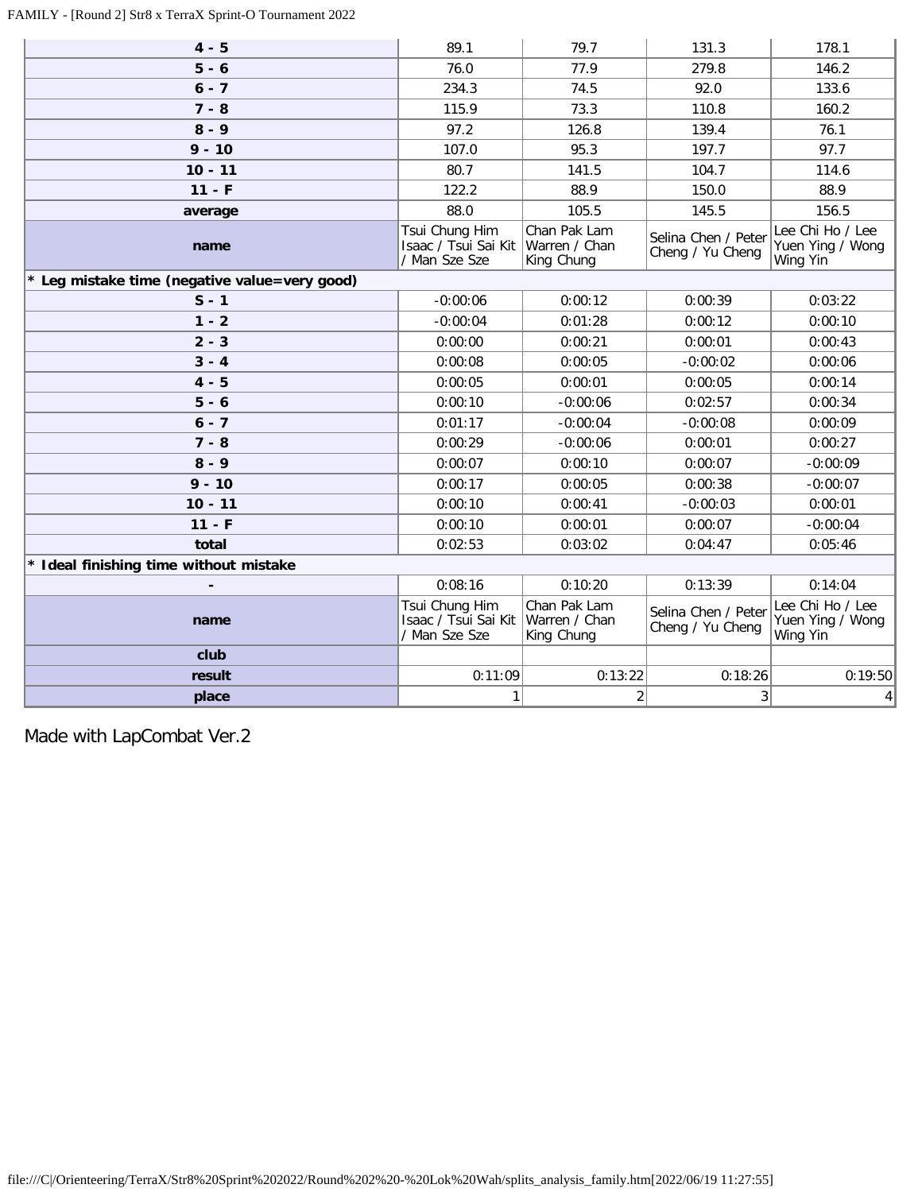| | | | | |
|---|---|---|---|---|
| **4 - 5** | 89.1 | 79.7 | 131.3 | 178.1 |
| **5 - 6** | 76.0 | 77.9 | 279.8 | 146.2 |
| **6 - 7** | 234.3 | 74.5 | 92.0 | 133.6 |
| **7 - 8** | 115.9 | 73.3 | 110.8 | 160.2 |
| **8 - 9** | 97.2 | 126.8 | 139.4 | 76.1 |
| **9 - 10** | 107.0 | 95.3 | 197.7 | 97.7 |
| **10 - 11** | 80.7 | 141.5 | 104.7 | 114.6 |
| **11 - F** | 122.2 | 88.9 | 150.0 | 88.9 |
| **average** | 88.0 | 105.5 | 145.5 | 156.5 |
| **name** | Tsui Chung Him Isaac / Tsui Sai Kit / Man Sze Sze | Chan Pak Lam Warren / Chan King Chung | Selina Chen / Peter Cheng / Yu Cheng | Lee Chi Ho / Lee Yuen Ying / Wong Wing Yin |
| **\* Leg mistake time (negative value=very good)** | | | | |
| **S - 1** | -0:00:06 | 0:00:12 | 0:00:39 | 0:03:22 |
| **1 - 2** | -0:00:04 | 0:01:28 | 0:00:12 | 0:00:10 |
| **2 - 3** | 0:00:00 | 0:00:21 | 0:00:01 | 0:00:43 |
| **3 - 4** | 0:00:08 | 0:00:05 | -0:00:02 | 0:00:06 |
| **4 - 5** | 0:00:05 | 0:00:01 | 0:00:05 | 0:00:14 |
| **5 - 6** | 0:00:10 | -0:00:06 | 0:02:57 | 0:00:34 |
| **6 - 7** | 0:01:17 | -0:00:04 | -0:00:08 | 0:00:09 |
| **7 - 8** | 0:00:29 | -0:00:06 | 0:00:01 | 0:00:27 |
| **8 - 9** | 0:00:07 | 0:00:10 | 0:00:07 | -0:00:09 |
| **9 - 10** | 0:00:17 | 0:00:05 | 0:00:38 | -0:00:07 |
| **10 - 11** | 0:00:10 | 0:00:41 | -0:00:03 | 0:00:01 |
| **11 - F** | 0:00:10 | 0:00:01 | 0:00:07 | -0:00:04 |
| **total** | 0:02:53 | 0:03:02 | 0:04:47 | 0:05:46 |
| **\* Ideal finishing time without mistake** | | | | |
| **-** | 0:08:16 | 0:10:20 | 0:13:39 | 0:14:04 |
| **name** | Tsui Chung Him Isaac / Tsui Sai Kit / Man Sze Sze | Chan Pak Lam Warren / Chan King Chung | Selina Chen / Peter Cheng / Yu Cheng | Lee Chi Ho / Lee Yuen Ying / Wong Wing Yin |
| **club** | | | | |
| **result** | 0:11:09 | 0:13:22 | 0:18:26 | 0:19:50 |
| **place** | 1 | 2 | 3 | 4 |

Made with LapCombat Ver.2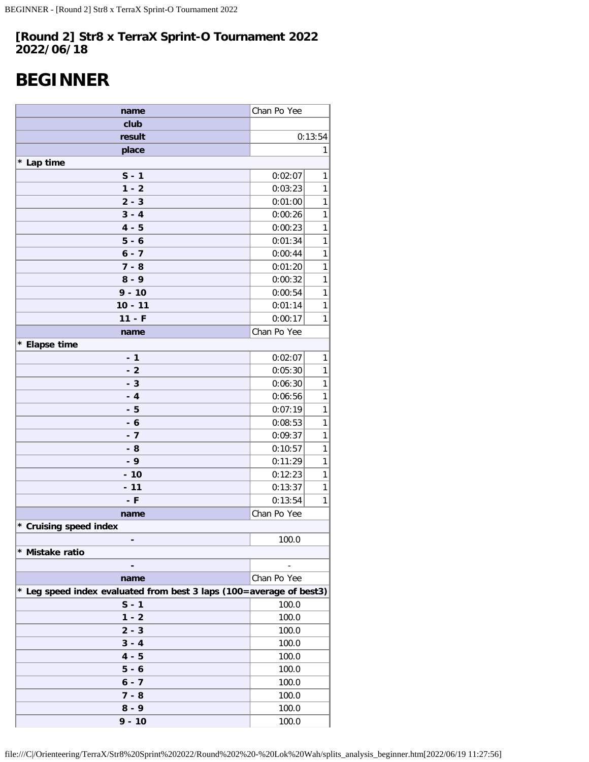**[Round 2] Str8 x TerraX Sprint-O Tournament 2022**
**2022/06/18**

# BEGINNER

| name | Chan Po Yee | |
|---|---|---|
| club | | |
| result | 0:13:54 | |
| place | 1 | |
| * Lap time | | |
| S - 1 | 0:02:07 | 1 |
| 1 - 2 | 0:03:23 | 1 |
| 2 - 3 | 0:01:00 | 1 |
| 3 - 4 | 0:00:26 | 1 |
| 4 - 5 | 0:00:23 | 1 |
| 5 - 6 | 0:01:34 | 1 |
| 6 - 7 | 0:00:44 | 1 |
| 7 - 8 | 0:01:20 | 1 |
| 8 - 9 | 0:00:32 | 1 |
| 9 - 10 | 0:00:54 | 1 |
| 10 - 11 | 0:01:14 | 1 |
| 11 - F | 0:00:17 | 1 |
| name | Chan Po Yee | |
| * Elapse time | | |
| - 1 | 0:02:07 | 1 |
| - 2 | 0:05:30 | 1 |
| - 3 | 0:06:30 | 1 |
| - 4 | 0:06:56 | 1 |
| - 5 | 0:07:19 | 1 |
| - 6 | 0:08:53 | 1 |
| - 7 | 0:09:37 | 1 |
| - 8 | 0:10:57 | 1 |
| - 9 | 0:11:29 | 1 |
| - 10 | 0:12:23 | 1 |
| - 11 | 0:13:37 | 1 |
| - F | 0:13:54 | 1 |
| name | Chan Po Yee | |
| * Cruising speed index | | |
| - | 100.0 | |
| * Mistake ratio | | |
| - | - | |
| name | Chan Po Yee | |
| * Leg speed index evaluated from best 3 laps (100=average of best3) | | |
| S - 1 | 100.0 | |
| 1 - 2 | 100.0 | |
| 2 - 3 | 100.0 | |
| 3 - 4 | 100.0 | |
| 4 - 5 | 100.0 | |
| 5 - 6 | 100.0 | |
| 6 - 7 | 100.0 | |
| 7 - 8 | 100.0 | |
| 8 - 9 | 100.0 | |
| 9 - 10 | 100.0 | |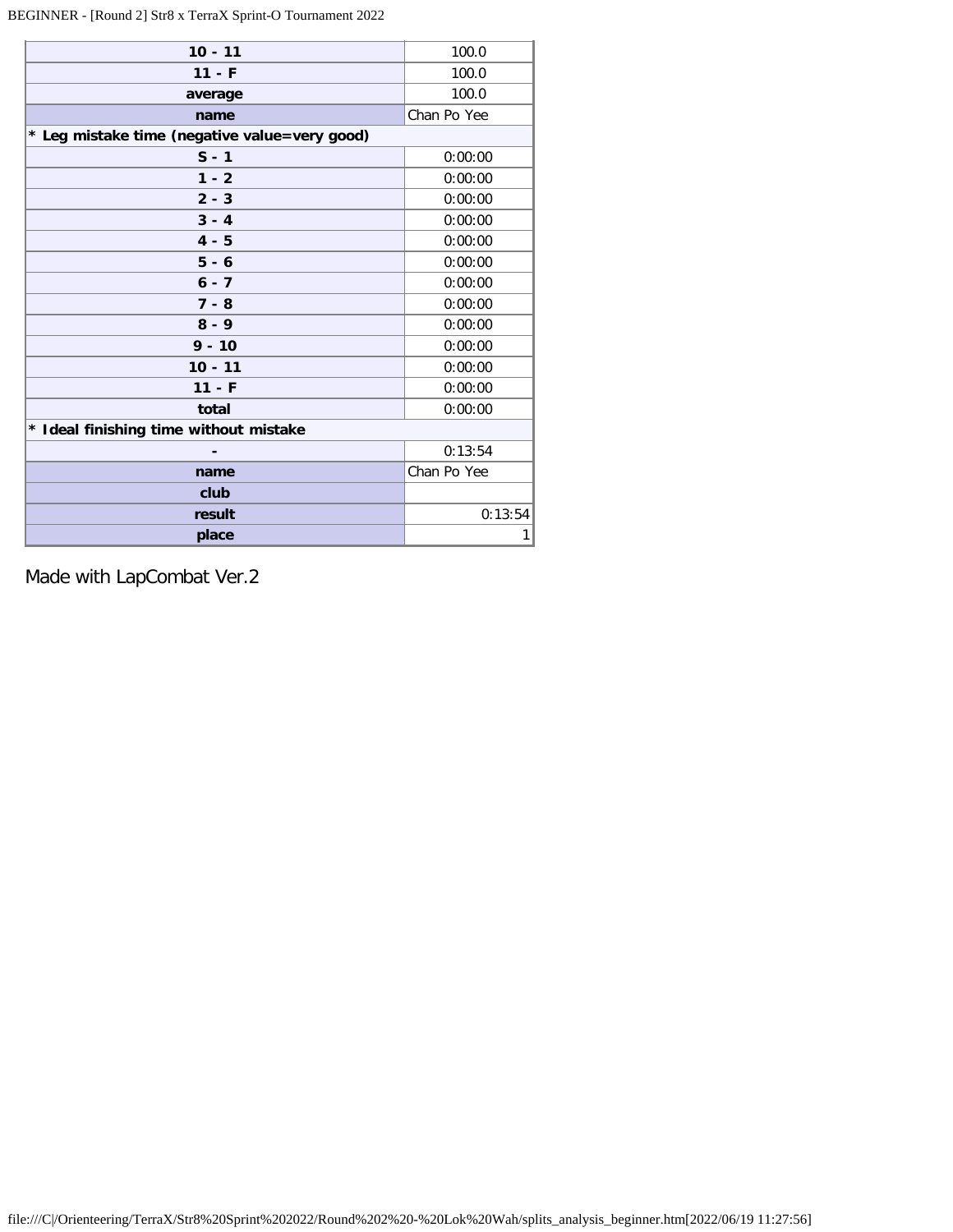| | |
|---|---|
| **10 - 11** | 100.0 |
| **11 - F** | 100.0 |
| **average** | 100.0 |
| **name** | Chan Po Yee |
| **\* Leg mistake time (negative value=very good)** | |
| **S - 1** | 0:00:00 |
| **1 - 2** | 0:00:00 |
| **2 - 3** | 0:00:00 |
| **3 - 4** | 0:00:00 |
| **4 - 5** | 0:00:00 |
| **5 - 6** | 0:00:00 |
| **6 - 7** | 0:00:00 |
| **7 - 8** | 0:00:00 |
| **8 - 9** | 0:00:00 |
| **9 - 10** | 0:00:00 |
| **10 - 11** | 0:00:00 |
| **11 - F** | 0:00:00 |
| **total** | 0:00:00 |
| **\* Ideal finishing time without mistake** | |
| **-** | 0:13:54 |
| **name** | Chan Po Yee |
| **club** | |
| **result** | 0:13:54 |
| **place** | 1 |

Made with LapCombat Ver.2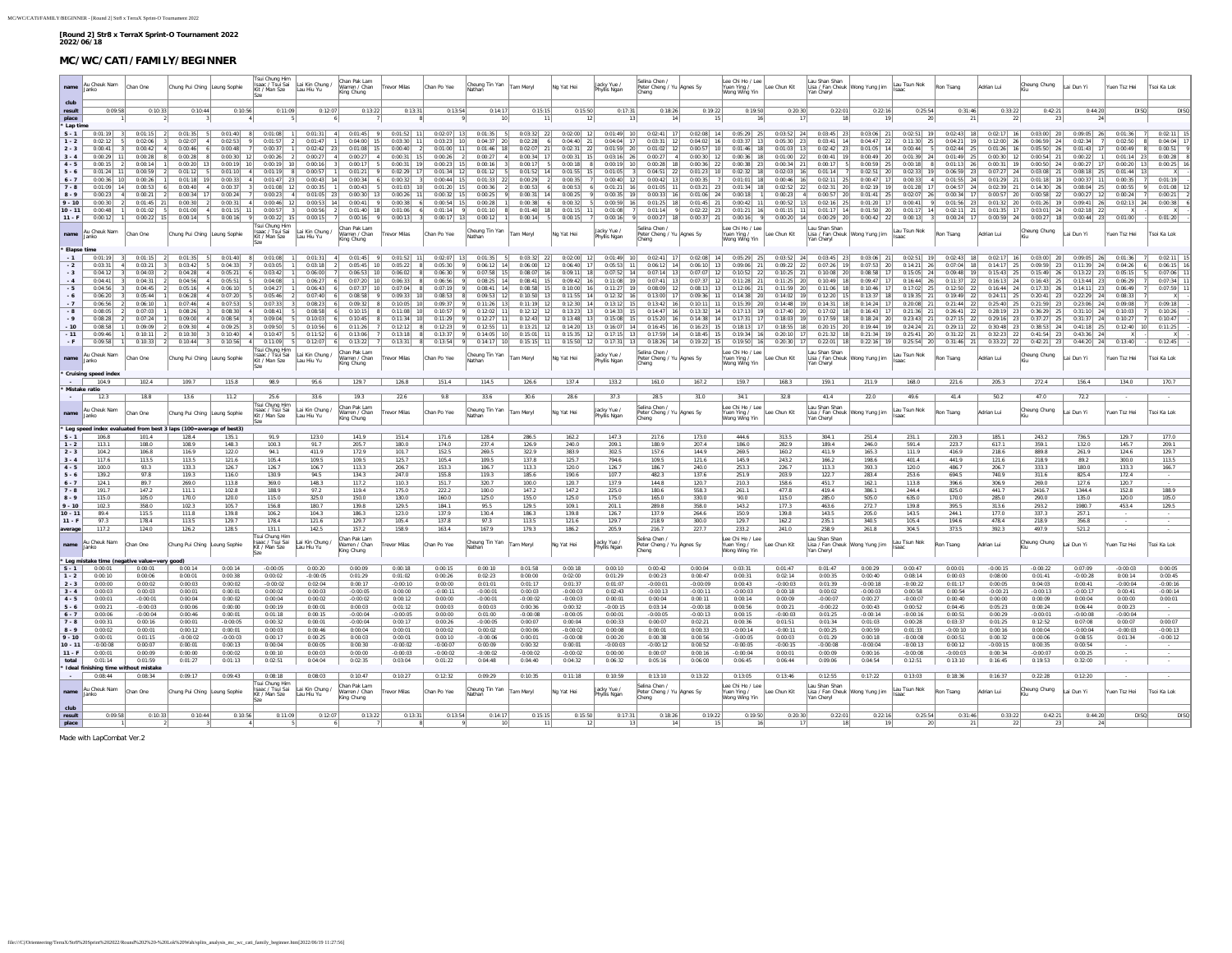**[Round 2] Str8 x TerraX Sprint-O Tournament 2022**
**2022/06/18**

# MC/WC/CATI/FAMILY/BEGINNER

| Place | Name | Result | Cruising speed index | Mistake ratio | Leg speed index average | Total leg mistake time | Ideal finishing time without mistake |
|---|---|---|---|---|---|---|---|
| 1 | Au Cheuk Nam Janko | 0:09:58 | 104.9 | 12.3 | 117.2 | 0:01:14 | 0:08:44 |
| 2 | Chan One | 0:10:33 | 102.4 | 18.8 | 124.0 | 0:01:59 | 0:08:34 |
| 3 | Chung Pui Ching | 0:10:44 | 109.7 | 13.6 | 126.2 | 0:01:27 | 0:09:17 |
| 4 | Leung Sophie | 0:10:56 | 115.8 | 11.2 | 128.5 | 0:01:13 | 0:09:43 |
| 5 | Tsui Chung Him Isaac / Tsui Sai Kit / Man Sze | 0:11:09 | 98.9 | 25.6 | 131.1 | 0:02:51 | 0:08:18 |
| 6 | Lai Kin Chung / Lau Hiu Yu | 0:12:07 | 95.6 | 33.6 | 142.5 | 0:04:04 | 0:08:03 |
| 7 | Chan Pak Lam Warren / Chan King Chung | 0:13:22 | 129.7 | 19.3 | 157.2 | 0:02:35 | 0:10:47 |
| 8 | Trevor Milas | 0:13:31 | 126.8 | 22.6 | 158.9 | 0:03:04 | 0:10:27 |
| 9 | Chan Po Yee | 0:13:54 | 151.4 | 9.8 | 163.4 | 0:01:22 | 0:12:32 |
| 10 | Cheung Tin Yan Nathan | 0:14:17 | 114.5 | 33.6 | 167.9 | 0:04:48 | 0:09:29 |
| 11 | Tam Meryl | 0:15:15 | 126.6 | 30.6 | 179.3 | 0:04:40 | 0:10:35 |
| 12 | Ng Yat Hei | 0:15:50 | 137.4 | 28.6 | 186.2 | 0:04:32 | 0:11:18 |
| 13 | Jacky Yue / Phyllis Ngan | 0:17:31 | 133.2 | 37.3 | 205.9 | 0:06:32 | 0:10:59 |
| 14 | Selina Chen / Peter Cheng / Yu Cheng | 0:18:26 | 161.0 | 28.5 | 216.7 | 0:05:16 | 0:13:10 |
| 15 | Agnes Sy | 0:19:22 | 167.2 | 31.0 | 227.7 | 0:06:00 | 0:13:22 |
| 16 | Lee Chi Ho / Lee Yuen Ying / Wong Wing Yin | 0:19:50 | 159.7 | 34.1 | 233.2 | 0:06:45 | 0:13:05 |
| 17 | Lee Chun Kit | 0:20:30 | 168.3 | 32.8 | 241.0 | 0:06:44 | 0:13:46 |
| 18 | Lau Shan Shan Lisa / Fan Cheuk Yan Cheryl | 0:22:01 | 159.1 | 41.4 | 258.9 | 0:09:06 | 0:12:55 |
| 19 | Wong Yung Jim | 0:22:16 | 211.9 | 22.0 | 261.8 | 0:04:54 | 0:17:22 |
| 20 | Lau Tsun Nok Isaac | 0:25:54 | 168.0 | 49.6 | 304.5 | 0:12:51 | 0:13:03 |
| 21 | Ron Tsang | 0:31:46 | 221.6 | 41.4 | 373.5 | 0:13:10 | 0:18:36 |
| 22 | Adrian Lui | 0:33:22 | 205.3 | 50.2 | 392.3 | 0:16:45 | 0:16:37 |
| 23 | Cheung Chung Kiu | 0:42:21 | 272.4 | 47.0 | 497.9 | 0:19:53 | 0:22:28 |
| 24 | Lai Dun Yi | 0:44:20 | 156.4 | 72.2 | 521.2 | 0:32:00 | 0:12:20 |
| | Yuen Tsz Hei | DISQ | 134.0 | - | - | - | - |
| | Tsoi Ka Lok | DISQ | 170.7 | - | - | - | - |

Made with LapCombat Ver.2